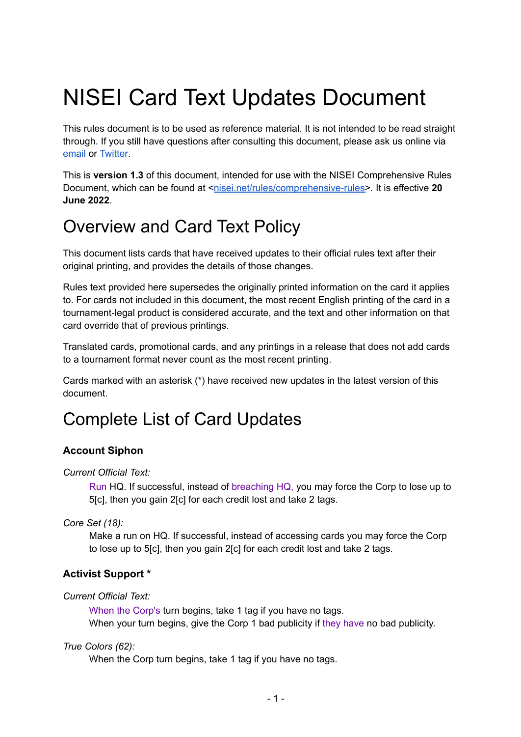# NISEI Card Text Updates Document

This rules document is to be used as reference material. It is not intended to be read straight through. If you still have questions after consulting this document, please ask us online via [email] or [Twitter].

This is **version 1.3** of this document, intended for use with the NISEI Comprehensive Rules Document, which can be found at <nisei.net/rules/comprehensive-rules>. It is effective **20 June 2022**.

# Overview and Card Text Policy

This document lists cards that have received updates to their official rules text after their original printing, and provides the details of those changes.

Rules text provided here supersedes the originally printed information on the card it applies to. For cards not included in this document, the most recent English printing of the card in a tournament-legal product is considered accurate, and the text and other information on that card override that of previous printings.

Translated cards, promotional cards, and any printings in a release that does not add cards to a tournament format never count as the most recent printing.

Cards marked with an asterisk (*) have received new updates in the latest version of this document.

# Complete List of Card Updates

### Account Siphon

*Current Official Text:*

> Run HQ. If successful, instead of breaching HQ, you may force the Corp to lose up to 5[c], then you gain 2[c] for each credit lost and take 2 tags.

*Core Set (18):*

> Make a run on HQ. If successful, instead of accessing cards you may force the Corp to lose up to 5[c], then you gain 2[c] for each credit lost and take 2 tags.

### Activist Support *

*Current Official Text:*

> When the Corp's turn begins, take 1 tag if you have no tags.
> When your turn begins, give the Corp 1 bad publicity if they have no bad publicity.

*True Colors (62):*

> When the Corp turn begins, take 1 tag if you have no tags.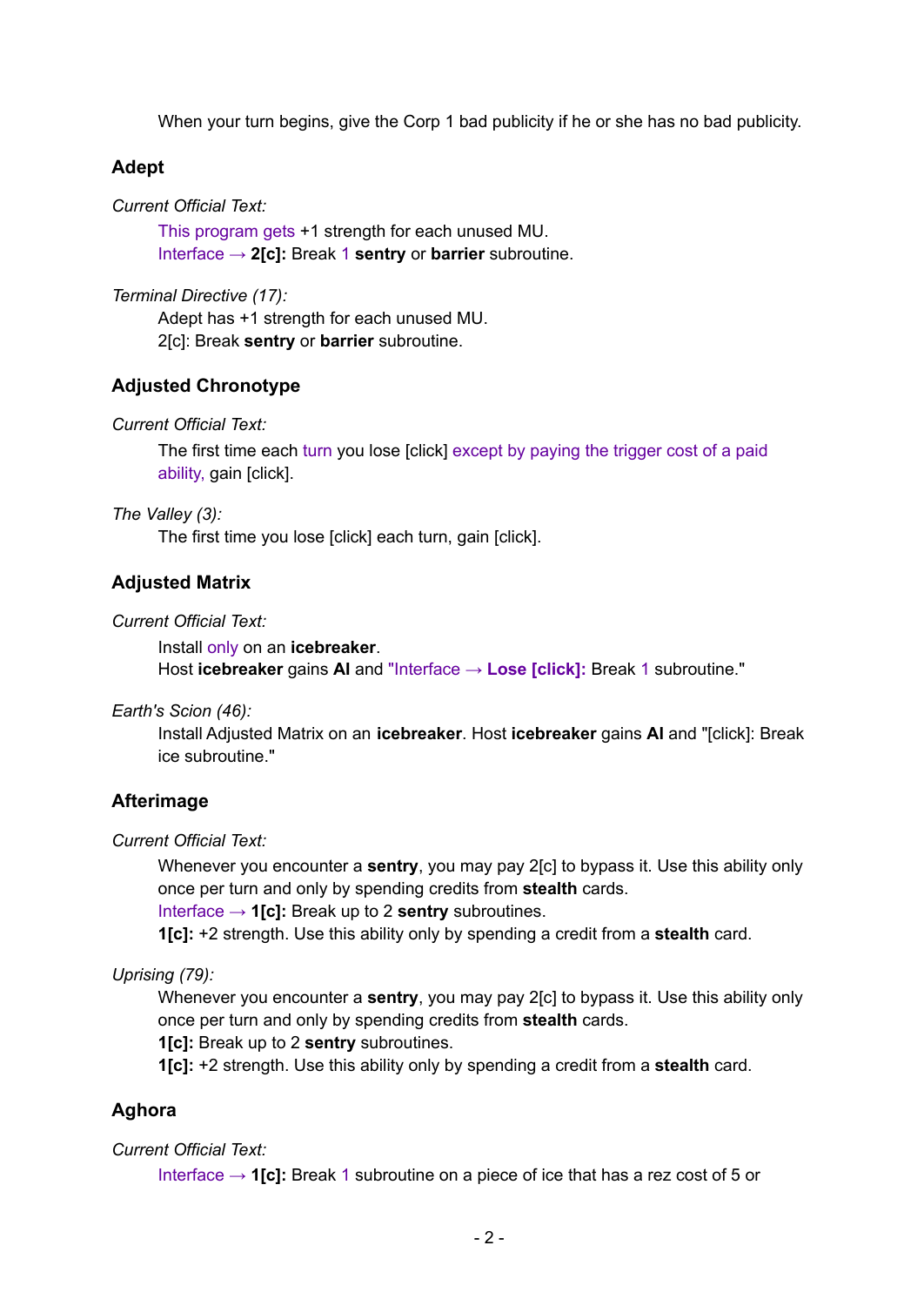When your turn begins, give the Corp 1 bad publicity if he or she has no bad publicity.

### Adept

*Current Official Text:*

This program gets +1 strength for each unused MU.
Interface → **2[c]:** Break 1 **sentry** or **barrier** subroutine.

*Terminal Directive (17):*

Adept has +1 strength for each unused MU.
2[c]: Break **sentry** or **barrier** subroutine.

### Adjusted Chronotype

*Current Official Text:*

The first time each turn you lose [click] except by paying the trigger cost of a paid ability, gain [click].

*The Valley (3):*

The first time you lose [click] each turn, gain [click].

### Adjusted Matrix

*Current Official Text:*

Install only on an **icebreaker**.
Host **icebreaker** gains **AI** and "Interface → **Lose [click]:** Break 1 subroutine."

*Earth's Scion (46):*

Install Adjusted Matrix on an **icebreaker**. Host **icebreaker** gains **AI** and "[click]: Break ice subroutine."

### Afterimage

*Current Official Text:*

Whenever you encounter a **sentry**, you may pay 2[c] to bypass it. Use this ability only once per turn and only by spending credits from **stealth** cards.
Interface → **1[c]:** Break up to 2 **sentry** subroutines.
**1[c]:** +2 strength. Use this ability only by spending a credit from a **stealth** card.

*Uprising (79):*

Whenever you encounter a **sentry**, you may pay 2[c] to bypass it. Use this ability only once per turn and only by spending credits from **stealth** cards.
**1[c]:** Break up to 2 **sentry** subroutines.
**1[c]:** +2 strength. Use this ability only by spending a credit from a **stealth** card.

### Aghora

*Current Official Text:*

Interface → **1[c]:** Break 1 subroutine on a piece of ice that has a rez cost of 5 or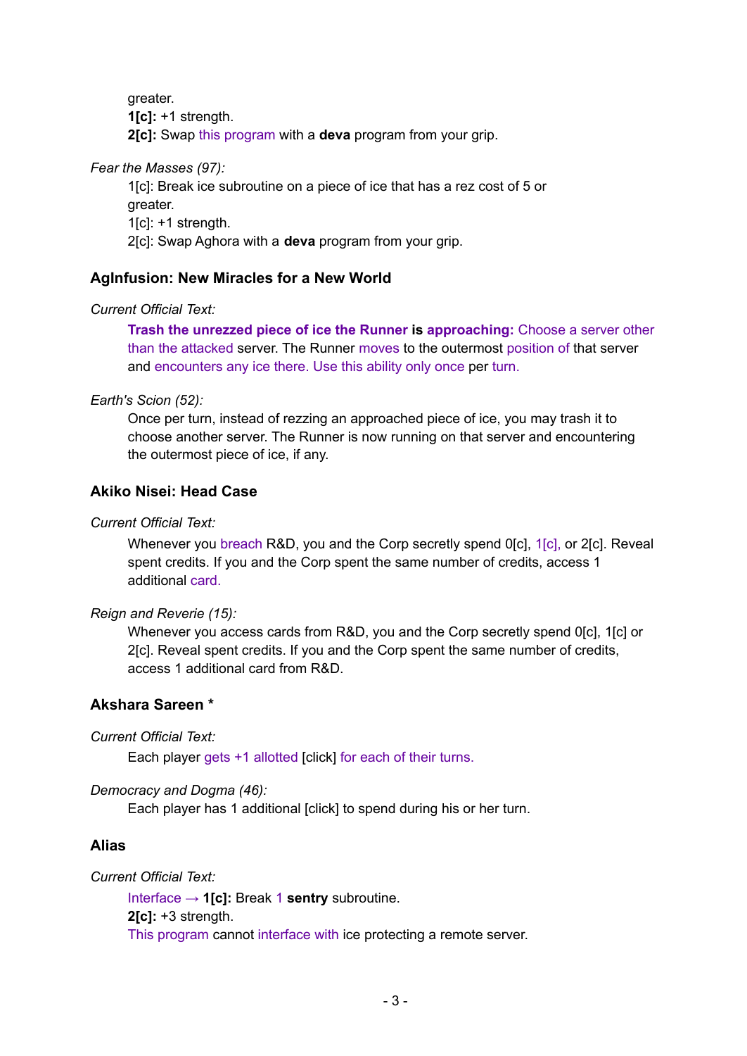greater.
**1[c]:** +1 strength.
**2[c]:** Swap this program with a **deva** program from your grip.

*Fear the Masses (97):*

1[c]: Break ice subroutine on a piece of ice that has a rez cost of 5 or greater.
1[c]: +1 strength.
2[c]: Swap Aghora with a **deva** program from your grip.

### AgInfusion: New Miracles for a New World

*Current Official Text:*

**Trash the unrezzed piece of ice the Runner is approaching:** Choose a server other than the attacked server. The Runner moves to the outermost position of that server and encounters any ice there. Use this ability only once per turn.

*Earth's Scion (52):*

Once per turn, instead of rezzing an approached piece of ice, you may trash it to choose another server. The Runner is now running on that server and encountering the outermost piece of ice, if any.

### Akiko Nisei: Head Case

*Current Official Text:*

Whenever you breach R&D, you and the Corp secretly spend 0[c], 1[c], or 2[c]. Reveal spent credits. If you and the Corp spent the same number of credits, access 1 additional card.

*Reign and Reverie (15):*

Whenever you access cards from R&D, you and the Corp secretly spend 0[c], 1[c] or 2[c]. Reveal spent credits. If you and the Corp spent the same number of credits, access 1 additional card from R&D.

### Akshara Sareen *

*Current Official Text:*

Each player gets +1 allotted [click] for each of their turns.

*Democracy and Dogma (46):*

Each player has 1 additional [click] to spend during his or her turn.

### Alias

*Current Official Text:*

Interface → **1[c]:** Break 1 **sentry** subroutine.
**2[c]:** +3 strength.
This program cannot interface with ice protecting a remote server.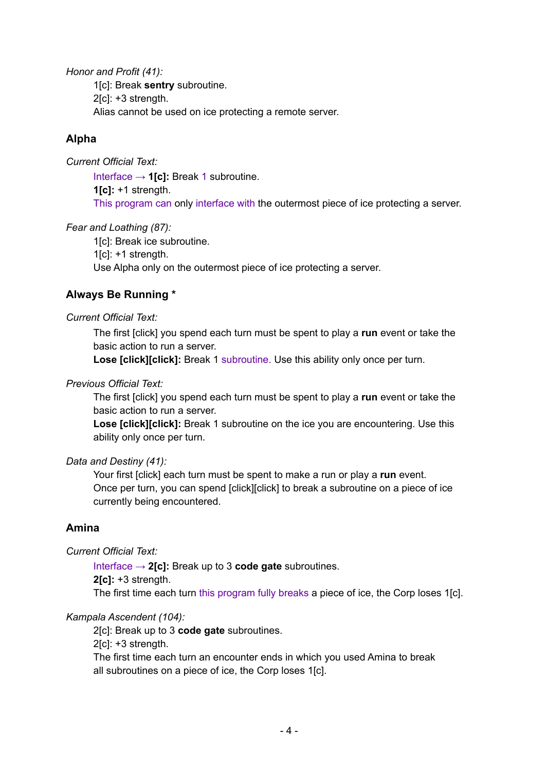*Honor and Profit (41):*

1[c]: Break **sentry** subroutine.
2[c]: +3 strength.
Alias cannot be used on ice protecting a remote server.

### Alpha

*Current Official Text:*

Interface → **1[c]:** Break 1 subroutine.
**1[c]:** +1 strength.
This program can only interface with the outermost piece of ice protecting a server.

*Fear and Loathing (87):*

1[c]: Break ice subroutine.
1[c]: +1 strength.
Use Alpha only on the outermost piece of ice protecting a server.

### Always Be Running *

*Current Official Text:*

The first [click] you spend each turn must be spent to play a **run** event or take the basic action to run a server.
**Lose [click][click]:** Break 1 subroutine. Use this ability only once per turn.

*Previous Official Text:*

The first [click] you spend each turn must be spent to play a **run** event or take the basic action to run a server.
**Lose [click][click]:** Break 1 subroutine on the ice you are encountering. Use this ability only once per turn.

*Data and Destiny (41):*

Your first [click] each turn must be spent to make a run or play a **run** event.
Once per turn, you can spend [click][click] to break a subroutine on a piece of ice currently being encountered.

### Amina

*Current Official Text:*

Interface → **2[c]:** Break up to 3 **code gate** subroutines.
**2[c]:** +3 strength.
The first time each turn this program fully breaks a piece of ice, the Corp loses 1[c].

*Kampala Ascendent (104):*

2[c]: Break up to 3 **code gate** subroutines.
2[c]: +3 strength.
The first time each turn an encounter ends in which you used Amina to break all subroutines on a piece of ice, the Corp loses 1[c].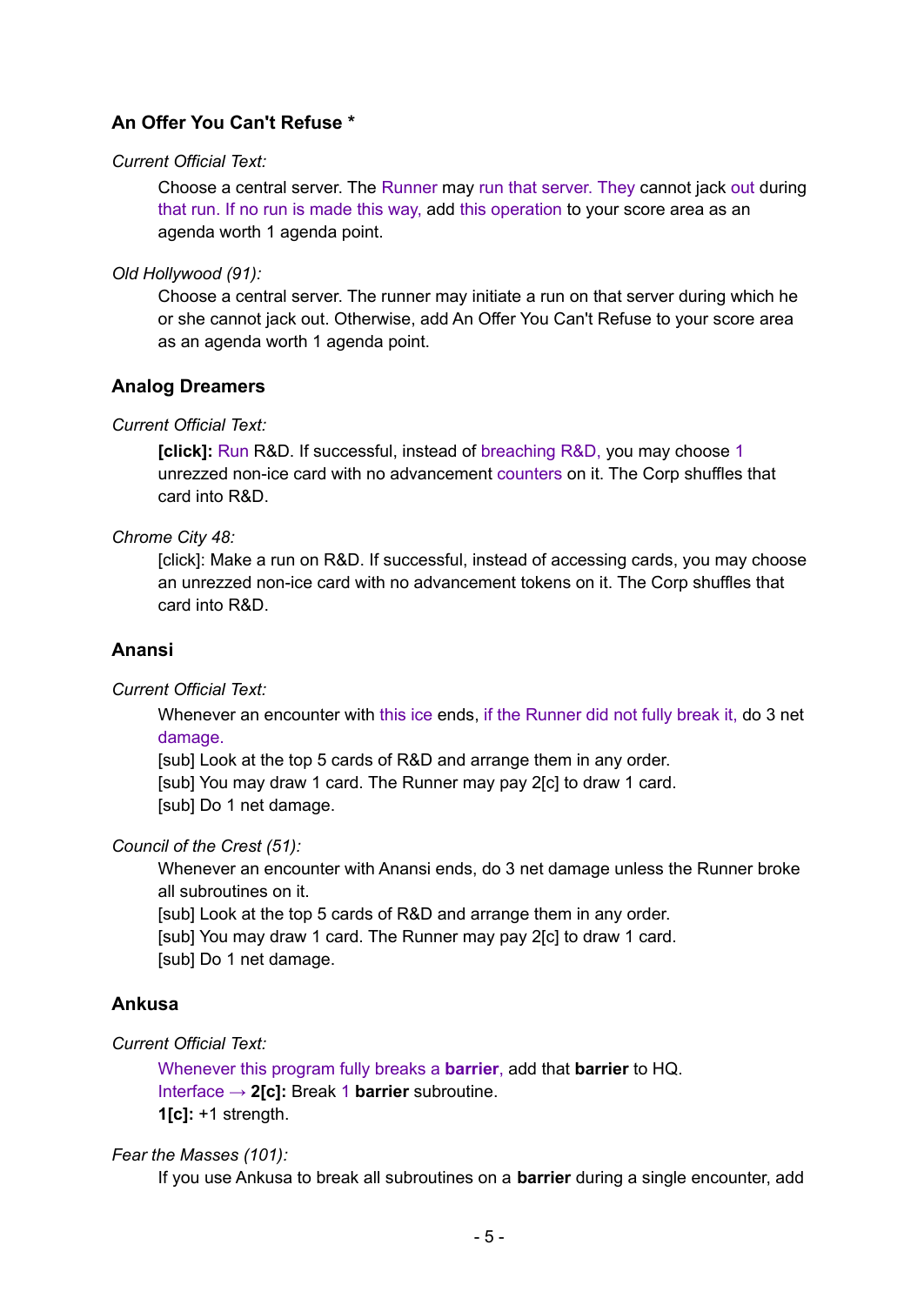### An Offer You Can't Refuse *

*Current Official Text:*

> Choose a central server. The Runner may run that server. They cannot jack out during that run. If no run is made this way, add this operation to your score area as an agenda worth 1 agenda point.

*Old Hollywood (91):*

> Choose a central server. The runner may initiate a run on that server during which he or she cannot jack out. Otherwise, add An Offer You Can't Refuse to your score area as an agenda worth 1 agenda point.

### Analog Dreamers

*Current Official Text:*

> **[click]:** Run R&D. If successful, instead of breaching R&D, you may choose 1 unrezzed non-ice card with no advancement counters on it. The Corp shuffles that card into R&D.

*Chrome City 48:*

> [click]: Make a run on R&D. If successful, instead of accessing cards, you may choose an unrezzed non-ice card with no advancement tokens on it. The Corp shuffles that card into R&D.

### Anansi

*Current Official Text:*

> Whenever an encounter with this ice ends, if the Runner did not fully break it, do 3 net damage.
> [sub] Look at the top 5 cards of R&D and arrange them in any order.
> [sub] You may draw 1 card. The Runner may pay 2[c] to draw 1 card.
> [sub] Do 1 net damage.

*Council of the Crest (51):*

> Whenever an encounter with Anansi ends, do 3 net damage unless the Runner broke all subroutines on it.
> [sub] Look at the top 5 cards of R&D and arrange them in any order.
> [sub] You may draw 1 card. The Runner may pay 2[c] to draw 1 card.
> [sub] Do 1 net damage.

### Ankusa

*Current Official Text:*

> Whenever this program fully breaks a **barrier**, add that **barrier** to HQ.
> Interface → **2[c]:** Break 1 **barrier** subroutine.
> **1[c]:** +1 strength.

*Fear the Masses (101):*

> If you use Ankusa to break all subroutines on a **barrier** during a single encounter, add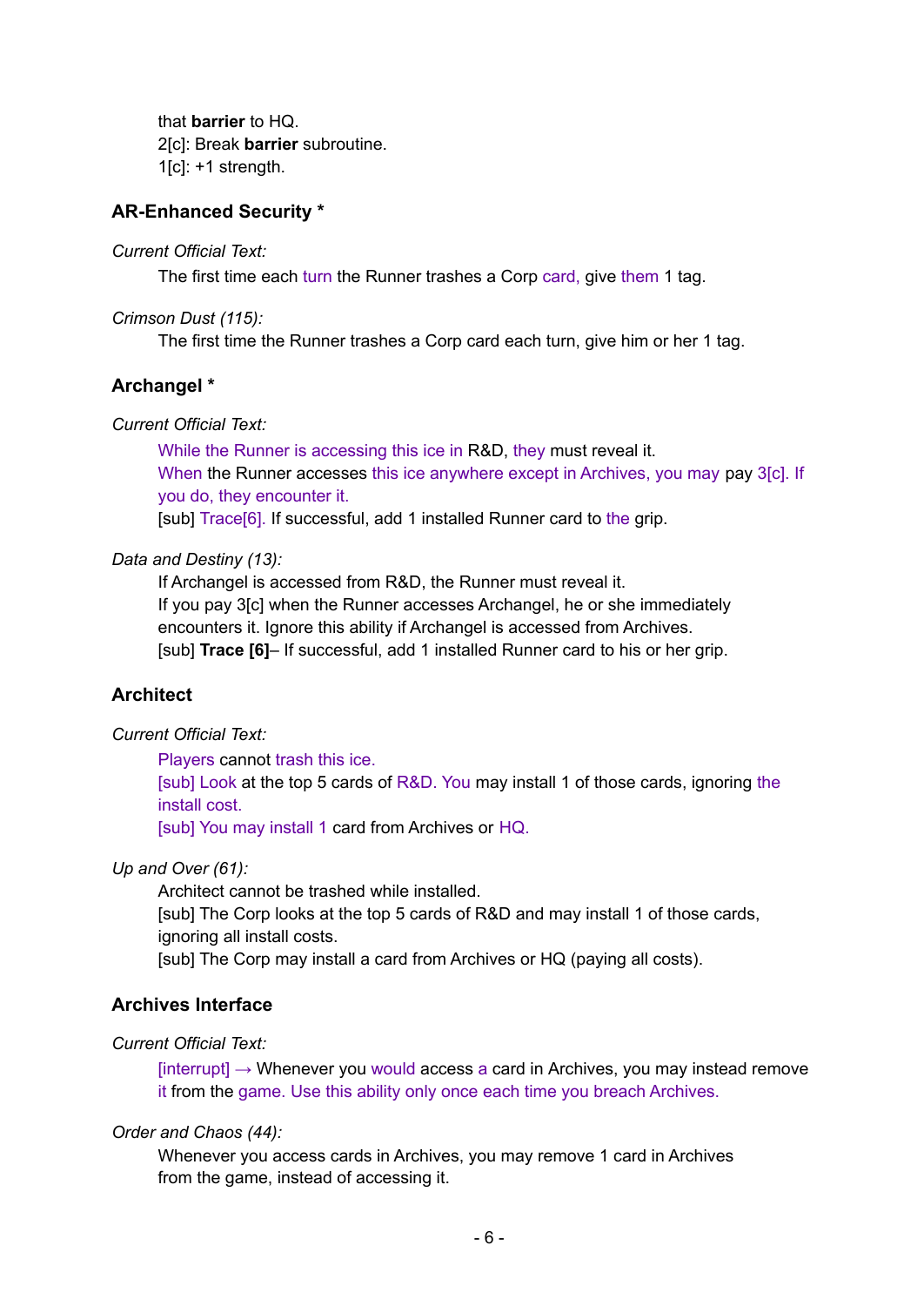that **barrier** to HQ.
2[c]: Break **barrier** subroutine.
1[c]: +1 strength.

### AR-Enhanced Security *

*Current Official Text:*

The first time each turn the Runner trashes a Corp card, give them 1 tag.

*Crimson Dust (115):*

The first time the Runner trashes a Corp card each turn, give him or her 1 tag.

### Archangel *

*Current Official Text:*

While the Runner is accessing this ice in R&D, they must reveal it.
When the Runner accesses this ice anywhere except in Archives, you may pay 3[c]. If you do, they encounter it.
[sub] Trace[6]. If successful, add 1 installed Runner card to the grip.

*Data and Destiny (13):*

If Archangel is accessed from R&D, the Runner must reveal it.
If you pay 3[c] when the Runner accesses Archangel, he or she immediately encounters it. Ignore this ability if Archangel is accessed from Archives.
[sub] **Trace [6]**– If successful, add 1 installed Runner card to his or her grip.

### Architect

*Current Official Text:*

Players cannot trash this ice.
[sub] Look at the top 5 cards of R&D. You may install 1 of those cards, ignoring the install cost.
[sub] You may install 1 card from Archives or HQ.

*Up and Over (61):*

Architect cannot be trashed while installed.
[sub] The Corp looks at the top 5 cards of R&D and may install 1 of those cards, ignoring all install costs.
[sub] The Corp may install a card from Archives or HQ (paying all costs).

### Archives Interface

*Current Official Text:*

[interrupt] → Whenever you would access a card in Archives, you may instead remove it from the game. Use this ability only once each time you breach Archives.

*Order and Chaos (44):*

Whenever you access cards in Archives, you may remove 1 card in Archives from the game, instead of accessing it.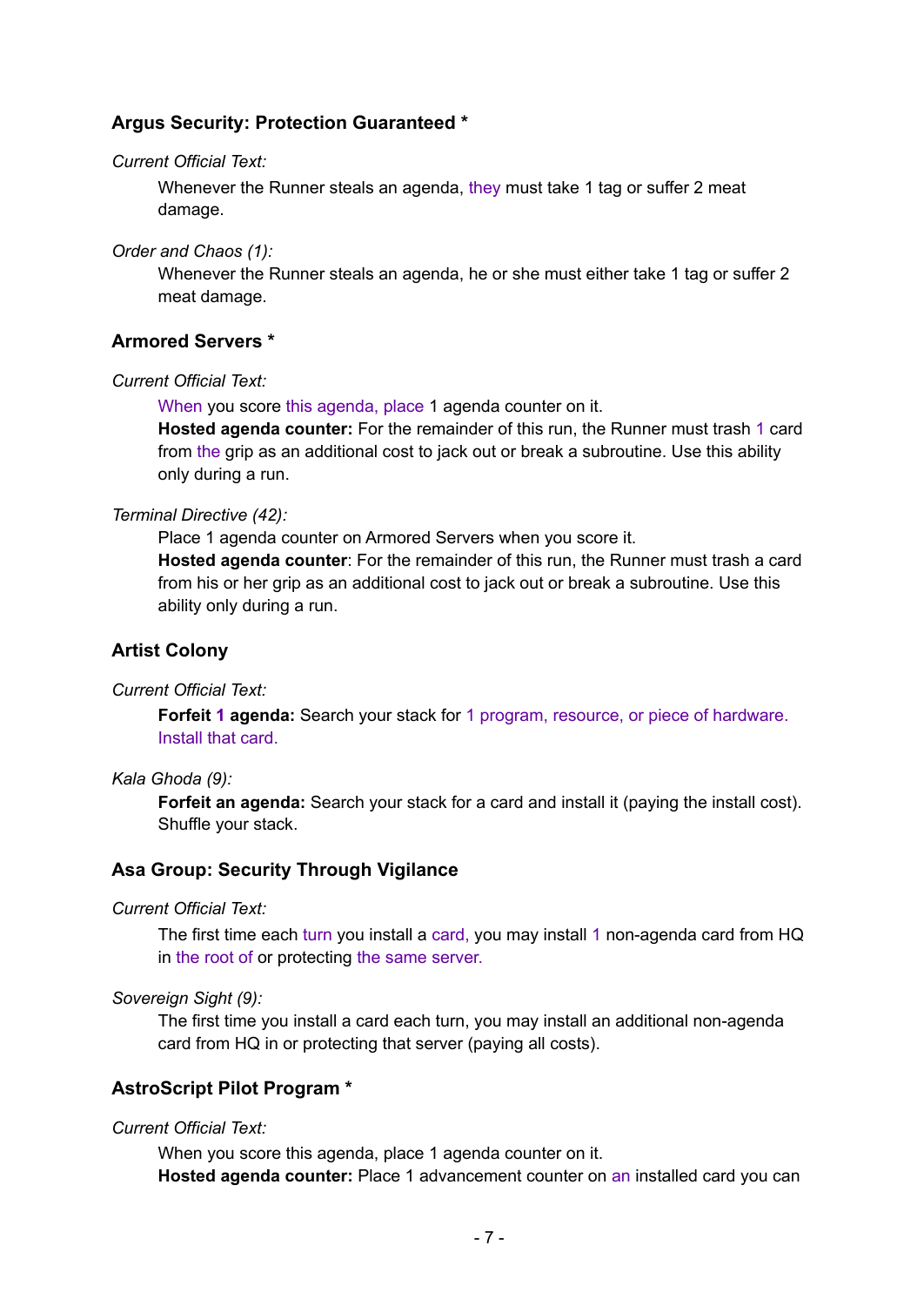### Argus Security: Protection Guaranteed *

*Current Official Text:*

> Whenever the Runner steals an agenda, they must take 1 tag or suffer 2 meat damage.

*Order and Chaos (1):*

> Whenever the Runner steals an agenda, he or she must either take 1 tag or suffer 2 meat damage.

### Armored Servers *

*Current Official Text:*

> When you score this agenda, place 1 agenda counter on it.
> **Hosted agenda counter:** For the remainder of this run, the Runner must trash 1 card from the grip as an additional cost to jack out or break a subroutine. Use this ability only during a run.

*Terminal Directive (42):*

> Place 1 agenda counter on Armored Servers when you score it.
> **Hosted agenda counter**: For the remainder of this run, the Runner must trash a card from his or her grip as an additional cost to jack out or break a subroutine. Use this ability only during a run.

### Artist Colony

*Current Official Text:*

> **Forfeit 1 agenda:** Search your stack for 1 program, resource, or piece of hardware. Install that card.

*Kala Ghoda (9):*

> **Forfeit an agenda:** Search your stack for a card and install it (paying the install cost). Shuffle your stack.

### Asa Group: Security Through Vigilance

*Current Official Text:*

> The first time each turn you install a card, you may install 1 non-agenda card from HQ in the root of or protecting the same server.

*Sovereign Sight (9):*

> The first time you install a card each turn, you may install an additional non-agenda card from HQ in or protecting that server (paying all costs).

### AstroScript Pilot Program *

*Current Official Text:*

> When you score this agenda, place 1 agenda counter on it.
> **Hosted agenda counter:** Place 1 advancement counter on an installed card you can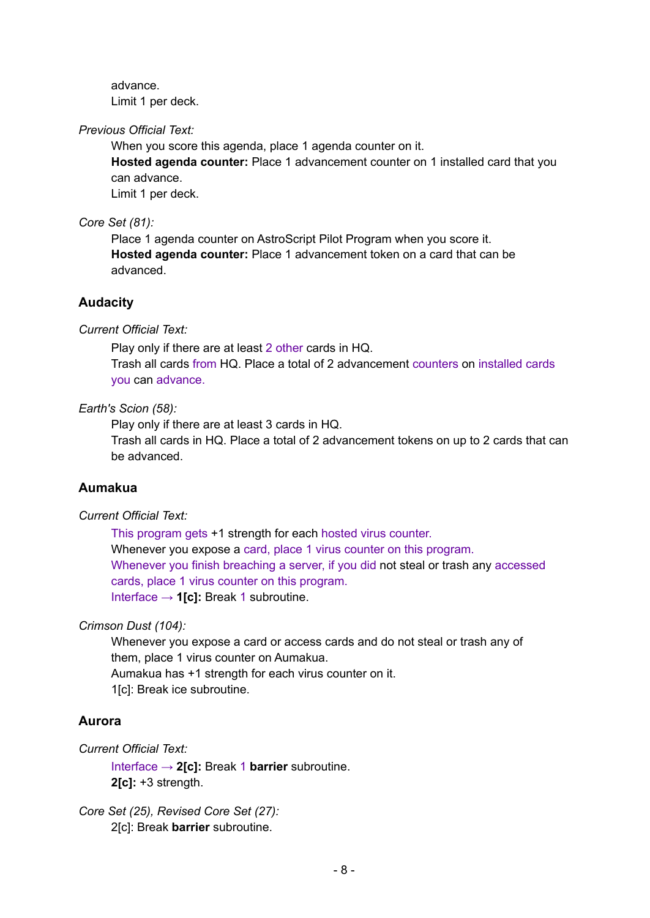advance.
Limit 1 per deck.

*Previous Official Text:*

When you score this agenda, place 1 agenda counter on it.
**Hosted agenda counter:** Place 1 advancement counter on 1 installed card that you can advance.
Limit 1 per deck.

*Core Set (81):*

Place 1 agenda counter on AstroScript Pilot Program when you score it.
**Hosted agenda counter:** Place 1 advancement token on a card that can be advanced.

### Audacity

*Current Official Text:*

Play only if there are at least 2 other cards in HQ.
Trash all cards from HQ. Place a total of 2 advancement counters on installed cards you can advance.

*Earth's Scion (58):*

Play only if there are at least 3 cards in HQ.
Trash all cards in HQ. Place a total of 2 advancement tokens on up to 2 cards that can be advanced.

### Aumakua

*Current Official Text:*

This program gets +1 strength for each hosted virus counter.
Whenever you expose a card, place 1 virus counter on this program.
Whenever you finish breaching a server, if you did not steal or trash any accessed cards, place 1 virus counter on this program.
Interface → **1[c]:** Break 1 subroutine.

*Crimson Dust (104):*

Whenever you expose a card or access cards and do not steal or trash any of them, place 1 virus counter on Aumakua.
Aumakua has +1 strength for each virus counter on it.
1[c]: Break ice subroutine.

### Aurora

*Current Official Text:*

Interface → **2[c]:** Break 1 **barrier** subroutine.
**2[c]:** +3 strength.

*Core Set (25), Revised Core Set (27):*

2[c]: Break **barrier** subroutine.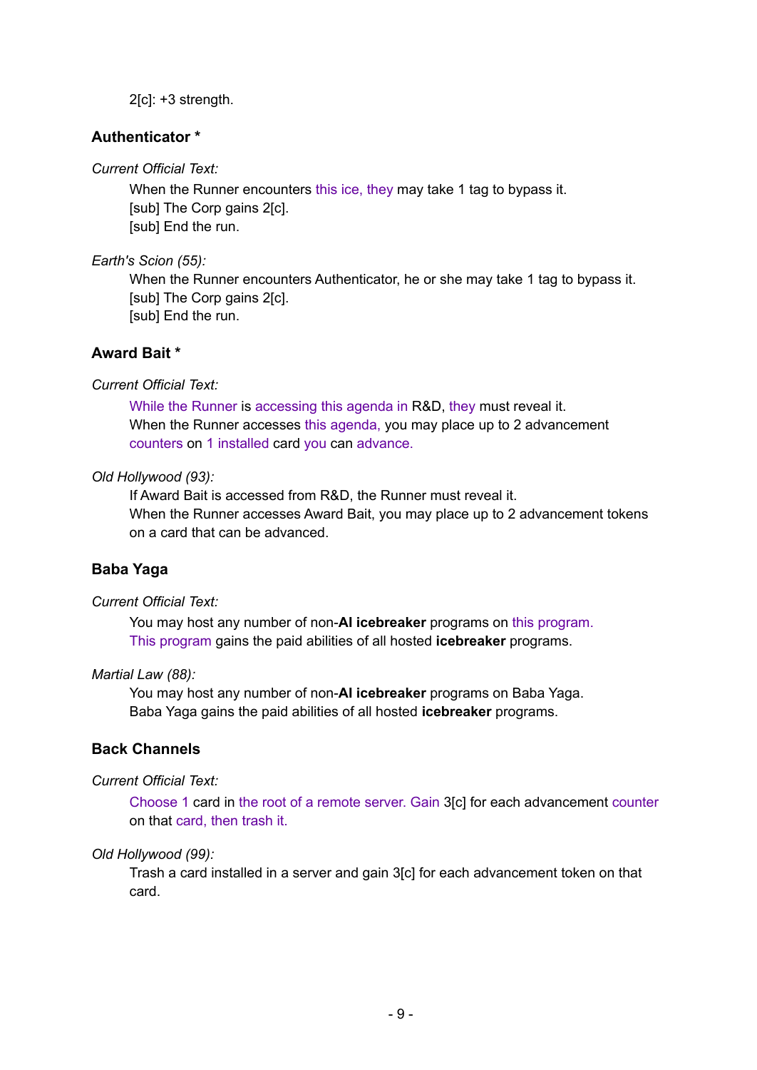2[c]: +3 strength.

### Authenticator *

*Current Official Text:*

When the Runner encounters this ice, they may take 1 tag to bypass it.
[sub] The Corp gains 2[c].
[sub] End the run.

*Earth's Scion (55):*

When the Runner encounters Authenticator, he or she may take 1 tag to bypass it.
[sub] The Corp gains 2[c].
[sub] End the run.

### Award Bait *

*Current Official Text:*

While the Runner is accessing this agenda in R&D, they must reveal it.
When the Runner accesses this agenda, you may place up to 2 advancement counters on 1 installed card you can advance.

*Old Hollywood (93):*

If Award Bait is accessed from R&D, the Runner must reveal it.
When the Runner accesses Award Bait, you may place up to 2 advancement tokens on a card that can be advanced.

### Baba Yaga

*Current Official Text:*

You may host any number of non-**AI icebreaker** programs on this program.
This program gains the paid abilities of all hosted **icebreaker** programs.

*Martial Law (88):*

You may host any number of non-**AI icebreaker** programs on Baba Yaga.
Baba Yaga gains the paid abilities of all hosted **icebreaker** programs.

### Back Channels

*Current Official Text:*

Choose 1 card in the root of a remote server. Gain 3[c] for each advancement counter on that card, then trash it.

*Old Hollywood (99):*

Trash a card installed in a server and gain 3[c] for each advancement token on that card.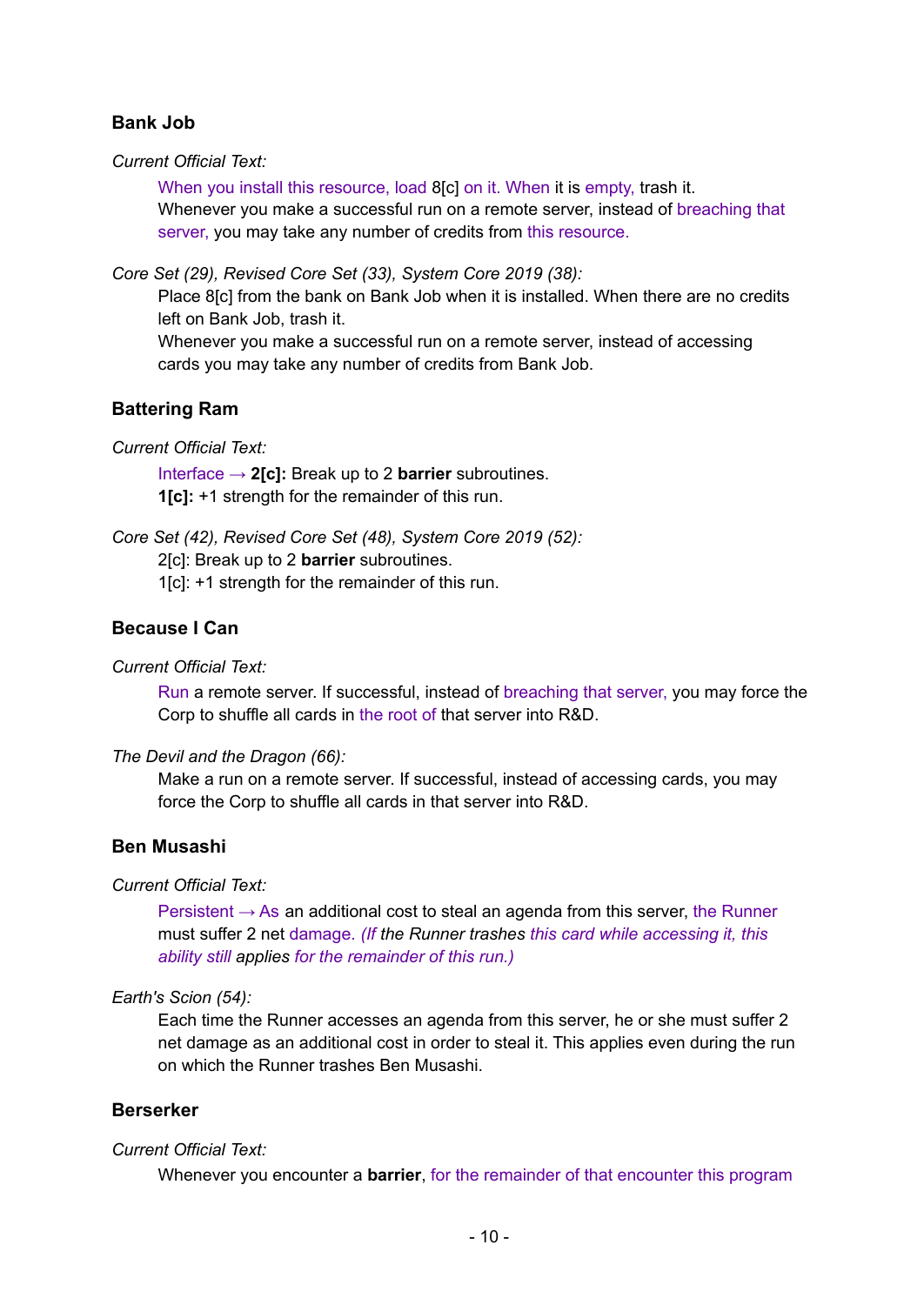### Bank Job

*Current Official Text:*

When you install this resource, load 8[c] on it. When it is empty, trash it.
Whenever you make a successful run on a remote server, instead of breaching that server, you may take any number of credits from this resource.

*Core Set (29), Revised Core Set (33), System Core 2019 (38):*

Place 8[c] from the bank on Bank Job when it is installed. When there are no credits left on Bank Job, trash it.
Whenever you make a successful run on a remote server, instead of accessing cards you may take any number of credits from Bank Job.

### Battering Ram

*Current Official Text:*

Interface → **2[c]:** Break up to 2 **barrier** subroutines.
**1[c]:** +1 strength for the remainder of this run.

*Core Set (42), Revised Core Set (48), System Core 2019 (52):*

2[c]: Break up to 2 **barrier** subroutines.
1[c]: +1 strength for the remainder of this run.

### Because I Can

*Current Official Text:*

Run a remote server. If successful, instead of breaching that server, you may force the Corp to shuffle all cards in the root of that server into R&D.

*The Devil and the Dragon (66):*

Make a run on a remote server. If successful, instead of accessing cards, you may force the Corp to shuffle all cards in that server into R&D.

### Ben Musashi

*Current Official Text:*

Persistent → As an additional cost to steal an agenda from this server, the Runner must suffer 2 net damage. *(If the Runner trashes this card while accessing it, this ability still applies for the remainder of this run.)*

*Earth's Scion (54):*

Each time the Runner accesses an agenda from this server, he or she must suffer 2 net damage as an additional cost in order to steal it. This applies even during the run on which the Runner trashes Ben Musashi.

### Berserker

*Current Official Text:*

Whenever you encounter a **barrier**, for the remainder of that encounter this program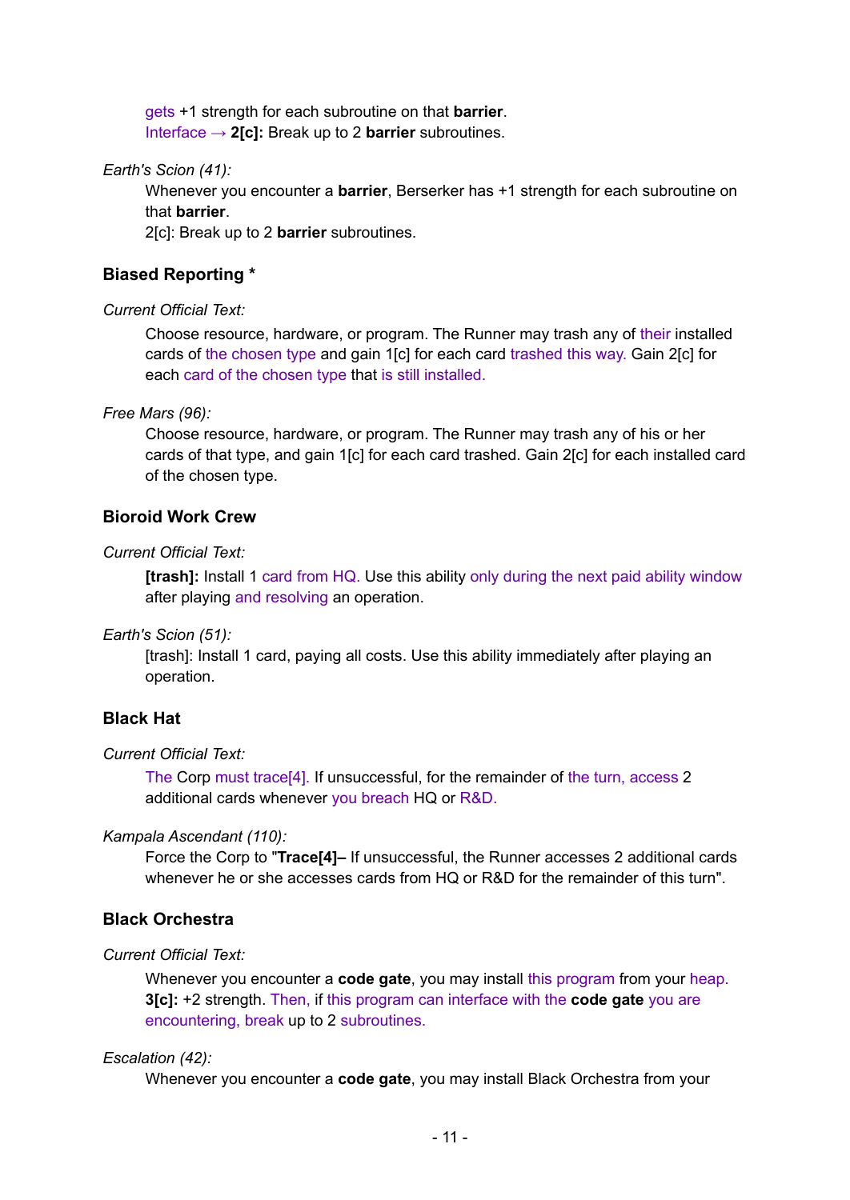gets +1 strength for each subroutine on that **barrier**.
Interface → **2[c]:** Break up to 2 **barrier** subroutines.

*Earth's Scion (41):*

Whenever you encounter a **barrier**, Berserker has +1 strength for each subroutine on that **barrier**.
2[c]: Break up to 2 **barrier** subroutines.

### Biased Reporting *

*Current Official Text:*

Choose resource, hardware, or program. The Runner may trash any of their installed cards of the chosen type and gain 1[c] for each card trashed this way. Gain 2[c] for each card of the chosen type that is still installed.

*Free Mars (96):*

Choose resource, hardware, or program. The Runner may trash any of his or her cards of that type, and gain 1[c] for each card trashed. Gain 2[c] for each installed card of the chosen type.

### Bioroid Work Crew

*Current Official Text:*

**[trash]:** Install 1 card from HQ. Use this ability only during the next paid ability window after playing and resolving an operation.

*Earth's Scion (51):*

[trash]: Install 1 card, paying all costs. Use this ability immediately after playing an operation.

### Black Hat

*Current Official Text:*

The Corp must trace[4]. If unsuccessful, for the remainder of the turn, access 2 additional cards whenever you breach HQ or R&D.

*Kampala Ascendant (110):*

Force the Corp to "**Trace[4]–** If unsuccessful, the Runner accesses 2 additional cards whenever he or she accesses cards from HQ or R&D for the remainder of this turn".

### Black Orchestra

*Current Official Text:*

Whenever you encounter a **code gate**, you may install this program from your heap.
**3[c]:** +2 strength. Then, if this program can interface with the **code gate** you are encountering, break up to 2 subroutines.

*Escalation (42):*

Whenever you encounter a **code gate**, you may install Black Orchestra from your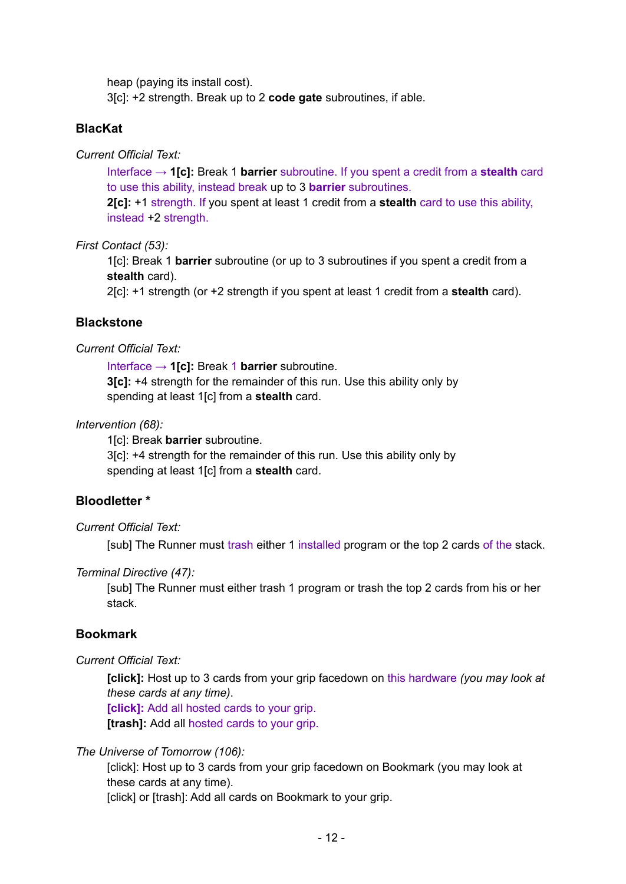heap (paying its install cost).
3[c]: +2 strength. Break up to 2 **code gate** subroutines, if able.

### BlacKat

*Current Official Text:*

Interface → **1[c]:** Break 1 **barrier** subroutine. If you spent a credit from a **stealth** card to use this ability, instead break up to 3 **barrier** subroutines.
**2[c]:** +1 strength. If you spent at least 1 credit from a **stealth** card to use this ability, instead +2 strength.

*First Contact (53):*

1[c]: Break 1 **barrier** subroutine (or up to 3 subroutines if you spent a credit from a **stealth** card).
2[c]: +1 strength (or +2 strength if you spent at least 1 credit from a **stealth** card).

### Blackstone

*Current Official Text:*

Interface → **1[c]:** Break 1 **barrier** subroutine.
**3[c]:** +4 strength for the remainder of this run. Use this ability only by spending at least 1[c] from a **stealth** card.

*Intervention (68):*

1[c]: Break **barrier** subroutine.
3[c]: +4 strength for the remainder of this run. Use this ability only by spending at least 1[c] from a **stealth** card.

### Bloodletter *

*Current Official Text:*

[sub] The Runner must trash either 1 installed program or the top 2 cards of the stack.

*Terminal Directive (47):*

[sub] The Runner must either trash 1 program or trash the top 2 cards from his or her stack.

### Bookmark

*Current Official Text:*

**[click]:** Host up to 3 cards from your grip facedown on this hardware *(you may look at these cards at any time)*.
**[click]:** Add all hosted cards to your grip.
**[trash]:** Add all hosted cards to your grip.

*The Universe of Tomorrow (106):*

[click]: Host up to 3 cards from your grip facedown on Bookmark (you may look at these cards at any time).
[click] or [trash]: Add all cards on Bookmark to your grip.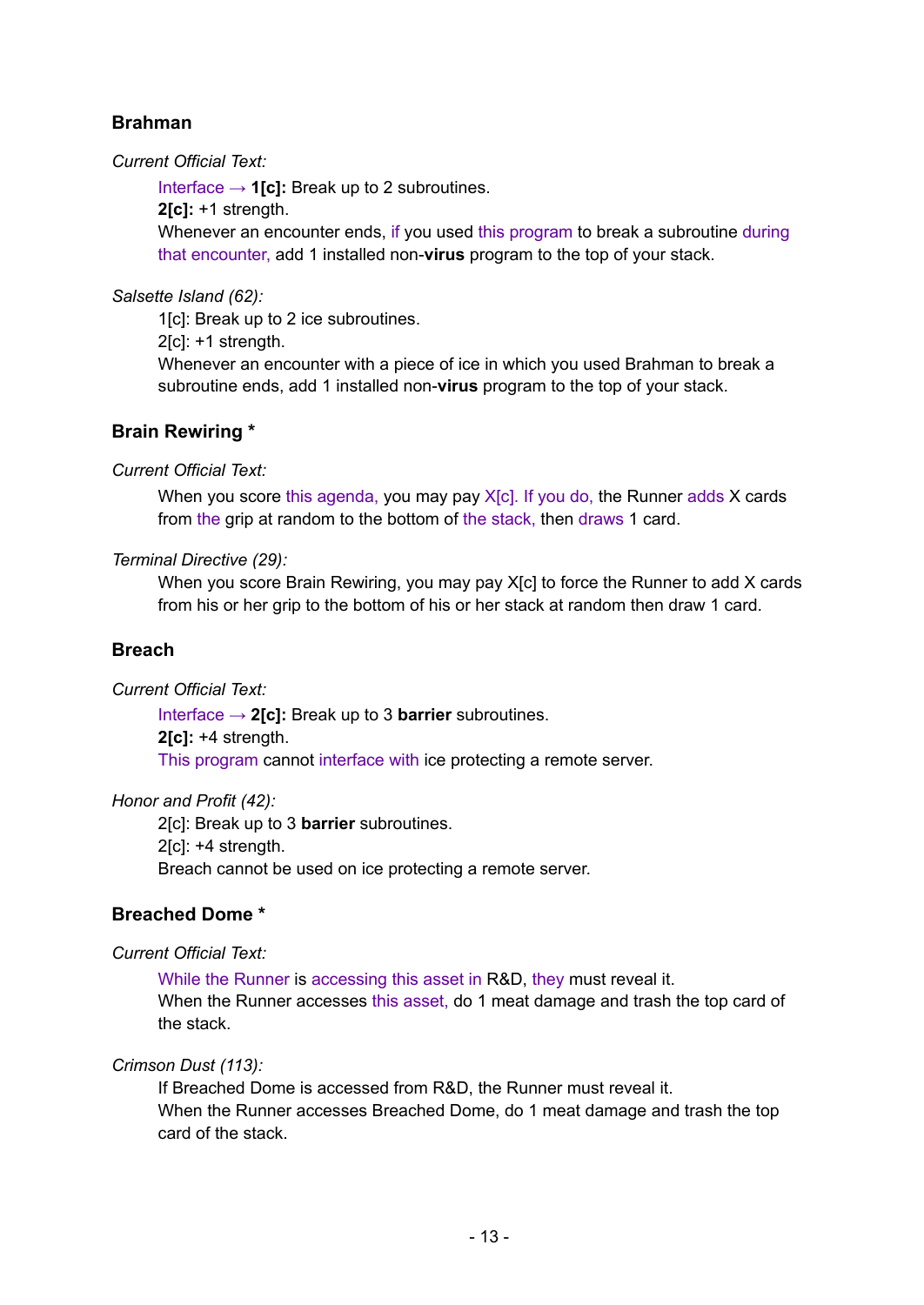### Brahman

*Current Official Text:*

> Interface → **1[c]:** Break up to 2 subroutines.
> **2[c]:** +1 strength.
> Whenever an encounter ends, if you used this program to break a subroutine during that encounter, add 1 installed non-**virus** program to the top of your stack.

*Salsette Island (62):*

> 1[c]: Break up to 2 ice subroutines.
> 2[c]: +1 strength.
> Whenever an encounter with a piece of ice in which you used Brahman to break a subroutine ends, add 1 installed non-**virus** program to the top of your stack.

### Brain Rewiring *

*Current Official Text:*

> When you score this agenda, you may pay X[c]. If you do, the Runner adds X cards from the grip at random to the bottom of the stack, then draws 1 card.

*Terminal Directive (29):*

> When you score Brain Rewiring, you may pay X[c] to force the Runner to add X cards from his or her grip to the bottom of his or her stack at random then draw 1 card.

### Breach

*Current Official Text:*

> Interface → **2[c]:** Break up to 3 **barrier** subroutines.
> **2[c]:** +4 strength.
> This program cannot interface with ice protecting a remote server.

*Honor and Profit (42):*

> 2[c]: Break up to 3 **barrier** subroutines.
> 2[c]: +4 strength.
> Breach cannot be used on ice protecting a remote server.

### Breached Dome *

*Current Official Text:*

> While the Runner is accessing this asset in R&D, they must reveal it.
> When the Runner accesses this asset, do 1 meat damage and trash the top card of the stack.

*Crimson Dust (113):*

> If Breached Dome is accessed from R&D, the Runner must reveal it.
> When the Runner accesses Breached Dome, do 1 meat damage and trash the top card of the stack.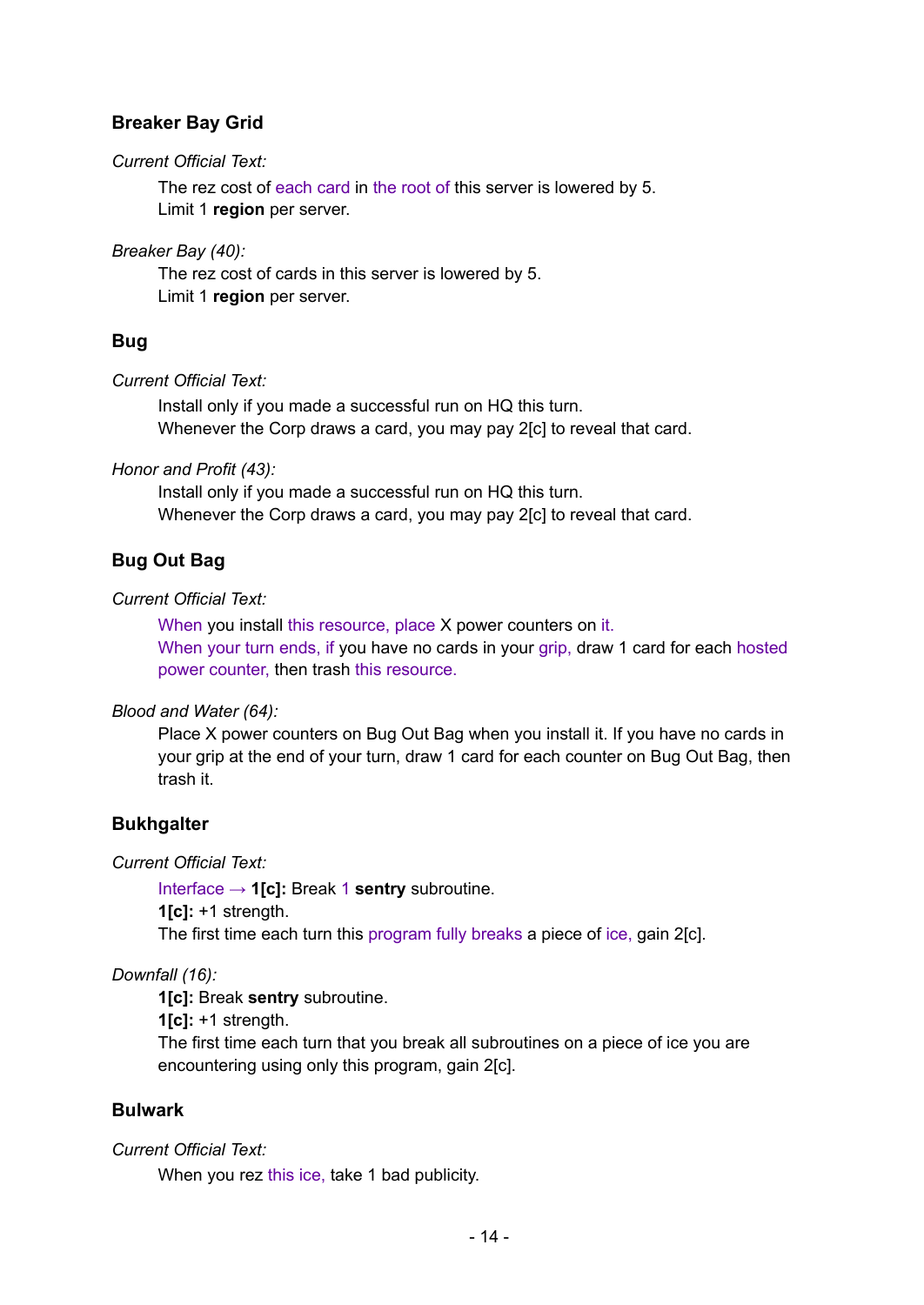### Breaker Bay Grid

*Current Official Text:*

> The rez cost of each card in the root of this server is lowered by 5.
> Limit 1 **region** per server.

*Breaker Bay (40):*

> The rez cost of cards in this server is lowered by 5.
> Limit 1 **region** per server.

### Bug

*Current Official Text:*

> Install only if you made a successful run on HQ this turn.
> Whenever the Corp draws a card, you may pay 2[c] to reveal that card.

*Honor and Profit (43):*

> Install only if you made a successful run on HQ this turn.
> Whenever the Corp draws a card, you may pay 2[c] to reveal that card.

### Bug Out Bag

*Current Official Text:*

> When you install this resource, place X power counters on it.
> When your turn ends, if you have no cards in your grip, draw 1 card for each hosted power counter, then trash this resource.

*Blood and Water (64):*

> Place X power counters on Bug Out Bag when you install it. If you have no cards in your grip at the end of your turn, draw 1 card for each counter on Bug Out Bag, then trash it.

### Bukhgalter

*Current Official Text:*

> Interface → **1[c]:** Break 1 **sentry** subroutine.
> **1[c]:** +1 strength.
> The first time each turn this program fully breaks a piece of ice, gain 2[c].

*Downfall (16):*

> **1[c]:** Break **sentry** subroutine.
> **1[c]:** +1 strength.
> The first time each turn that you break all subroutines on a piece of ice you are encountering using only this program, gain 2[c].

### Bulwark

*Current Official Text:*

> When you rez this ice, take 1 bad publicity.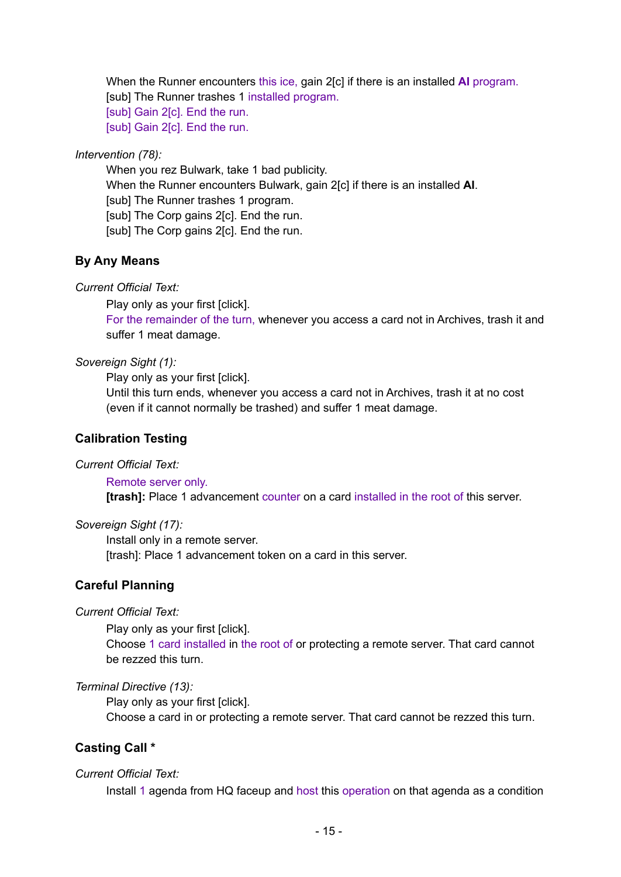When the Runner encounters this ice, gain 2[c] if there is an installed **AI** program.
[sub] The Runner trashes 1 installed program.
[sub] Gain 2[c]. End the run.
[sub] Gain 2[c]. End the run.

*Intervention (78):*

When you rez Bulwark, take 1 bad publicity.
When the Runner encounters Bulwark, gain 2[c] if there is an installed **AI**.
[sub] The Runner trashes 1 program.
[sub] The Corp gains 2[c]. End the run.
[sub] The Corp gains 2[c]. End the run.

### By Any Means

*Current Official Text:*

Play only as your first [click].
For the remainder of the turn, whenever you access a card not in Archives, trash it and suffer 1 meat damage.

*Sovereign Sight (1):*

Play only as your first [click].
Until this turn ends, whenever you access a card not in Archives, trash it at no cost (even if it cannot normally be trashed) and suffer 1 meat damage.

### Calibration Testing

*Current Official Text:*

Remote server only.
**[trash]:** Place 1 advancement counter on a card installed in the root of this server.

*Sovereign Sight (17):*

Install only in a remote server.
[trash]: Place 1 advancement token on a card in this server.

### Careful Planning

*Current Official Text:*

Play only as your first [click].
Choose 1 card installed in the root of or protecting a remote server. That card cannot be rezzed this turn.

*Terminal Directive (13):*

Play only as your first [click].
Choose a card in or protecting a remote server. That card cannot be rezzed this turn.

### Casting Call *

*Current Official Text:*

Install 1 agenda from HQ faceup and host this operation on that agenda as a condition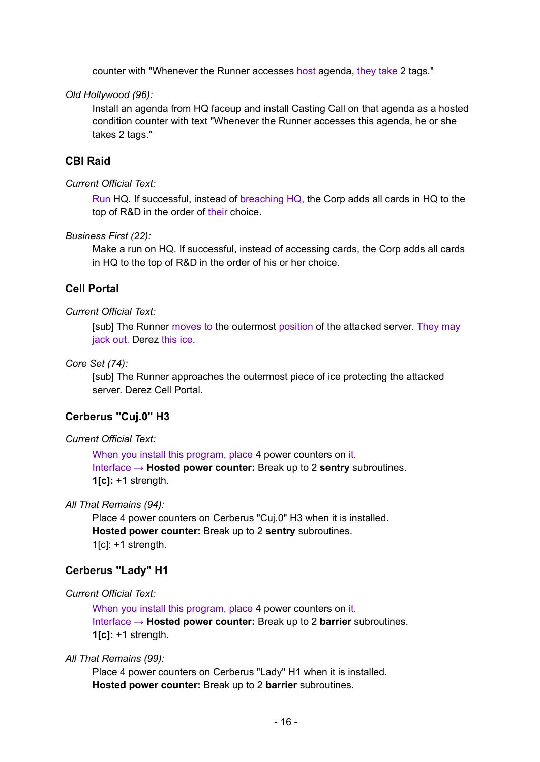counter with "Whenever the Runner accesses host agenda, they take 2 tags."

*Old Hollywood (96):*

Install an agenda from HQ faceup and install Casting Call on that agenda as a hosted condition counter with text "Whenever the Runner accesses this agenda, he or she takes 2 tags."

### CBI Raid

*Current Official Text:*

Run HQ. If successful, instead of breaching HQ, the Corp adds all cards in HQ to the top of R&D in the order of their choice.

*Business First (22):*

Make a run on HQ. If successful, instead of accessing cards, the Corp adds all cards in HQ to the top of R&D in the order of his or her choice.

### Cell Portal

*Current Official Text:*

[sub] The Runner moves to the outermost position of the attacked server. They may jack out. Derez this ice.

*Core Set (74):*

[sub] The Runner approaches the outermost piece of ice protecting the attacked server. Derez Cell Portal.

### Cerberus "Cuj.0" H3

*Current Official Text:*

When you install this program, place 4 power counters on it.
Interface → **Hosted power counter:** Break up to 2 **sentry** subroutines.
**1[c]:** +1 strength.

*All That Remains (94):*

Place 4 power counters on Cerberus "Cuj.0" H3 when it is installed.
**Hosted power counter:** Break up to 2 **sentry** subroutines.
1[c]: +1 strength.

### Cerberus "Lady" H1

*Current Official Text:*

When you install this program, place 4 power counters on it.
Interface → **Hosted power counter:** Break up to 2 **barrier** subroutines.
**1[c]:** +1 strength.

*All That Remains (99):*

Place 4 power counters on Cerberus "Lady" H1 when it is installed.
**Hosted power counter:** Break up to 2 **barrier** subroutines.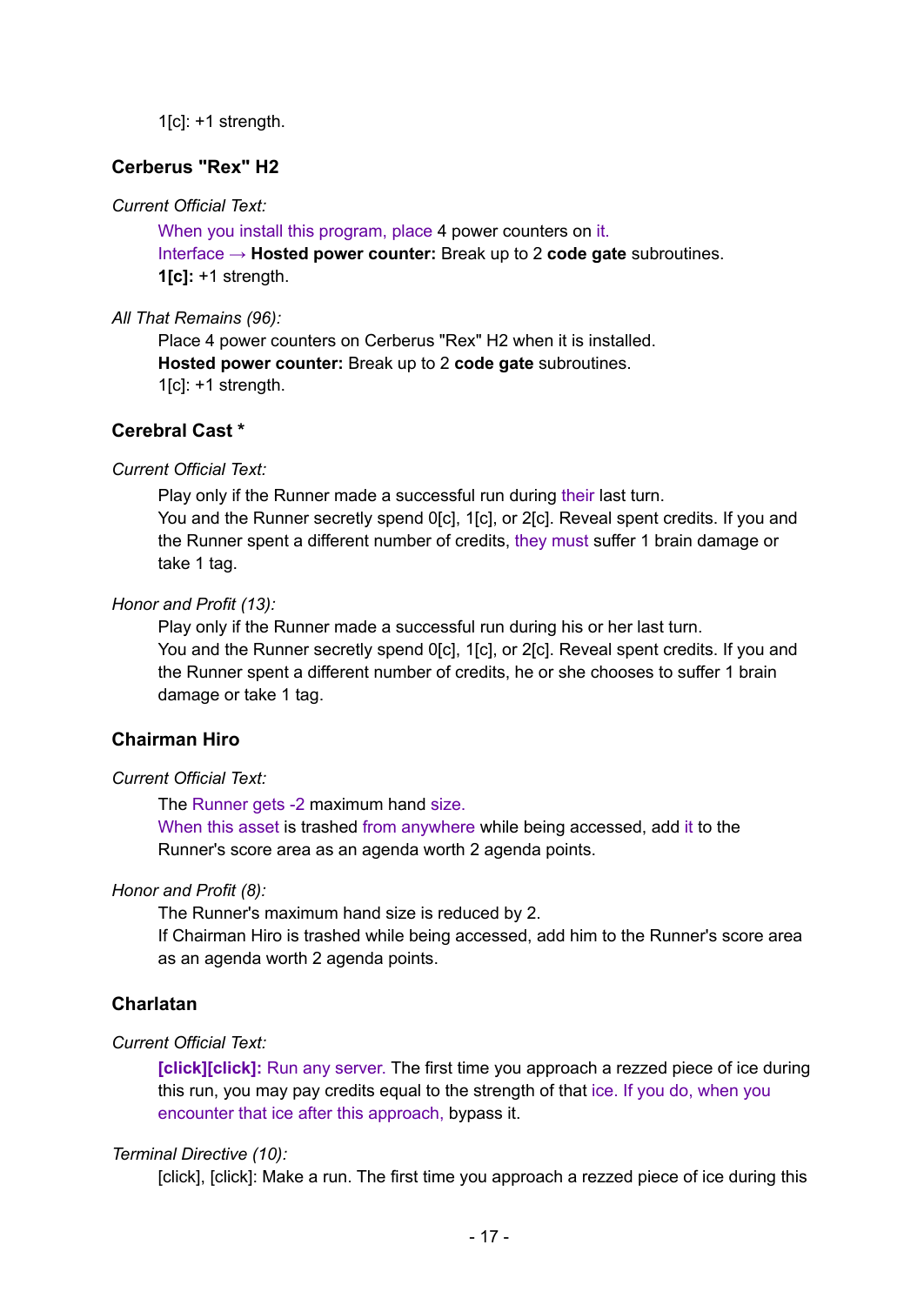1[c]: +1 strength.

### Cerberus "Rex" H2

*Current Official Text:*

When you install this program, place 4 power counters on it.
Interface → **Hosted power counter:** Break up to 2 **code gate** subroutines.
**1[c]:** +1 strength.

*All That Remains (96):*

Place 4 power counters on Cerberus "Rex" H2 when it is installed.
**Hosted power counter:** Break up to 2 **code gate** subroutines.
1[c]: +1 strength.

### Cerebral Cast *

*Current Official Text:*

Play only if the Runner made a successful run during their last turn.
You and the Runner secretly spend 0[c], 1[c], or 2[c]. Reveal spent credits. If you and the Runner spent a different number of credits, they must suffer 1 brain damage or take 1 tag.

*Honor and Profit (13):*

Play only if the Runner made a successful run during his or her last turn.
You and the Runner secretly spend 0[c], 1[c], or 2[c]. Reveal spent credits. If you and the Runner spent a different number of credits, he or she chooses to suffer 1 brain damage or take 1 tag.

### Chairman Hiro

*Current Official Text:*

The Runner gets -2 maximum hand size.
When this asset is trashed from anywhere while being accessed, add it to the Runner's score area as an agenda worth 2 agenda points.

*Honor and Profit (8):*

The Runner's maximum hand size is reduced by 2.
If Chairman Hiro is trashed while being accessed, add him to the Runner's score area as an agenda worth 2 agenda points.

### Charlatan

*Current Official Text:*

**[click][click]:** Run any server. The first time you approach a rezzed piece of ice during this run, you may pay credits equal to the strength of that ice. If you do, when you encounter that ice after this approach, bypass it.

*Terminal Directive (10):*

[click], [click]: Make a run. The first time you approach a rezzed piece of ice during this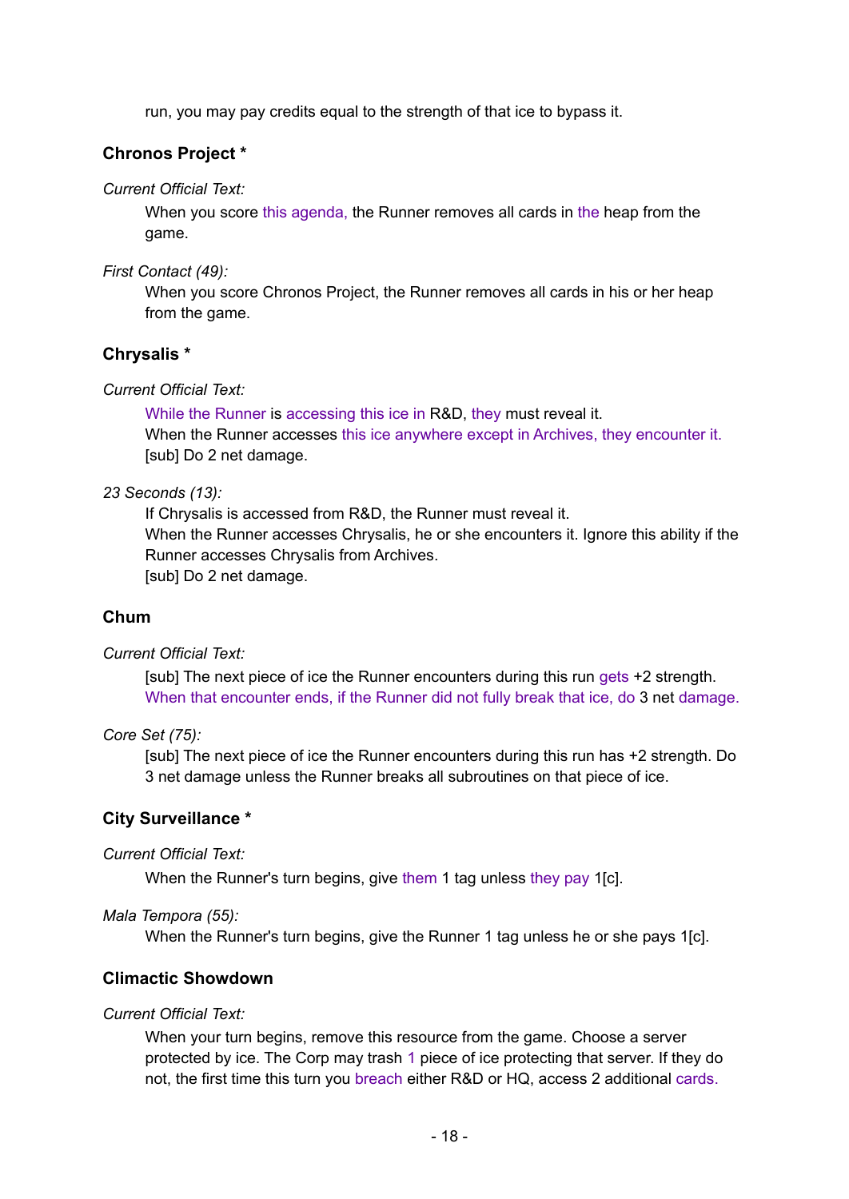run, you may pay credits equal to the strength of that ice to bypass it.

### Chronos Project *

*Current Official Text:*

When you score this agenda, the Runner removes all cards in the heap from the game.

*First Contact (49):*

When you score Chronos Project, the Runner removes all cards in his or her heap from the game.

### Chrysalis *

*Current Official Text:*

While the Runner is accessing this ice in R&D, they must reveal it.
When the Runner accesses this ice anywhere except in Archives, they encounter it.
[sub] Do 2 net damage.

*23 Seconds (13):*

If Chrysalis is accessed from R&D, the Runner must reveal it.
When the Runner accesses Chrysalis, he or she encounters it. Ignore this ability if the Runner accesses Chrysalis from Archives.
[sub] Do 2 net damage.

### Chum

*Current Official Text:*

[sub] The next piece of ice the Runner encounters during this run gets +2 strength. When that encounter ends, if the Runner did not fully break that ice, do 3 net damage.

*Core Set (75):*

[sub] The next piece of ice the Runner encounters during this run has +2 strength. Do 3 net damage unless the Runner breaks all subroutines on that piece of ice.

### City Surveillance *

*Current Official Text:*

When the Runner's turn begins, give them 1 tag unless they pay 1[c].

*Mala Tempora (55):*

When the Runner's turn begins, give the Runner 1 tag unless he or she pays 1[c].

### Climactic Showdown

*Current Official Text:*

When your turn begins, remove this resource from the game. Choose a server protected by ice. The Corp may trash 1 piece of ice protecting that server. If they do not, the first time this turn you breach either R&D or HQ, access 2 additional cards.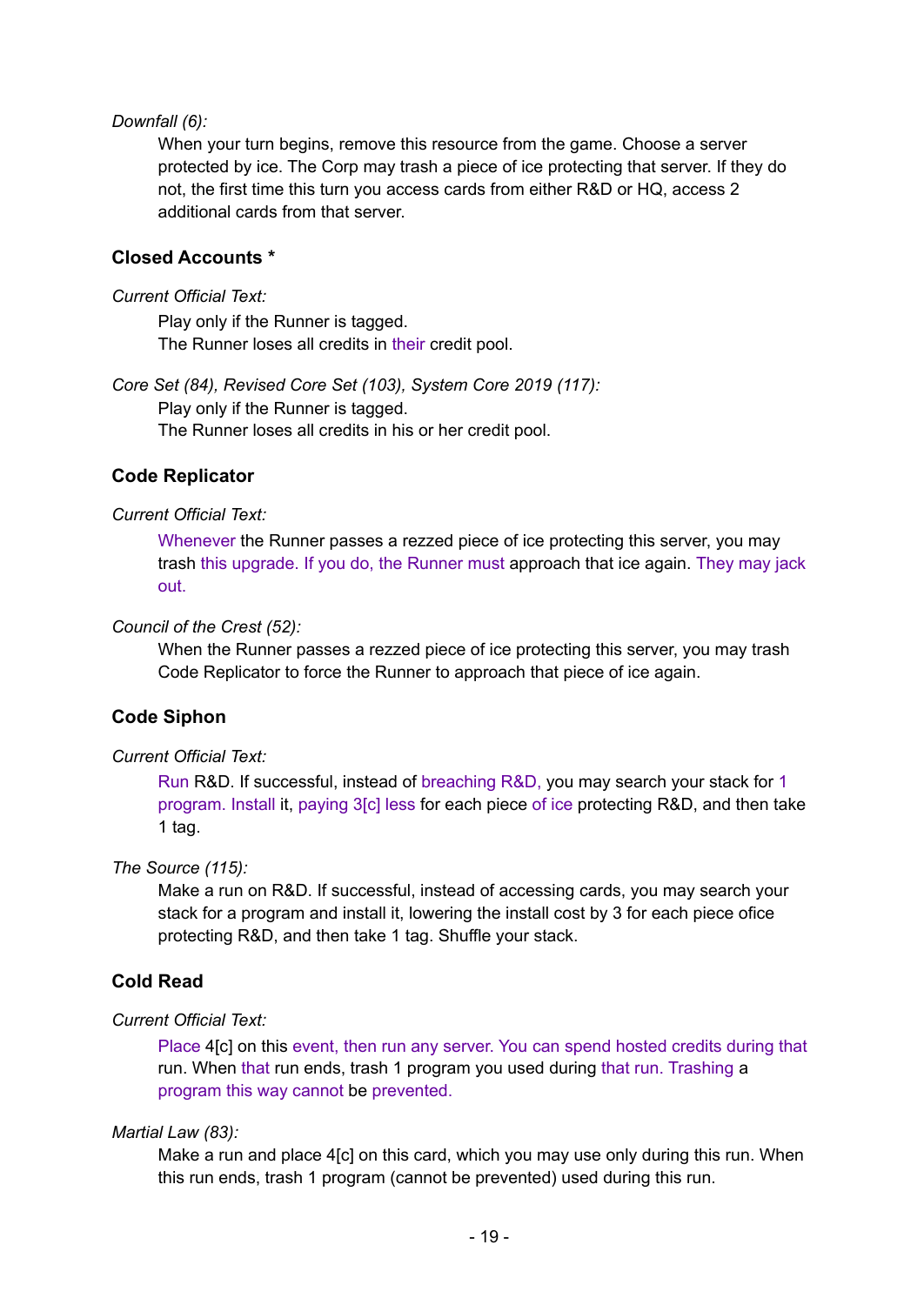*Downfall (6):*

When your turn begins, remove this resource from the game. Choose a server protected by ice. The Corp may trash a piece of ice protecting that server. If they do not, the first time this turn you access cards from either R&D or HQ, access 2 additional cards from that server.

### Closed Accounts *

*Current Official Text:*

Play only if the Runner is tagged.
The Runner loses all credits in their credit pool.

*Core Set (84), Revised Core Set (103), System Core 2019 (117):*

Play only if the Runner is tagged.
The Runner loses all credits in his or her credit pool.

### Code Replicator

*Current Official Text:*

Whenever the Runner passes a rezzed piece of ice protecting this server, you may trash this upgrade. If you do, the Runner must approach that ice again. They may jack out.

*Council of the Crest (52):*

When the Runner passes a rezzed piece of ice protecting this server, you may trash Code Replicator to force the Runner to approach that piece of ice again.

### Code Siphon

*Current Official Text:*

Run R&D. If successful, instead of breaching R&D, you may search your stack for 1 program. Install it, paying 3[c] less for each piece of ice protecting R&D, and then take 1 tag.

*The Source (115):*

Make a run on R&D. If successful, instead of accessing cards, you may search your stack for a program and install it, lowering the install cost by 3 for each piece ofice protecting R&D, and then take 1 tag. Shuffle your stack.

### Cold Read

*Current Official Text:*

Place 4[c] on this event, then run any server. You can spend hosted credits during that run. When that run ends, trash 1 program you used during that run. Trashing a program this way cannot be prevented.

*Martial Law (83):*

Make a run and place 4[c] on this card, which you may use only during this run. When this run ends, trash 1 program (cannot be prevented) used during this run.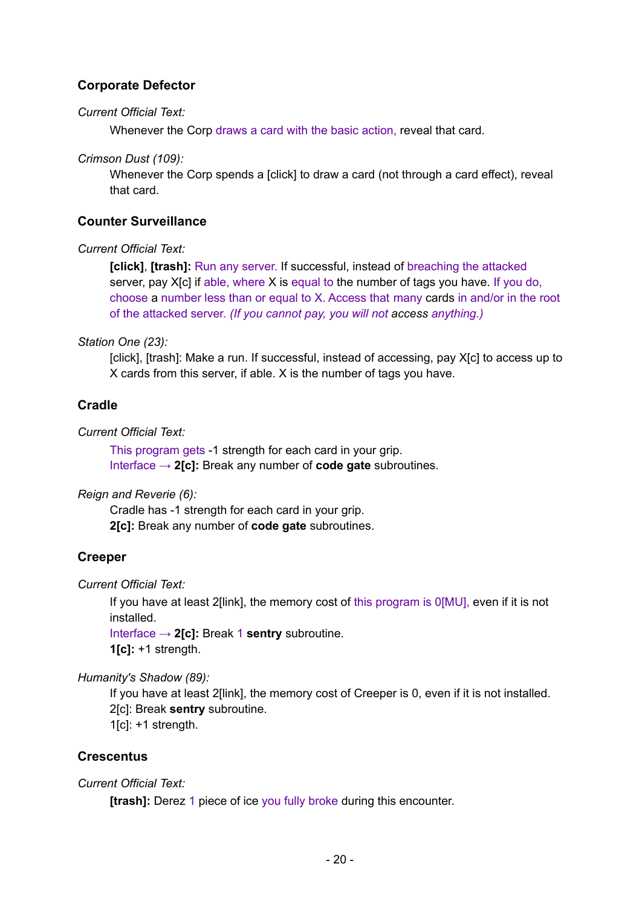### Corporate Defector

*Current Official Text:*

Whenever the Corp draws a card with the basic action, reveal that card.

*Crimson Dust (109):*

Whenever the Corp spends a [click] to draw a card (not through a card effect), reveal that card.

### Counter Surveillance

*Current Official Text:*

**[click]**, **[trash]:** Run any server. If successful, instead of breaching the attacked server, pay X[c] if able, where X is equal to the number of tags you have. If you do, choose a number less than or equal to X. Access that many cards in and/or in the root of the attacked server. *(If you cannot pay, you will not access anything.)*

*Station One (23):*

[click], [trash]: Make a run. If successful, instead of accessing, pay X[c] to access up to X cards from this server, if able. X is the number of tags you have.

### Cradle

*Current Official Text:*

This program gets -1 strength for each card in your grip.
Interface → **2[c]:** Break any number of **code gate** subroutines.

*Reign and Reverie (6):*

Cradle has -1 strength for each card in your grip.
**2[c]:** Break any number of **code gate** subroutines.

### Creeper

*Current Official Text:*

If you have at least 2[link], the memory cost of this program is 0[MU], even if it is not installed.
Interface → **2[c]:** Break 1 **sentry** subroutine.
**1[c]:** +1 strength.

*Humanity's Shadow (89):*

If you have at least 2[link], the memory cost of Creeper is 0, even if it is not installed.
2[c]: Break **sentry** subroutine.
1[c]: +1 strength.

### Crescentus

*Current Official Text:*

**[trash]:** Derez 1 piece of ice you fully broke during this encounter.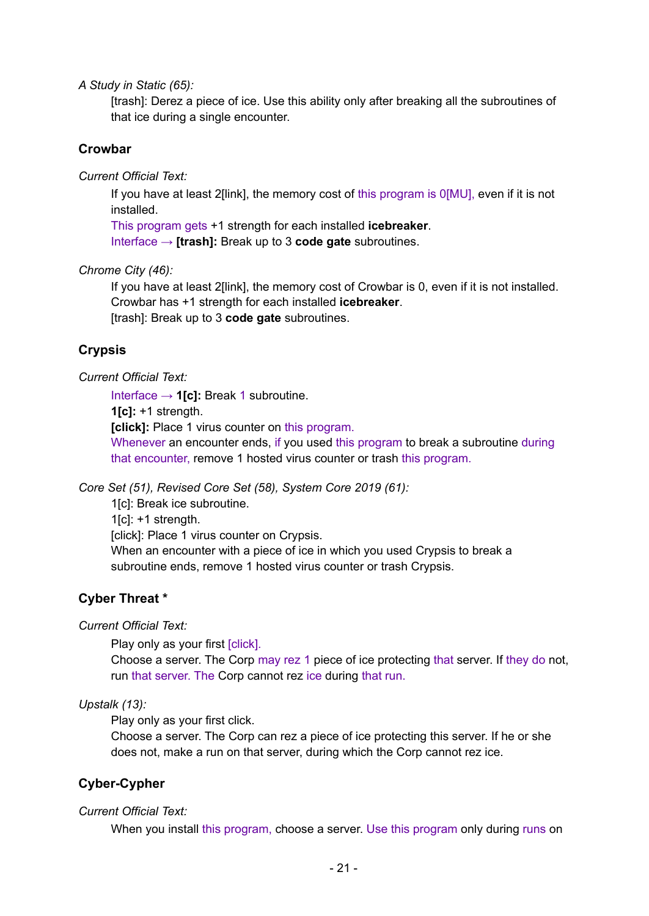*A Study in Static (65):*

[trash]: Derez a piece of ice. Use this ability only after breaking all the subroutines of that ice during a single encounter.

### Crowbar

*Current Official Text:*

If you have at least 2[link], the memory cost of this program is 0[MU], even if it is not installed.
This program gets +1 strength for each installed **icebreaker**.
Interface → **[trash]:** Break up to 3 **code gate** subroutines.

*Chrome City (46):*

If you have at least 2[link], the memory cost of Crowbar is 0, even if it is not installed.
Crowbar has +1 strength for each installed **icebreaker**.
[trash]: Break up to 3 **code gate** subroutines.

### Crypsis

*Current Official Text:*

Interface → **1[c]:** Break 1 subroutine.
**1[c]:** +1 strength.
**[click]:** Place 1 virus counter on this program.
Whenever an encounter ends, if you used this program to break a subroutine during that encounter, remove 1 hosted virus counter or trash this program.

*Core Set (51), Revised Core Set (58), System Core 2019 (61):*

1[c]: Break ice subroutine.
1[c]: +1 strength.
[click]: Place 1 virus counter on Crypsis.
When an encounter with a piece of ice in which you used Crypsis to break a subroutine ends, remove 1 hosted virus counter or trash Crypsis.

### Cyber Threat *

*Current Official Text:*

Play only as your first [click].
Choose a server. The Corp may rez 1 piece of ice protecting that server. If they do not, run that server. The Corp cannot rez ice during that run.

*Upstalk (13):*

Play only as your first click.
Choose a server. The Corp can rez a piece of ice protecting this server. If he or she does not, make a run on that server, during which the Corp cannot rez ice.

### Cyber-Cypher

*Current Official Text:*

When you install this program, choose a server. Use this program only during runs on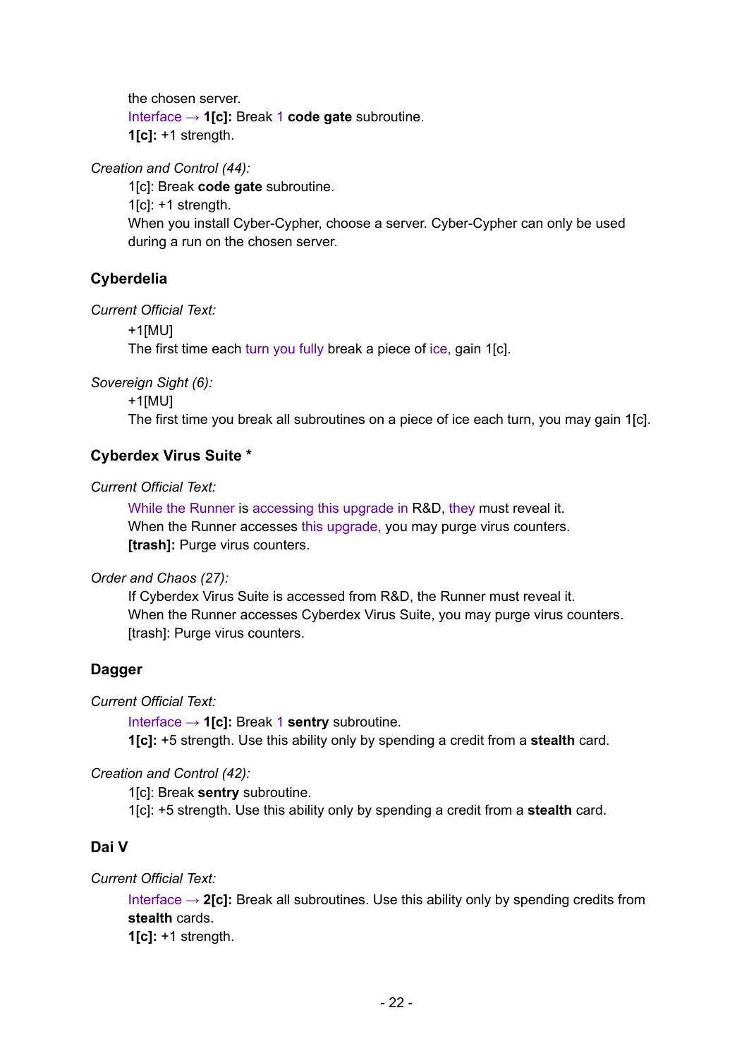the chosen server.
Interface → **1[c]:** Break 1 **code gate** subroutine.
**1[c]:** +1 strength.

*Creation and Control (44):*

1[c]: Break **code gate** subroutine.
1[c]: +1 strength.
When you install Cyber-Cypher, choose a server. Cyber-Cypher can only be used during a run on the chosen server.

### Cyberdelia

*Current Official Text:*

+1[MU]
The first time each turn you fully break a piece of ice, gain 1[c].

*Sovereign Sight (6):*

+1[MU]
The first time you break all subroutines on a piece of ice each turn, you may gain 1[c].

### Cyberdex Virus Suite *

*Current Official Text:*

While the Runner is accessing this upgrade in R&D, they must reveal it.
When the Runner accesses this upgrade, you may purge virus counters.
**[trash]:** Purge virus counters.

*Order and Chaos (27):*

If Cyberdex Virus Suite is accessed from R&D, the Runner must reveal it.
When the Runner accesses Cyberdex Virus Suite, you may purge virus counters.
[trash]: Purge virus counters.

### Dagger

*Current Official Text:*

Interface → **1[c]:** Break 1 **sentry** subroutine.
**1[c]:** +5 strength. Use this ability only by spending a credit from a **stealth** card.

*Creation and Control (42):*

1[c]: Break **sentry** subroutine.
1[c]: +5 strength. Use this ability only by spending a credit from a **stealth** card.

### Dai V

*Current Official Text:*

Interface → **2[c]:** Break all subroutines. Use this ability only by spending credits from **stealth** cards.
**1[c]:** +1 strength.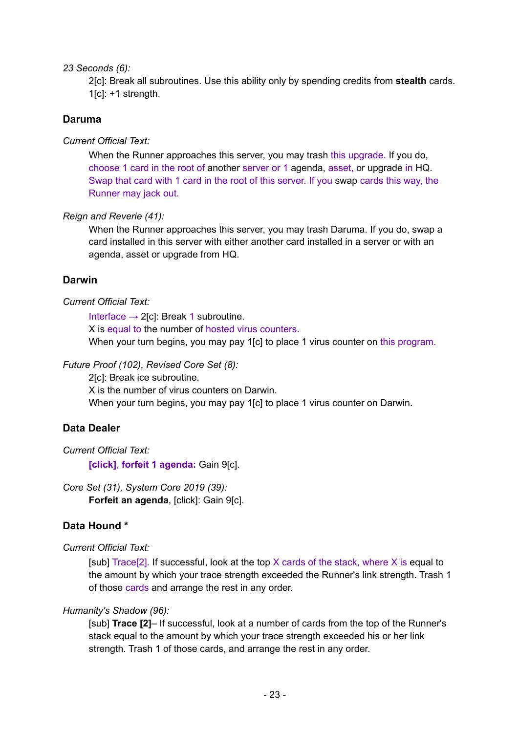*23 Seconds (6):*

2[c]: Break all subroutines. Use this ability only by spending credits from **stealth** cards.
1[c]: +1 strength.

### Daruma

*Current Official Text:*

When the Runner approaches this server, you may trash this upgrade. If you do, choose 1 card in the root of another server or 1 agenda, asset, or upgrade in HQ. Swap that card with 1 card in the root of this server. If you swap cards this way, the Runner may jack out.

*Reign and Reverie (41):*

When the Runner approaches this server, you may trash Daruma. If you do, swap a card installed in this server with either another card installed in a server or with an agenda, asset or upgrade from HQ.

### Darwin

*Current Official Text:*

Interface → 2[c]: Break 1 subroutine.
X is equal to the number of hosted virus counters.
When your turn begins, you may pay 1[c] to place 1 virus counter on this program.

*Future Proof (102), Revised Core Set (8):*

2[c]: Break ice subroutine.
X is the number of virus counters on Darwin.
When your turn begins, you may pay 1[c] to place 1 virus counter on Darwin.

### Data Dealer

*Current Official Text:*

**[click], forfeit 1 agenda:** Gain 9[c].

*Core Set (31), System Core 2019 (39):*

**Forfeit an agenda**, [click]: Gain 9[c].

### Data Hound *

*Current Official Text:*

[sub] Trace[2]. If successful, look at the top X cards of the stack, where X is equal to the amount by which your trace strength exceeded the Runner's link strength. Trash 1 of those cards and arrange the rest in any order.

*Humanity's Shadow (96):*

[sub] **Trace [2]**– If successful, look at a number of cards from the top of the Runner's stack equal to the amount by which your trace strength exceeded his or her link strength. Trash 1 of those cards, and arrange the rest in any order.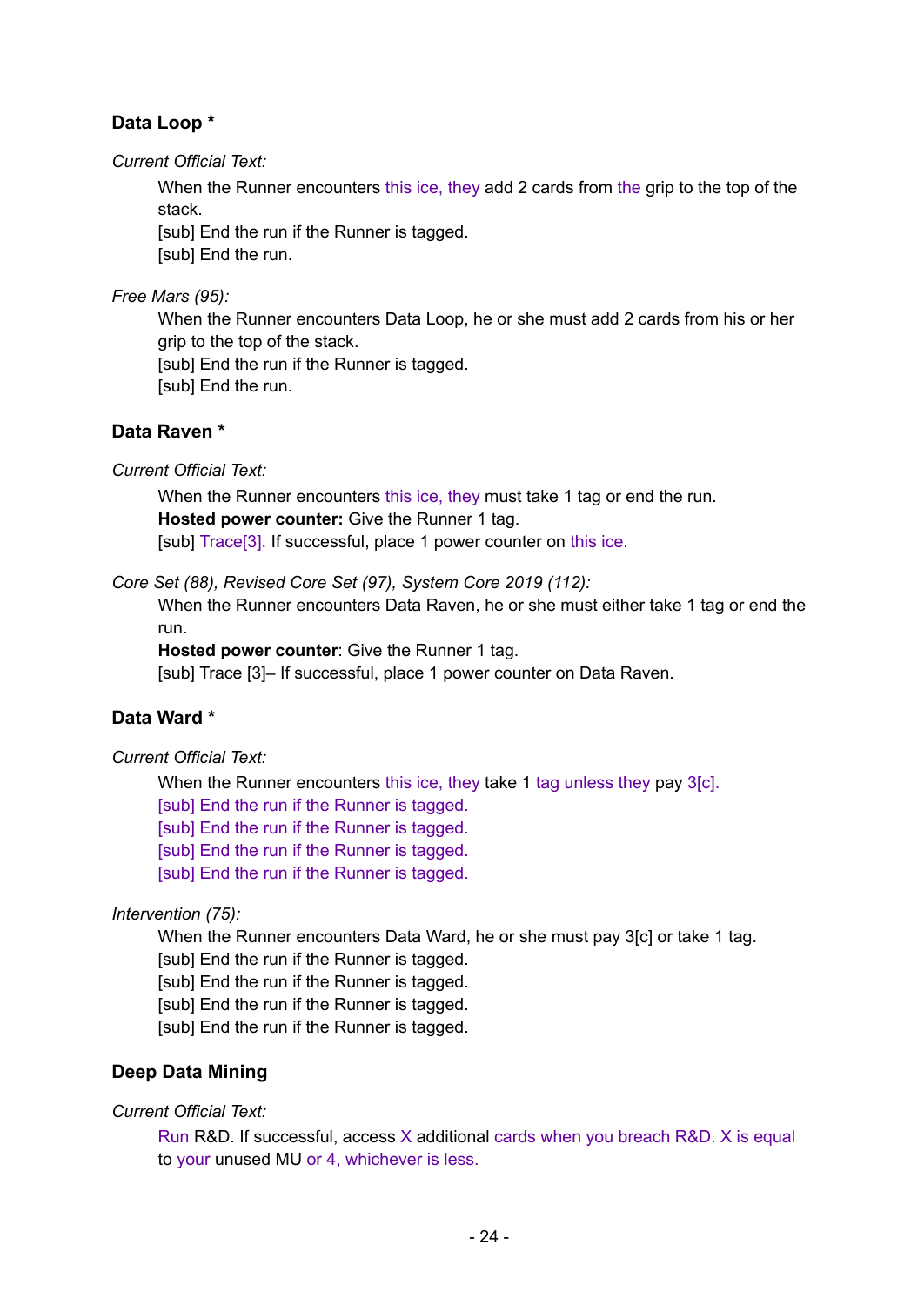### Data Loop *

*Current Official Text:*

When the Runner encounters this ice, they add 2 cards from the grip to the top of the stack.
[sub] End the run if the Runner is tagged.
[sub] End the run.

*Free Mars (95):*

When the Runner encounters Data Loop, he or she must add 2 cards from his or her grip to the top of the stack.
[sub] End the run if the Runner is tagged.
[sub] End the run.

### Data Raven *

*Current Official Text:*

When the Runner encounters this ice, they must take 1 tag or end the run.
**Hosted power counter:** Give the Runner 1 tag.
[sub] Trace[3]. If successful, place 1 power counter on this ice.

*Core Set (88), Revised Core Set (97), System Core 2019 (112):*

When the Runner encounters Data Raven, he or she must either take 1 tag or end the run.
**Hosted power counter**: Give the Runner 1 tag.
[sub] Trace [3]– If successful, place 1 power counter on Data Raven.

### Data Ward *

*Current Official Text:*

When the Runner encounters this ice, they take 1 tag unless they pay 3[c].
[sub] End the run if the Runner is tagged.
[sub] End the run if the Runner is tagged.
[sub] End the run if the Runner is tagged.
[sub] End the run if the Runner is tagged.

*Intervention (75):*

When the Runner encounters Data Ward, he or she must pay 3[c] or take 1 tag.
[sub] End the run if the Runner is tagged.
[sub] End the run if the Runner is tagged.
[sub] End the run if the Runner is tagged.
[sub] End the run if the Runner is tagged.

### Deep Data Mining

*Current Official Text:*

Run R&D. If successful, access X additional cards when you breach R&D. X is equal to your unused MU or 4, whichever is less.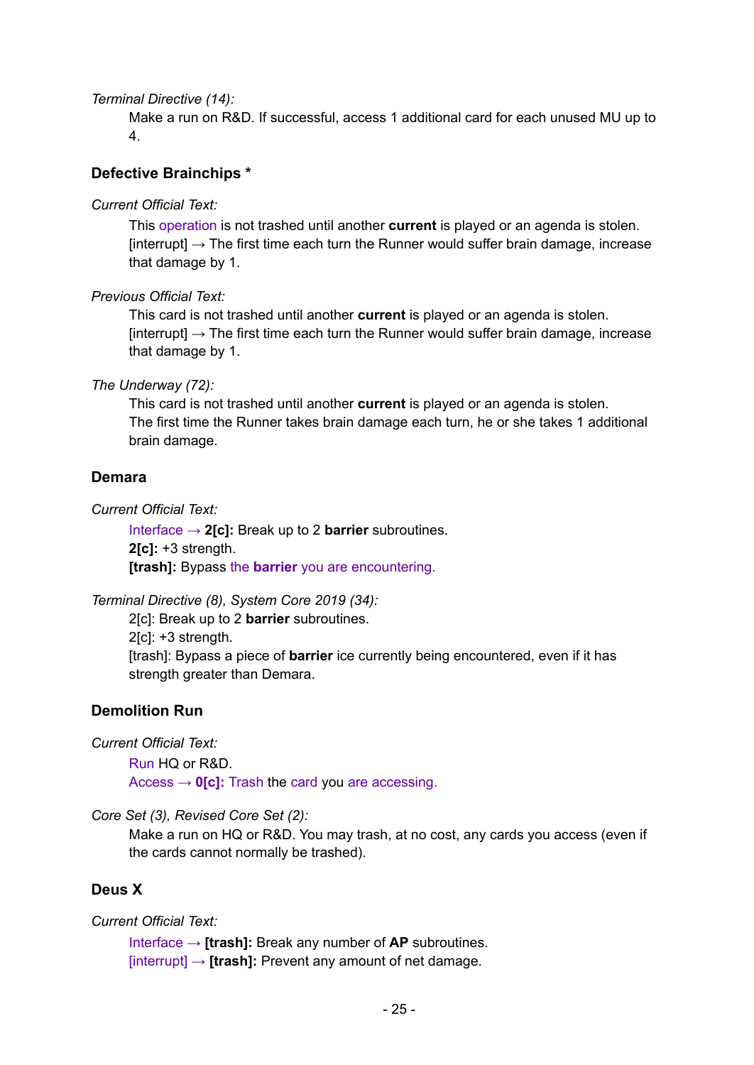*Terminal Directive (14):*

Make a run on R&D. If successful, access 1 additional card for each unused MU up to 4.

### Defective Brainchips *

*Current Official Text:*

This operation is not trashed until another **current** is played or an agenda is stolen.
[interrupt] → The first time each turn the Runner would suffer brain damage, increase that damage by 1.

*Previous Official Text:*

This card is not trashed until another **current** is played or an agenda is stolen.
[interrupt] → The first time each turn the Runner would suffer brain damage, increase that damage by 1.

*The Underway (72):*

This card is not trashed until another **current** is played or an agenda is stolen.
The first time the Runner takes brain damage each turn, he or she takes 1 additional brain damage.

### Demara

*Current Official Text:*

Interface → **2[c]:** Break up to 2 **barrier** subroutines.
**2[c]:** +3 strength.
**[trash]:** Bypass the **barrier** you are encountering.

*Terminal Directive (8), System Core 2019 (34):*

2[c]: Break up to 2 **barrier** subroutines.
2[c]: +3 strength.
[trash]: Bypass a piece of **barrier** ice currently being encountered, even if it has strength greater than Demara.

### Demolition Run

*Current Official Text:*

Run HQ or R&D.
Access → **0[c]:** Trash the card you are accessing.

*Core Set (3), Revised Core Set (2):*

Make a run on HQ or R&D. You may trash, at no cost, any cards you access (even if the cards cannot normally be trashed).

### Deus X

*Current Official Text:*

Interface → **[trash]:** Break any number of **AP** subroutines.
[interrupt] → **[trash]:** Prevent any amount of net damage.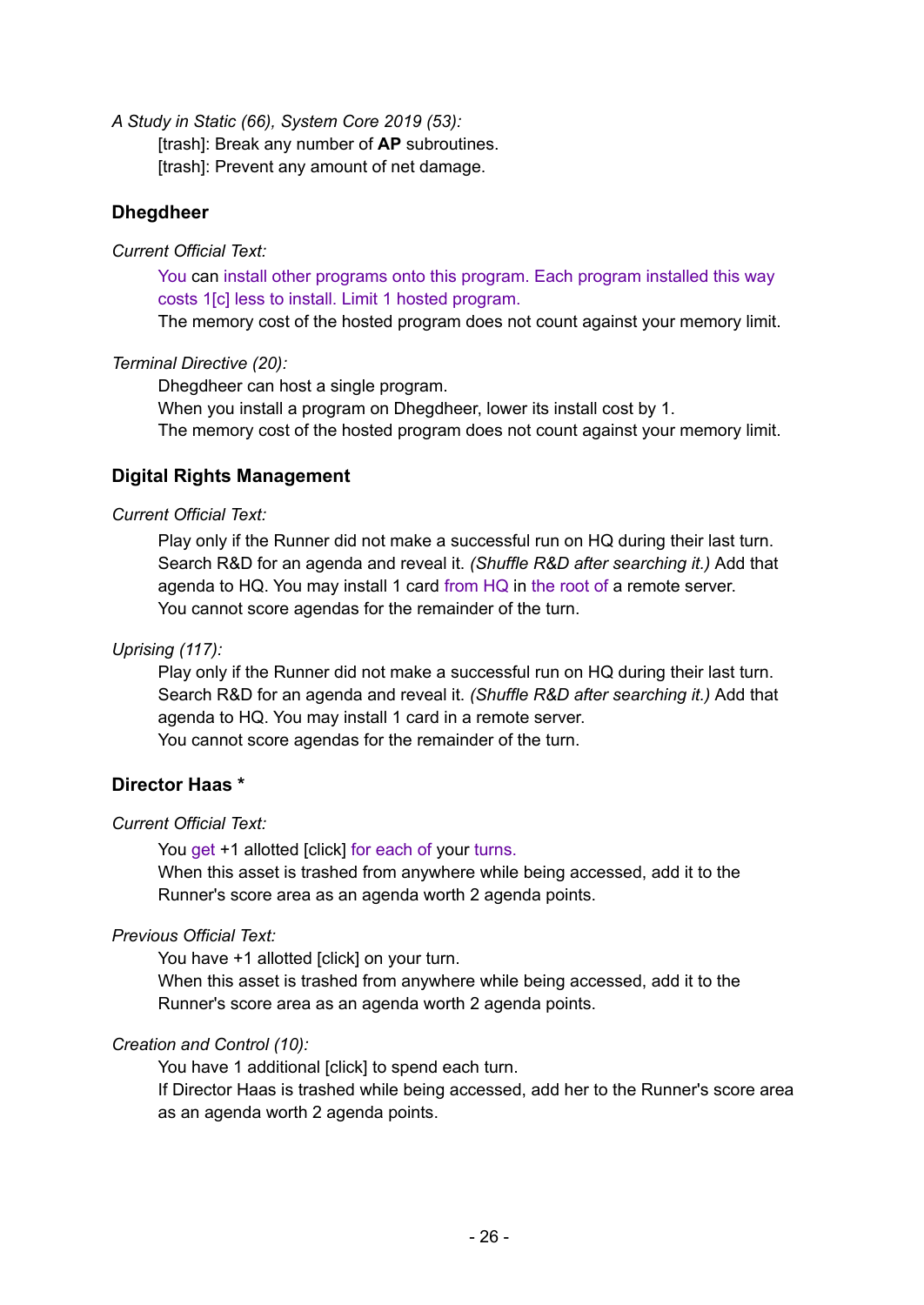*A Study in Static (66), System Core 2019 (53):*

[trash]: Break any number of **AP** subroutines.
[trash]: Prevent any amount of net damage.

### Dhegdheer

*Current Official Text:*

You can install other programs onto this program. Each program installed this way costs 1[c] less to install. Limit 1 hosted program.
The memory cost of the hosted program does not count against your memory limit.

*Terminal Directive (20):*

Dhegdheer can host a single program.
When you install a program on Dhegdheer, lower its install cost by 1.
The memory cost of the hosted program does not count against your memory limit.

### Digital Rights Management

*Current Official Text:*

Play only if the Runner did not make a successful run on HQ during their last turn. Search R&D for an agenda and reveal it. *(Shuffle R&D after searching it.)* Add that agenda to HQ. You may install 1 card from HQ in the root of a remote server.
You cannot score agendas for the remainder of the turn.

*Uprising (117):*

Play only if the Runner did not make a successful run on HQ during their last turn. Search R&D for an agenda and reveal it. *(Shuffle R&D after searching it.)* Add that agenda to HQ. You may install 1 card in a remote server.
You cannot score agendas for the remainder of the turn.

### Director Haas *

*Current Official Text:*

You get +1 allotted [click] for each of your turns.
When this asset is trashed from anywhere while being accessed, add it to the Runner's score area as an agenda worth 2 agenda points.

*Previous Official Text:*

You have +1 allotted [click] on your turn.
When this asset is trashed from anywhere while being accessed, add it to the Runner's score area as an agenda worth 2 agenda points.

*Creation and Control (10):*

You have 1 additional [click] to spend each turn.
If Director Haas is trashed while being accessed, add her to the Runner's score area as an agenda worth 2 agenda points.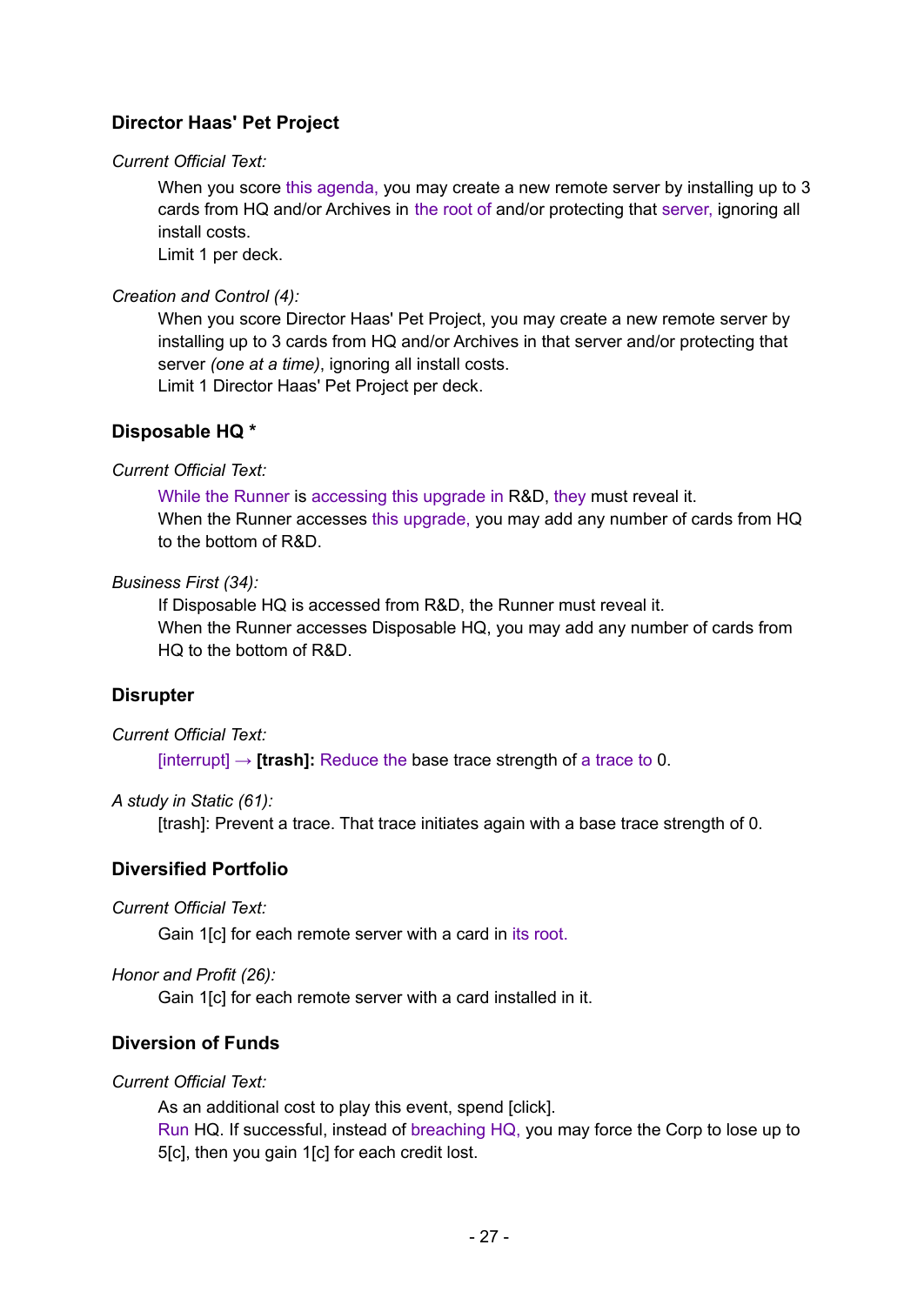### Director Haas' Pet Project

*Current Official Text:*

> When you score this agenda, you may create a new remote server by installing up to 3 cards from HQ and/or Archives in the root of and/or protecting that server, ignoring all install costs.
> Limit 1 per deck.

*Creation and Control (4):*

> When you score Director Haas' Pet Project, you may create a new remote server by installing up to 3 cards from HQ and/or Archives in that server and/or protecting that server *(one at a time)*, ignoring all install costs.
> Limit 1 Director Haas' Pet Project per deck.

### Disposable HQ *

*Current Official Text:*

> While the Runner is accessing this upgrade in R&D, they must reveal it.
> When the Runner accesses this upgrade, you may add any number of cards from HQ to the bottom of R&D.

*Business First (34):*

> If Disposable HQ is accessed from R&D, the Runner must reveal it.
> When the Runner accesses Disposable HQ, you may add any number of cards from HQ to the bottom of R&D.

### Disrupter

*Current Official Text:*

> [interrupt] → **[trash]:** Reduce the base trace strength of a trace to 0.

*A study in Static (61):*

> [trash]: Prevent a trace. That trace initiates again with a base trace strength of 0.

### Diversified Portfolio

*Current Official Text:*

> Gain 1[c] for each remote server with a card in its root.

*Honor and Profit (26):*

> Gain 1[c] for each remote server with a card installed in it.

### Diversion of Funds

*Current Official Text:*

> As an additional cost to play this event, spend [click].
> Run HQ. If successful, instead of breaching HQ, you may force the Corp to lose up to 5[c], then you gain 1[c] for each credit lost.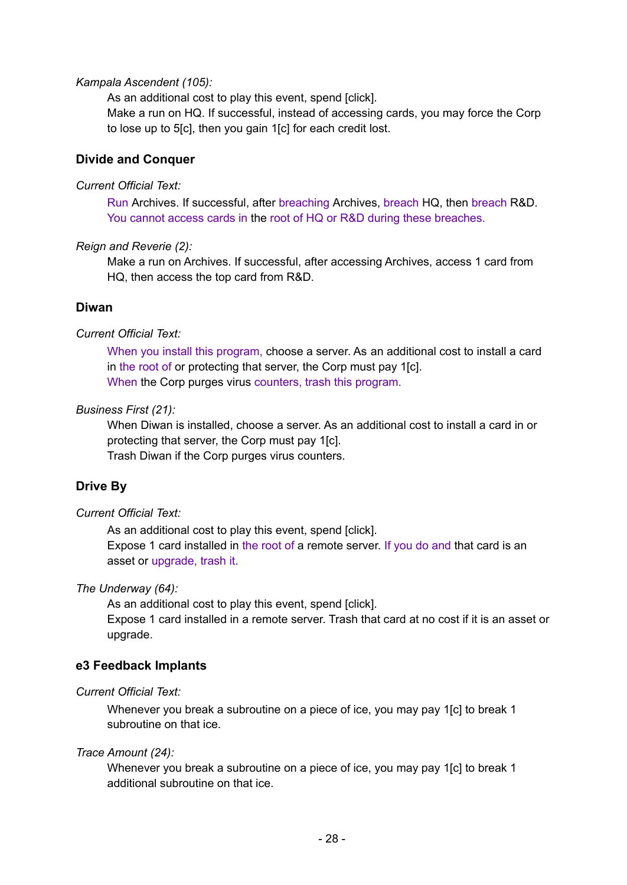*Kampala Ascendent (105):*

As an additional cost to play this event, spend [click].
Make a run on HQ. If successful, instead of accessing cards, you may force the Corp to lose up to 5[c], then you gain 1[c] for each credit lost.

### Divide and Conquer

*Current Official Text:*

Run Archives. If successful, after breaching Archives, breach HQ, then breach R&D. You cannot access cards in the root of HQ or R&D during these breaches.

*Reign and Reverie (2):*

Make a run on Archives. If successful, after accessing Archives, access 1 card from HQ, then access the top card from R&D.

### Diwan

*Current Official Text:*

When you install this program, choose a server. As an additional cost to install a card in the root of or protecting that server, the Corp must pay 1[c].
When the Corp purges virus counters, trash this program.

*Business First (21):*

When Diwan is installed, choose a server. As an additional cost to install a card in or protecting that server, the Corp must pay 1[c].
Trash Diwan if the Corp purges virus counters.

### Drive By

*Current Official Text:*

As an additional cost to play this event, spend [click].
Expose 1 card installed in the root of a remote server. If you do and that card is an asset or upgrade, trash it.

*The Underway (64):*

As an additional cost to play this event, spend [click].
Expose 1 card installed in a remote server. Trash that card at no cost if it is an asset or upgrade.

### e3 Feedback Implants

*Current Official Text:*

Whenever you break a subroutine on a piece of ice, you may pay 1[c] to break 1 subroutine on that ice.

*Trace Amount (24):*

Whenever you break a subroutine on a piece of ice, you may pay 1[c] to break 1 additional subroutine on that ice.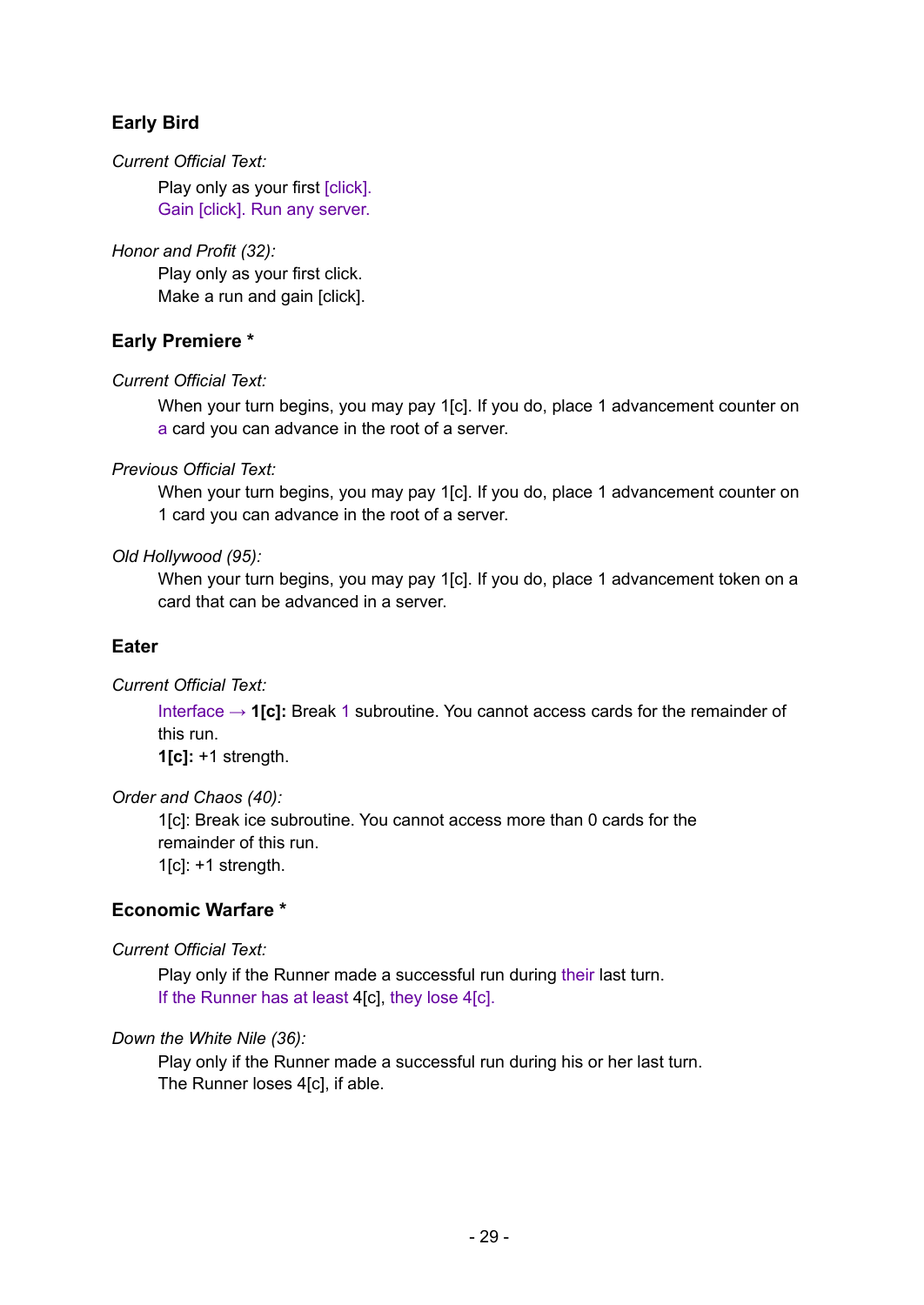### Early Bird

*Current Official Text:*

> Play only as your first [click].
> Gain [click]. Run any server.

*Honor and Profit (32):*

> Play only as your first click.
> Make a run and gain [click].

### Early Premiere *

*Current Official Text:*

> When your turn begins, you may pay 1[c]. If you do, place 1 advancement counter on a card you can advance in the root of a server.

*Previous Official Text:*

> When your turn begins, you may pay 1[c]. If you do, place 1 advancement counter on 1 card you can advance in the root of a server.

*Old Hollywood (95):*

> When your turn begins, you may pay 1[c]. If you do, place 1 advancement token on a card that can be advanced in a server.

### Eater

*Current Official Text:*

> Interface → **1[c]:** Break 1 subroutine. You cannot access cards for the remainder of this run.
> **1[c]:** +1 strength.

*Order and Chaos (40):*

> 1[c]: Break ice subroutine. You cannot access more than 0 cards for the remainder of this run.
> 1[c]: +1 strength.

### Economic Warfare *

*Current Official Text:*

> Play only if the Runner made a successful run during their last turn.
> If the Runner has at least 4[c], they lose 4[c].

*Down the White Nile (36):*

> Play only if the Runner made a successful run during his or her last turn.
> The Runner loses 4[c], if able.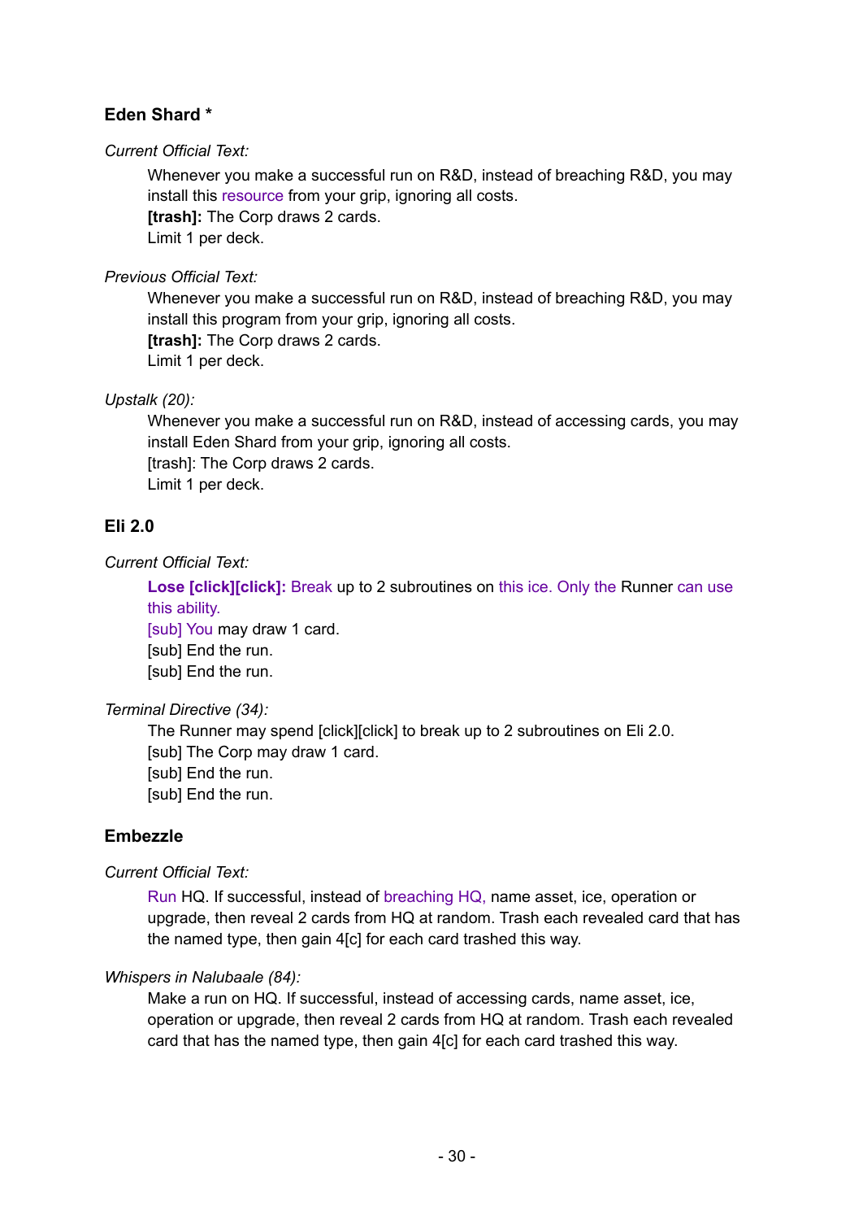### Eden Shard *

*Current Official Text:*

> Whenever you make a successful run on R&D, instead of breaching R&D, you may install this resource from your grip, ignoring all costs.
> **[trash]:** The Corp draws 2 cards.
> Limit 1 per deck.

*Previous Official Text:*

> Whenever you make a successful run on R&D, instead of breaching R&D, you may install this program from your grip, ignoring all costs.
> **[trash]:** The Corp draws 2 cards.
> Limit 1 per deck.

*Upstalk (20):*

> Whenever you make a successful run on R&D, instead of accessing cards, you may install Eden Shard from your grip, ignoring all costs.
> [trash]: The Corp draws 2 cards.
> Limit 1 per deck.

### Eli 2.0

*Current Official Text:*

> **Lose [click][click]:** Break up to 2 subroutines on this ice. Only the Runner can use this ability.
> [sub] You may draw 1 card.
> [sub] End the run.
> [sub] End the run.

*Terminal Directive (34):*

> The Runner may spend [click][click] to break up to 2 subroutines on Eli 2.0.
> [sub] The Corp may draw 1 card.
> [sub] End the run.
> [sub] End the run.

### Embezzle

*Current Official Text:*

> Run HQ. If successful, instead of breaching HQ, name asset, ice, operation or upgrade, then reveal 2 cards from HQ at random. Trash each revealed card that has the named type, then gain 4[c] for each card trashed this way.

*Whispers in Nalubaale (84):*

> Make a run on HQ. If successful, instead of accessing cards, name asset, ice, operation or upgrade, then reveal 2 cards from HQ at random. Trash each revealed card that has the named type, then gain 4[c] for each card trashed this way.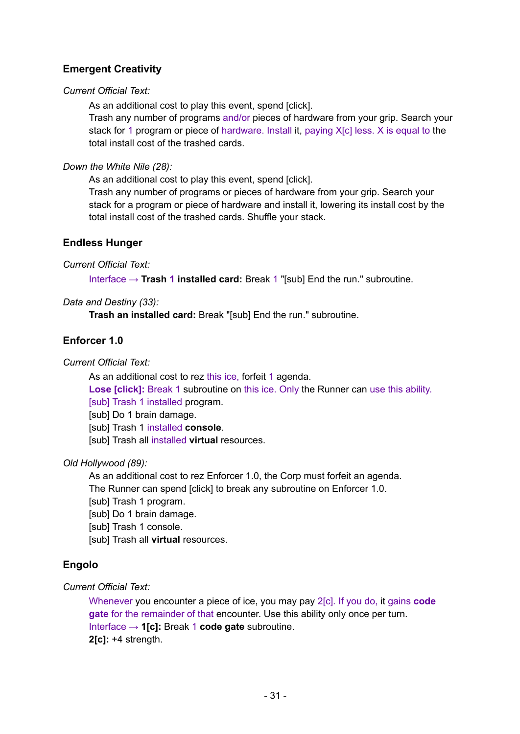### Emergent Creativity

*Current Official Text:*

As an additional cost to play this event, spend [click].
Trash any number of programs and/or pieces of hardware from your grip. Search your stack for 1 program or piece of hardware. Install it, paying X[c] less. X is equal to the total install cost of the trashed cards.

*Down the White Nile (28):*

As an additional cost to play this event, spend [click].
Trash any number of programs or pieces of hardware from your grip. Search your stack for a program or piece of hardware and install it, lowering its install cost by the total install cost of the trashed cards. Shuffle your stack.

### Endless Hunger

*Current Official Text:*

Interface → **Trash 1 installed card:** Break 1 "[sub] End the run." subroutine.

*Data and Destiny (33):*

**Trash an installed card:** Break "[sub] End the run." subroutine.

### Enforcer 1.0

*Current Official Text:*

As an additional cost to rez this ice, forfeit 1 agenda.
**Lose [click]:** Break 1 subroutine on this ice. Only the Runner can use this ability.
[sub] Trash 1 installed program.
[sub] Do 1 brain damage.
[sub] Trash 1 installed **console**.
[sub] Trash all installed **virtual** resources.

*Old Hollywood (89):*

As an additional cost to rez Enforcer 1.0, the Corp must forfeit an agenda.
The Runner can spend [click] to break any subroutine on Enforcer 1.0.
[sub] Trash 1 program.
[sub] Do 1 brain damage.
[sub] Trash 1 console.
[sub] Trash all **virtual** resources.

### Engolo

*Current Official Text:*

Whenever you encounter a piece of ice, you may pay 2[c]. If you do, it gains **code gate** for the remainder of that encounter. Use this ability only once per turn.
Interface → **1[c]:** Break 1 **code gate** subroutine.
**2[c]:** +4 strength.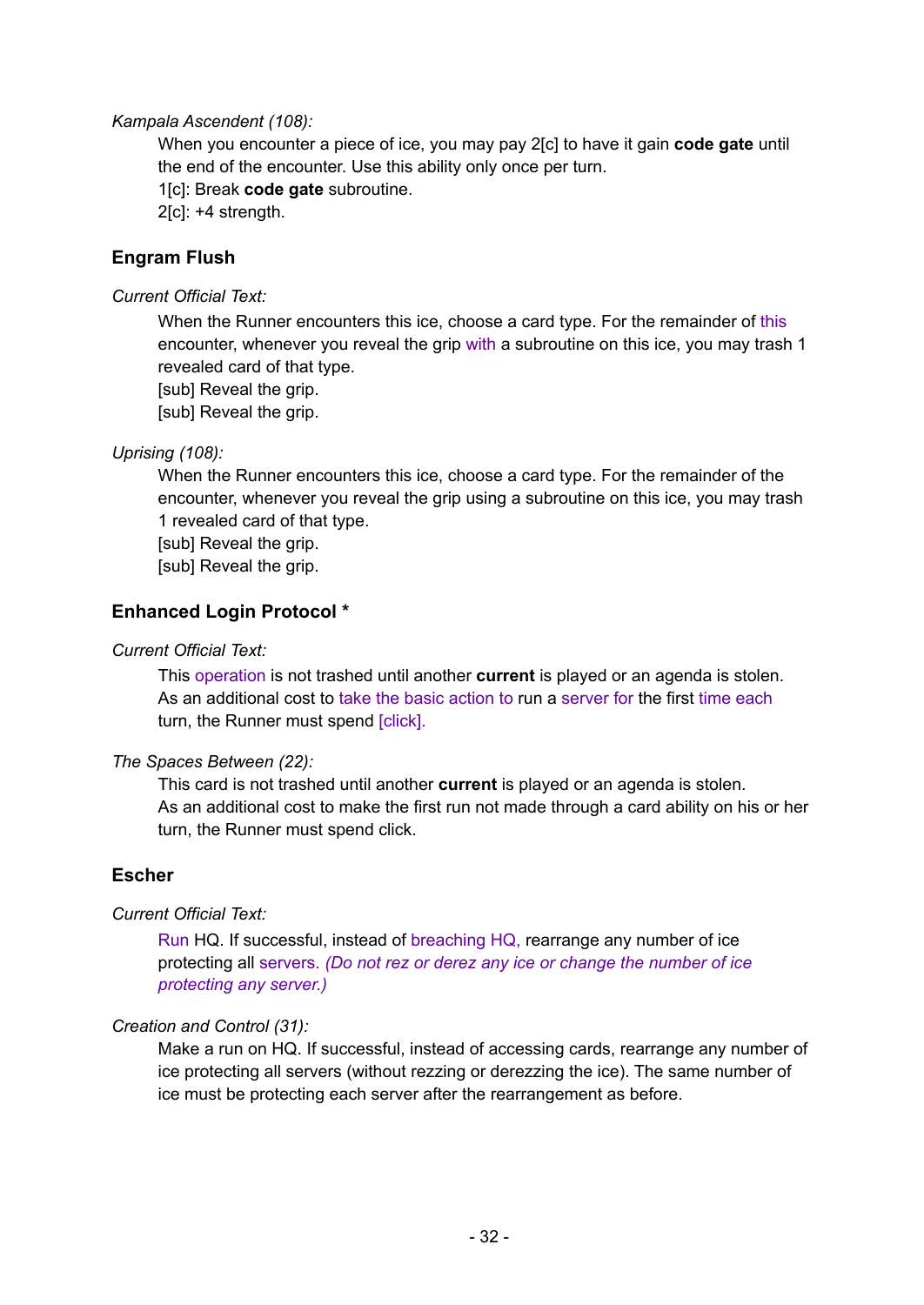*Kampala Ascendent (108):*

> When you encounter a piece of ice, you may pay 2[c] to have it gain **code gate** until the end of the encounter. Use this ability only once per turn.
> 1[c]: Break **code gate** subroutine.
> 2[c]: +4 strength.

### Engram Flush

*Current Official Text:*

> When the Runner encounters this ice, choose a card type. For the remainder of this encounter, whenever you reveal the grip with a subroutine on this ice, you may trash 1 revealed card of that type.
> [sub] Reveal the grip.
> [sub] Reveal the grip.

*Uprising (108):*

> When the Runner encounters this ice, choose a card type. For the remainder of the encounter, whenever you reveal the grip using a subroutine on this ice, you may trash 1 revealed card of that type.
> [sub] Reveal the grip.
> [sub] Reveal the grip.

### Enhanced Login Protocol *

*Current Official Text:*

> This operation is not trashed until another **current** is played or an agenda is stolen.
> As an additional cost to take the basic action to run a server for the first time each turn, the Runner must spend [click].

*The Spaces Between (22):*

> This card is not trashed until another **current** is played or an agenda is stolen.
> As an additional cost to make the first run not made through a card ability on his or her turn, the Runner must spend click.

### Escher

*Current Official Text:*

> Run HQ. If successful, instead of breaching HQ, rearrange any number of ice protecting all servers. *(Do not rez or derez any ice or change the number of ice protecting any server.)*

*Creation and Control (31):*

> Make a run on HQ. If successful, instead of accessing cards, rearrange any number of ice protecting all servers (without rezzing or derezzing the ice). The same number of ice must be protecting each server after the rearrangement as before.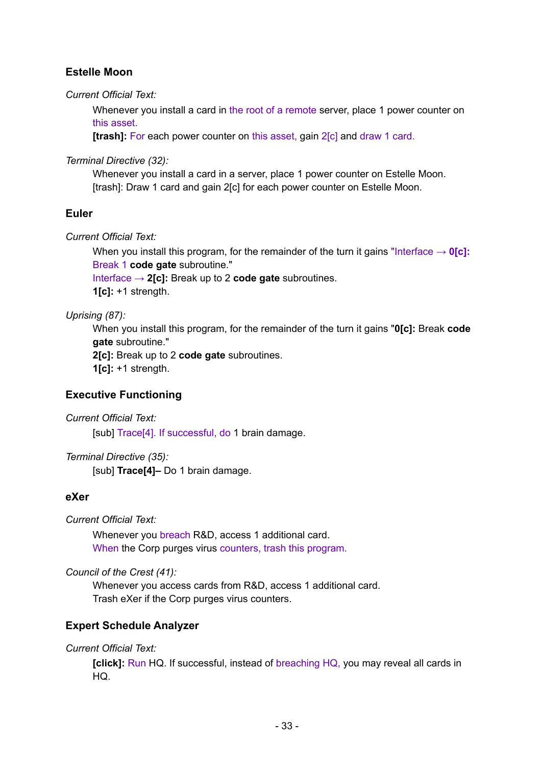### Estelle Moon

*Current Official Text:*

Whenever you install a card in the root of a remote server, place 1 power counter on this asset.
**[trash]:** For each power counter on this asset, gain 2[c] and draw 1 card.

*Terminal Directive (32):*

Whenever you install a card in a server, place 1 power counter on Estelle Moon.
[trash]: Draw 1 card and gain 2[c] for each power counter on Estelle Moon.

### Euler

*Current Official Text:*

When you install this program, for the remainder of the turn it gains "Interface → **0[c]:** Break 1 **code gate** subroutine."
Interface → **2[c]:** Break up to 2 **code gate** subroutines.
**1[c]:** +1 strength.

*Uprising (87):*

When you install this program, for the remainder of the turn it gains "**0[c]:** Break **code gate** subroutine."
**2[c]:** Break up to 2 **code gate** subroutines.
**1[c]:** +1 strength.

### Executive Functioning

*Current Official Text:*

[sub] Trace[4]. If successful, do 1 brain damage.

*Terminal Directive (35):*

[sub] **Trace[4]–** Do 1 brain damage.

### eXer

*Current Official Text:*

Whenever you breach R&D, access 1 additional card.
When the Corp purges virus counters, trash this program.

*Council of the Crest (41):*

Whenever you access cards from R&D, access 1 additional card.
Trash eXer if the Corp purges virus counters.

### Expert Schedule Analyzer

*Current Official Text:*

**[click]:** Run HQ. If successful, instead of breaching HQ, you may reveal all cards in HQ.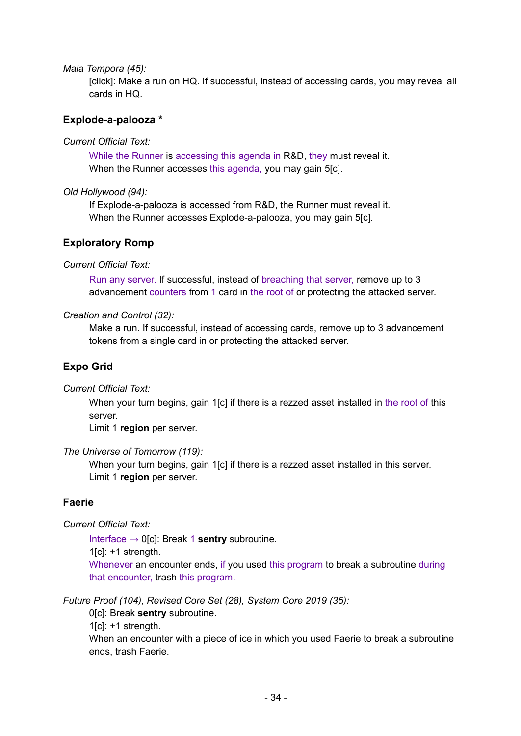*Mala Tempora (45):*

[click]: Make a run on HQ. If successful, instead of accessing cards, you may reveal all cards in HQ.

### Explode-a-palooza *

*Current Official Text:*

While the Runner is accessing this agenda in R&D, they must reveal it.
When the Runner accesses this agenda, you may gain 5[c].

*Old Hollywood (94):*

If Explode-a-palooza is accessed from R&D, the Runner must reveal it.
When the Runner accesses Explode-a-palooza, you may gain 5[c].

### Exploratory Romp

*Current Official Text:*

Run any server. If successful, instead of breaching that server, remove up to 3 advancement counters from 1 card in the root of or protecting the attacked server.

*Creation and Control (32):*

Make a run. If successful, instead of accessing cards, remove up to 3 advancement tokens from a single card in or protecting the attacked server.

### Expo Grid

*Current Official Text:*

When your turn begins, gain 1[c] if there is a rezzed asset installed in the root of this server.
Limit 1 **region** per server.

*The Universe of Tomorrow (119):*

When your turn begins, gain 1[c] if there is a rezzed asset installed in this server.
Limit 1 **region** per server.

### Faerie

*Current Official Text:*

Interface → 0[c]: Break 1 **sentry** subroutine.
1[c]: +1 strength.
Whenever an encounter ends, if you used this program to break a subroutine during that encounter, trash this program.

*Future Proof (104), Revised Core Set (28), System Core 2019 (35):*

0[c]: Break **sentry** subroutine.
1[c]: +1 strength.
When an encounter with a piece of ice in which you used Faerie to break a subroutine ends, trash Faerie.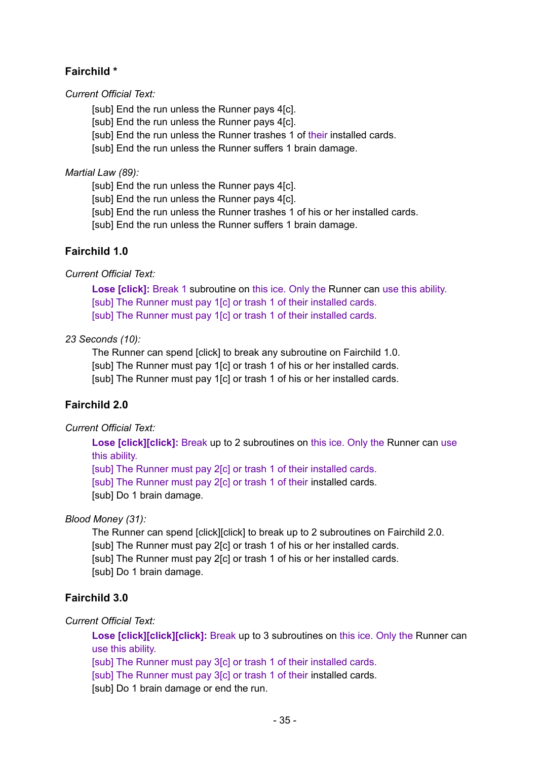### Fairchild *

*Current Official Text:*

[sub] End the run unless the Runner pays 4[c].
[sub] End the run unless the Runner pays 4[c].
[sub] End the run unless the Runner trashes 1 of their installed cards.
[sub] End the run unless the Runner suffers 1 brain damage.

*Martial Law (89):*

[sub] End the run unless the Runner pays 4[c].
[sub] End the run unless the Runner pays 4[c].
[sub] End the run unless the Runner trashes 1 of his or her installed cards.
[sub] End the run unless the Runner suffers 1 brain damage.

### Fairchild 1.0

*Current Official Text:*

**Lose [click]:** Break 1 subroutine on this ice. Only the Runner can use this ability.
[sub] The Runner must pay 1[c] or trash 1 of their installed cards.
[sub] The Runner must pay 1[c] or trash 1 of their installed cards.

*23 Seconds (10):*

The Runner can spend [click] to break any subroutine on Fairchild 1.0.
[sub] The Runner must pay 1[c] or trash 1 of his or her installed cards.
[sub] The Runner must pay 1[c] or trash 1 of his or her installed cards.

### Fairchild 2.0

*Current Official Text:*

**Lose [click][click]:** Break up to 2 subroutines on this ice. Only the Runner can use this ability.
[sub] The Runner must pay 2[c] or trash 1 of their installed cards.
[sub] The Runner must pay 2[c] or trash 1 of their installed cards.
[sub] Do 1 brain damage.

*Blood Money (31):*

The Runner can spend [click][click] to break up to 2 subroutines on Fairchild 2.0.
[sub] The Runner must pay 2[c] or trash 1 of his or her installed cards.
[sub] The Runner must pay 2[c] or trash 1 of his or her installed cards.
[sub] Do 1 brain damage.

### Fairchild 3.0

*Current Official Text:*

**Lose [click][click][click]:** Break up to 3 subroutines on this ice. Only the Runner can use this ability.
[sub] The Runner must pay 3[c] or trash 1 of their installed cards.
[sub] The Runner must pay 3[c] or trash 1 of their installed cards.
[sub] Do 1 brain damage or end the run.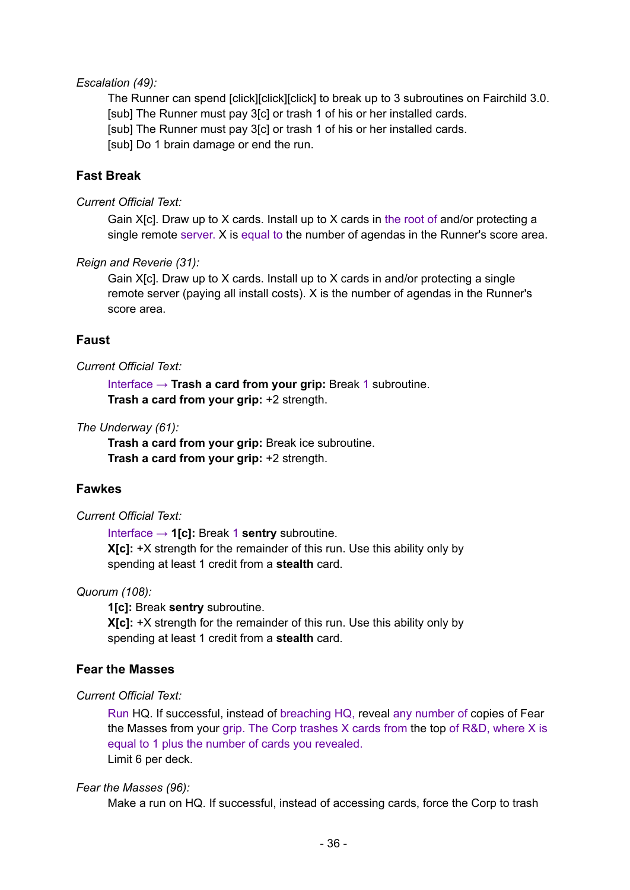*Escalation (49):*

The Runner can spend [click][click][click] to break up to 3 subroutines on Fairchild 3.0.
[sub] The Runner must pay 3[c] or trash 1 of his or her installed cards.
[sub] The Runner must pay 3[c] or trash 1 of his or her installed cards.
[sub] Do 1 brain damage or end the run.

### Fast Break

*Current Official Text:*

Gain X[c]. Draw up to X cards. Install up to X cards in the root of and/or protecting a single remote server. X is equal to the number of agendas in the Runner's score area.

*Reign and Reverie (31):*

Gain X[c]. Draw up to X cards. Install up to X cards in and/or protecting a single remote server (paying all install costs). X is the number of agendas in the Runner's score area.

### Faust

*Current Official Text:*

Interface → **Trash a card from your grip:** Break 1 subroutine.
**Trash a card from your grip:** +2 strength.

*The Underway (61):*

**Trash a card from your grip:** Break ice subroutine.
**Trash a card from your grip:** +2 strength.

### Fawkes

*Current Official Text:*

Interface → **1[c]:** Break 1 **sentry** subroutine.
**X[c]:** +X strength for the remainder of this run. Use this ability only by spending at least 1 credit from a **stealth** card.

*Quorum (108):*

**1[c]:** Break **sentry** subroutine.
**X[c]:** +X strength for the remainder of this run. Use this ability only by spending at least 1 credit from a **stealth** card.

### Fear the Masses

*Current Official Text:*

Run HQ. If successful, instead of breaching HQ, reveal any number of copies of Fear the Masses from your grip. The Corp trashes X cards from the top of R&D, where X is equal to 1 plus the number of cards you revealed.
Limit 6 per deck.

*Fear the Masses (96):*

Make a run on HQ. If successful, instead of accessing cards, force the Corp to trash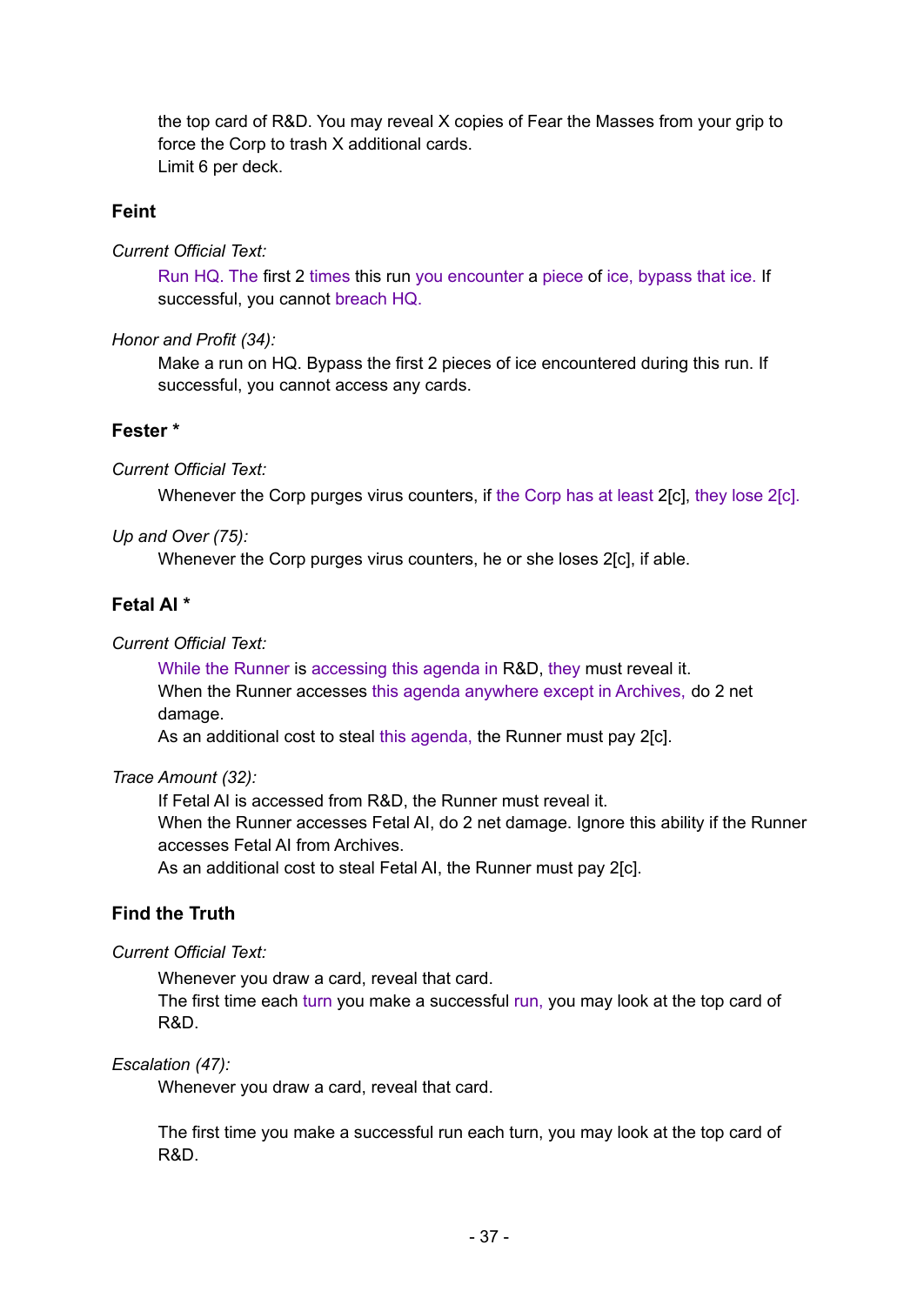the top card of R&D. You may reveal X copies of Fear the Masses from your grip to force the Corp to trash X additional cards.
Limit 6 per deck.

### Feint

*Current Official Text:*

Run HQ. The first 2 times this run you encounter a piece of ice, bypass that ice. If successful, you cannot breach HQ.

*Honor and Profit (34):*

Make a run on HQ. Bypass the first 2 pieces of ice encountered during this run. If successful, you cannot access any cards.

### Fester *

*Current Official Text:*

Whenever the Corp purges virus counters, if the Corp has at least 2[c], they lose 2[c].

*Up and Over (75):*

Whenever the Corp purges virus counters, he or she loses 2[c], if able.

### Fetal AI *

*Current Official Text:*

While the Runner is accessing this agenda in R&D, they must reveal it.
When the Runner accesses this agenda anywhere except in Archives, do 2 net damage.
As an additional cost to steal this agenda, the Runner must pay 2[c].

*Trace Amount (32):*

If Fetal AI is accessed from R&D, the Runner must reveal it.
When the Runner accesses Fetal AI, do 2 net damage. Ignore this ability if the Runner accesses Fetal AI from Archives.
As an additional cost to steal Fetal AI, the Runner must pay 2[c].

### Find the Truth

*Current Official Text:*

Whenever you draw a card, reveal that card.
The first time each turn you make a successful run, you may look at the top card of R&D.

*Escalation (47):*

Whenever you draw a card, reveal that card.

The first time you make a successful run each turn, you may look at the top card of R&D.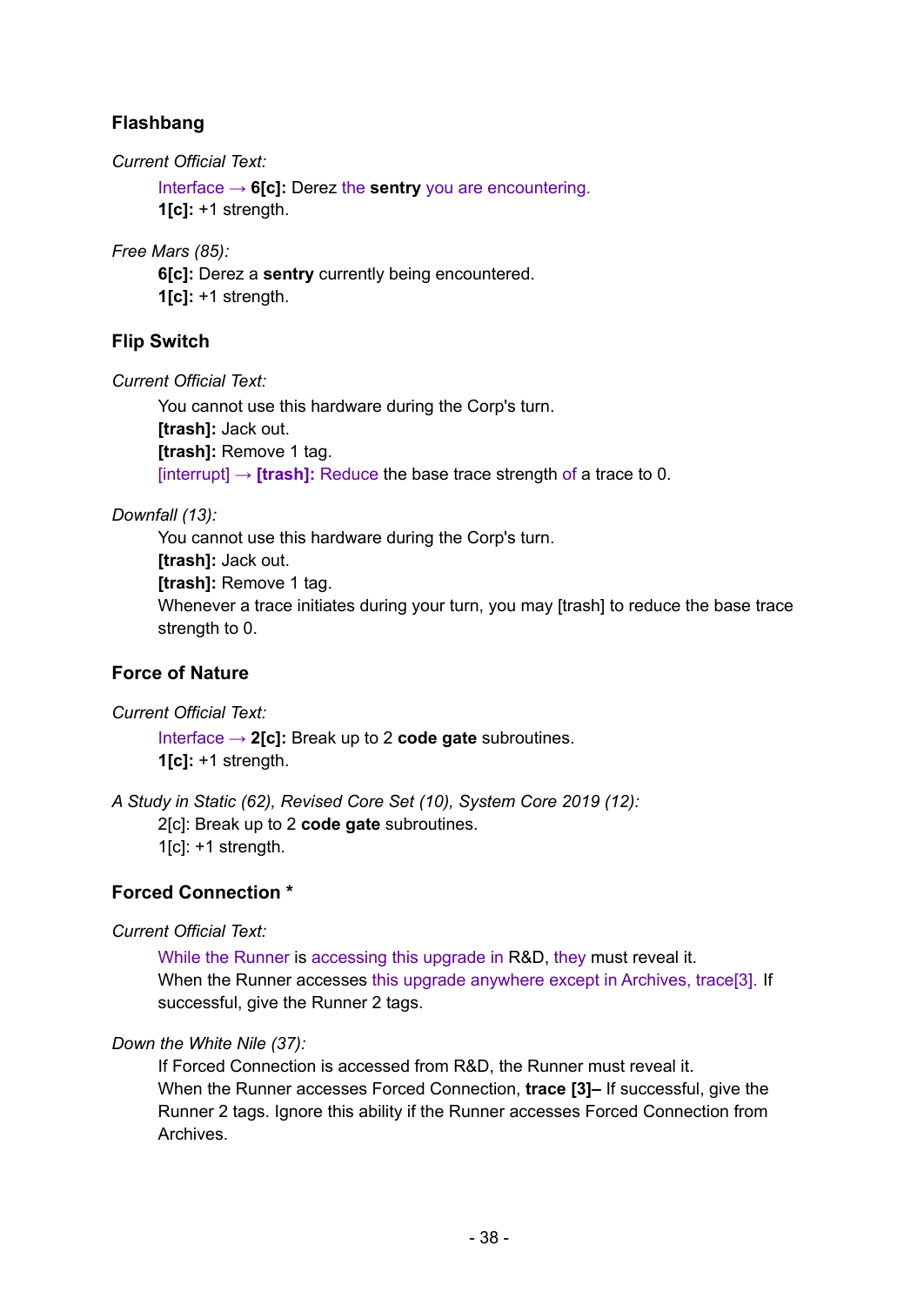### Flashbang

*Current Official Text:*

Interface → **6[c]:** Derez the **sentry** you are encountering.
**1[c]:** +1 strength.

*Free Mars (85):*

**6[c]:** Derez a **sentry** currently being encountered.
**1[c]:** +1 strength.

### Flip Switch

*Current Official Text:*

You cannot use this hardware during the Corp's turn.
**[trash]:** Jack out.
**[trash]:** Remove 1 tag.
[interrupt] → **[trash]:** Reduce the base trace strength of a trace to 0.

*Downfall (13):*

You cannot use this hardware during the Corp's turn.
**[trash]:** Jack out.
**[trash]:** Remove 1 tag.
Whenever a trace initiates during your turn, you may [trash] to reduce the base trace strength to 0.

### Force of Nature

*Current Official Text:*

Interface → **2[c]:** Break up to 2 **code gate** subroutines.
**1[c]:** +1 strength.

*A Study in Static (62), Revised Core Set (10), System Core 2019 (12):*

2[c]: Break up to 2 **code gate** subroutines.
1[c]: +1 strength.

### Forced Connection *

*Current Official Text:*

While the Runner is accessing this upgrade in R&D, they must reveal it.
When the Runner accesses this upgrade anywhere except in Archives, trace[3]. If successful, give the Runner 2 tags.

*Down the White Nile (37):*

If Forced Connection is accessed from R&D, the Runner must reveal it.
When the Runner accesses Forced Connection, **trace [3]–** If successful, give the Runner 2 tags. Ignore this ability if the Runner accesses Forced Connection from Archives.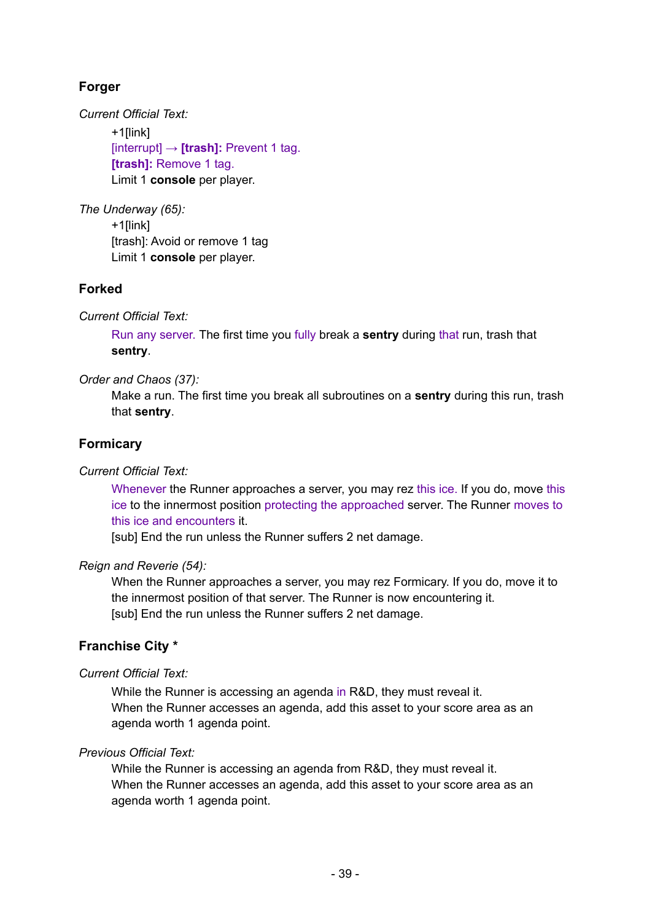### Forger

*Current Official Text:*

+1[link]
[interrupt] → **[trash]:** Prevent 1 tag.
**[trash]:** Remove 1 tag.
Limit 1 **console** per player.

*The Underway (65):*

+1[link]
[trash]: Avoid or remove 1 tag
Limit 1 **console** per player.

### Forked

*Current Official Text:*

Run any server. The first time you fully break a **sentry** during that run, trash that **sentry**.

*Order and Chaos (37):*

Make a run. The first time you break all subroutines on a **sentry** during this run, trash that **sentry**.

### Formicary

*Current Official Text:*

Whenever the Runner approaches a server, you may rez this ice. If you do, move this ice to the innermost position protecting the approached server. The Runner moves to this ice and encounters it.
[sub] End the run unless the Runner suffers 2 net damage.

*Reign and Reverie (54):*

When the Runner approaches a server, you may rez Formicary. If you do, move it to the innermost position of that server. The Runner is now encountering it.
[sub] End the run unless the Runner suffers 2 net damage.

### Franchise City *

*Current Official Text:*

While the Runner is accessing an agenda in R&D, they must reveal it.
When the Runner accesses an agenda, add this asset to your score area as an agenda worth 1 agenda point.

*Previous Official Text:*

While the Runner is accessing an agenda from R&D, they must reveal it.
When the Runner accesses an agenda, add this asset to your score area as an agenda worth 1 agenda point.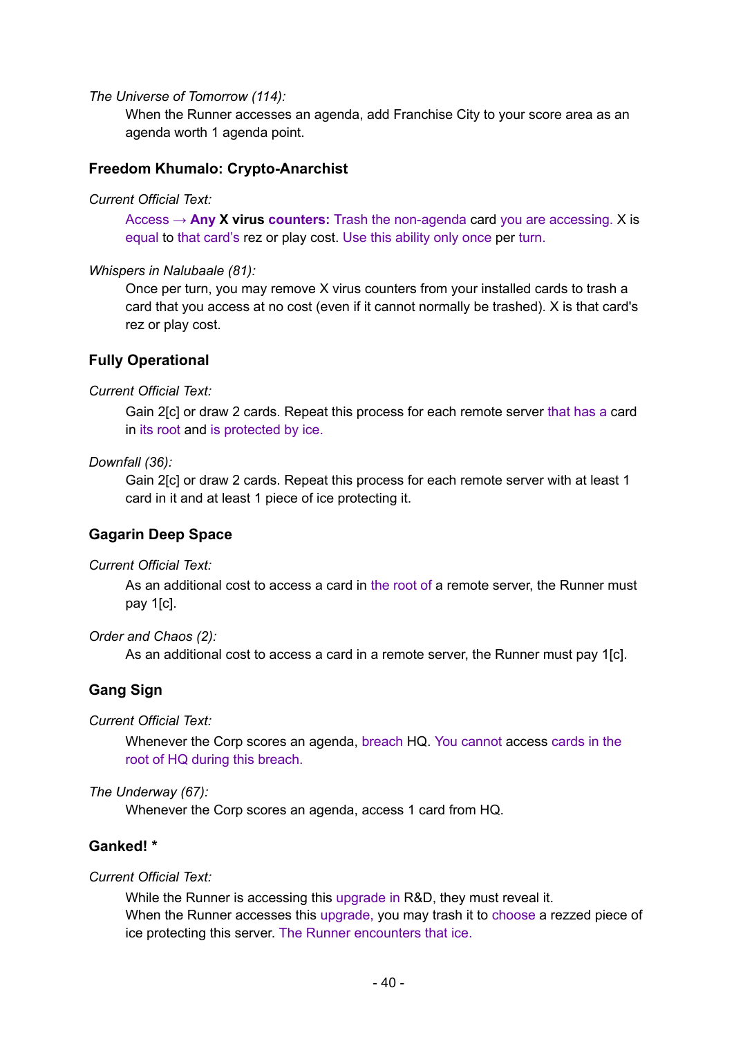*The Universe of Tomorrow (114):*

When the Runner accesses an agenda, add Franchise City to your score area as an agenda worth 1 agenda point.

### Freedom Khumalo: Crypto-Anarchist

*Current Official Text:*

Access → **Any X virus counters:** Trash the non-agenda card you are accessing. X is equal to that card's rez or play cost. Use this ability only once per turn.

*Whispers in Nalubaale (81):*

Once per turn, you may remove X virus counters from your installed cards to trash a card that you access at no cost (even if it cannot normally be trashed). X is that card's rez or play cost.

### Fully Operational

*Current Official Text:*

Gain 2[c] or draw 2 cards. Repeat this process for each remote server that has a card in its root and is protected by ice.

*Downfall (36):*

Gain 2[c] or draw 2 cards. Repeat this process for each remote server with at least 1 card in it and at least 1 piece of ice protecting it.

### Gagarin Deep Space

*Current Official Text:*

As an additional cost to access a card in the root of a remote server, the Runner must pay 1[c].

*Order and Chaos (2):*

As an additional cost to access a card in a remote server, the Runner must pay 1[c].

### Gang Sign

*Current Official Text:*

Whenever the Corp scores an agenda, breach HQ. You cannot access cards in the root of HQ during this breach.

*The Underway (67):*

Whenever the Corp scores an agenda, access 1 card from HQ.

### Ganked! *

*Current Official Text:*

While the Runner is accessing this upgrade in R&D, they must reveal it.
When the Runner accesses this upgrade, you may trash it to choose a rezzed piece of ice protecting this server. The Runner encounters that ice.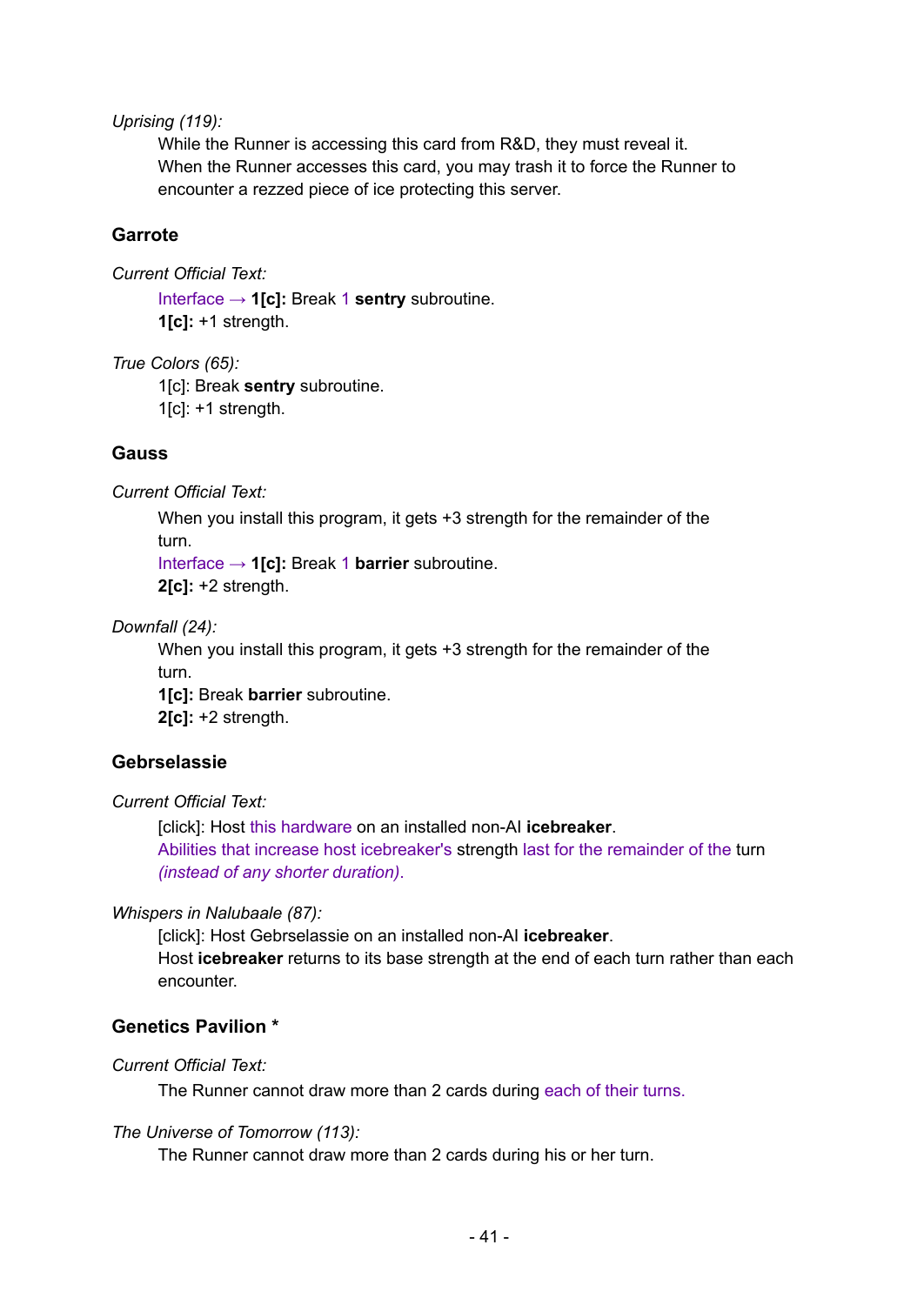*Uprising (119):*

While the Runner is accessing this card from R&D, they must reveal it.
When the Runner accesses this card, you may trash it to force the Runner to encounter a rezzed piece of ice protecting this server.

### Garrote

*Current Official Text:*

Interface → **1[c]:** Break 1 **sentry** subroutine.
**1[c]:** +1 strength.

*True Colors (65):*

1[c]: Break **sentry** subroutine.
1[c]: +1 strength.

### Gauss

*Current Official Text:*

When you install this program, it gets +3 strength for the remainder of the turn.
Interface → **1[c]:** Break 1 **barrier** subroutine.
**2[c]:** +2 strength.

*Downfall (24):*

When you install this program, it gets +3 strength for the remainder of the turn.
**1[c]:** Break **barrier** subroutine.
**2[c]:** +2 strength.

### Gebrselassie

*Current Official Text:*

[click]: Host this hardware on an installed non-AI **icebreaker**.
Abilities that increase host icebreaker's strength last for the remainder of the turn *(instead of any shorter duration).*

*Whispers in Nalubaale (87):*

[click]: Host Gebrselassie on an installed non-AI **icebreaker**.
Host **icebreaker** returns to its base strength at the end of each turn rather than each encounter.

### Genetics Pavilion *

*Current Official Text:*

The Runner cannot draw more than 2 cards during each of their turns.

*The Universe of Tomorrow (113):*

The Runner cannot draw more than 2 cards during his or her turn.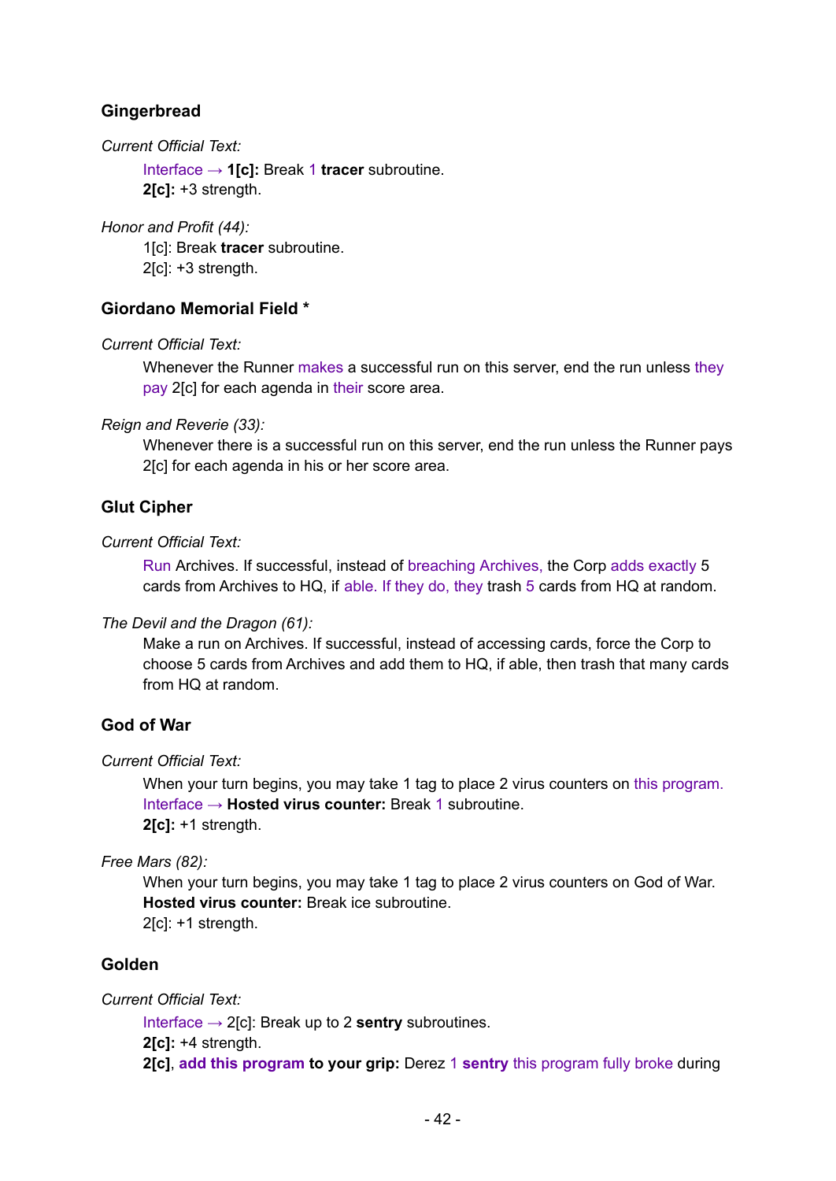### Gingerbread

*Current Official Text:*

> Interface → **1[c]:** Break 1 **tracer** subroutine.
> **2[c]:** +3 strength.

*Honor and Profit (44):*

> 1[c]: Break **tracer** subroutine.
> 2[c]: +3 strength.

### Giordano Memorial Field *

*Current Official Text:*

> Whenever the Runner makes a successful run on this server, end the run unless they pay 2[c] for each agenda in their score area.

*Reign and Reverie (33):*

> Whenever there is a successful run on this server, end the run unless the Runner pays 2[c] for each agenda in his or her score area.

### Glut Cipher

*Current Official Text:*

> Run Archives. If successful, instead of breaching Archives, the Corp adds exactly 5 cards from Archives to HQ, if able. If they do, they trash 5 cards from HQ at random.

*The Devil and the Dragon (61):*

> Make a run on Archives. If successful, instead of accessing cards, force the Corp to choose 5 cards from Archives and add them to HQ, if able, then trash that many cards from HQ at random.

### God of War

*Current Official Text:*

> When your turn begins, you may take 1 tag to place 2 virus counters on this program.
> Interface → **Hosted virus counter:** Break 1 subroutine.
> **2[c]:** +1 strength.

*Free Mars (82):*

> When your turn begins, you may take 1 tag to place 2 virus counters on God of War.
> **Hosted virus counter:** Break ice subroutine.
> 2[c]: +1 strength.

### Golden

*Current Official Text:*

> Interface → 2[c]: Break up to 2 **sentry** subroutines.
> **2[c]:** +4 strength.
> **2[c], add this program to your grip:** Derez 1 **sentry** this program fully broke during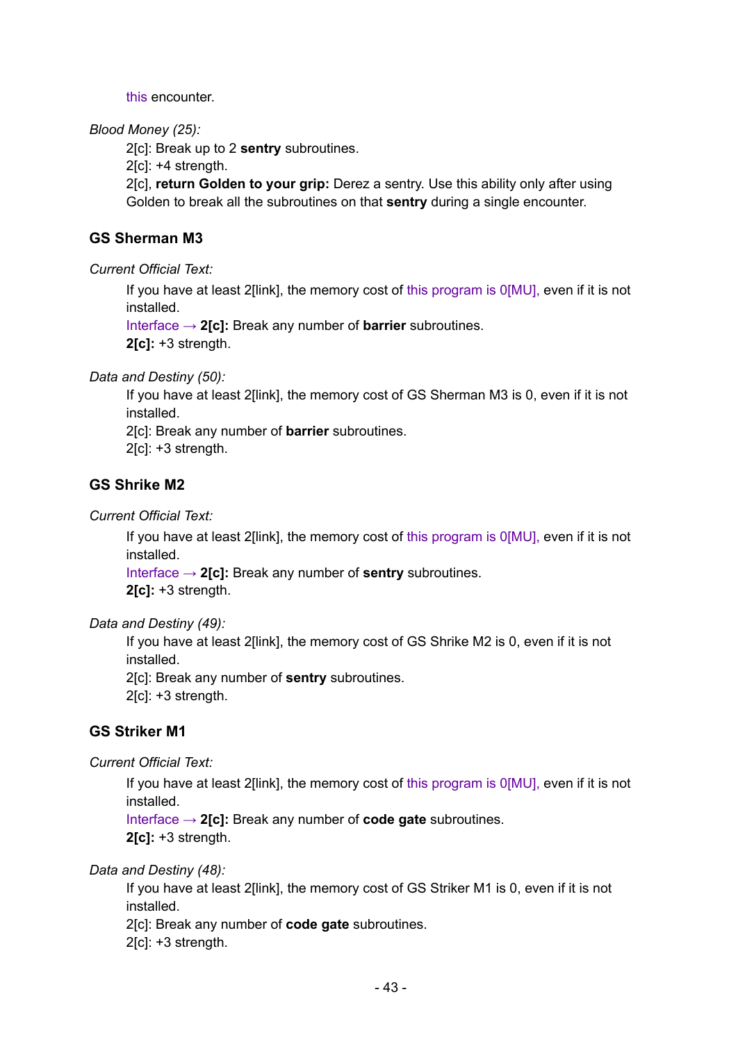this encounter.

*Blood Money (25):*

2[c]: Break up to 2 **sentry** subroutines.
2[c]: +4 strength.
2[c], **return Golden to your grip:** Derez a sentry. Use this ability only after using Golden to break all the subroutines on that **sentry** during a single encounter.

### GS Sherman M3

*Current Official Text:*

If you have at least 2[link], the memory cost of this program is 0[MU], even if it is not installed.
Interface → **2[c]:** Break any number of **barrier** subroutines.
**2[c]:** +3 strength.

*Data and Destiny (50):*

If you have at least 2[link], the memory cost of GS Sherman M3 is 0, even if it is not installed.
2[c]: Break any number of **barrier** subroutines.
2[c]: +3 strength.

### GS Shrike M2

*Current Official Text:*

If you have at least 2[link], the memory cost of this program is 0[MU], even if it is not installed.
Interface → **2[c]:** Break any number of **sentry** subroutines.
**2[c]:** +3 strength.

*Data and Destiny (49):*

If you have at least 2[link], the memory cost of GS Shrike M2 is 0, even if it is not installed.
2[c]: Break any number of **sentry** subroutines.
2[c]: +3 strength.

### GS Striker M1

*Current Official Text:*

If you have at least 2[link], the memory cost of this program is 0[MU], even if it is not installed.
Interface → **2[c]:** Break any number of **code gate** subroutines.
**2[c]:** +3 strength.

*Data and Destiny (48):*

If you have at least 2[link], the memory cost of GS Striker M1 is 0, even if it is not installed.
2[c]: Break any number of **code gate** subroutines.
2[c]: +3 strength.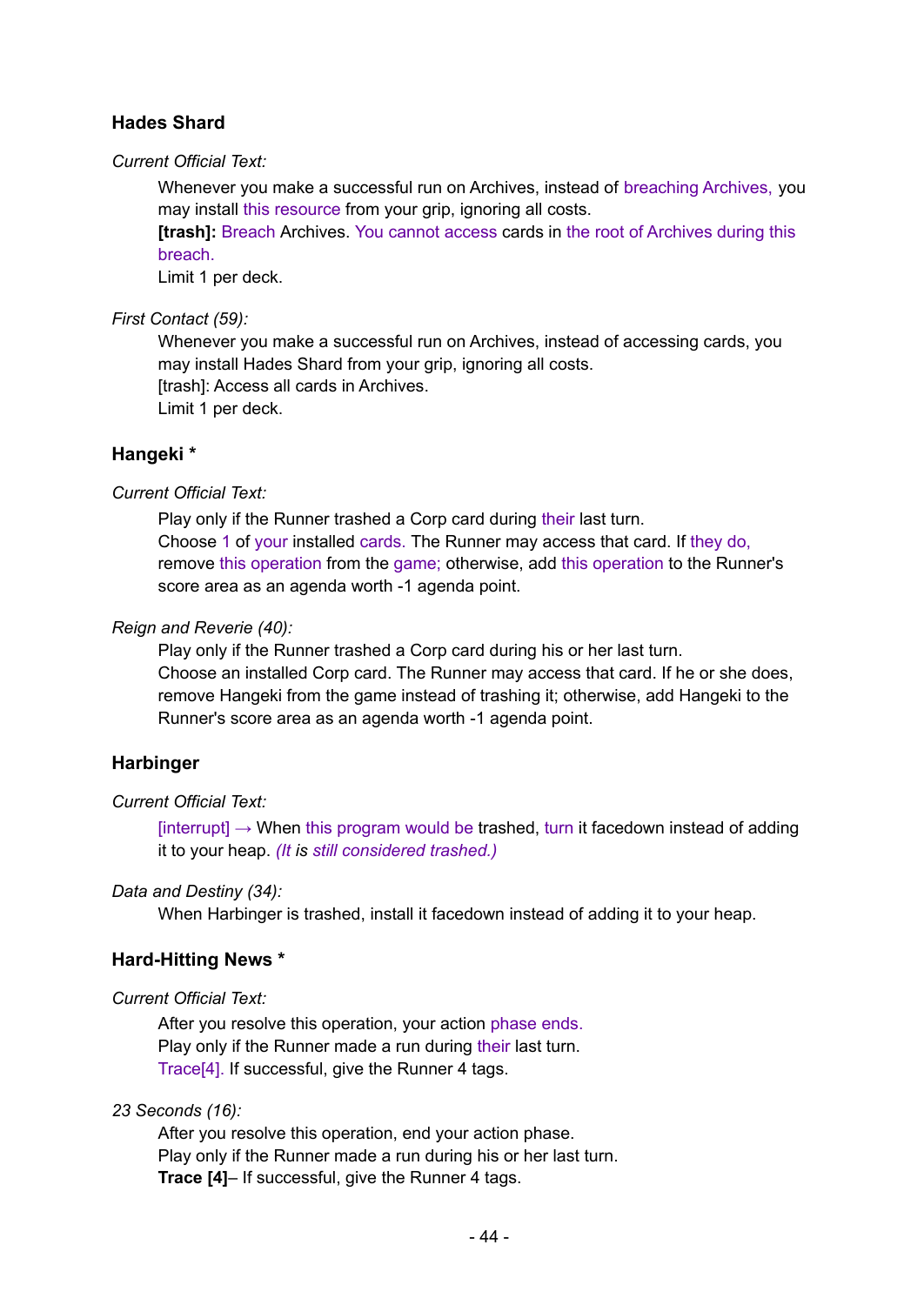### Hades Shard

*Current Official Text:*

Whenever you make a successful run on Archives, instead of breaching Archives, you may install this resource from your grip, ignoring all costs.
**[trash]:** Breach Archives. You cannot access cards in the root of Archives during this breach.
Limit 1 per deck.

*First Contact (59):*

Whenever you make a successful run on Archives, instead of accessing cards, you may install Hades Shard from your grip, ignoring all costs.
[trash]: Access all cards in Archives.
Limit 1 per deck.

### Hangeki *

*Current Official Text:*

Play only if the Runner trashed a Corp card during their last turn.
Choose 1 of your installed cards. The Runner may access that card. If they do, remove this operation from the game; otherwise, add this operation to the Runner's score area as an agenda worth -1 agenda point.

*Reign and Reverie (40):*

Play only if the Runner trashed a Corp card during his or her last turn.
Choose an installed Corp card. The Runner may access that card. If he or she does, remove Hangeki from the game instead of trashing it; otherwise, add Hangeki to the Runner's score area as an agenda worth -1 agenda point.

### Harbinger

*Current Official Text:*

[interrupt] → When this program would be trashed, turn it facedown instead of adding it to your heap. *(It is still considered trashed.)*

*Data and Destiny (34):*

When Harbinger is trashed, install it facedown instead of adding it to your heap.

### Hard-Hitting News *

*Current Official Text:*

After you resolve this operation, your action phase ends.
Play only if the Runner made a run during their last turn.
Trace[4]. If successful, give the Runner 4 tags.

*23 Seconds (16):*

After you resolve this operation, end your action phase.
Play only if the Runner made a run during his or her last turn.
**Trace [4]**– If successful, give the Runner 4 tags.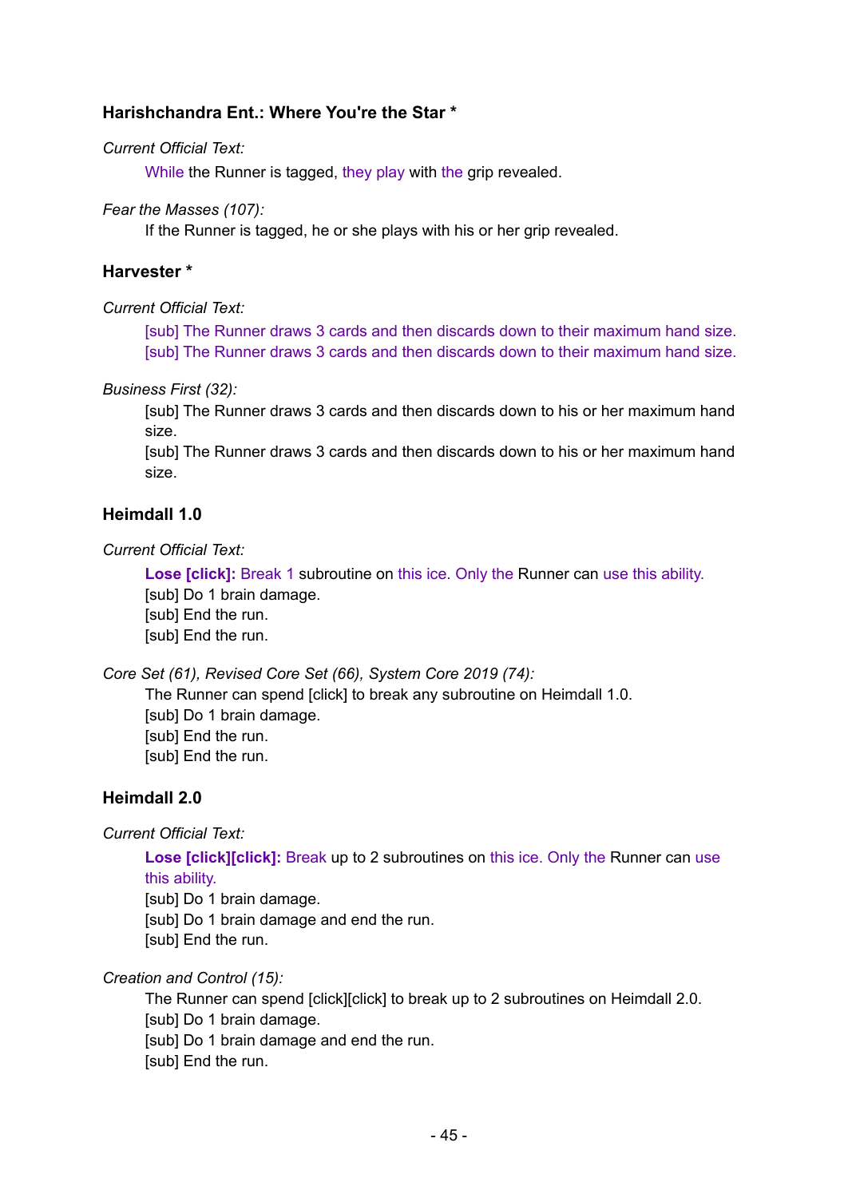### Harishchandra Ent.: Where You're the Star *

*Current Official Text:*

While the Runner is tagged, they play with the grip revealed.

*Fear the Masses (107):*

If the Runner is tagged, he or she plays with his or her grip revealed.

### Harvester *

*Current Official Text:*

[sub] The Runner draws 3 cards and then discards down to their maximum hand size.
[sub] The Runner draws 3 cards and then discards down to their maximum hand size.

*Business First (32):*

[sub] The Runner draws 3 cards and then discards down to his or her maximum hand size.
[sub] The Runner draws 3 cards and then discards down to his or her maximum hand size.

### Heimdall 1.0

*Current Official Text:*

**Lose [click]:** Break 1 subroutine on this ice. Only the Runner can use this ability.
[sub] Do 1 brain damage.
[sub] End the run.
[sub] End the run.

*Core Set (61), Revised Core Set (66), System Core 2019 (74):*

The Runner can spend [click] to break any subroutine on Heimdall 1.0.
[sub] Do 1 brain damage.
[sub] End the run.
[sub] End the run.

### Heimdall 2.0

*Current Official Text:*

**Lose [click][click]:** Break up to 2 subroutines on this ice. Only the Runner can use this ability.
[sub] Do 1 brain damage.
[sub] Do 1 brain damage and end the run.
[sub] End the run.

*Creation and Control (15):*

The Runner can spend [click][click] to break up to 2 subroutines on Heimdall 2.0.
[sub] Do 1 brain damage.
[sub] Do 1 brain damage and end the run.
[sub] End the run.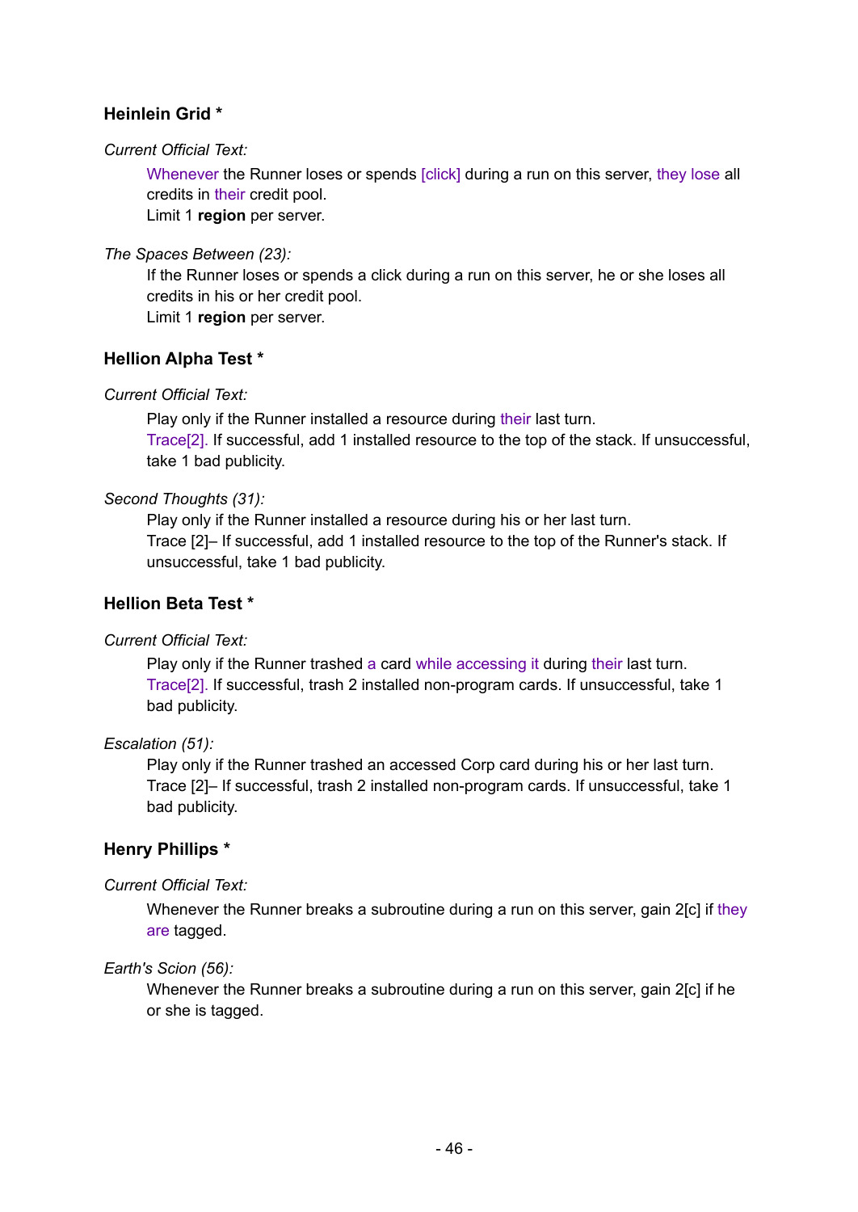### Heinlein Grid *

*Current Official Text:*

Whenever the Runner loses or spends [click] during a run on this server, they lose all credits in their credit pool.
Limit 1 **region** per server.

*The Spaces Between (23):*

If the Runner loses or spends a click during a run on this server, he or she loses all credits in his or her credit pool.
Limit 1 **region** per server.

### Hellion Alpha Test *

*Current Official Text:*

Play only if the Runner installed a resource during their last turn.
Trace[2]. If successful, add 1 installed resource to the top of the stack. If unsuccessful, take 1 bad publicity.

*Second Thoughts (31):*

Play only if the Runner installed a resource during his or her last turn.
Trace [2]– If successful, add 1 installed resource to the top of the Runner's stack. If unsuccessful, take 1 bad publicity.

### Hellion Beta Test *

*Current Official Text:*

Play only if the Runner trashed a card while accessing it during their last turn.
Trace[2]. If successful, trash 2 installed non-program cards. If unsuccessful, take 1 bad publicity.

*Escalation (51):*

Play only if the Runner trashed an accessed Corp card during his or her last turn.
Trace [2]– If successful, trash 2 installed non-program cards. If unsuccessful, take 1 bad publicity.

### Henry Phillips *

*Current Official Text:*

Whenever the Runner breaks a subroutine during a run on this server, gain 2[c] if they are tagged.

*Earth's Scion (56):*

Whenever the Runner breaks a subroutine during a run on this server, gain 2[c] if he or she is tagged.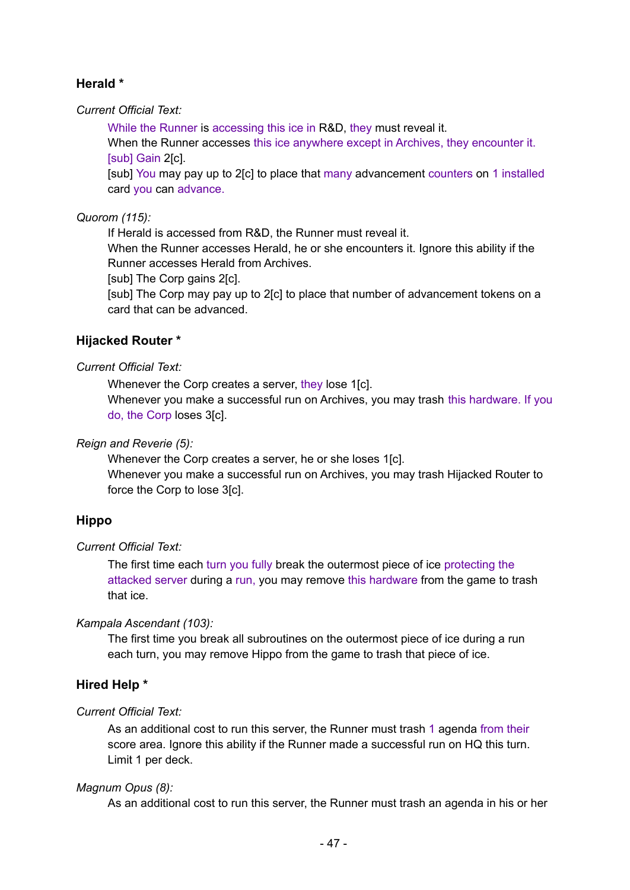### Herald *

*Current Official Text:*

While the Runner is accessing this ice in R&D, they must reveal it.
When the Runner accesses this ice anywhere except in Archives, they encounter it.
[sub] Gain 2[c].
[sub] You may pay up to 2[c] to place that many advancement counters on 1 installed card you can advance.

*Quorom (115):*

If Herald is accessed from R&D, the Runner must reveal it.
When the Runner accesses Herald, he or she encounters it. Ignore this ability if the Runner accesses Herald from Archives.
[sub] The Corp gains 2[c].
[sub] The Corp may pay up to 2[c] to place that number of advancement tokens on a card that can be advanced.

### Hijacked Router *

*Current Official Text:*

Whenever the Corp creates a server, they lose 1[c].
Whenever you make a successful run on Archives, you may trash this hardware. If you do, the Corp loses 3[c].

*Reign and Reverie (5):*

Whenever the Corp creates a server, he or she loses 1[c].
Whenever you make a successful run on Archives, you may trash Hijacked Router to force the Corp to lose 3[c].

### Hippo

*Current Official Text:*

The first time each turn you fully break the outermost piece of ice protecting the attacked server during a run, you may remove this hardware from the game to trash that ice.

*Kampala Ascendant (103):*

The first time you break all subroutines on the outermost piece of ice during a run each turn, you may remove Hippo from the game to trash that piece of ice.

### Hired Help *

*Current Official Text:*

As an additional cost to run this server, the Runner must trash 1 agenda from their score area. Ignore this ability if the Runner made a successful run on HQ this turn.
Limit 1 per deck.

*Magnum Opus (8):*

As an additional cost to run this server, the Runner must trash an agenda in his or her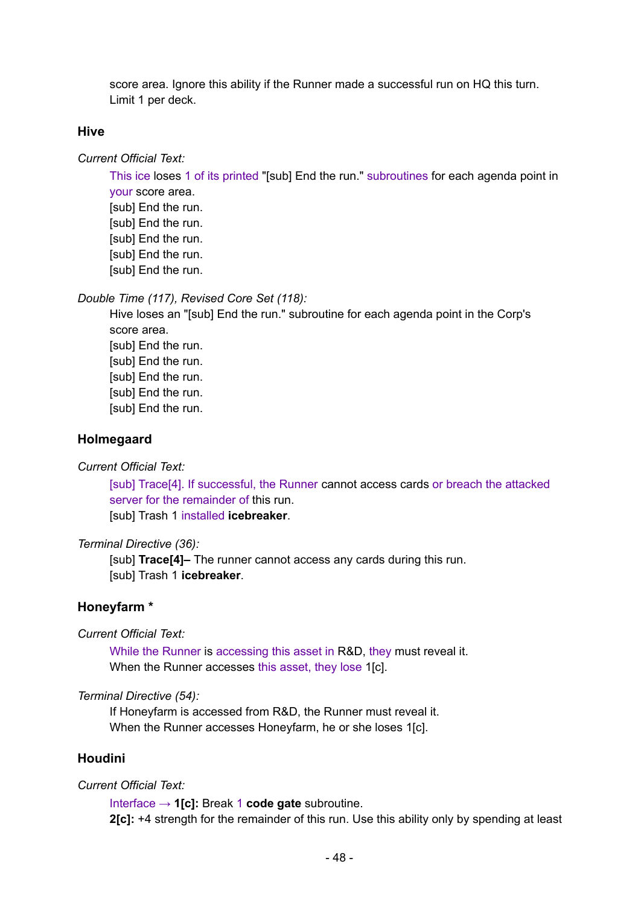score area. Ignore this ability if the Runner made a successful run on HQ this turn.
Limit 1 per deck.

### Hive

*Current Official Text:*

This ice loses 1 of its printed "[sub] End the run." subroutines for each agenda point in your score area.
[sub] End the run.
[sub] End the run.
[sub] End the run.
[sub] End the run.
[sub] End the run.

*Double Time (117), Revised Core Set (118):*

Hive loses an "[sub] End the run." subroutine for each agenda point in the Corp's score area.
[sub] End the run.
[sub] End the run.
[sub] End the run.
[sub] End the run.
[sub] End the run.

### Holmegaard

*Current Official Text:*

[sub] Trace[4]. If successful, the Runner cannot access cards or breach the attacked server for the remainder of this run.
[sub] Trash 1 installed **icebreaker**.

*Terminal Directive (36):*

[sub] **Trace[4]–** The runner cannot access any cards during this run.
[sub] Trash 1 **icebreaker**.

### Honeyfarm *

*Current Official Text:*

While the Runner is accessing this asset in R&D, they must reveal it.
When the Runner accesses this asset, they lose 1[c].

*Terminal Directive (54):*

If Honeyfarm is accessed from R&D, the Runner must reveal it.
When the Runner accesses Honeyfarm, he or she loses 1[c].

### Houdini

*Current Official Text:*

Interface → **1[c]:** Break 1 **code gate** subroutine.
**2[c]:** +4 strength for the remainder of this run. Use this ability only by spending at least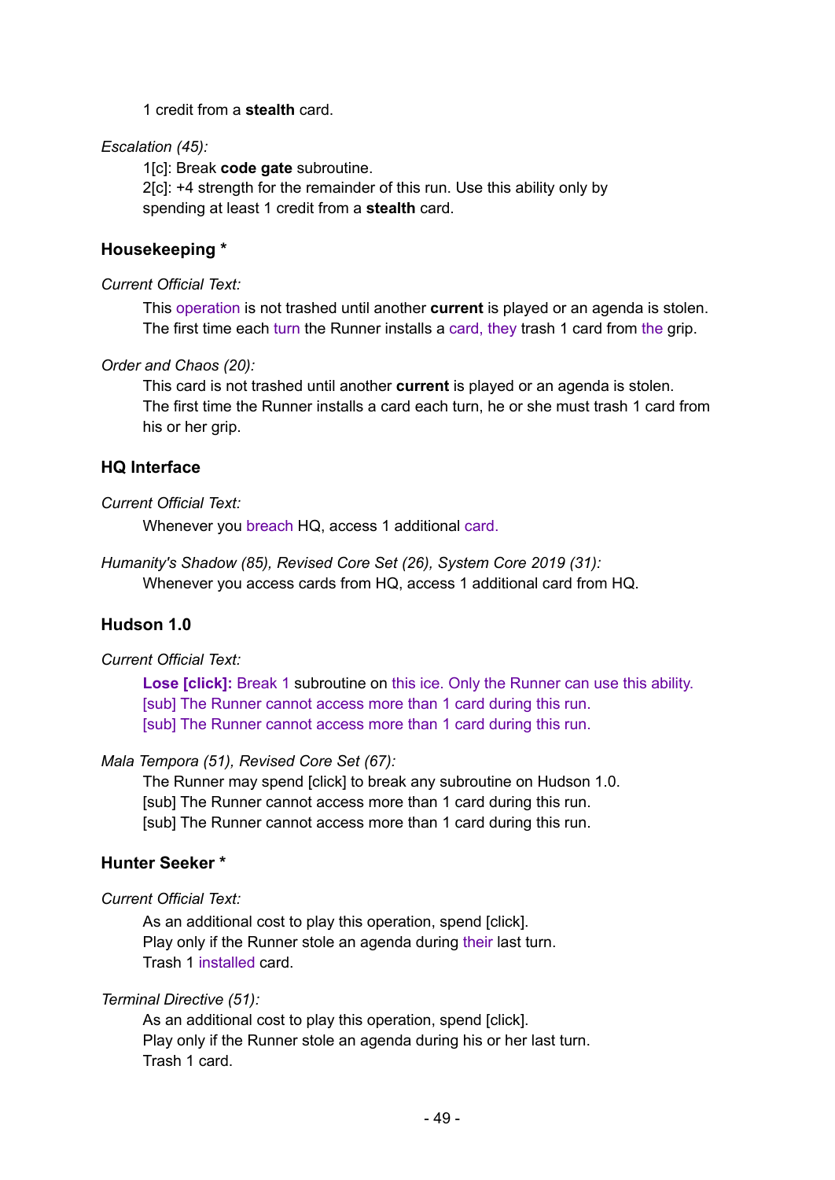1 credit from a **stealth** card.

*Escalation (45):*

1[c]: Break **code gate** subroutine.
2[c]: +4 strength for the remainder of this run. Use this ability only by spending at least 1 credit from a **stealth** card.

### Housekeeping *

*Current Official Text:*

This operation is not trashed until another **current** is played or an agenda is stolen. The first time each turn the Runner installs a card, they trash 1 card from the grip.

*Order and Chaos (20):*

This card is not trashed until another **current** is played or an agenda is stolen. The first time the Runner installs a card each turn, he or she must trash 1 card from his or her grip.

### HQ Interface

*Current Official Text:*

Whenever you breach HQ, access 1 additional card.

*Humanity's Shadow (85), Revised Core Set (26), System Core 2019 (31):*

Whenever you access cards from HQ, access 1 additional card from HQ.

### Hudson 1.0

*Current Official Text:*

**Lose [click]:** Break 1 subroutine on this ice. Only the Runner can use this ability.
[sub] The Runner cannot access more than 1 card during this run.
[sub] The Runner cannot access more than 1 card during this run.

*Mala Tempora (51), Revised Core Set (67):*

The Runner may spend [click] to break any subroutine on Hudson 1.0.
[sub] The Runner cannot access more than 1 card during this run.
[sub] The Runner cannot access more than 1 card during this run.

### Hunter Seeker *

*Current Official Text:*

As an additional cost to play this operation, spend [click].
Play only if the Runner stole an agenda during their last turn.
Trash 1 installed card.

*Terminal Directive (51):*

As an additional cost to play this operation, spend [click].
Play only if the Runner stole an agenda during his or her last turn.
Trash 1 card.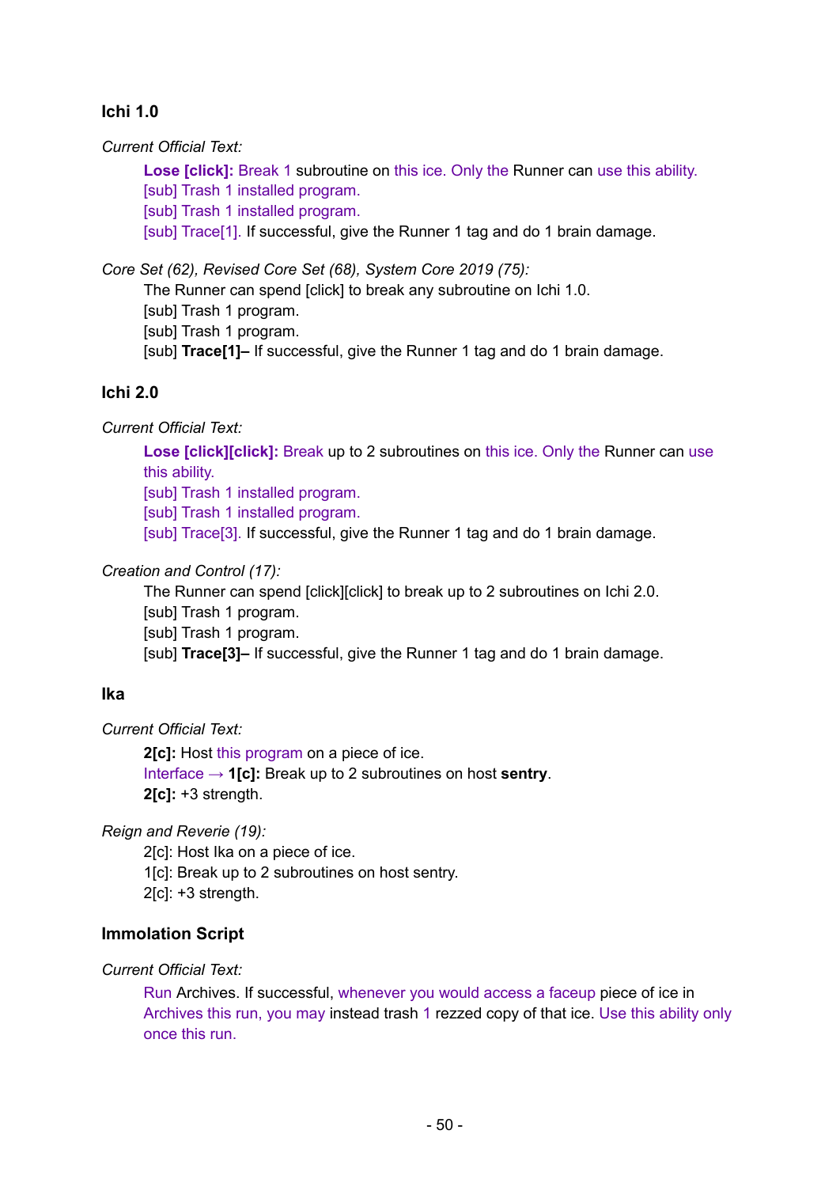### Ichi 1.0

*Current Official Text:*

> **Lose [click]:** Break 1 subroutine on this ice. Only the Runner can use this ability.
> [sub] Trash 1 installed program.
> [sub] Trash 1 installed program.
> [sub] Trace[1]. If successful, give the Runner 1 tag and do 1 brain damage.

*Core Set (62), Revised Core Set (68), System Core 2019 (75):*

> The Runner can spend [click] to break any subroutine on Ichi 1.0.
> [sub] Trash 1 program.
> [sub] Trash 1 program.
> [sub] **Trace[1]–** If successful, give the Runner 1 tag and do 1 brain damage.

### Ichi 2.0

*Current Official Text:*

> **Lose [click][click]:** Break up to 2 subroutines on this ice. Only the Runner can use this ability.
> [sub] Trash 1 installed program.
> [sub] Trash 1 installed program.
> [sub] Trace[3]. If successful, give the Runner 1 tag and do 1 brain damage.

*Creation and Control (17):*

> The Runner can spend [click][click] to break up to 2 subroutines on Ichi 2.0.
> [sub] Trash 1 program.
> [sub] Trash 1 program.
> [sub] **Trace[3]–** If successful, give the Runner 1 tag and do 1 brain damage.

### Ika

*Current Official Text:*

> **2[c]:** Host this program on a piece of ice.
> Interface → **1[c]:** Break up to 2 subroutines on host **sentry**.
> **2[c]:** +3 strength.

*Reign and Reverie (19):*

> 2[c]: Host Ika on a piece of ice.
> 1[c]: Break up to 2 subroutines on host sentry.
> 2[c]: +3 strength.

### Immolation Script

*Current Official Text:*

> Run Archives. If successful, whenever you would access a faceup piece of ice in Archives this run, you may instead trash 1 rezzed copy of that ice. Use this ability only once this run.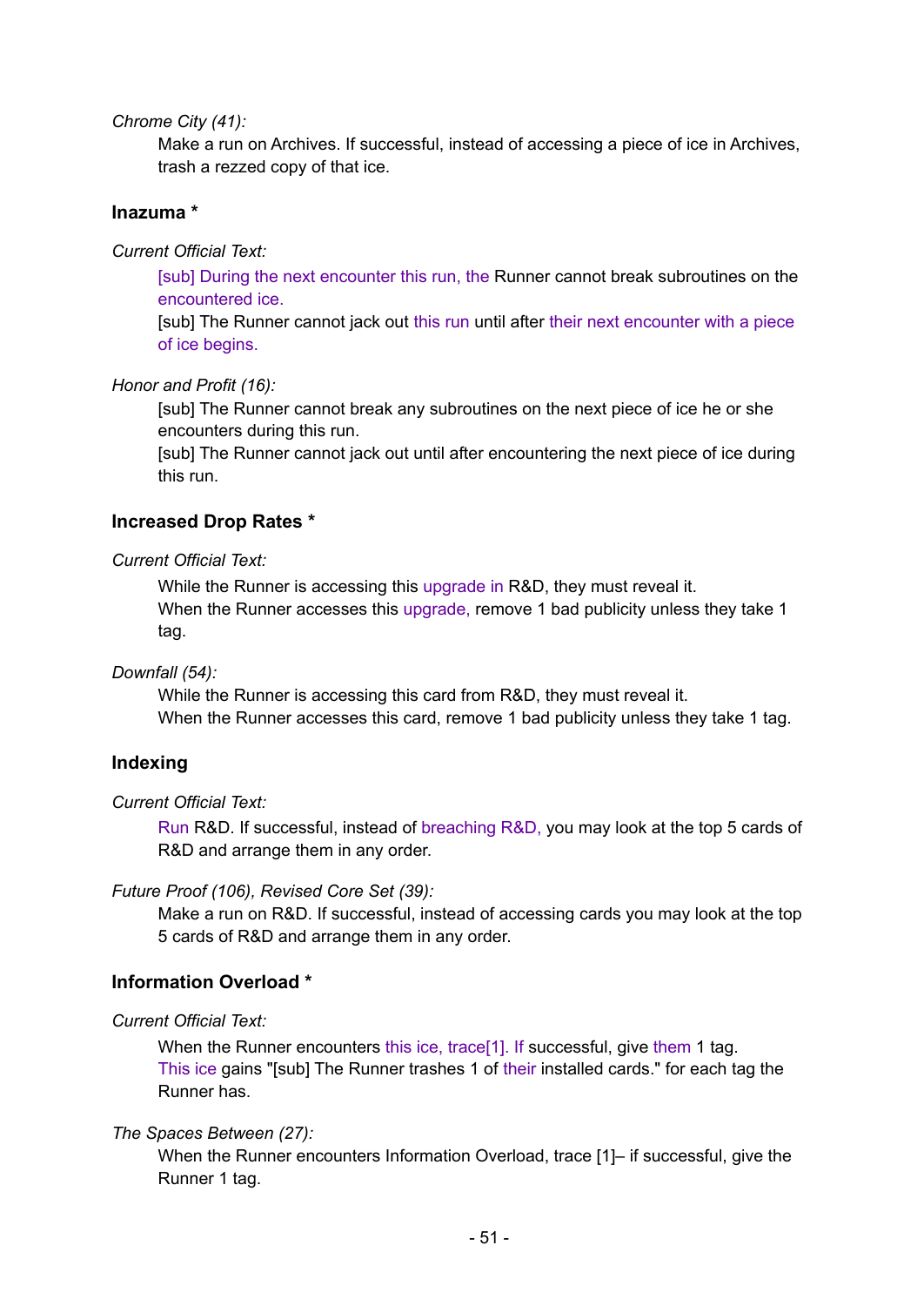*Chrome City (41):*

Make a run on Archives. If successful, instead of accessing a piece of ice in Archives, trash a rezzed copy of that ice.

### Inazuma *

*Current Official Text:*

[sub] During the next encounter this run, the Runner cannot break subroutines on the encountered ice.
[sub] The Runner cannot jack out this run until after their next encounter with a piece of ice begins.

*Honor and Profit (16):*

[sub] The Runner cannot break any subroutines on the next piece of ice he or she encounters during this run.
[sub] The Runner cannot jack out until after encountering the next piece of ice during this run.

### Increased Drop Rates *

*Current Official Text:*

While the Runner is accessing this upgrade in R&D, they must reveal it.
When the Runner accesses this upgrade, remove 1 bad publicity unless they take 1 tag.

*Downfall (54):*

While the Runner is accessing this card from R&D, they must reveal it.
When the Runner accesses this card, remove 1 bad publicity unless they take 1 tag.

### Indexing

*Current Official Text:*

Run R&D. If successful, instead of breaching R&D, you may look at the top 5 cards of R&D and arrange them in any order.

*Future Proof (106), Revised Core Set (39):*

Make a run on R&D. If successful, instead of accessing cards you may look at the top 5 cards of R&D and arrange them in any order.

### Information Overload *

*Current Official Text:*

When the Runner encounters this ice, trace[1]. If successful, give them 1 tag.
This ice gains "[sub] The Runner trashes 1 of their installed cards." for each tag the Runner has.

*The Spaces Between (27):*

When the Runner encounters Information Overload, trace [1]– if successful, give the Runner 1 tag.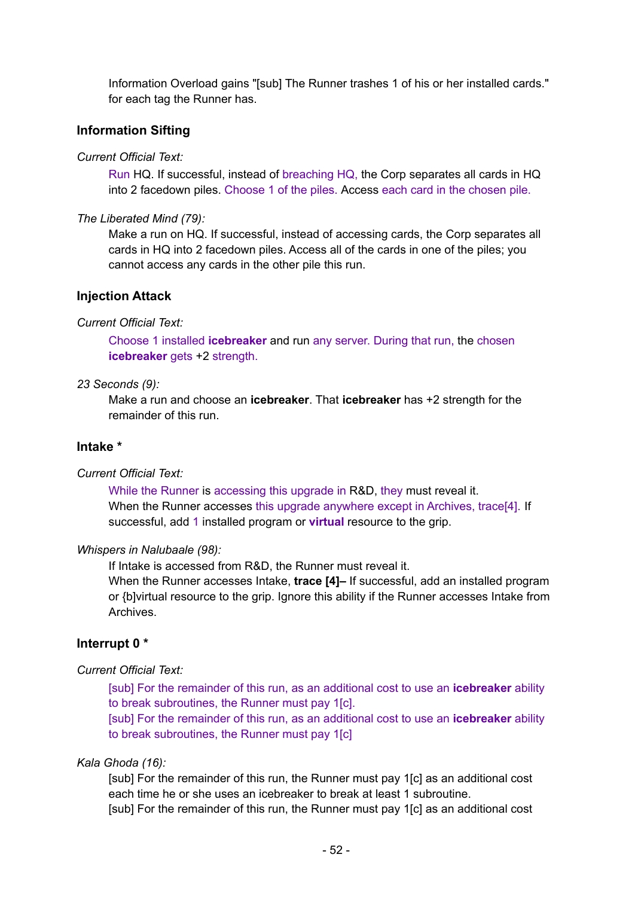Information Overload gains "[sub] The Runner trashes 1 of his or her installed cards." for each tag the Runner has.

### Information Sifting

*Current Official Text:*

Run HQ. If successful, instead of breaching HQ, the Corp separates all cards in HQ into 2 facedown piles. Choose 1 of the piles. Access each card in the chosen pile.

*The Liberated Mind (79):*

Make a run on HQ. If successful, instead of accessing cards, the Corp separates all cards in HQ into 2 facedown piles. Access all of the cards in one of the piles; you cannot access any cards in the other pile this run.

### Injection Attack

*Current Official Text:*

Choose 1 installed **icebreaker** and run any server. During that run, the chosen **icebreaker** gets +2 strength.

*23 Seconds (9):*

Make a run and choose an **icebreaker**. That **icebreaker** has +2 strength for the remainder of this run.

### Intake *

*Current Official Text:*

While the Runner is accessing this upgrade in R&D, they must reveal it.
When the Runner accesses this upgrade anywhere except in Archives, trace[4]. If successful, add 1 installed program or **virtual** resource to the grip.

*Whispers in Nalubaale (98):*

If Intake is accessed from R&D, the Runner must reveal it.
When the Runner accesses Intake, **trace [4]–** If successful, add an installed program or {b]virtual resource to the grip. Ignore this ability if the Runner accesses Intake from Archives.

### Interrupt 0 *

*Current Official Text:*

[sub] For the remainder of this run, as an additional cost to use an **icebreaker** ability to break subroutines, the Runner must pay 1[c].
[sub] For the remainder of this run, as an additional cost to use an **icebreaker** ability to break subroutines, the Runner must pay 1[c]

*Kala Ghoda (16):*

[sub] For the remainder of this run, the Runner must pay 1[c] as an additional cost each time he or she uses an icebreaker to break at least 1 subroutine.
[sub] For the remainder of this run, the Runner must pay 1[c] as an additional cost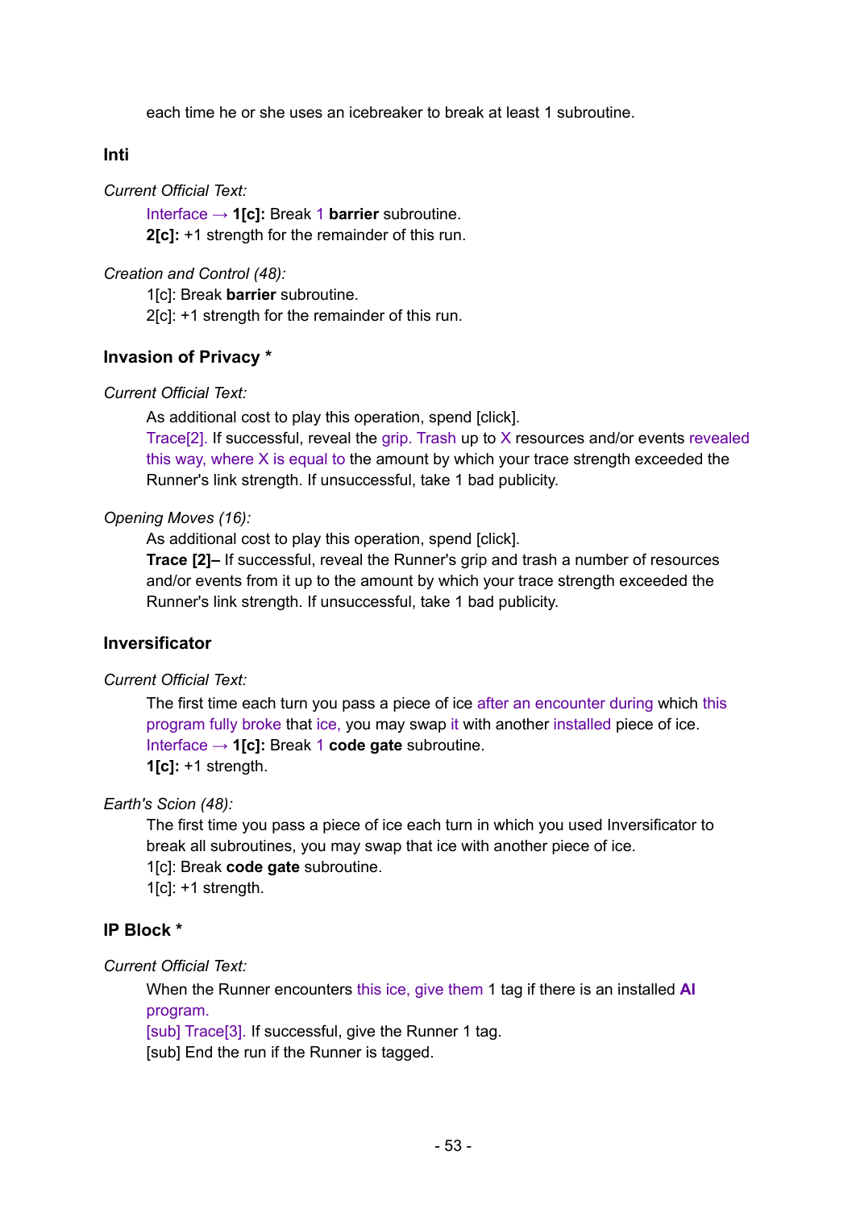each time he or she uses an icebreaker to break at least 1 subroutine.

### Inti

*Current Official Text:*

Interface → **1[c]:** Break 1 **barrier** subroutine.
**2[c]:** +1 strength for the remainder of this run.

*Creation and Control (48):*

1[c]: Break **barrier** subroutine.
2[c]: +1 strength for the remainder of this run.

### Invasion of Privacy *

*Current Official Text:*

As additional cost to play this operation, spend [click].
Trace[2]. If successful, reveal the grip. Trash up to X resources and/or events revealed this way, where X is equal to the amount by which your trace strength exceeded the Runner's link strength. If unsuccessful, take 1 bad publicity.

*Opening Moves (16):*

As additional cost to play this operation, spend [click].
**Trace [2]–** If successful, reveal the Runner's grip and trash a number of resources and/or events from it up to the amount by which your trace strength exceeded the Runner's link strength. If unsuccessful, take 1 bad publicity.

### Inversificator

*Current Official Text:*

The first time each turn you pass a piece of ice after an encounter during which this program fully broke that ice, you may swap it with another installed piece of ice.
Interface → **1[c]:** Break 1 **code gate** subroutine.
**1[c]:** +1 strength.

*Earth's Scion (48):*

The first time you pass a piece of ice each turn in which you used Inversificator to break all subroutines, you may swap that ice with another piece of ice.
1[c]: Break **code gate** subroutine.
1[c]: +1 strength.

### IP Block *

*Current Official Text:*

When the Runner encounters this ice, give them 1 tag if there is an installed **AI** program.
[sub] Trace[3]. If successful, give the Runner 1 tag.
[sub] End the run if the Runner is tagged.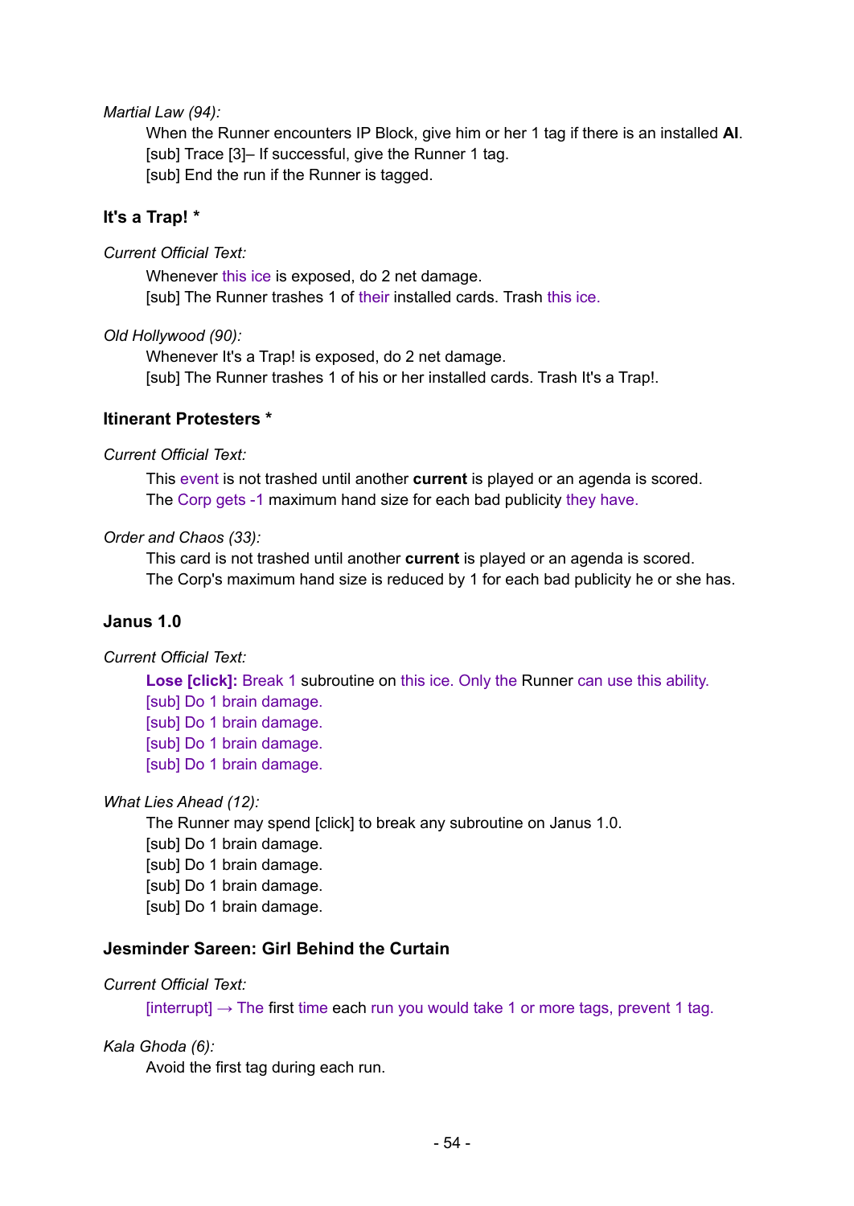*Martial Law (94):*

When the Runner encounters IP Block, give him or her 1 tag if there is an installed **AI**.
[sub] Trace [3]– If successful, give the Runner 1 tag.
[sub] End the run if the Runner is tagged.

### It's a Trap! *

*Current Official Text:*

Whenever this ice is exposed, do 2 net damage.
[sub] The Runner trashes 1 of their installed cards. Trash this ice.

*Old Hollywood (90):*

Whenever It's a Trap! is exposed, do 2 net damage.
[sub] The Runner trashes 1 of his or her installed cards. Trash It's a Trap!.

### Itinerant Protesters *

*Current Official Text:*

This event is not trashed until another **current** is played or an agenda is scored.
The Corp gets -1 maximum hand size for each bad publicity they have.

*Order and Chaos (33):*

This card is not trashed until another **current** is played or an agenda is scored.
The Corp's maximum hand size is reduced by 1 for each bad publicity he or she has.

### Janus 1.0

*Current Official Text:*

**Lose [click]:** Break 1 subroutine on this ice. Only the Runner can use this ability.
[sub] Do 1 brain damage.
[sub] Do 1 brain damage.
[sub] Do 1 brain damage.
[sub] Do 1 brain damage.

*What Lies Ahead (12):*

The Runner may spend [click] to break any subroutine on Janus 1.0.
[sub] Do 1 brain damage.
[sub] Do 1 brain damage.
[sub] Do 1 brain damage.
[sub] Do 1 brain damage.

### Jesminder Sareen: Girl Behind the Curtain

*Current Official Text:*

[interrupt] → The first time each run you would take 1 or more tags, prevent 1 tag.

*Kala Ghoda (6):*

Avoid the first tag during each run.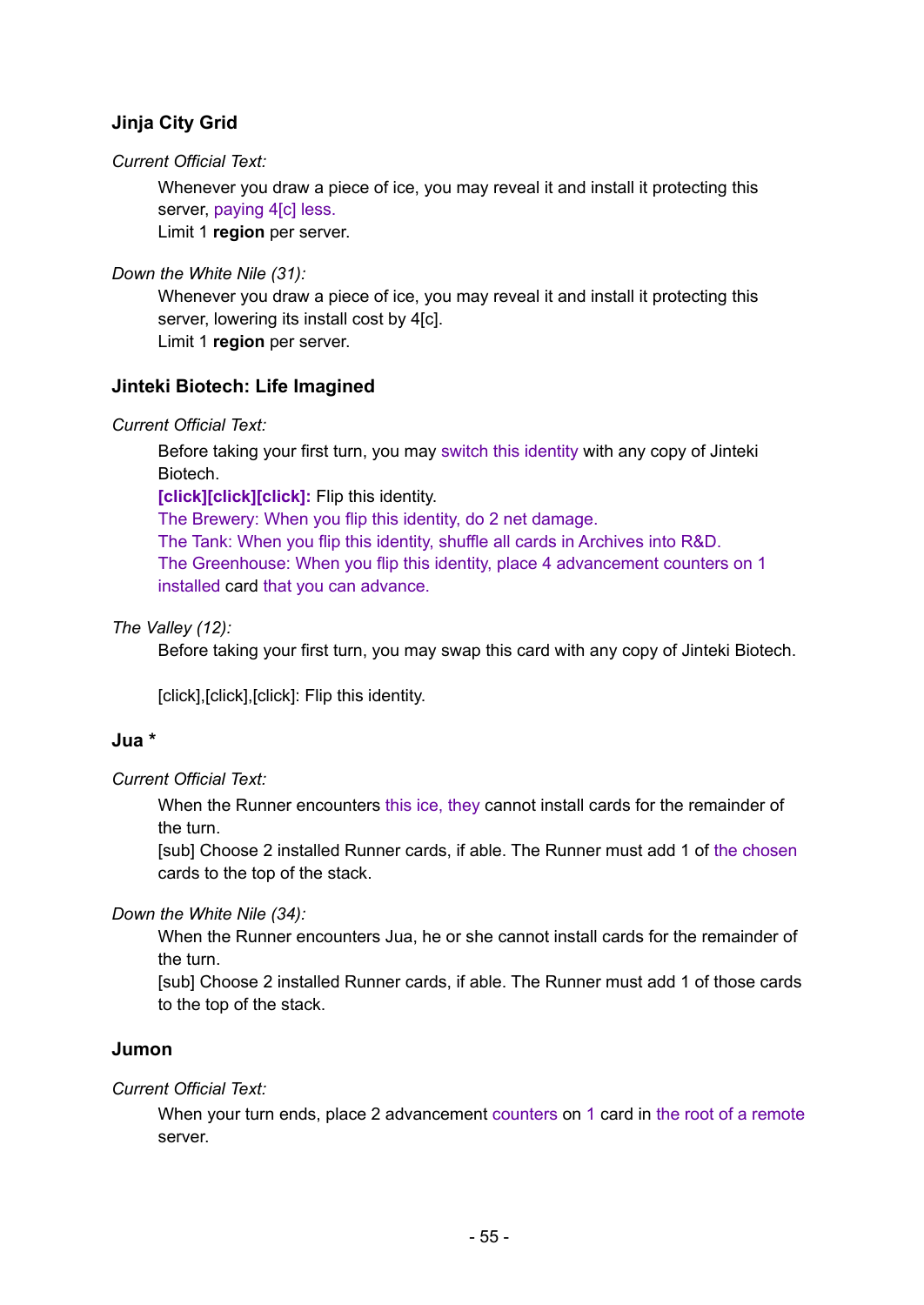### Jinja City Grid

*Current Official Text:*

> Whenever you draw a piece of ice, you may reveal it and install it protecting this server, paying 4[c] less.
> Limit 1 **region** per server.

*Down the White Nile (31):*

> Whenever you draw a piece of ice, you may reveal it and install it protecting this server, lowering its install cost by 4[c].
> Limit 1 **region** per server.

### Jinteki Biotech: Life Imagined

*Current Official Text:*

> Before taking your first turn, you may switch this identity with any copy of Jinteki Biotech.
> **[click][click][click]:** Flip this identity.
> The Brewery: When you flip this identity, do 2 net damage.
> The Tank: When you flip this identity, shuffle all cards in Archives into R&D.
> The Greenhouse: When you flip this identity, place 4 advancement counters on 1 installed card that you can advance.

*The Valley (12):*

> Before taking your first turn, you may swap this card with any copy of Jinteki Biotech.
>
> [click],[click],[click]: Flip this identity.

### Jua *

*Current Official Text:*

> When the Runner encounters this ice, they cannot install cards for the remainder of the turn.
> [sub] Choose 2 installed Runner cards, if able. The Runner must add 1 of the chosen cards to the top of the stack.

*Down the White Nile (34):*

> When the Runner encounters Jua, he or she cannot install cards for the remainder of the turn.
> [sub] Choose 2 installed Runner cards, if able. The Runner must add 1 of those cards to the top of the stack.

### Jumon

*Current Official Text:*

> When your turn ends, place 2 advancement counters on 1 card in the root of a remote server.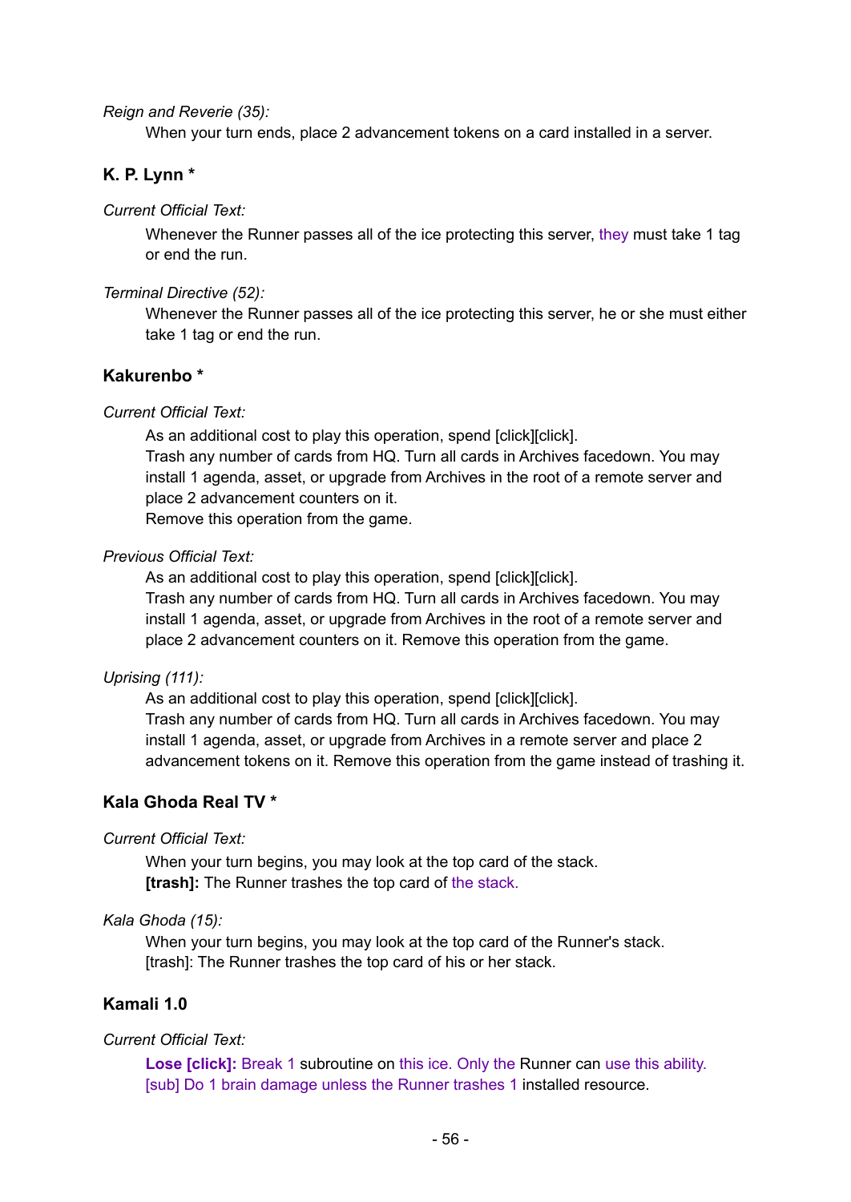*Reign and Reverie (35):*

When your turn ends, place 2 advancement tokens on a card installed in a server.

### K. P. Lynn *

*Current Official Text:*

Whenever the Runner passes all of the ice protecting this server, they must take 1 tag or end the run.

*Terminal Directive (52):*

Whenever the Runner passes all of the ice protecting this server, he or she must either take 1 tag or end the run.

### Kakurenbo *

*Current Official Text:*

As an additional cost to play this operation, spend [click][click].
Trash any number of cards from HQ. Turn all cards in Archives facedown. You may install 1 agenda, asset, or upgrade from Archives in the root of a remote server and place 2 advancement counters on it.
Remove this operation from the game.

*Previous Official Text:*

As an additional cost to play this operation, spend [click][click].
Trash any number of cards from HQ. Turn all cards in Archives facedown. You may install 1 agenda, asset, or upgrade from Archives in the root of a remote server and place 2 advancement counters on it. Remove this operation from the game.

*Uprising (111):*

As an additional cost to play this operation, spend [click][click].
Trash any number of cards from HQ. Turn all cards in Archives facedown. You may install 1 agenda, asset, or upgrade from Archives in a remote server and place 2 advancement tokens on it. Remove this operation from the game instead of trashing it.

### Kala Ghoda Real TV *

*Current Official Text:*

When your turn begins, you may look at the top card of the stack.
**[trash]:** The Runner trashes the top card of the stack.

*Kala Ghoda (15):*

When your turn begins, you may look at the top card of the Runner's stack.
[trash]: The Runner trashes the top card of his or her stack.

### Kamali 1.0

*Current Official Text:*

**Lose [click]:** Break 1 subroutine on this ice. Only the Runner can use this ability.
[sub] Do 1 brain damage unless the Runner trashes 1 installed resource.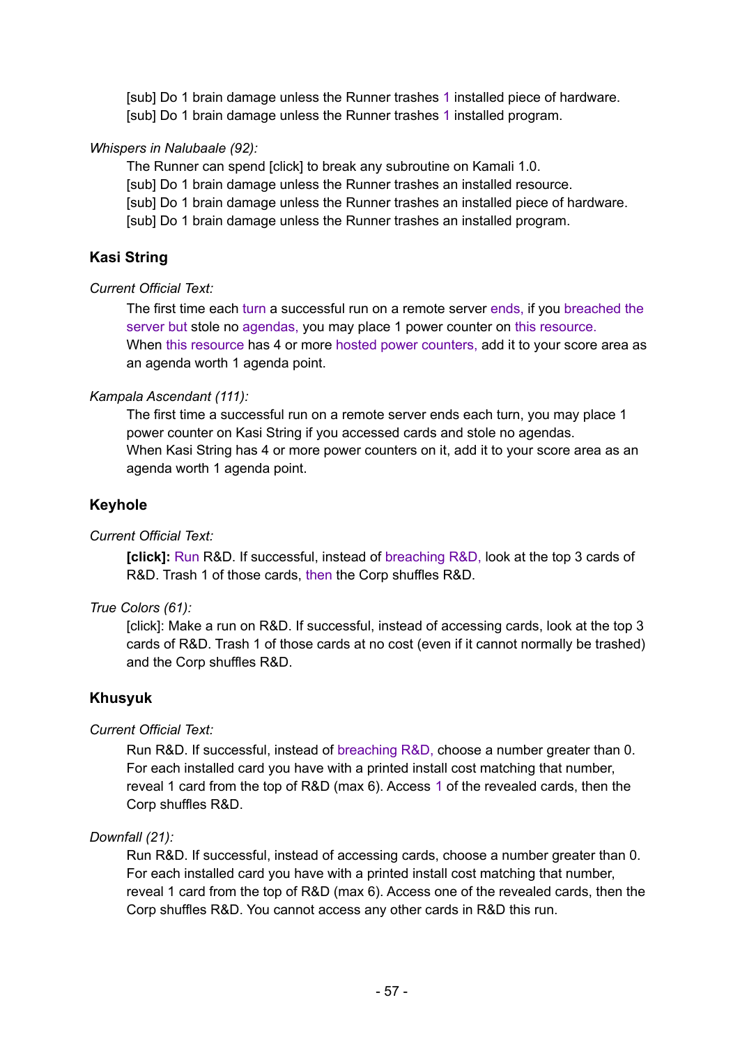[sub] Do 1 brain damage unless the Runner trashes 1 installed piece of hardware.
[sub] Do 1 brain damage unless the Runner trashes 1 installed program.

*Whispers in Nalubaale (92):*

The Runner can spend [click] to break any subroutine on Kamali 1.0.
[sub] Do 1 brain damage unless the Runner trashes an installed resource.
[sub] Do 1 brain damage unless the Runner trashes an installed piece of hardware.
[sub] Do 1 brain damage unless the Runner trashes an installed program.

### Kasi String

*Current Official Text:*

The first time each turn a successful run on a remote server ends, if you breached the server but stole no agendas, you may place 1 power counter on this resource.
When this resource has 4 or more hosted power counters, add it to your score area as an agenda worth 1 agenda point.

*Kampala Ascendant (111):*

The first time a successful run on a remote server ends each turn, you may place 1 power counter on Kasi String if you accessed cards and stole no agendas.
When Kasi String has 4 or more power counters on it, add it to your score area as an agenda worth 1 agenda point.

### Keyhole

*Current Official Text:*

**[click]:** Run R&D. If successful, instead of breaching R&D, look at the top 3 cards of R&D. Trash 1 of those cards, then the Corp shuffles R&D.

*True Colors (61):*

[click]: Make a run on R&D. If successful, instead of accessing cards, look at the top 3 cards of R&D. Trash 1 of those cards at no cost (even if it cannot normally be trashed) and the Corp shuffles R&D.

### Khusyuk

*Current Official Text:*

Run R&D. If successful, instead of breaching R&D, choose a number greater than 0. For each installed card you have with a printed install cost matching that number, reveal 1 card from the top of R&D (max 6). Access 1 of the revealed cards, then the Corp shuffles R&D.

*Downfall (21):*

Run R&D. If successful, instead of accessing cards, choose a number greater than 0. For each installed card you have with a printed install cost matching that number, reveal 1 card from the top of R&D (max 6). Access one of the revealed cards, then the Corp shuffles R&D. You cannot access any other cards in R&D this run.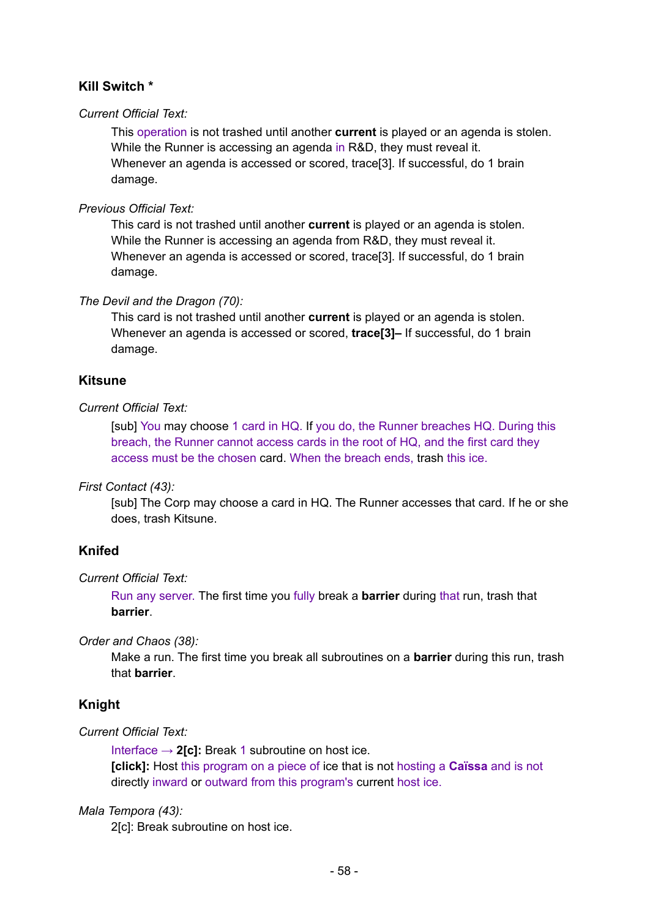### Kill Switch *

*Current Official Text:*

> This operation is not trashed until another **current** is played or an agenda is stolen.
> While the Runner is accessing an agenda in R&D, they must reveal it.
> Whenever an agenda is accessed or scored, trace[3]. If successful, do 1 brain damage.

*Previous Official Text:*

> This card is not trashed until another **current** is played or an agenda is stolen.
> While the Runner is accessing an agenda from R&D, they must reveal it.
> Whenever an agenda is accessed or scored, trace[3]. If successful, do 1 brain damage.

*The Devil and the Dragon (70):*

> This card is not trashed until another **current** is played or an agenda is stolen.
> Whenever an agenda is accessed or scored, **trace[3]–** If successful, do 1 brain damage.

### Kitsune

*Current Official Text:*

> [sub] You may choose 1 card in HQ. If you do, the Runner breaches HQ. During this breach, the Runner cannot access cards in the root of HQ, and the first card they access must be the chosen card. When the breach ends, trash this ice.

*First Contact (43):*

> [sub] The Corp may choose a card in HQ. The Runner accesses that card. If he or she does, trash Kitsune.

### Knifed

*Current Official Text:*

> Run any server. The first time you fully break a **barrier** during that run, trash that **barrier**.

*Order and Chaos (38):*

> Make a run. The first time you break all subroutines on a **barrier** during this run, trash that **barrier**.

### Knight

*Current Official Text:*

> Interface → **2[c]:** Break 1 subroutine on host ice.
> **[click]:** Host this program on a piece of ice that is not hosting a **Caïssa** and is not directly inward or outward from this program's current host ice.

*Mala Tempora (43):*

> 2[c]: Break subroutine on host ice.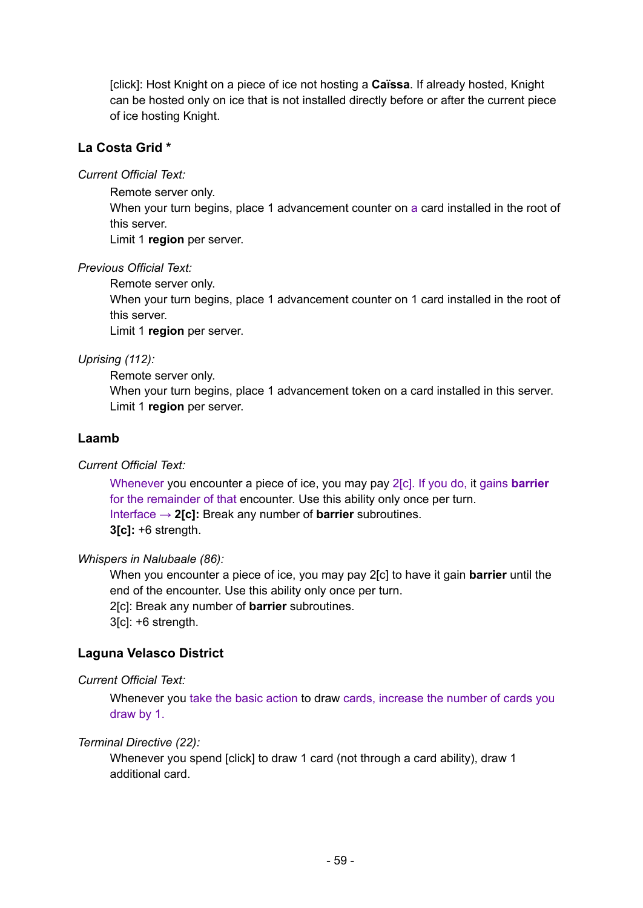[click]: Host Knight on a piece of ice not hosting a **Caïssa**. If already hosted, Knight can be hosted only on ice that is not installed directly before or after the current piece of ice hosting Knight.

### La Costa Grid *

*Current Official Text:*

Remote server only.
When your turn begins, place 1 advancement counter on a card installed in the root of this server.
Limit 1 **region** per server.

*Previous Official Text:*

Remote server only.
When your turn begins, place 1 advancement counter on 1 card installed in the root of this server.
Limit 1 **region** per server.

*Uprising (112):*

Remote server only.
When your turn begins, place 1 advancement token on a card installed in this server.
Limit 1 **region** per server.

### Laamb

*Current Official Text:*

Whenever you encounter a piece of ice, you may pay 2[c]. If you do, it gains **barrier** for the remainder of that encounter. Use this ability only once per turn.
Interface → **2[c]:** Break any number of **barrier** subroutines.
**3[c]:** +6 strength.

*Whispers in Nalubaale (86):*

When you encounter a piece of ice, you may pay 2[c] to have it gain **barrier** until the end of the encounter. Use this ability only once per turn.
2[c]: Break any number of **barrier** subroutines.
3[c]: +6 strength.

### Laguna Velasco District

*Current Official Text:*

Whenever you take the basic action to draw cards, increase the number of cards you draw by 1.

*Terminal Directive (22):*

Whenever you spend [click] to draw 1 card (not through a card ability), draw 1 additional card.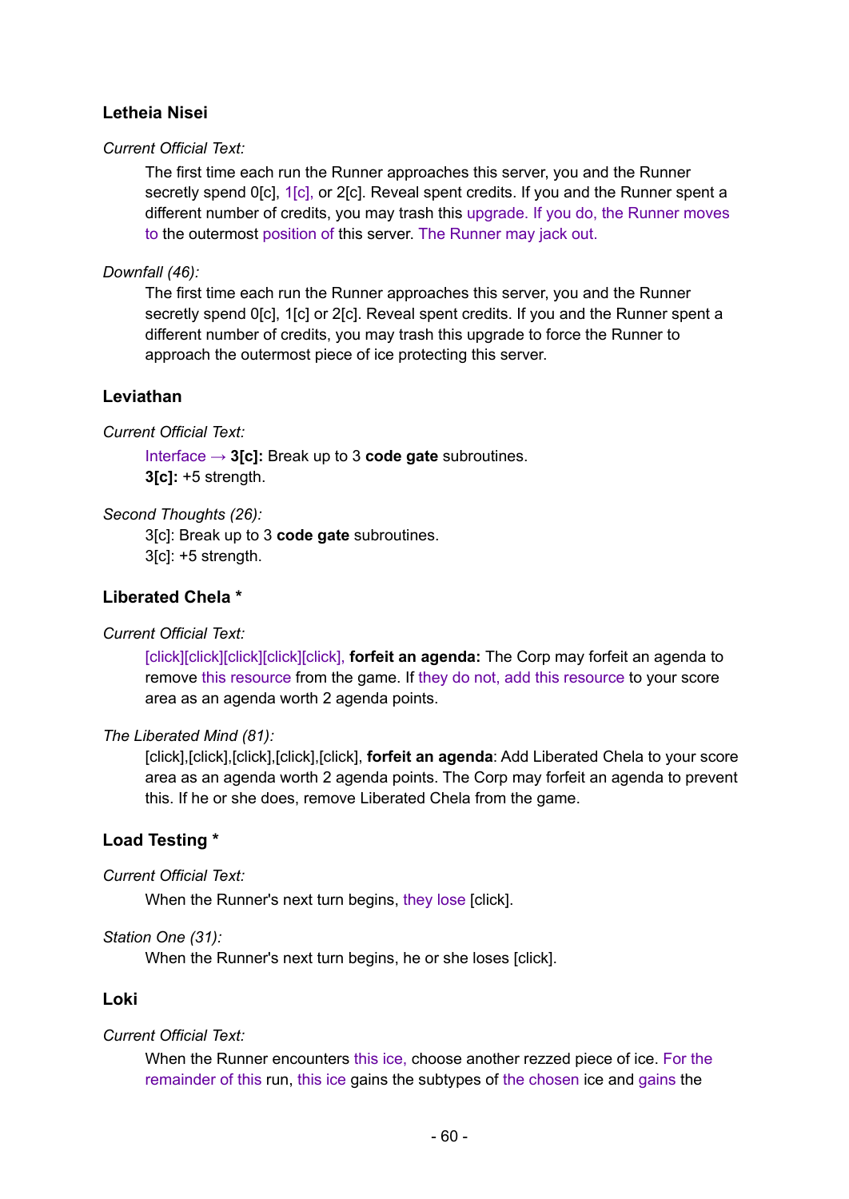### Letheia Nisei

*Current Official Text:*

The first time each run the Runner approaches this server, you and the Runner secretly spend 0[c], 1[c], or 2[c]. Reveal spent credits. If you and the Runner spent a different number of credits, you may trash this upgrade. If you do, the Runner moves to the outermost position of this server. The Runner may jack out.

*Downfall (46):*

The first time each run the Runner approaches this server, you and the Runner secretly spend 0[c], 1[c] or 2[c]. Reveal spent credits. If you and the Runner spent a different number of credits, you may trash this upgrade to force the Runner to approach the outermost piece of ice protecting this server.

### Leviathan

*Current Official Text:*

Interface → **3[c]:** Break up to 3 **code gate** subroutines.
**3[c]:** +5 strength.

*Second Thoughts (26):*

3[c]: Break up to 3 **code gate** subroutines.
3[c]: +5 strength.

### Liberated Chela *

*Current Official Text:*

[click][click][click][click][click], **forfeit an agenda:** The Corp may forfeit an agenda to remove this resource from the game. If they do not, add this resource to your score area as an agenda worth 2 agenda points.

*The Liberated Mind (81):*

[click],[click],[click],[click],[click], **forfeit an agenda**: Add Liberated Chela to your score area as an agenda worth 2 agenda points. The Corp may forfeit an agenda to prevent this. If he or she does, remove Liberated Chela from the game.

### Load Testing *

*Current Official Text:*

When the Runner's next turn begins, they lose [click].

*Station One (31):*

When the Runner's next turn begins, he or she loses [click].

### Loki

*Current Official Text:*

When the Runner encounters this ice, choose another rezzed piece of ice. For the remainder of this run, this ice gains the subtypes of the chosen ice and gains the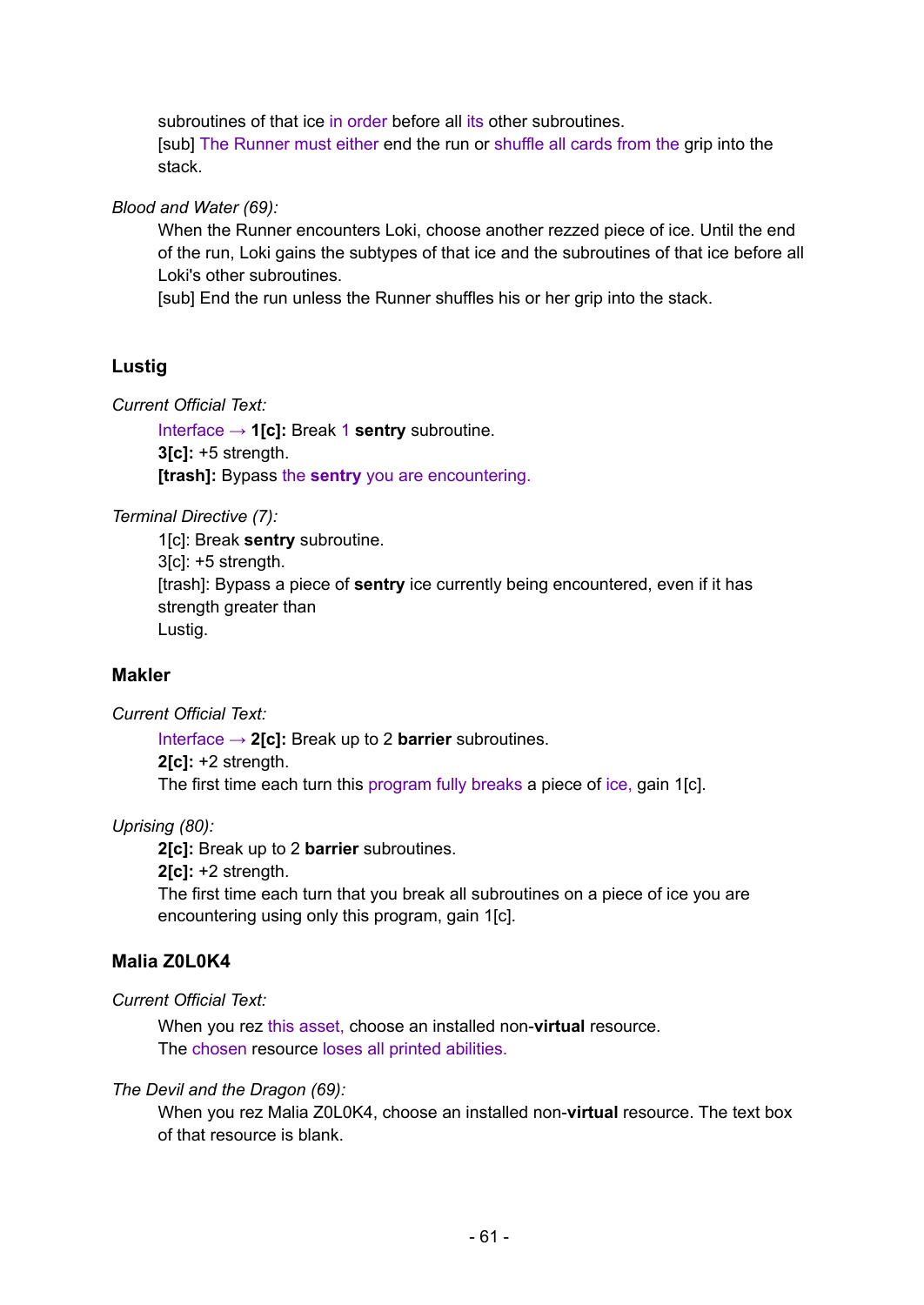subroutines of that ice in order before all its other subroutines.
[sub] The Runner must either end the run or shuffle all cards from the grip into the stack.

*Blood and Water (69):*

When the Runner encounters Loki, choose another rezzed piece of ice. Until the end of the run, Loki gains the subtypes of that ice and the subroutines of that ice before all Loki's other subroutines.
[sub] End the run unless the Runner shuffles his or her grip into the stack.

### Lustig

*Current Official Text:*

Interface → **1[c]:** Break 1 **sentry** subroutine.
**3[c]:** +5 strength.
**[trash]:** Bypass the **sentry** you are encountering.

*Terminal Directive (7):*

1[c]: Break **sentry** subroutine.
3[c]: +5 strength.
[trash]: Bypass a piece of **sentry** ice currently being encountered, even if it has strength greater than
Lustig.

### Makler

*Current Official Text:*

Interface → **2[c]:** Break up to 2 **barrier** subroutines.
**2[c]:** +2 strength.
The first time each turn this program fully breaks a piece of ice, gain 1[c].

*Uprising (80):*

**2[c]:** Break up to 2 **barrier** subroutines.
**2[c]:** +2 strength.
The first time each turn that you break all subroutines on a piece of ice you are encountering using only this program, gain 1[c].

### Malia Z0L0K4

*Current Official Text:*

When you rez this asset, choose an installed non-**virtual** resource.
The chosen resource loses all printed abilities.

*The Devil and the Dragon (69):*

When you rez Malia Z0L0K4, choose an installed non-**virtual** resource. The text box of that resource is blank.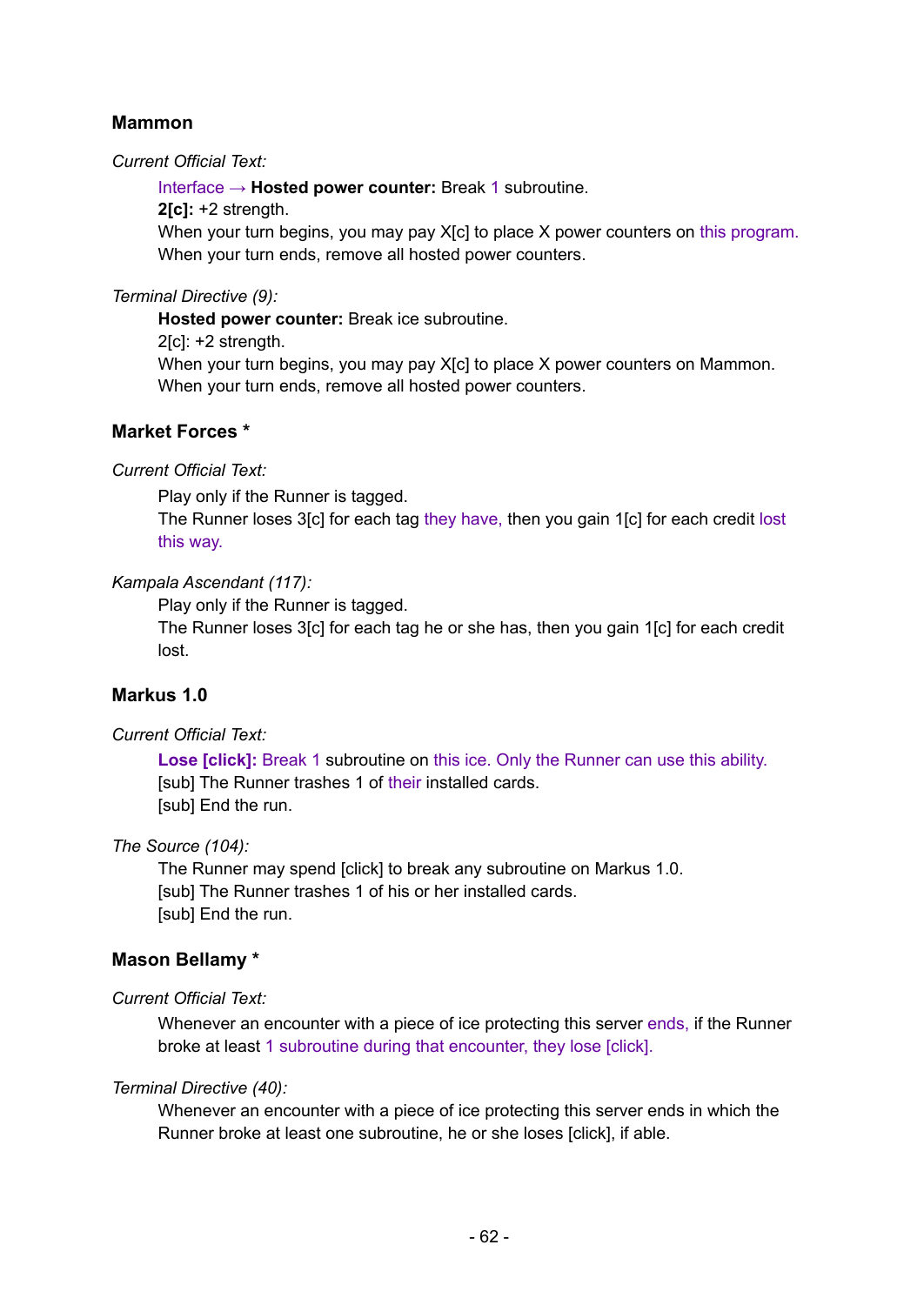### Mammon

*Current Official Text:*

Interface → **Hosted power counter:** Break 1 subroutine.
**2[c]:** +2 strength.
When your turn begins, you may pay X[c] to place X power counters on this program.
When your turn ends, remove all hosted power counters.

*Terminal Directive (9):*

**Hosted power counter:** Break ice subroutine.
2[c]: +2 strength.
When your turn begins, you may pay X[c] to place X power counters on Mammon.
When your turn ends, remove all hosted power counters.

### Market Forces *

*Current Official Text:*

Play only if the Runner is tagged.
The Runner loses 3[c] for each tag they have, then you gain 1[c] for each credit lost this way.

*Kampala Ascendant (117):*

Play only if the Runner is tagged.
The Runner loses 3[c] for each tag he or she has, then you gain 1[c] for each credit lost.

### Markus 1.0

*Current Official Text:*

**Lose [click]:** Break 1 subroutine on this ice. Only the Runner can use this ability.
[sub] The Runner trashes 1 of their installed cards.
[sub] End the run.

*The Source (104):*

The Runner may spend [click] to break any subroutine on Markus 1.0.
[sub] The Runner trashes 1 of his or her installed cards.
[sub] End the run.

### Mason Bellamy *

*Current Official Text:*

Whenever an encounter with a piece of ice protecting this server ends, if the Runner broke at least 1 subroutine during that encounter, they lose [click].

*Terminal Directive (40):*

Whenever an encounter with a piece of ice protecting this server ends in which the Runner broke at least one subroutine, he or she loses [click], if able.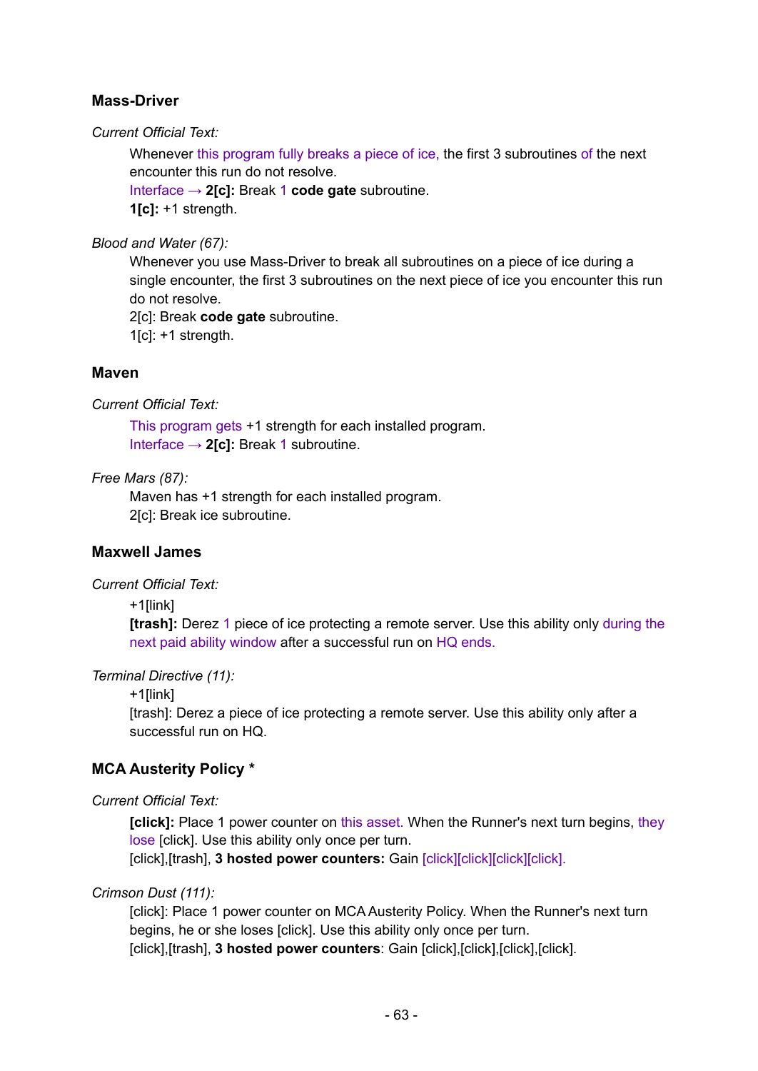### Mass-Driver

*Current Official Text:*

Whenever this program fully breaks a piece of ice, the first 3 subroutines of the next encounter this run do not resolve.
Interface → **2[c]:** Break 1 **code gate** subroutine.
**1[c]:** +1 strength.

*Blood and Water (67):*

Whenever you use Mass-Driver to break all subroutines on a piece of ice during a single encounter, the first 3 subroutines on the next piece of ice you encounter this run do not resolve.
2[c]: Break **code gate** subroutine.
1[c]: +1 strength.

### Maven

*Current Official Text:*

This program gets +1 strength for each installed program.
Interface → **2[c]:** Break 1 subroutine.

*Free Mars (87):*

Maven has +1 strength for each installed program.
2[c]: Break ice subroutine.

### Maxwell James

*Current Official Text:*

+1[link]
**[trash]:** Derez 1 piece of ice protecting a remote server. Use this ability only during the next paid ability window after a successful run on HQ ends.

*Terminal Directive (11):*

+1[link]
[trash]: Derez a piece of ice protecting a remote server. Use this ability only after a successful run on HQ.

### MCA Austerity Policy *

*Current Official Text:*

**[click]:** Place 1 power counter on this asset. When the Runner's next turn begins, they lose [click]. Use this ability only once per turn.
[click],[trash], **3 hosted power counters:** Gain [click][click][click][click].

*Crimson Dust (111):*

[click]: Place 1 power counter on MCA Austerity Policy. When the Runner's next turn begins, he or she loses [click]. Use this ability only once per turn.
[click],[trash], **3 hosted power counters**: Gain [click],[click],[click],[click].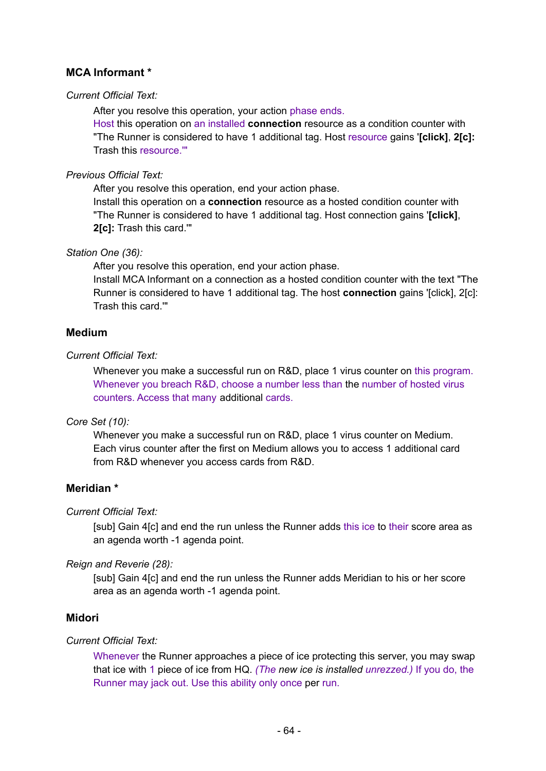### MCA Informant *

*Current Official Text:*

> After you resolve this operation, your action phase ends.
> Host this operation on an installed **connection** resource as a condition counter with "The Runner is considered to have 1 additional tag. Host resource gains '**[click]**, **2[c]:** Trash this resource.'"

*Previous Official Text:*

> After you resolve this operation, end your action phase.
> Install this operation on a **connection** resource as a hosted condition counter with "The Runner is considered to have 1 additional tag. Host connection gains '**[click]**, **2[c]:** Trash this card.'"

*Station One (36):*

> After you resolve this operation, end your action phase.
> Install MCA Informant on a connection as a hosted condition counter with the text "The Runner is considered to have 1 additional tag. The host **connection** gains '[click], 2[c]: Trash this card.'"

### Medium

*Current Official Text:*

> Whenever you make a successful run on R&D, place 1 virus counter on this program.
> Whenever you breach R&D, choose a number less than the number of hosted virus counters. Access that many additional cards.

*Core Set (10):*

> Whenever you make a successful run on R&D, place 1 virus counter on Medium.
> Each virus counter after the first on Medium allows you to access 1 additional card from R&D whenever you access cards from R&D.

### Meridian *

*Current Official Text:*

> [sub] Gain 4[c] and end the run unless the Runner adds this ice to their score area as an agenda worth -1 agenda point.

*Reign and Reverie (28):*

> [sub] Gain 4[c] and end the run unless the Runner adds Meridian to his or her score area as an agenda worth -1 agenda point.

### Midori

*Current Official Text:*

> Whenever the Runner approaches a piece of ice protecting this server, you may swap that ice with 1 piece of ice from HQ. *(The new ice is installed unrezzed.)* If you do, the Runner may jack out. Use this ability only once per run.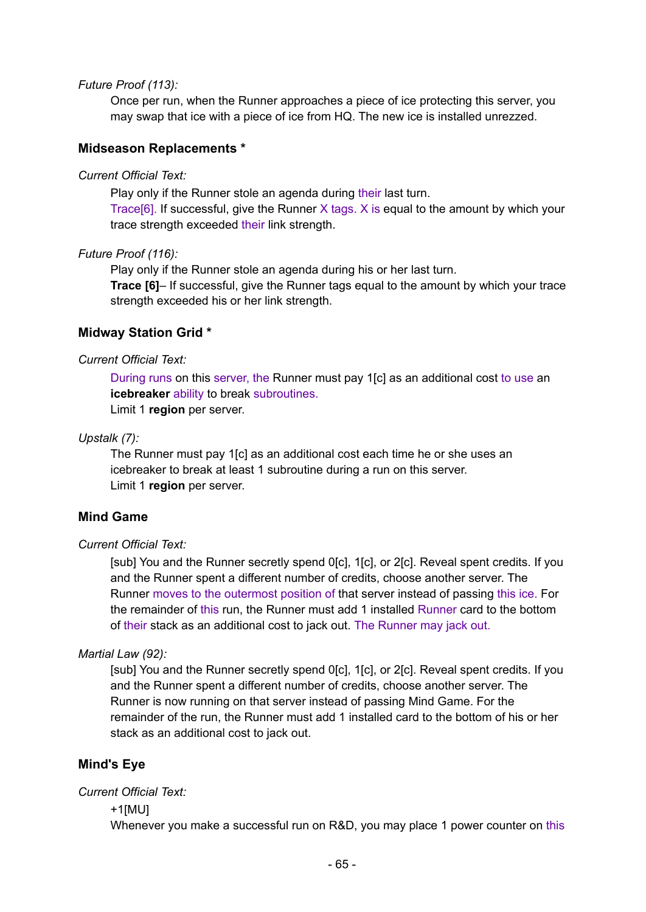*Future Proof (113):*

Once per run, when the Runner approaches a piece of ice protecting this server, you may swap that ice with a piece of ice from HQ. The new ice is installed unrezzed.

### Midseason Replacements *

*Current Official Text:*

Play only if the Runner stole an agenda during their last turn.
Trace[6]. If successful, give the Runner X tags. X is equal to the amount by which your trace strength exceeded their link strength.

*Future Proof (116):*

Play only if the Runner stole an agenda during his or her last turn.
**Trace [6]**– If successful, give the Runner tags equal to the amount by which your trace strength exceeded his or her link strength.

### Midway Station Grid *

*Current Official Text:*

During runs on this server, the Runner must pay 1[c] as an additional cost to use an **icebreaker** ability to break subroutines.
Limit 1 **region** per server.

*Upstalk (7):*

The Runner must pay 1[c] as an additional cost each time he or she uses an icebreaker to break at least 1 subroutine during a run on this server.
Limit 1 **region** per server.

### Mind Game

*Current Official Text:*

[sub] You and the Runner secretly spend 0[c], 1[c], or 2[c]. Reveal spent credits. If you and the Runner spent a different number of credits, choose another server. The Runner moves to the outermost position of that server instead of passing this ice. For the remainder of this run, the Runner must add 1 installed Runner card to the bottom of their stack as an additional cost to jack out. The Runner may jack out.

*Martial Law (92):*

[sub] You and the Runner secretly spend 0[c], 1[c], or 2[c]. Reveal spent credits. If you and the Runner spent a different number of credits, choose another server. The Runner is now running on that server instead of passing Mind Game. For the remainder of the run, the Runner must add 1 installed card to the bottom of his or her stack as an additional cost to jack out.

### Mind's Eye

*Current Official Text:*

+1[MU]
Whenever you make a successful run on R&D, you may place 1 power counter on this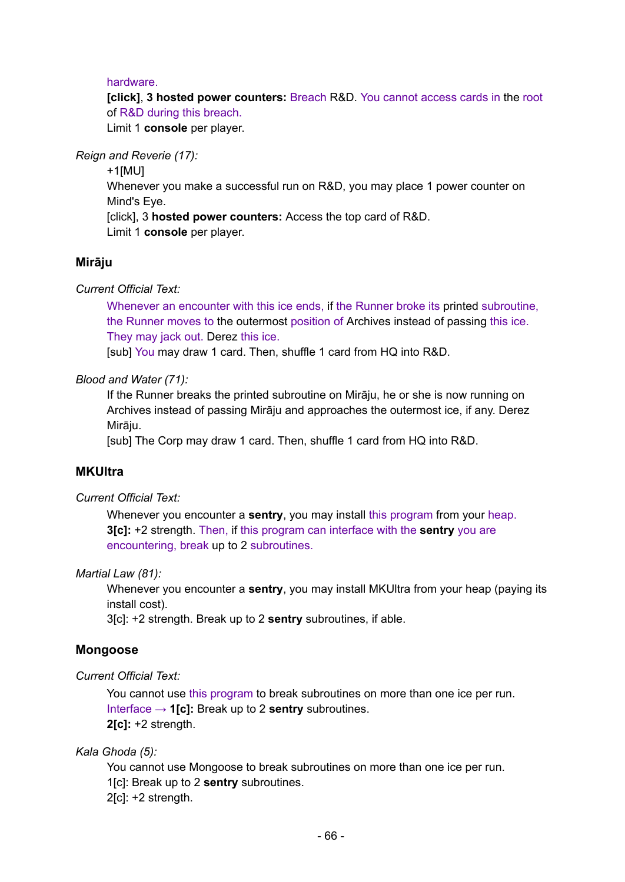hardware.

**[click]**, **3 hosted power counters:** Breach R&D. You cannot access cards in the root of R&D during this breach.

Limit 1 **console** per player.

*Reign and Reverie (17):*

+1[MU]

Whenever you make a successful run on R&D, you may place 1 power counter on Mind's Eye.

[click], 3 **hosted power counters:** Access the top card of R&D.

Limit 1 **console** per player.

### Mirāju

*Current Official Text:*

Whenever an encounter with this ice ends, if the Runner broke its printed subroutine, the Runner moves to the outermost position of Archives instead of passing this ice. They may jack out. Derez this ice.

[sub] You may draw 1 card. Then, shuffle 1 card from HQ into R&D.

*Blood and Water (71):*

If the Runner breaks the printed subroutine on Mirāju, he or she is now running on Archives instead of passing Mirāju and approaches the outermost ice, if any. Derez Mirāju.

[sub] The Corp may draw 1 card. Then, shuffle 1 card from HQ into R&D.

### MKUltra

*Current Official Text:*

Whenever you encounter a **sentry**, you may install this program from your heap.

**3[c]:** +2 strength. Then, if this program can interface with the **sentry** you are encountering, break up to 2 subroutines.

*Martial Law (81):*

Whenever you encounter a **sentry**, you may install MKUltra from your heap (paying its install cost).

3[c]: +2 strength. Break up to 2 **sentry** subroutines, if able.

### Mongoose

*Current Official Text:*

You cannot use this program to break subroutines on more than one ice per run.

Interface → **1[c]:** Break up to 2 **sentry** subroutines.

**2[c]:** +2 strength.

*Kala Ghoda (5):*

You cannot use Mongoose to break subroutines on more than one ice per run.

1[c]: Break up to 2 **sentry** subroutines.

2[c]: +2 strength.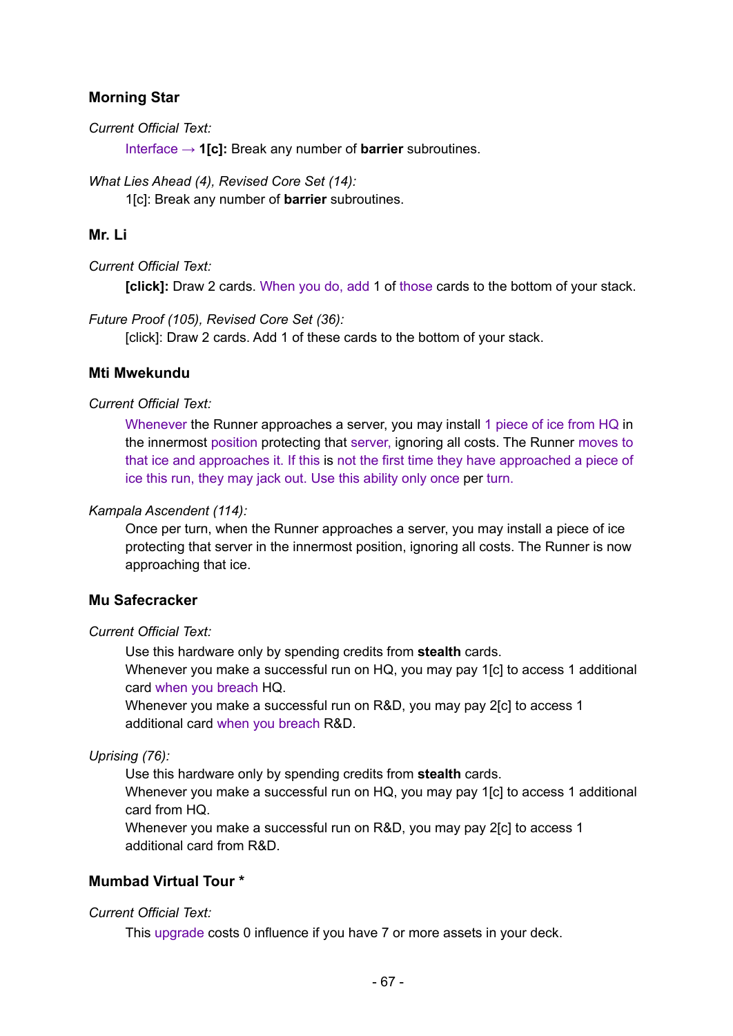### Morning Star

*Current Official Text:*

Interface → **1[c]:** Break any number of **barrier** subroutines.

*What Lies Ahead (4), Revised Core Set (14):*

1[c]: Break any number of **barrier** subroutines.

### Mr. Li

*Current Official Text:*

**[click]:** Draw 2 cards. When you do, add 1 of those cards to the bottom of your stack.

*Future Proof (105), Revised Core Set (36):*

[click]: Draw 2 cards. Add 1 of these cards to the bottom of your stack.

### Mti Mwekundu

*Current Official Text:*

Whenever the Runner approaches a server, you may install 1 piece of ice from HQ in the innermost position protecting that server, ignoring all costs. The Runner moves to that ice and approaches it. If this is not the first time they have approached a piece of ice this run, they may jack out. Use this ability only once per turn.

*Kampala Ascendent (114):*

Once per turn, when the Runner approaches a server, you may install a piece of ice protecting that server in the innermost position, ignoring all costs. The Runner is now approaching that ice.

### Mu Safecracker

*Current Official Text:*

Use this hardware only by spending credits from **stealth** cards.
Whenever you make a successful run on HQ, you may pay 1[c] to access 1 additional card when you breach HQ.
Whenever you make a successful run on R&D, you may pay 2[c] to access 1 additional card when you breach R&D.

*Uprising (76):*

Use this hardware only by spending credits from **stealth** cards.
Whenever you make a successful run on HQ, you may pay 1[c] to access 1 additional card from HQ.
Whenever you make a successful run on R&D, you may pay 2[c] to access 1 additional card from R&D.

### Mumbad Virtual Tour *

*Current Official Text:*

This upgrade costs 0 influence if you have 7 or more assets in your deck.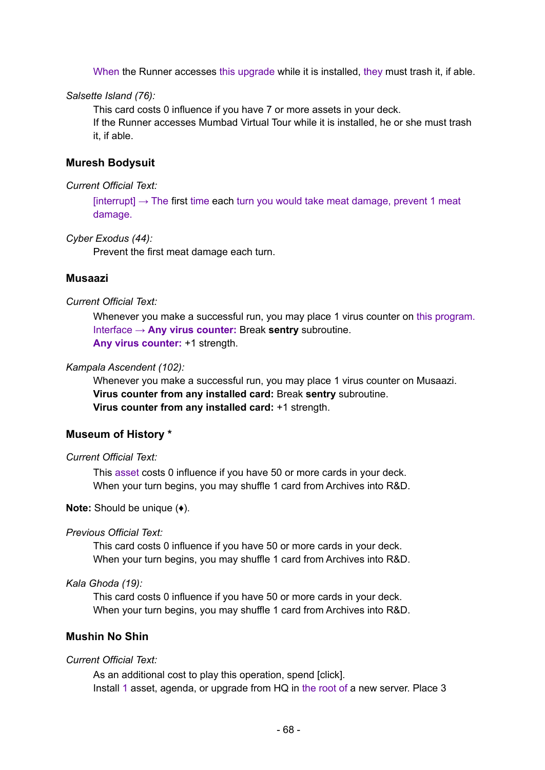When the Runner accesses this upgrade while it is installed, they must trash it, if able.

*Salsette Island (76):*

This card costs 0 influence if you have 7 or more assets in your deck.
If the Runner accesses Mumbad Virtual Tour while it is installed, he or she must trash it, if able.

### Muresh Bodysuit

*Current Official Text:*

[interrupt] → The first time each turn you would take meat damage, prevent 1 meat damage.

*Cyber Exodus (44):*

Prevent the first meat damage each turn.

### Musaazi

*Current Official Text:*

Whenever you make a successful run, you may place 1 virus counter on this program.
Interface → **Any virus counter:** Break **sentry** subroutine.
**Any virus counter:** +1 strength.

*Kampala Ascendent (102):*

Whenever you make a successful run, you may place 1 virus counter on Musaazi.
**Virus counter from any installed card:** Break **sentry** subroutine.
**Virus counter from any installed card:** +1 strength.

### Museum of History *

*Current Official Text:*

This asset costs 0 influence if you have 50 or more cards in your deck.
When your turn begins, you may shuffle 1 card from Archives into R&D.

**Note:** Should be unique (♦).

*Previous Official Text:*

This card costs 0 influence if you have 50 or more cards in your deck.
When your turn begins, you may shuffle 1 card from Archives into R&D.

*Kala Ghoda (19):*

This card costs 0 influence if you have 50 or more cards in your deck.
When your turn begins, you may shuffle 1 card from Archives into R&D.

### Mushin No Shin

*Current Official Text:*

As an additional cost to play this operation, spend [click].
Install 1 asset, agenda, or upgrade from HQ in the root of a new server. Place 3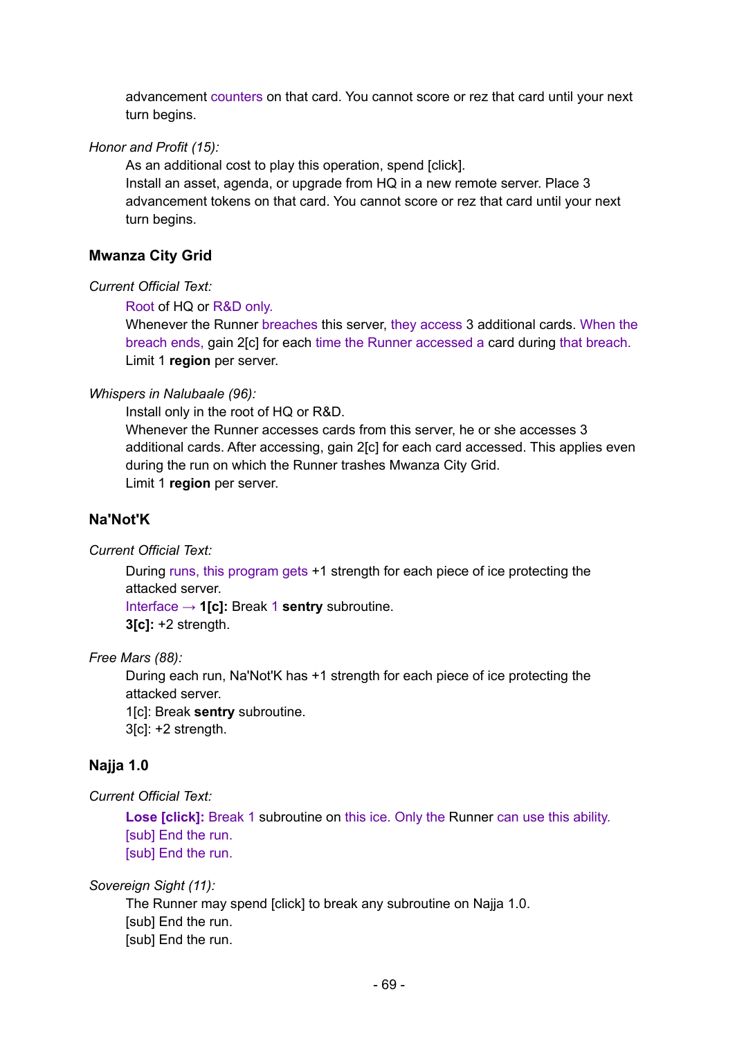advancement counters on that card. You cannot score or rez that card until your next turn begins.

*Honor and Profit (15):*

As an additional cost to play this operation, spend [click].
Install an asset, agenda, or upgrade from HQ in a new remote server. Place 3 advancement tokens on that card. You cannot score or rez that card until your next turn begins.

### Mwanza City Grid

*Current Official Text:*

Root of HQ or R&D only.
Whenever the Runner breaches this server, they access 3 additional cards. When the breach ends, gain 2[c] for each time the Runner accessed a card during that breach.
Limit 1 **region** per server.

*Whispers in Nalubaale (96):*

Install only in the root of HQ or R&D.
Whenever the Runner accesses cards from this server, he or she accesses 3 additional cards. After accessing, gain 2[c] for each card accessed. This applies even during the run on which the Runner trashes Mwanza City Grid.
Limit 1 **region** per server.

### Na'Not'K

*Current Official Text:*

During runs, this program gets +1 strength for each piece of ice protecting the attacked server.
Interface → **1[c]:** Break 1 **sentry** subroutine.
**3[c]:** +2 strength.

*Free Mars (88):*

During each run, Na'Not'K has +1 strength for each piece of ice protecting the attacked server.
1[c]: Break **sentry** subroutine.
3[c]: +2 strength.

### Najja 1.0

*Current Official Text:*

**Lose [click]:** Break 1 subroutine on this ice. Only the Runner can use this ability.
[sub] End the run.
[sub] End the run.

*Sovereign Sight (11):*

The Runner may spend [click] to break any subroutine on Najja 1.0.
[sub] End the run.
[sub] End the run.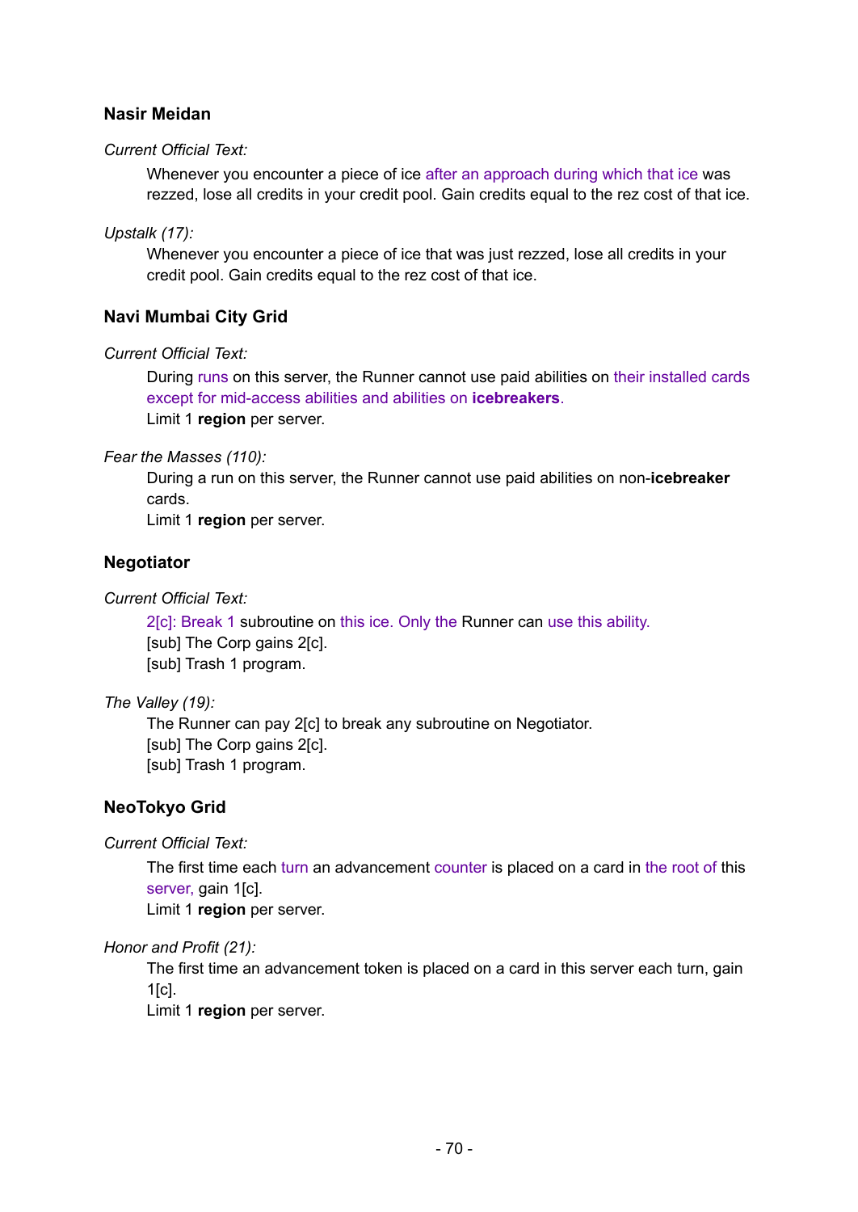### Nasir Meidan

*Current Official Text:*

Whenever you encounter a piece of ice after an approach during which that ice was rezzed, lose all credits in your credit pool. Gain credits equal to the rez cost of that ice.

*Upstalk (17):*

Whenever you encounter a piece of ice that was just rezzed, lose all credits in your credit pool. Gain credits equal to the rez cost of that ice.

### Navi Mumbai City Grid

*Current Official Text:*

During runs on this server, the Runner cannot use paid abilities on their installed cards except for mid-access abilities and abilities on **icebreakers**.
Limit 1 **region** per server.

*Fear the Masses (110):*

During a run on this server, the Runner cannot use paid abilities on non-**icebreaker** cards.
Limit 1 **region** per server.

### Negotiator

*Current Official Text:*

2[c]: Break 1 subroutine on this ice. Only the Runner can use this ability.
[sub] The Corp gains 2[c].
[sub] Trash 1 program.

*The Valley (19):*

The Runner can pay 2[c] to break any subroutine on Negotiator.
[sub] The Corp gains 2[c].
[sub] Trash 1 program.

### NeoTokyo Grid

*Current Official Text:*

The first time each turn an advancement counter is placed on a card in the root of this server, gain 1[c].
Limit 1 **region** per server.

*Honor and Profit (21):*

The first time an advancement token is placed on a card in this server each turn, gain 1[c].
Limit 1 **region** per server.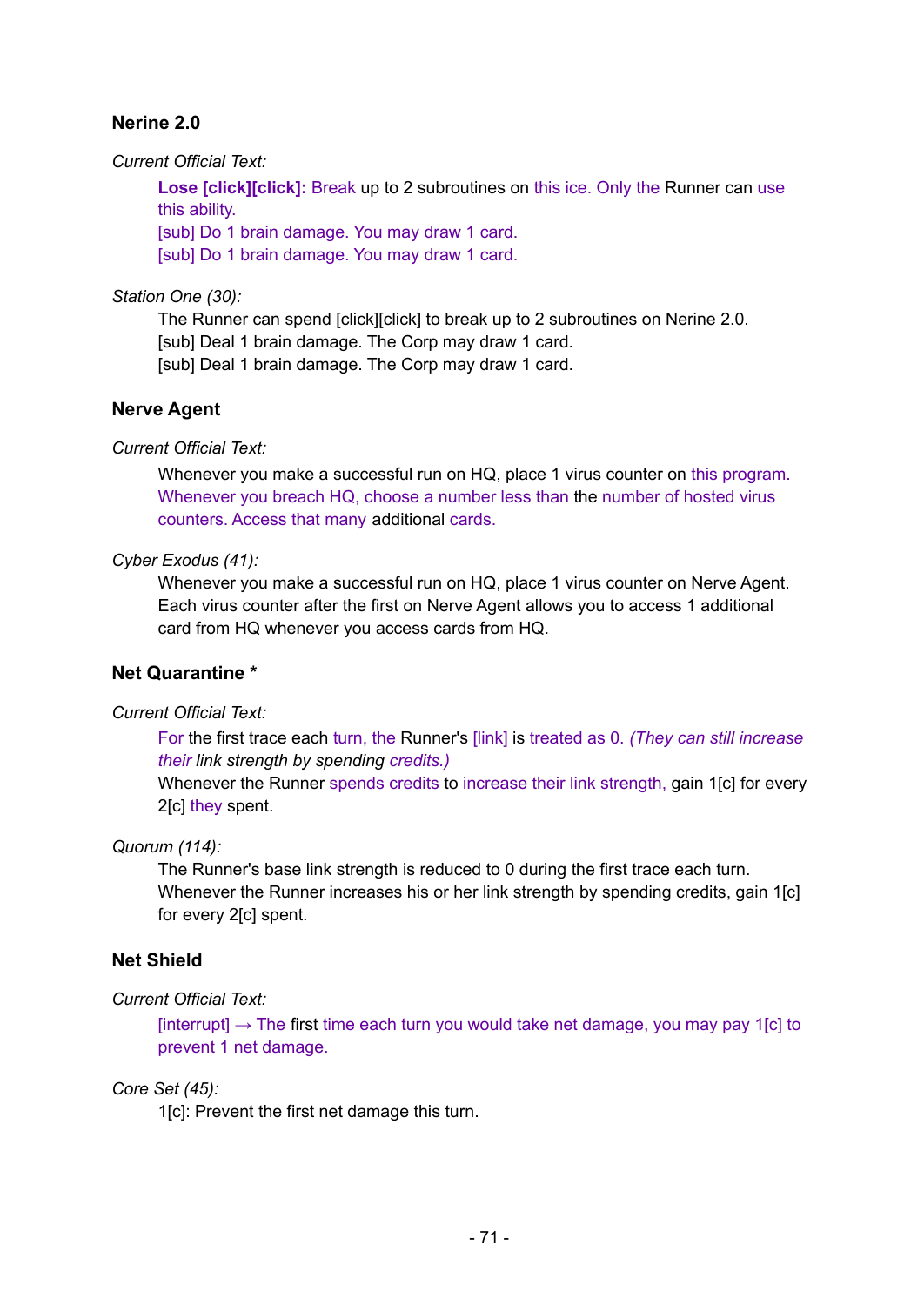### Nerine 2.0

*Current Official Text:*

> **Lose [click][click]:** Break up to 2 subroutines on this ice. Only the Runner can use this ability.
> [sub] Do 1 brain damage. You may draw 1 card.
> [sub] Do 1 brain damage. You may draw 1 card.

*Station One (30):*

> The Runner can spend [click][click] to break up to 2 subroutines on Nerine 2.0.
> [sub] Deal 1 brain damage. The Corp may draw 1 card.
> [sub] Deal 1 brain damage. The Corp may draw 1 card.

### Nerve Agent

*Current Official Text:*

> Whenever you make a successful run on HQ, place 1 virus counter on this program. Whenever you breach HQ, choose a number less than the number of hosted virus counters. Access that many additional cards.

*Cyber Exodus (41):*

> Whenever you make a successful run on HQ, place 1 virus counter on Nerve Agent. Each virus counter after the first on Nerve Agent allows you to access 1 additional card from HQ whenever you access cards from HQ.

### Net Quarantine *

*Current Official Text:*

> For the first trace each turn, the Runner's [link] is treated as 0. *(They can still increase their link strength by spending credits.)*
> Whenever the Runner spends credits to increase their link strength, gain 1[c] for every 2[c] they spent.

*Quorum (114):*

> The Runner's base link strength is reduced to 0 during the first trace each turn.
> Whenever the Runner increases his or her link strength by spending credits, gain 1[c] for every 2[c] spent.

### Net Shield

*Current Official Text:*

> [interrupt] → The first time each turn you would take net damage, you may pay 1[c] to prevent 1 net damage.

*Core Set (45):*

> 1[c]: Prevent the first net damage this turn.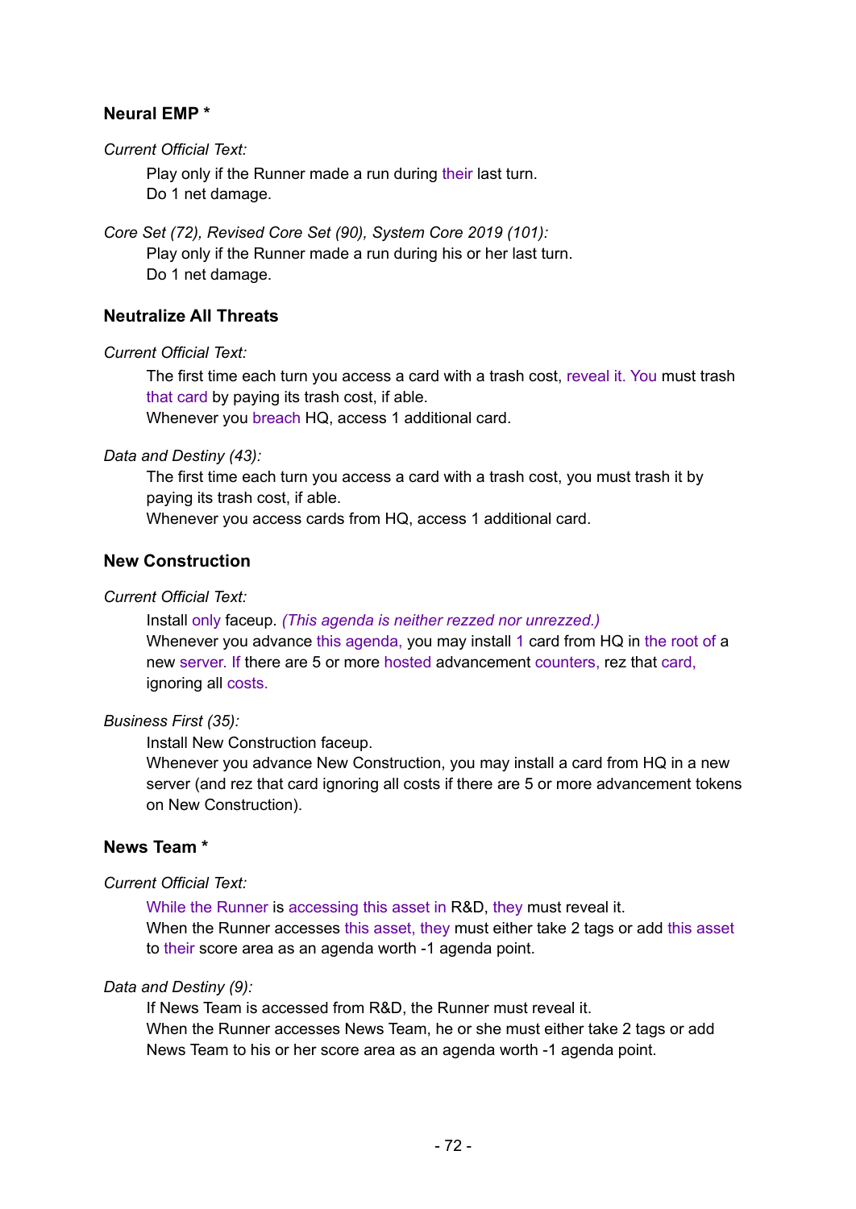### Neural EMP *

*Current Official Text:*

Play only if the Runner made a run during their last turn.
Do 1 net damage.

*Core Set (72), Revised Core Set (90), System Core 2019 (101):*

Play only if the Runner made a run during his or her last turn.
Do 1 net damage.

### Neutralize All Threats

*Current Official Text:*

The first time each turn you access a card with a trash cost, reveal it. You must trash that card by paying its trash cost, if able.
Whenever you breach HQ, access 1 additional card.

*Data and Destiny (43):*

The first time each turn you access a card with a trash cost, you must trash it by paying its trash cost, if able.
Whenever you access cards from HQ, access 1 additional card.

### New Construction

*Current Official Text:*

Install only faceup. *(This agenda is neither rezzed nor unrezzed.)*
Whenever you advance this agenda, you may install 1 card from HQ in the root of a new server. If there are 5 or more hosted advancement counters, rez that card, ignoring all costs.

*Business First (35):*

Install New Construction faceup.
Whenever you advance New Construction, you may install a card from HQ in a new server (and rez that card ignoring all costs if there are 5 or more advancement tokens on New Construction).

### News Team *

*Current Official Text:*

While the Runner is accessing this asset in R&D, they must reveal it.
When the Runner accesses this asset, they must either take 2 tags or add this asset to their score area as an agenda worth -1 agenda point.

*Data and Destiny (9):*

If News Team is accessed from R&D, the Runner must reveal it.
When the Runner accesses News Team, he or she must either take 2 tags or add News Team to his or her score area as an agenda worth -1 agenda point.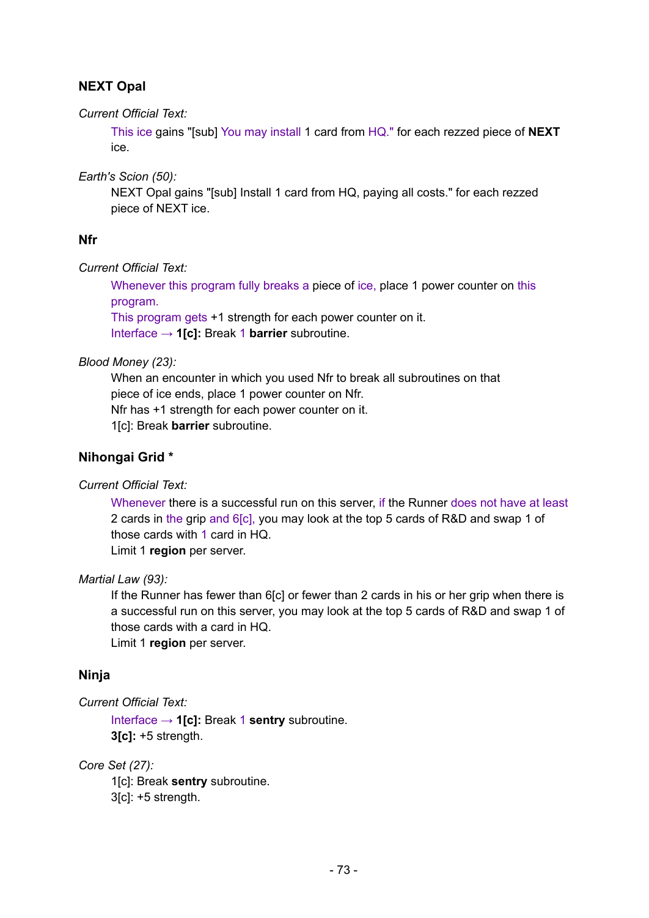### NEXT Opal

*Current Official Text:*

> This ice gains "[sub] You may install 1 card from HQ." for each rezzed piece of **NEXT** ice.

*Earth's Scion (50):*

> NEXT Opal gains "[sub] Install 1 card from HQ, paying all costs." for each rezzed piece of NEXT ice.

### Nfr

*Current Official Text:*

> Whenever this program fully breaks a piece of ice, place 1 power counter on this program.
> This program gets +1 strength for each power counter on it.
> Interface → **1[c]:** Break 1 **barrier** subroutine.

*Blood Money (23):*

> When an encounter in which you used Nfr to break all subroutines on that piece of ice ends, place 1 power counter on Nfr.
> Nfr has +1 strength for each power counter on it.
> 1[c]: Break **barrier** subroutine.

### Nihongai Grid *

*Current Official Text:*

> Whenever there is a successful run on this server, if the Runner does not have at least 2 cards in the grip and 6[c], you may look at the top 5 cards of R&D and swap 1 of those cards with 1 card in HQ.
> Limit 1 **region** per server.

*Martial Law (93):*

> If the Runner has fewer than 6[c] or fewer than 2 cards in his or her grip when there is a successful run on this server, you may look at the top 5 cards of R&D and swap 1 of those cards with a card in HQ.
> Limit 1 **region** per server.

### Ninja

*Current Official Text:*

> Interface → **1[c]:** Break 1 **sentry** subroutine.
> **3[c]:** +5 strength.

*Core Set (27):*

> 1[c]: Break **sentry** subroutine.
> 3[c]: +5 strength.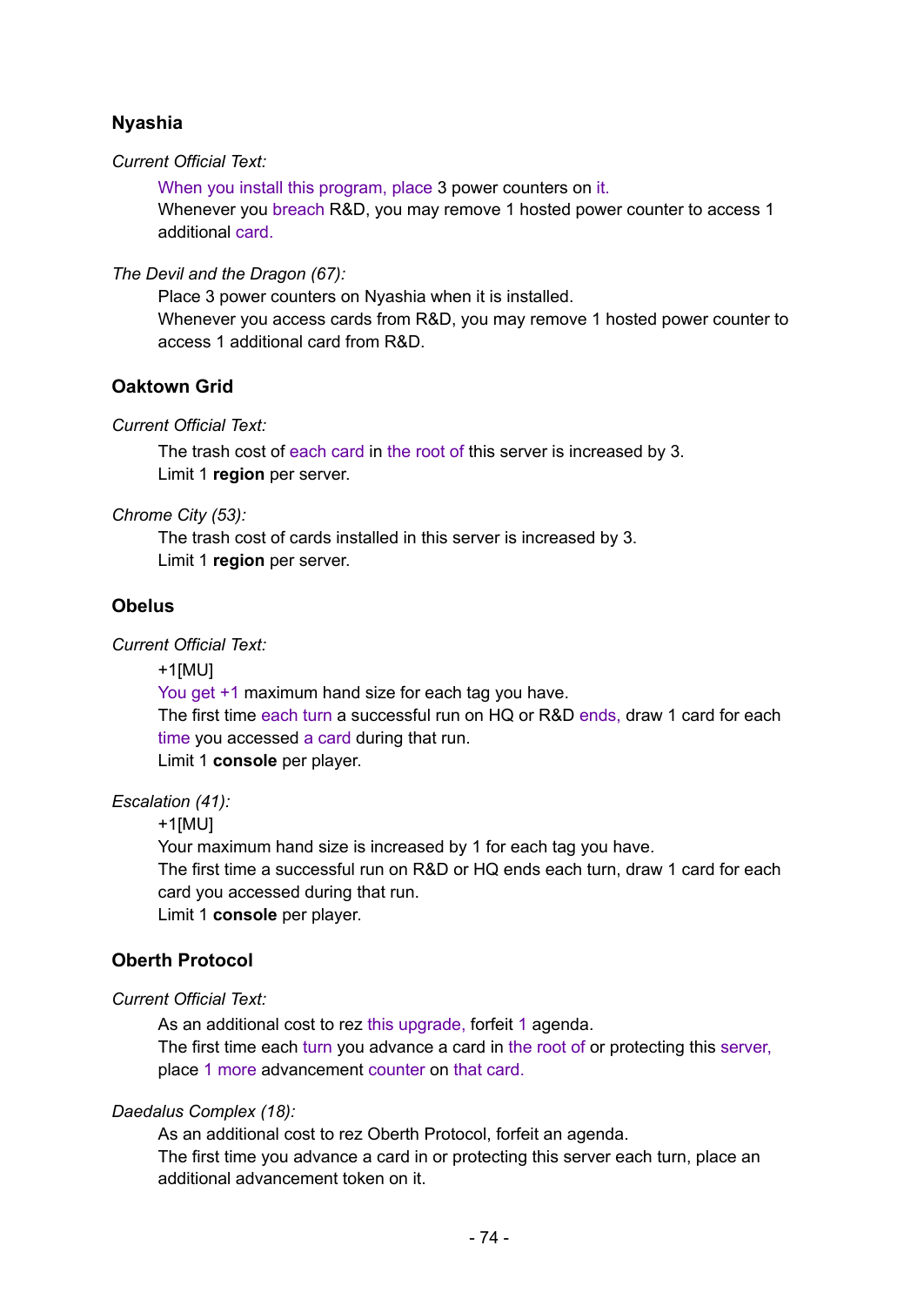### Nyashia

*Current Official Text:*

When you install this program, place 3 power counters on it.
Whenever you breach R&D, you may remove 1 hosted power counter to access 1 additional card.

*The Devil and the Dragon (67):*

Place 3 power counters on Nyashia when it is installed.
Whenever you access cards from R&D, you may remove 1 hosted power counter to access 1 additional card from R&D.

### Oaktown Grid

*Current Official Text:*

The trash cost of each card in the root of this server is increased by 3.
Limit 1 **region** per server.

*Chrome City (53):*

The trash cost of cards installed in this server is increased by 3.
Limit 1 **region** per server.

### Obelus

*Current Official Text:*

+1[MU]
You get +1 maximum hand size for each tag you have.
The first time each turn a successful run on HQ or R&D ends, draw 1 card for each time you accessed a card during that run.
Limit 1 **console** per player.

*Escalation (41):*

+1[MU]
Your maximum hand size is increased by 1 for each tag you have.
The first time a successful run on R&D or HQ ends each turn, draw 1 card for each card you accessed during that run.
Limit 1 **console** per player.

### Oberth Protocol

*Current Official Text:*

As an additional cost to rez this upgrade, forfeit 1 agenda.
The first time each turn you advance a card in the root of or protecting this server, place 1 more advancement counter on that card.

*Daedalus Complex (18):*

As an additional cost to rez Oberth Protocol, forfeit an agenda.
The first time you advance a card in or protecting this server each turn, place an additional advancement token on it.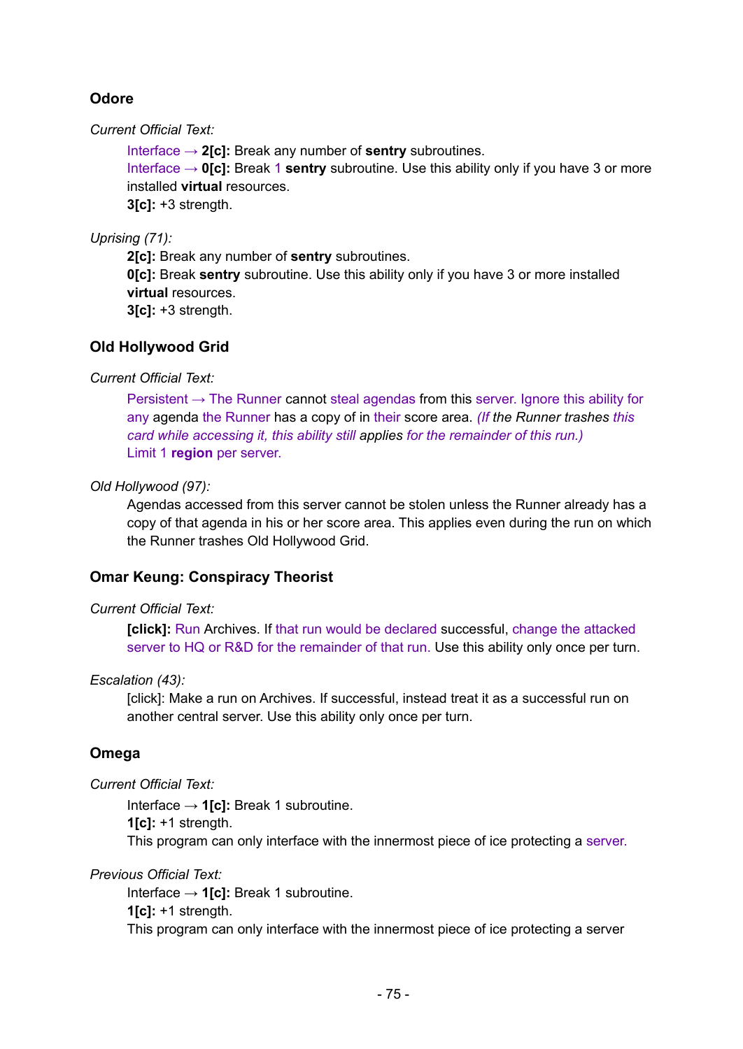### Odore

*Current Official Text:*

> Interface → **2[c]:** Break any number of **sentry** subroutines.
> Interface → **0[c]:** Break 1 **sentry** subroutine. Use this ability only if you have 3 or more installed **virtual** resources.
> **3[c]:** +3 strength.

*Uprising (71):*

> **2[c]:** Break any number of **sentry** subroutines.
> **0[c]:** Break **sentry** subroutine. Use this ability only if you have 3 or more installed **virtual** resources.
> **3[c]:** +3 strength.

### Old Hollywood Grid

*Current Official Text:*

> Persistent → The Runner cannot steal agendas from this server. Ignore this ability for any agenda the Runner has a copy of in their score area. *(If the Runner trashes this card while accessing it, this ability still applies for the remainder of this run.)*
> Limit 1 **region** per server.

*Old Hollywood (97):*

> Agendas accessed from this server cannot be stolen unless the Runner already has a copy of that agenda in his or her score area. This applies even during the run on which the Runner trashes Old Hollywood Grid.

### Omar Keung: Conspiracy Theorist

*Current Official Text:*

> **[click]:** Run Archives. If that run would be declared successful, change the attacked server to HQ or R&D for the remainder of that run. Use this ability only once per turn.

*Escalation (43):*

> [click]: Make a run on Archives. If successful, instead treat it as a successful run on another central server. Use this ability only once per turn.

### Omega

*Current Official Text:*

> Interface → **1[c]:** Break 1 subroutine.
> **1[c]:** +1 strength.
> This program can only interface with the innermost piece of ice protecting a server.

*Previous Official Text:*

> Interface → **1[c]:** Break 1 subroutine.
> **1[c]:** +1 strength.
> This program can only interface with the innermost piece of ice protecting a server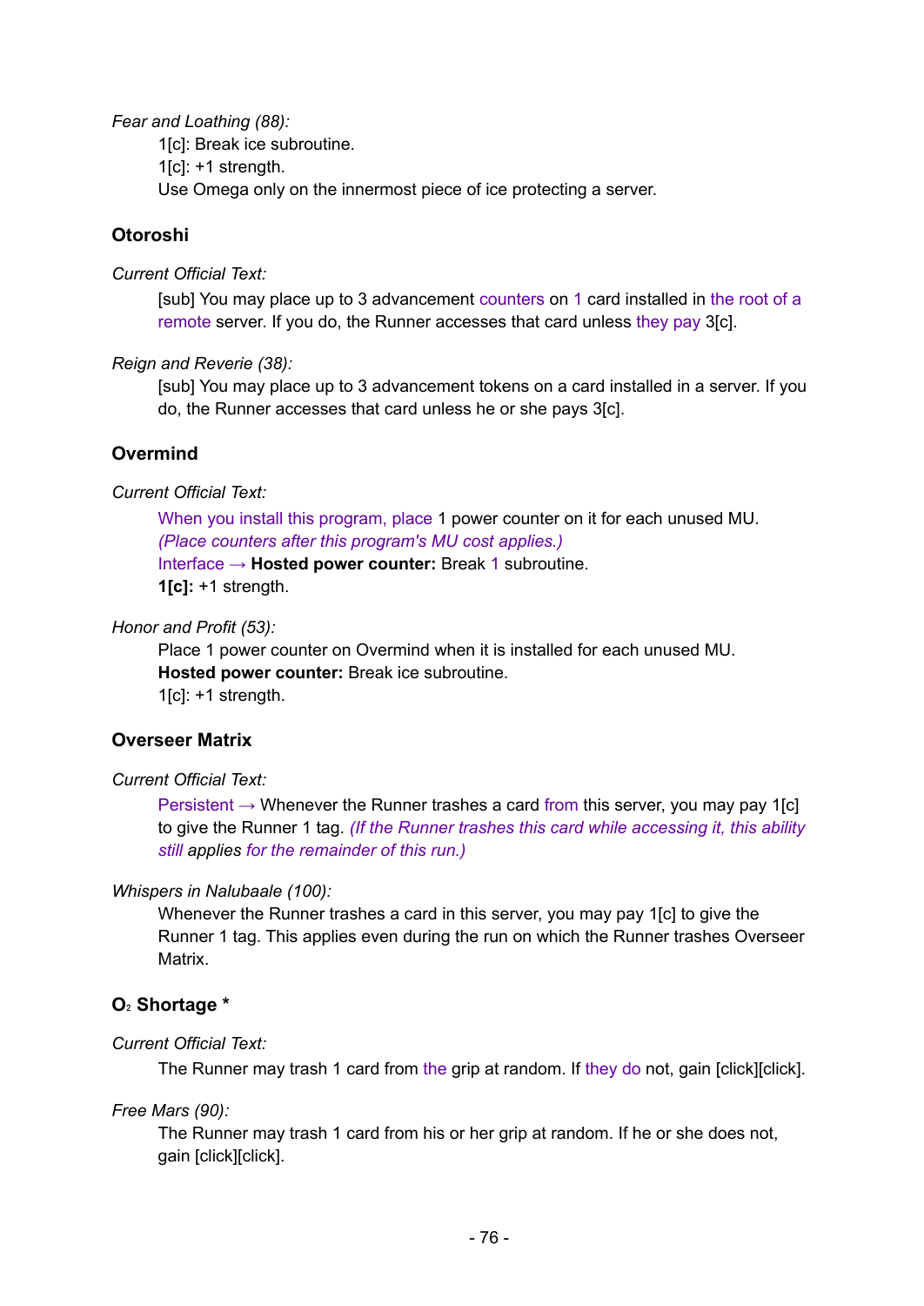*Fear and Loathing (88):*

1[c]: Break ice subroutine.
1[c]: +1 strength.
Use Omega only on the innermost piece of ice protecting a server.

## Otoroshi

*Current Official Text:*

[sub] You may place up to 3 advancement counters on 1 card installed in the root of a remote server. If you do, the Runner accesses that card unless they pay 3[c].

*Reign and Reverie (38):*

[sub] You may place up to 3 advancement tokens on a card installed in a server. If you do, the Runner accesses that card unless he or she pays 3[c].

## Overmind

*Current Official Text:*

When you install this program, place 1 power counter on it for each unused MU.
*(Place counters after this program's MU cost applies.)*
Interface → **Hosted power counter:** Break 1 subroutine.
**1[c]:** +1 strength.

*Honor and Profit (53):*

Place 1 power counter on Overmind when it is installed for each unused MU.
**Hosted power counter:** Break ice subroutine.
1[c]: +1 strength.

## Overseer Matrix

*Current Official Text:*

Persistent → Whenever the Runner trashes a card from this server, you may pay 1[c] to give the Runner 1 tag. *(If the Runner trashes this card while accessing it, this ability still applies for the remainder of this run.)*

*Whispers in Nalubaale (100):*

Whenever the Runner trashes a card in this server, you may pay 1[c] to give the Runner 1 tag. This applies even during the run on which the Runner trashes Overseer Matrix.

## $O_2$ Shortage *

*Current Official Text:*

The Runner may trash 1 card from the grip at random. If they do not, gain [click][click].

*Free Mars (90):*

The Runner may trash 1 card from his or her grip at random. If he or she does not, gain [click][click].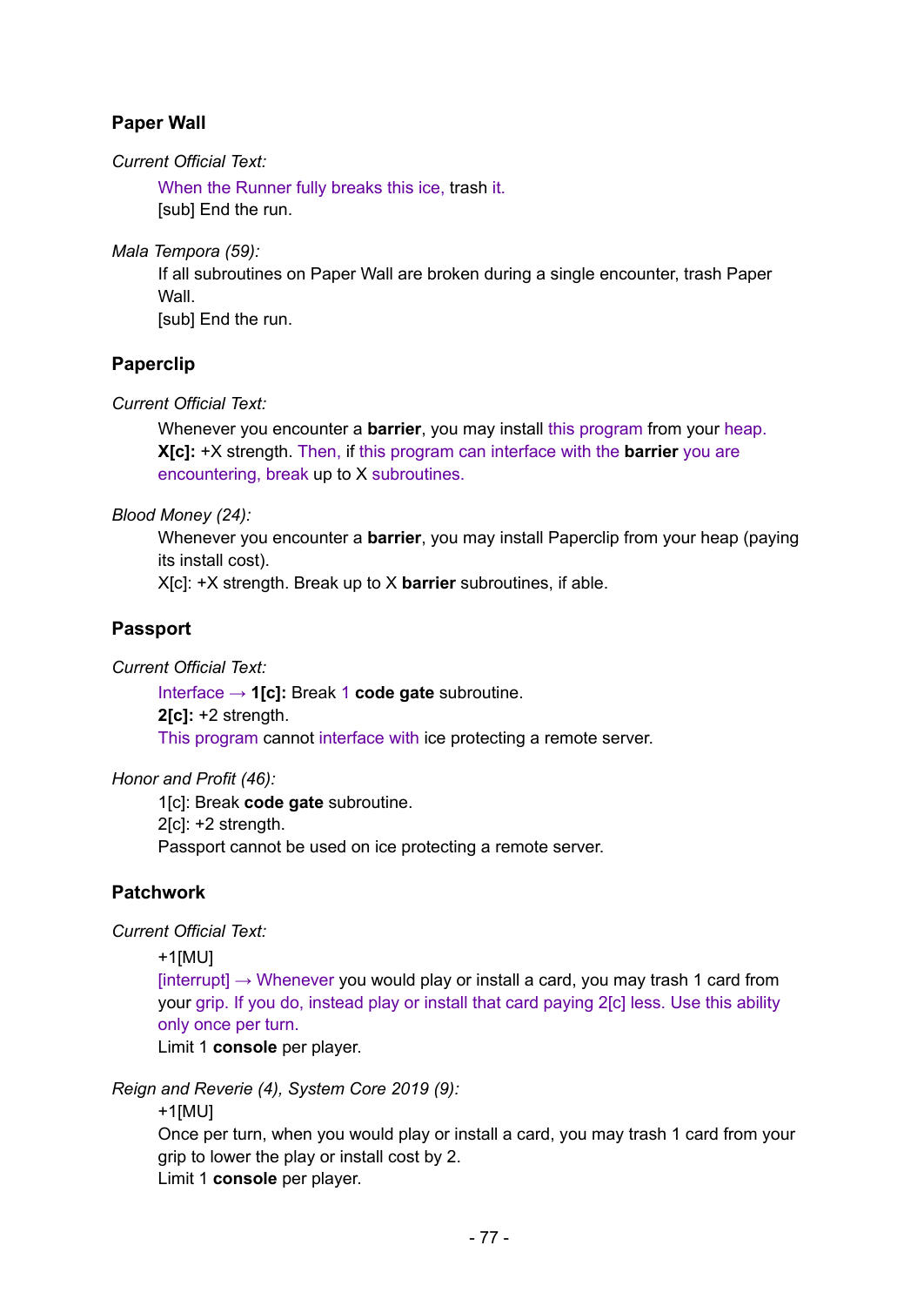### Paper Wall

*Current Official Text:*

> When the Runner fully breaks this ice, trash it.
> [sub] End the run.

*Mala Tempora (59):*

> If all subroutines on Paper Wall are broken during a single encounter, trash Paper Wall.
> [sub] End the run.

### Paperclip

*Current Official Text:*

> Whenever you encounter a **barrier**, you may install this program from your heap.
> **X[c]:** +X strength. Then, if this program can interface with the **barrier** you are encountering, break up to X subroutines.

*Blood Money (24):*

> Whenever you encounter a **barrier**, you may install Paperclip from your heap (paying its install cost).
> X[c]: +X strength. Break up to X **barrier** subroutines, if able.

### Passport

*Current Official Text:*

> Interface → **1[c]:** Break 1 **code gate** subroutine.
> **2[c]:** +2 strength.
> This program cannot interface with ice protecting a remote server.

*Honor and Profit (46):*

> 1[c]: Break **code gate** subroutine.
> 2[c]: +2 strength.
> Passport cannot be used on ice protecting a remote server.

### Patchwork

*Current Official Text:*

> +1[MU]
> [interrupt] → Whenever you would play or install a card, you may trash 1 card from your grip. If you do, instead play or install that card paying 2[c] less. Use this ability only once per turn.
> Limit 1 **console** per player.

*Reign and Reverie (4), System Core 2019 (9):*

> +1[MU]
> Once per turn, when you would play or install a card, you may trash 1 card from your grip to lower the play or install cost by 2.
> Limit 1 **console** per player.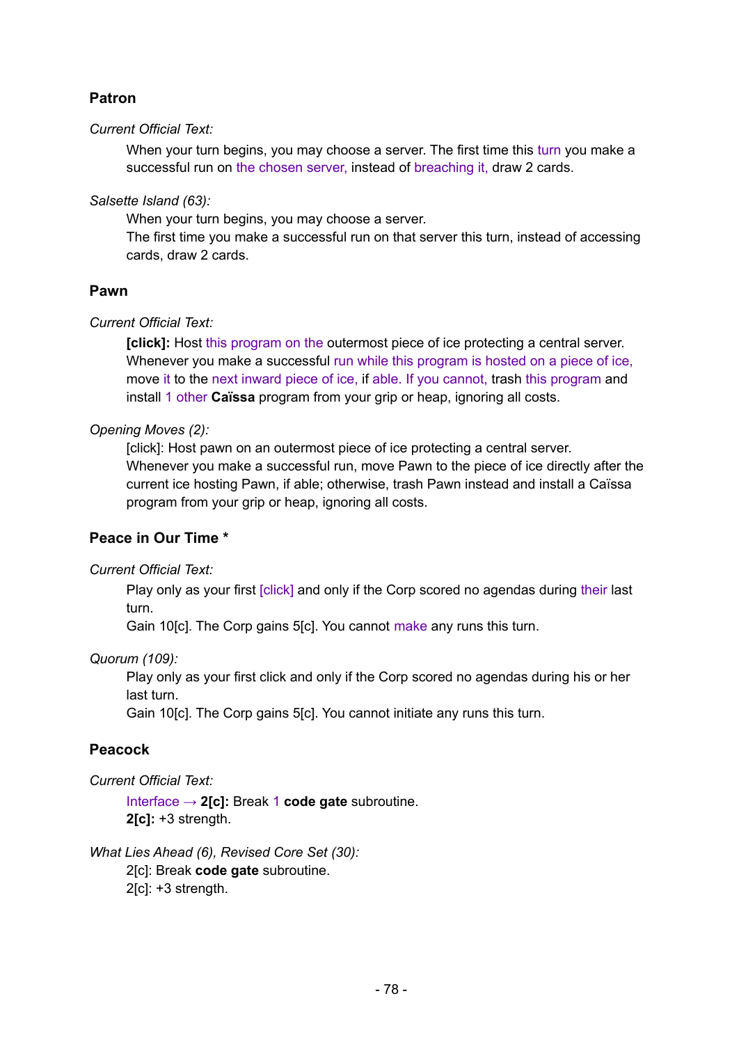## Patron

*Current Official Text:*

When your turn begins, you may choose a server. The first time this turn you make a successful run on the chosen server, instead of breaching it, draw 2 cards.

*Salsette Island (63):*

When your turn begins, you may choose a server.
The first time you make a successful run on that server this turn, instead of accessing cards, draw 2 cards.

## Pawn

*Current Official Text:*

**[click]:** Host this program on the outermost piece of ice protecting a central server.
Whenever you make a successful run while this program is hosted on a piece of ice, move it to the next inward piece of ice, if able. If you cannot, trash this program and install 1 other **Caïssa** program from your grip or heap, ignoring all costs.

*Opening Moves (2):*

[click]: Host pawn on an outermost piece of ice protecting a central server.
Whenever you make a successful run, move Pawn to the piece of ice directly after the current ice hosting Pawn, if able; otherwise, trash Pawn instead and install a Caïssa program from your grip or heap, ignoring all costs.

## Peace in Our Time *

*Current Official Text:*

Play only as your first [click] and only if the Corp scored no agendas during their last turn.
Gain 10[c]. The Corp gains 5[c]. You cannot make any runs this turn.

*Quorum (109):*

Play only as your first click and only if the Corp scored no agendas during his or her last turn.
Gain 10[c]. The Corp gains 5[c]. You cannot initiate any runs this turn.

## Peacock

*Current Official Text:*

Interface → **2[c]:** Break 1 **code gate** subroutine.
**2[c]:** +3 strength.

*What Lies Ahead (6), Revised Core Set (30):*

2[c]: Break **code gate** subroutine.
2[c]: +3 strength.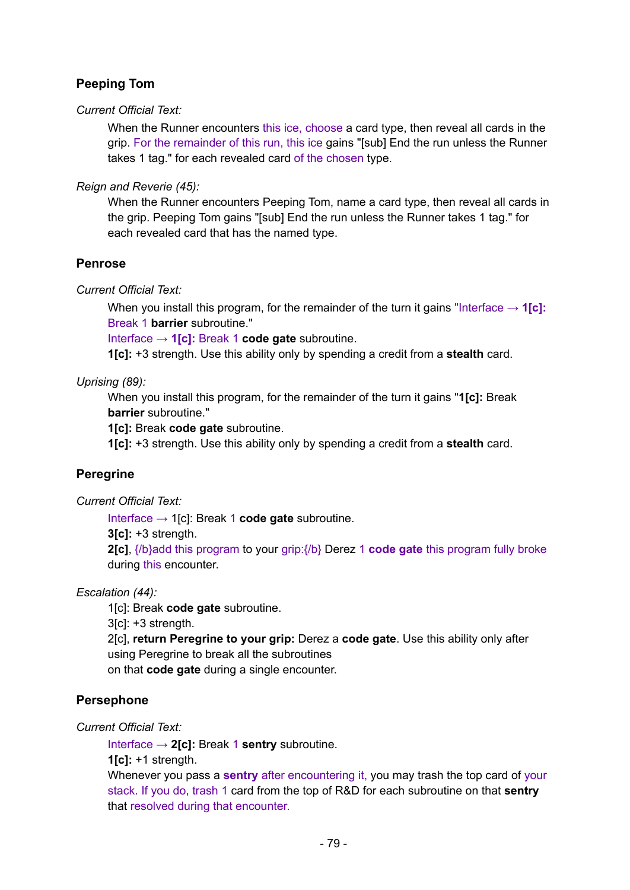### Peeping Tom

*Current Official Text:*

When the Runner encounters this ice, choose a card type, then reveal all cards in the grip. For the remainder of this run, this ice gains "[sub] End the run unless the Runner takes 1 tag." for each revealed card of the chosen type.

*Reign and Reverie (45):*

When the Runner encounters Peeping Tom, name a card type, then reveal all cards in the grip. Peeping Tom gains "[sub] End the run unless the Runner takes 1 tag." for each revealed card that has the named type.

### Penrose

*Current Official Text:*

When you install this program, for the remainder of the turn it gains "Interface → **1[c]:** Break 1 **barrier** subroutine."
Interface → **1[c]:** Break 1 **code gate** subroutine.
**1[c]:** +3 strength. Use this ability only by spending a credit from a **stealth** card.

*Uprising (89):*

When you install this program, for the remainder of the turn it gains "**1[c]:** Break **barrier** subroutine."
**1[c]:** Break **code gate** subroutine.
**1[c]:** +3 strength. Use this ability only by spending a credit from a **stealth** card.

### Peregrine

*Current Official Text:*

Interface → 1[c]: Break 1 **code gate** subroutine.
**3[c]:** +3 strength.
**2[c]**, {/b}add this program to your grip:{/b} Derez 1 **code gate** this program fully broke during this encounter.

*Escalation (44):*

1[c]: Break **code gate** subroutine.
3[c]: +3 strength.
2[c], **return Peregrine to your grip:** Derez a **code gate**. Use this ability only after using Peregrine to break all the subroutines
on that **code gate** during a single encounter.

### Persephone

*Current Official Text:*

Interface → **2[c]:** Break 1 **sentry** subroutine.
**1[c]:** +1 strength.
Whenever you pass a **sentry** after encountering it, you may trash the top card of your stack. If you do, trash 1 card from the top of R&D for each subroutine on that **sentry** that resolved during that encounter.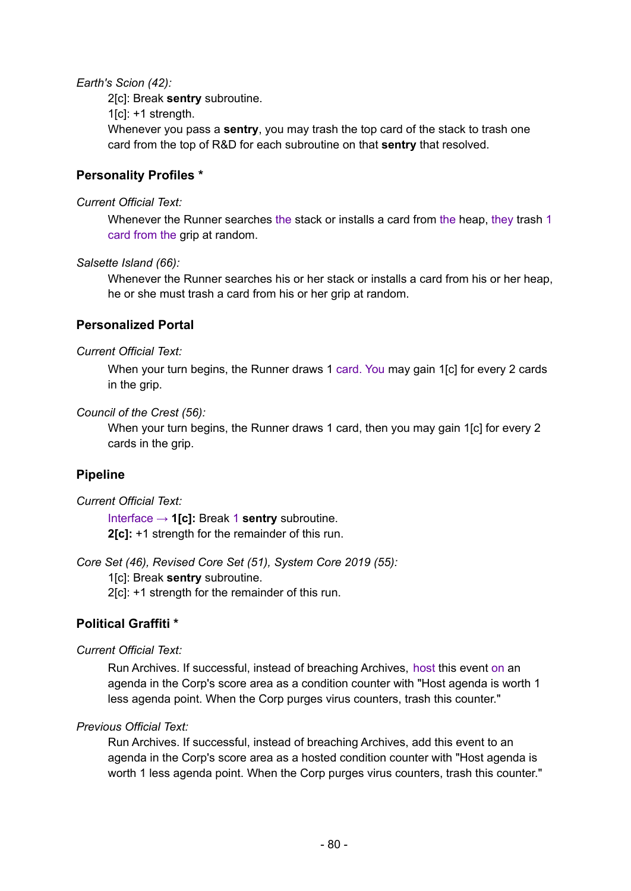*Earth's Scion (42):*

> 2[c]: Break **sentry** subroutine.
> 1[c]: +1 strength.
> Whenever you pass a **sentry**, you may trash the top card of the stack to trash one card from the top of R&D for each subroutine on that **sentry** that resolved.

### Personality Profiles *

*Current Official Text:*

> Whenever the Runner searches the stack or installs a card from the heap, they trash 1 card from the grip at random.

*Salsette Island (66):*

> Whenever the Runner searches his or her stack or installs a card from his or her heap, he or she must trash a card from his or her grip at random.

### Personalized Portal

*Current Official Text:*

> When your turn begins, the Runner draws 1 card. You may gain 1[c] for every 2 cards in the grip.

*Council of the Crest (56):*

> When your turn begins, the Runner draws 1 card, then you may gain 1[c] for every 2 cards in the grip.

### Pipeline

*Current Official Text:*

> Interface → **1[c]:** Break 1 **sentry** subroutine.
> **2[c]:** +1 strength for the remainder of this run.

*Core Set (46), Revised Core Set (51), System Core 2019 (55):*

> 1[c]: Break **sentry** subroutine.
> 2[c]: +1 strength for the remainder of this run.

### Political Graffiti *

*Current Official Text:*

> Run Archives. If successful, instead of breaching Archives, host this event on an agenda in the Corp's score area as a condition counter with "Host agenda is worth 1 less agenda point. When the Corp purges virus counters, trash this counter."

*Previous Official Text:*

> Run Archives. If successful, instead of breaching Archives, add this event to an agenda in the Corp's score area as a hosted condition counter with "Host agenda is worth 1 less agenda point. When the Corp purges virus counters, trash this counter."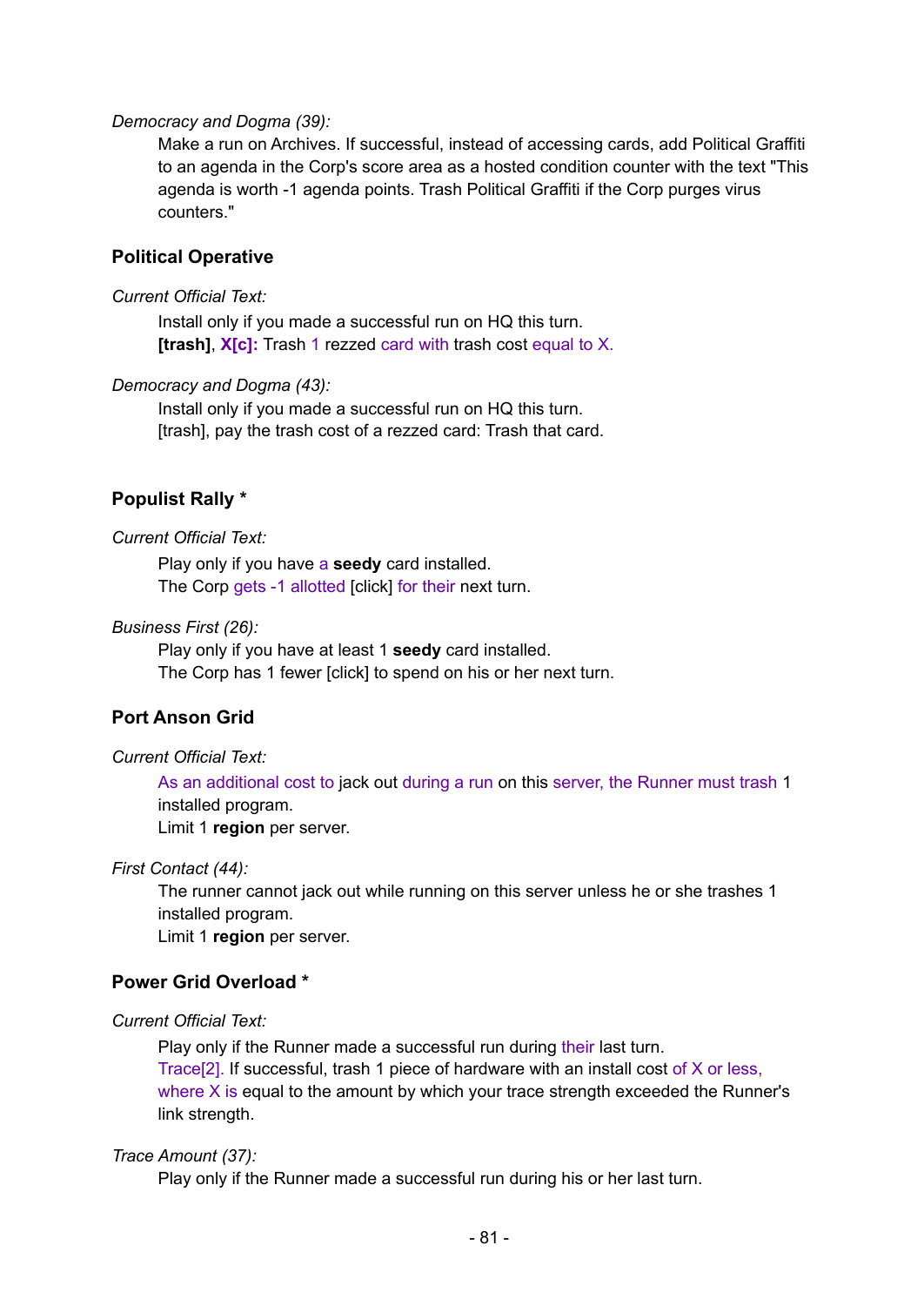*Democracy and Dogma (39):*

Make a run on Archives. If successful, instead of accessing cards, add Political Graffiti to an agenda in the Corp's score area as a hosted condition counter with the text "This agenda is worth -1 agenda points. Trash Political Graffiti if the Corp purges virus counters."

### Political Operative

*Current Official Text:*

Install only if you made a successful run on HQ this turn.
**[trash]**, **X[c]:** Trash 1 rezzed card with trash cost equal to X.

*Democracy and Dogma (43):*

Install only if you made a successful run on HQ this turn.
[trash], pay the trash cost of a rezzed card: Trash that card.

### Populist Rally *

*Current Official Text:*

Play only if you have a **seedy** card installed.
The Corp gets -1 allotted [click] for their next turn.

*Business First (26):*

Play only if you have at least 1 **seedy** card installed.
The Corp has 1 fewer [click] to spend on his or her next turn.

### Port Anson Grid

*Current Official Text:*

As an additional cost to jack out during a run on this server, the Runner must trash 1 installed program.
Limit 1 **region** per server.

*First Contact (44):*

The runner cannot jack out while running on this server unless he or she trashes 1 installed program.
Limit 1 **region** per server.

### Power Grid Overload *

*Current Official Text:*

Play only if the Runner made a successful run during their last turn.
Trace[2]. If successful, trash 1 piece of hardware with an install cost of X or less, where X is equal to the amount by which your trace strength exceeded the Runner's link strength.

*Trace Amount (37):*

Play only if the Runner made a successful run during his or her last turn.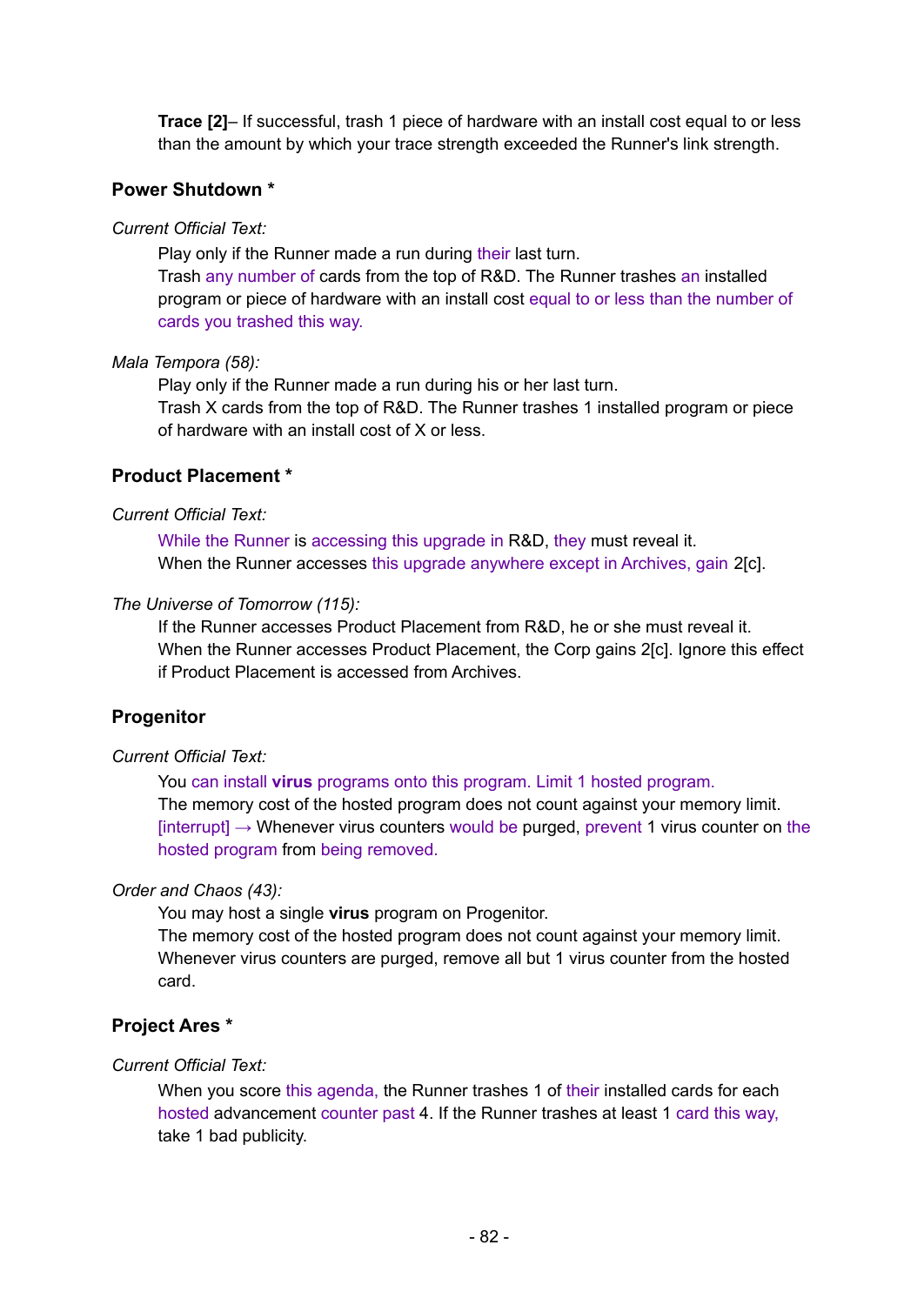**Trace [2]**– If successful, trash 1 piece of hardware with an install cost equal to or less than the amount by which your trace strength exceeded the Runner's link strength.

### Power Shutdown *

*Current Official Text:*

Play only if the Runner made a run during their last turn.
Trash any number of cards from the top of R&D. The Runner trashes an installed program or piece of hardware with an install cost equal to or less than the number of cards you trashed this way.

*Mala Tempora (58):*

Play only if the Runner made a run during his or her last turn.
Trash X cards from the top of R&D. The Runner trashes 1 installed program or piece of hardware with an install cost of X or less.

### Product Placement *

*Current Official Text:*

While the Runner is accessing this upgrade in R&D, they must reveal it.
When the Runner accesses this upgrade anywhere except in Archives, gain 2[c].

*The Universe of Tomorrow (115):*

If the Runner accesses Product Placement from R&D, he or she must reveal it.
When the Runner accesses Product Placement, the Corp gains 2[c]. Ignore this effect if Product Placement is accessed from Archives.

### Progenitor

*Current Official Text:*

You can install **virus** programs onto this program. Limit 1 hosted program.
The memory cost of the hosted program does not count against your memory limit.
[interrupt] → Whenever virus counters would be purged, prevent 1 virus counter on the hosted program from being removed.

*Order and Chaos (43):*

You may host a single **virus** program on Progenitor.
The memory cost of the hosted program does not count against your memory limit.
Whenever virus counters are purged, remove all but 1 virus counter from the hosted card.

### Project Ares *

*Current Official Text:*

When you score this agenda, the Runner trashes 1 of their installed cards for each hosted advancement counter past 4. If the Runner trashes at least 1 card this way, take 1 bad publicity.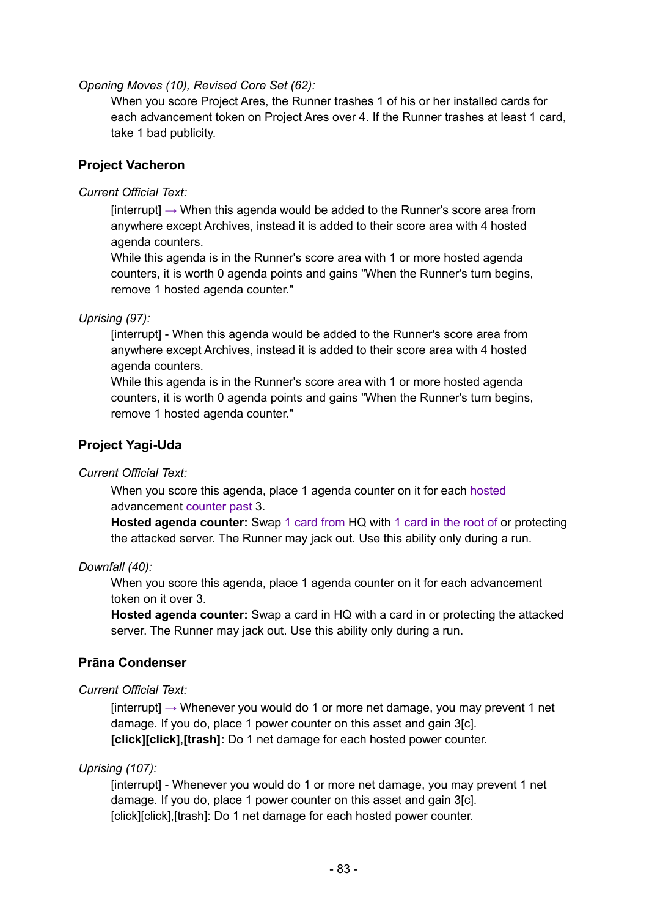*Opening Moves (10), Revised Core Set (62):*

When you score Project Ares, the Runner trashes 1 of his or her installed cards for each advancement token on Project Ares over 4. If the Runner trashes at least 1 card, take 1 bad publicity.

### Project Vacheron

*Current Official Text:*

[interrupt] → When this agenda would be added to the Runner's score area from anywhere except Archives, instead it is added to their score area with 4 hosted agenda counters.
While this agenda is in the Runner's score area with 1 or more hosted agenda counters, it is worth 0 agenda points and gains "When the Runner's turn begins, remove 1 hosted agenda counter."

*Uprising (97):*

[interrupt] - When this agenda would be added to the Runner's score area from anywhere except Archives, instead it is added to their score area with 4 hosted agenda counters.
While this agenda is in the Runner's score area with 1 or more hosted agenda counters, it is worth 0 agenda points and gains "When the Runner's turn begins, remove 1 hosted agenda counter."

### Project Yagi-Uda

*Current Official Text:*

When you score this agenda, place 1 agenda counter on it for each hosted advancement counter past 3.
**Hosted agenda counter:** Swap 1 card from HQ with 1 card in the root of or protecting the attacked server. The Runner may jack out. Use this ability only during a run.

*Downfall (40):*

When you score this agenda, place 1 agenda counter on it for each advancement token on it over 3.
**Hosted agenda counter:** Swap a card in HQ with a card in or protecting the attacked server. The Runner may jack out. Use this ability only during a run.

### Prāna Condenser

*Current Official Text:*

[interrupt] → Whenever you would do 1 or more net damage, you may prevent 1 net damage. If you do, place 1 power counter on this asset and gain 3[c].
**[click][click]**,**[trash]:** Do 1 net damage for each hosted power counter.

*Uprising (107):*

[interrupt] - Whenever you would do 1 or more net damage, you may prevent 1 net damage. If you do, place 1 power counter on this asset and gain 3[c].
[click][click],[trash]: Do 1 net damage for each hosted power counter.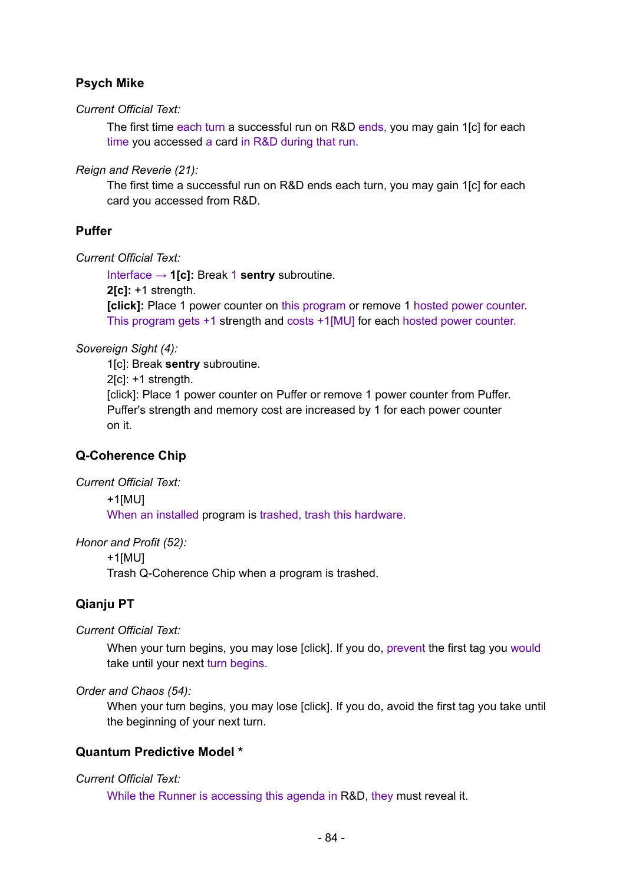### Psych Mike

*Current Official Text:*

The first time each turn a successful run on R&D ends, you may gain 1[c] for each time you accessed a card in R&D during that run.

*Reign and Reverie (21):*

The first time a successful run on R&D ends each turn, you may gain 1[c] for each card you accessed from R&D.

### Puffer

*Current Official Text:*

Interface → **1[c]:** Break 1 **sentry** subroutine.
**2[c]:** +1 strength.
**[click]:** Place 1 power counter on this program or remove 1 hosted power counter.
This program gets +1 strength and costs +1[MU] for each hosted power counter.

*Sovereign Sight (4):*

1[c]: Break **sentry** subroutine.
2[c]: +1 strength.
[click]: Place 1 power counter on Puffer or remove 1 power counter from Puffer.
Puffer's strength and memory cost are increased by 1 for each power counter on it.

### Q-Coherence Chip

*Current Official Text:*

+1[MU]
When an installed program is trashed, trash this hardware.

*Honor and Profit (52):*

+1[MU]
Trash Q-Coherence Chip when a program is trashed.

### Qianju PT

*Current Official Text:*

When your turn begins, you may lose [click]. If you do, prevent the first tag you would take until your next turn begins.

*Order and Chaos (54):*

When your turn begins, you may lose [click]. If you do, avoid the first tag you take until the beginning of your next turn.

### Quantum Predictive Model *

*Current Official Text:*

While the Runner is accessing this agenda in R&D, they must reveal it.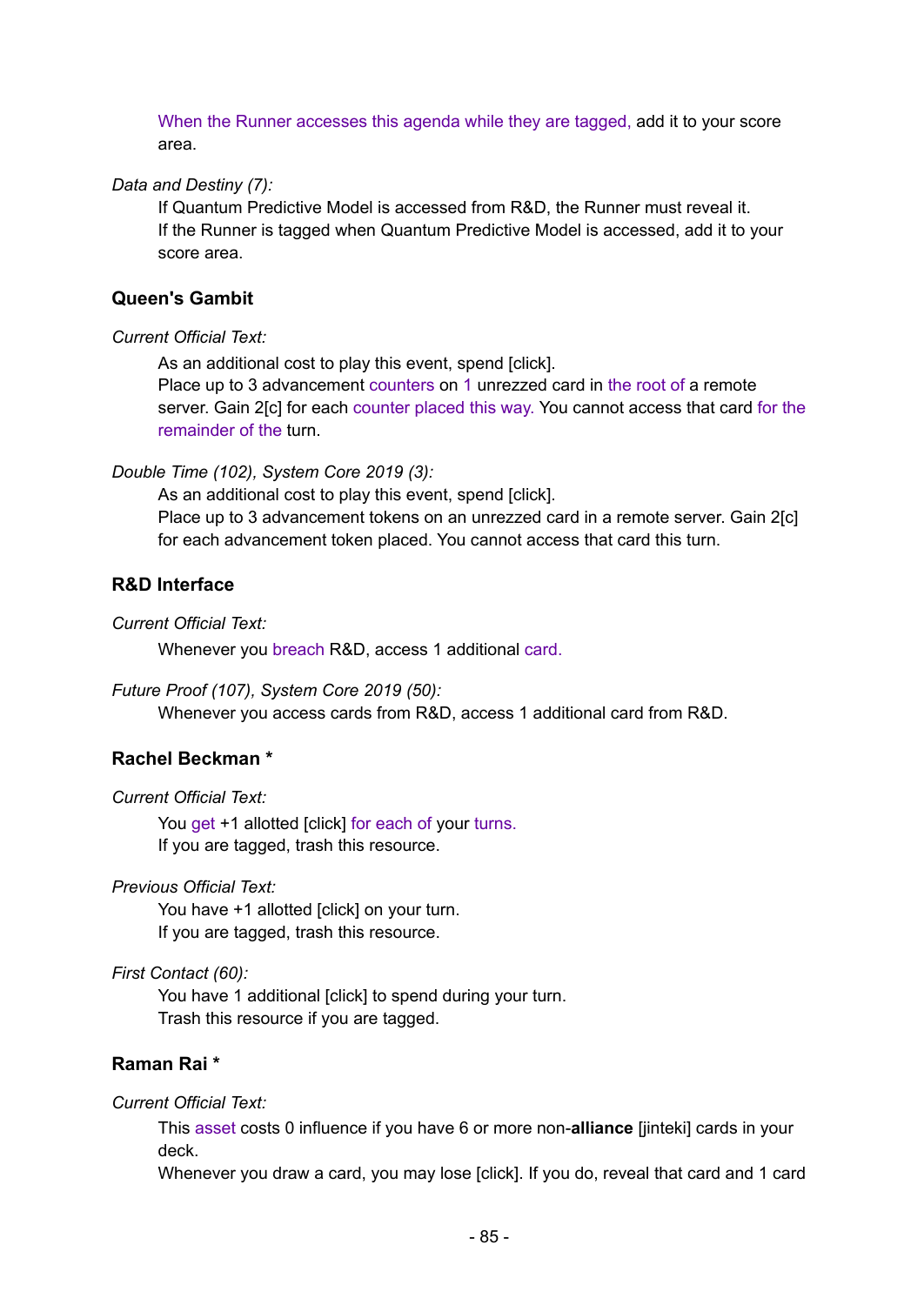When the Runner accesses this agenda while they are tagged, add it to your score area.

*Data and Destiny (7):*

If Quantum Predictive Model is accessed from R&D, the Runner must reveal it.
If the Runner is tagged when Quantum Predictive Model is accessed, add it to your score area.

### Queen's Gambit

*Current Official Text:*

As an additional cost to play this event, spend [click].
Place up to 3 advancement counters on 1 unrezzed card in the root of a remote server. Gain 2[c] for each counter placed this way. You cannot access that card for the remainder of the turn.

*Double Time (102), System Core 2019 (3):*

As an additional cost to play this event, spend [click].
Place up to 3 advancement tokens on an unrezzed card in a remote server. Gain 2[c] for each advancement token placed. You cannot access that card this turn.

### R&D Interface

*Current Official Text:*

Whenever you breach R&D, access 1 additional card.

*Future Proof (107), System Core 2019 (50):*

Whenever you access cards from R&D, access 1 additional card from R&D.

### Rachel Beckman *

*Current Official Text:*

You get +1 allotted [click] for each of your turns.
If you are tagged, trash this resource.

*Previous Official Text:*

You have +1 allotted [click] on your turn.
If you are tagged, trash this resource.

*First Contact (60):*

You have 1 additional [click] to spend during your turn.
Trash this resource if you are tagged.

### Raman Rai *

*Current Official Text:*

This asset costs 0 influence if you have 6 or more non-**alliance** [jinteki] cards in your deck.
Whenever you draw a card, you may lose [click]. If you do, reveal that card and 1 card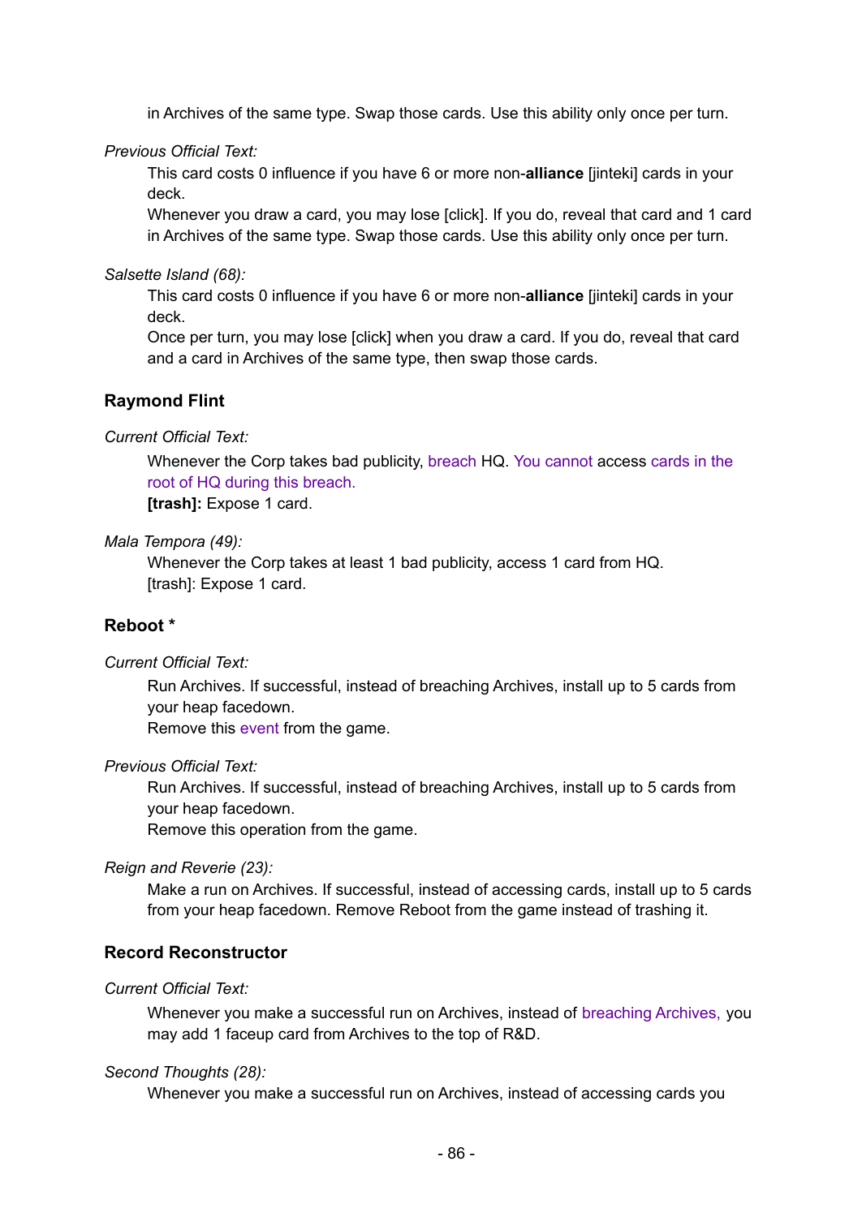in Archives of the same type. Swap those cards. Use this ability only once per turn.

*Previous Official Text:*

This card costs 0 influence if you have 6 or more non-**alliance** [jinteki] cards in your deck.
Whenever you draw a card, you may lose [click]. If you do, reveal that card and 1 card in Archives of the same type. Swap those cards. Use this ability only once per turn.

*Salsette Island (68):*

This card costs 0 influence if you have 6 or more non-**alliance** [jinteki] cards in your deck.
Once per turn, you may lose [click] when you draw a card. If you do, reveal that card and a card in Archives of the same type, then swap those cards.

### Raymond Flint

*Current Official Text:*

Whenever the Corp takes bad publicity, breach HQ. You cannot access cards in the root of HQ during this breach.
**[trash]:** Expose 1 card.

*Mala Tempora (49):*

Whenever the Corp takes at least 1 bad publicity, access 1 card from HQ.
[trash]: Expose 1 card.

### Reboot *

*Current Official Text:*

Run Archives. If successful, instead of breaching Archives, install up to 5 cards from your heap facedown.
Remove this event from the game.

*Previous Official Text:*

Run Archives. If successful, instead of breaching Archives, install up to 5 cards from your heap facedown.
Remove this operation from the game.

*Reign and Reverie (23):*

Make a run on Archives. If successful, instead of accessing cards, install up to 5 cards from your heap facedown. Remove Reboot from the game instead of trashing it.

### Record Reconstructor

*Current Official Text:*

Whenever you make a successful run on Archives, instead of breaching Archives, you may add 1 faceup card from Archives to the top of R&D.

*Second Thoughts (28):*

Whenever you make a successful run on Archives, instead of accessing cards you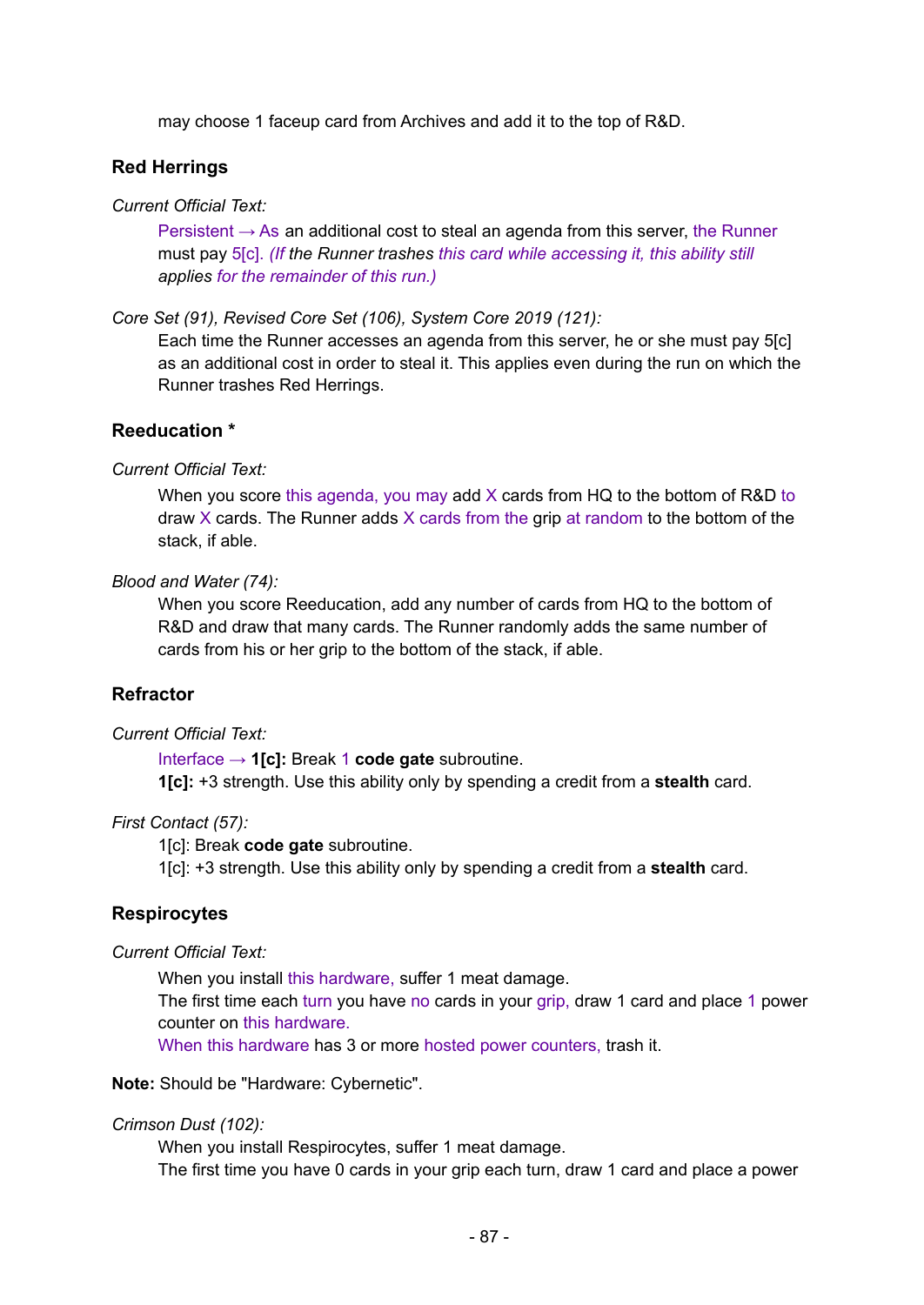may choose 1 faceup card from Archives and add it to the top of R&D.

### Red Herrings

*Current Official Text:*

Persistent → As an additional cost to steal an agenda from this server, the Runner must pay 5[c]. *(If the Runner trashes this card while accessing it, this ability still applies for the remainder of this run.)*

*Core Set (91), Revised Core Set (106), System Core 2019 (121):*

Each time the Runner accesses an agenda from this server, he or she must pay 5[c] as an additional cost in order to steal it. This applies even during the run on which the Runner trashes Red Herrings.

### Reeducation *

*Current Official Text:*

When you score this agenda, you may add X cards from HQ to the bottom of R&D to draw X cards. The Runner adds X cards from the grip at random to the bottom of the stack, if able.

*Blood and Water (74):*

When you score Reeducation, add any number of cards from HQ to the bottom of R&D and draw that many cards. The Runner randomly adds the same number of cards from his or her grip to the bottom of the stack, if able.

### Refractor

*Current Official Text:*

Interface → **1[c]:** Break 1 **code gate** subroutine.
**1[c]:** +3 strength. Use this ability only by spending a credit from a **stealth** card.

*First Contact (57):*

1[c]: Break **code gate** subroutine.
1[c]: +3 strength. Use this ability only by spending a credit from a **stealth** card.

### Respirocytes

*Current Official Text:*

When you install this hardware, suffer 1 meat damage.
The first time each turn you have no cards in your grip, draw 1 card and place 1 power counter on this hardware.
When this hardware has 3 or more hosted power counters, trash it.

**Note:** Should be "Hardware: Cybernetic".

*Crimson Dust (102):*

When you install Respirocytes, suffer 1 meat damage.
The first time you have 0 cards in your grip each turn, draw 1 card and place a power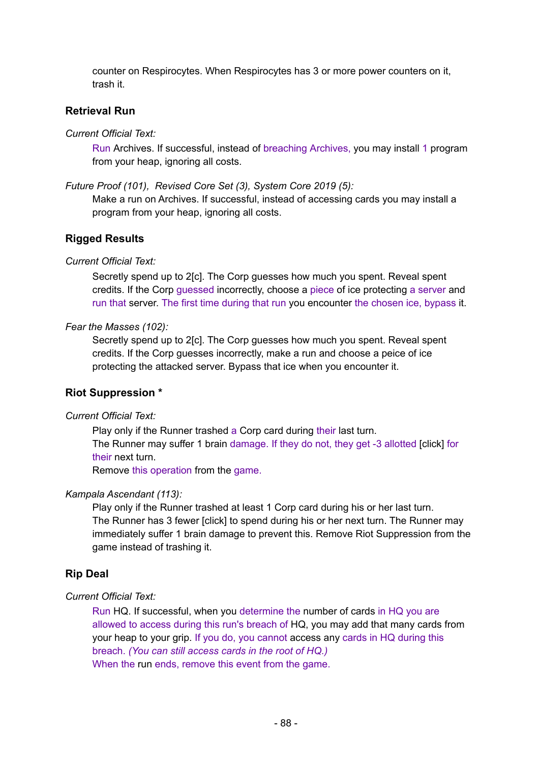counter on Respirocytes. When Respirocytes has 3 or more power counters on it, trash it.

### Retrieval Run

*Current Official Text:*

Run Archives. If successful, instead of breaching Archives, you may install 1 program from your heap, ignoring all costs.

*Future Proof (101), Revised Core Set (3), System Core 2019 (5):*

Make a run on Archives. If successful, instead of accessing cards you may install a program from your heap, ignoring all costs.

### Rigged Results

*Current Official Text:*

Secretly spend up to 2[c]. The Corp guesses how much you spent. Reveal spent credits. If the Corp guessed incorrectly, choose a piece of ice protecting a server and run that server. The first time during that run you encounter the chosen ice, bypass it.

*Fear the Masses (102):*

Secretly spend up to 2[c]. The Corp guesses how much you spent. Reveal spent credits. If the Corp guesses incorrectly, make a run and choose a peice of ice protecting the attacked server. Bypass that ice when you encounter it.

### Riot Suppression *

*Current Official Text:*

Play only if the Runner trashed a Corp card during their last turn.
The Runner may suffer 1 brain damage. If they do not, they get -3 allotted [click] for their next turn.
Remove this operation from the game.

*Kampala Ascendant (113):*

Play only if the Runner trashed at least 1 Corp card during his or her last turn.
The Runner has 3 fewer [click] to spend during his or her next turn. The Runner may immediately suffer 1 brain damage to prevent this. Remove Riot Suppression from the game instead of trashing it.

### Rip Deal

*Current Official Text:*

Run HQ. If successful, when you determine the number of cards in HQ you are allowed to access during this run's breach of HQ, you may add that many cards from your heap to your grip. If you do, you cannot access any cards in HQ during this breach. *(You can still access cards in the root of HQ.)*
When the run ends, remove this event from the game.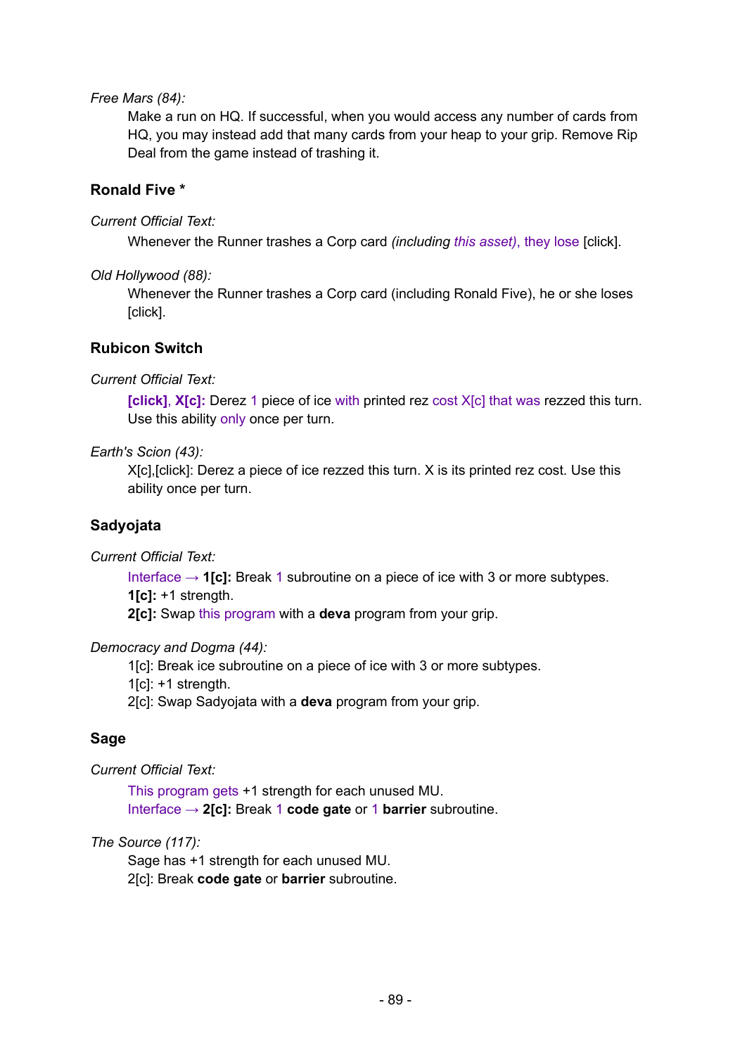*Free Mars (84):*

Make a run on HQ. If successful, when you would access any number of cards from HQ, you may instead add that many cards from your heap to your grip. Remove Rip Deal from the game instead of trashing it.

### Ronald Five *

*Current Official Text:*

Whenever the Runner trashes a Corp card *(including this asset)*, they lose [click].

*Old Hollywood (88):*

Whenever the Runner trashes a Corp card (including Ronald Five), he or she loses [click].

### Rubicon Switch

*Current Official Text:*

**[click], X[c]:** Derez 1 piece of ice with printed rez cost X[c] that was rezzed this turn. Use this ability only once per turn.

*Earth's Scion (43):*

X[c],[click]: Derez a piece of ice rezzed this turn. X is its printed rez cost. Use this ability once per turn.

### Sadyojata

*Current Official Text:*

Interface → **1[c]:** Break 1 subroutine on a piece of ice with 3 or more subtypes.
**1[c]:** +1 strength.
**2[c]:** Swap this program with a **deva** program from your grip.

*Democracy and Dogma (44):*

1[c]: Break ice subroutine on a piece of ice with 3 or more subtypes.
1[c]: +1 strength.
2[c]: Swap Sadyojata with a **deva** program from your grip.

### Sage

*Current Official Text:*

This program gets +1 strength for each unused MU.
Interface → **2[c]:** Break 1 **code gate** or 1 **barrier** subroutine.

*The Source (117):*

Sage has +1 strength for each unused MU.
2[c]: Break **code gate** or **barrier** subroutine.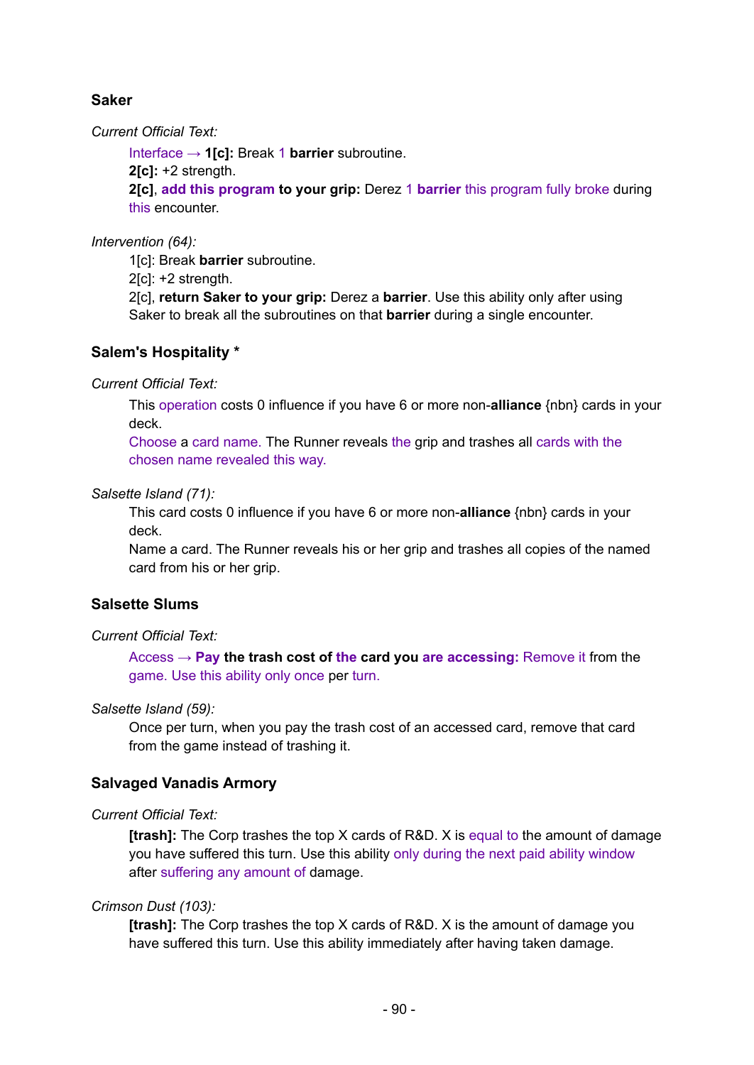### Saker

*Current Official Text:*

Interface → **1[c]:** Break 1 **barrier** subroutine.
**2[c]:** +2 strength.
**2[c]**, **add this program to your grip:** Derez 1 **barrier** this program fully broke during this encounter.

*Intervention (64):*

1[c]: Break **barrier** subroutine.
2[c]: +2 strength.
2[c], **return Saker to your grip:** Derez a **barrier**. Use this ability only after using Saker to break all the subroutines on that **barrier** during a single encounter.

### Salem's Hospitality *

*Current Official Text:*

This operation costs 0 influence if you have 6 or more non-**alliance** {nbn} cards in your deck.
Choose a card name. The Runner reveals the grip and trashes all cards with the chosen name revealed this way.

*Salsette Island (71):*

This card costs 0 influence if you have 6 or more non-**alliance** {nbn} cards in your deck.
Name a card. The Runner reveals his or her grip and trashes all copies of the named card from his or her grip.

### Salsette Slums

*Current Official Text:*

Access → **Pay the trash cost of the card you are accessing:** Remove it from the game. Use this ability only once per turn.

*Salsette Island (59):*

Once per turn, when you pay the trash cost of an accessed card, remove that card from the game instead of trashing it.

### Salvaged Vanadis Armory

*Current Official Text:*

**[trash]:** The Corp trashes the top X cards of R&D. X is equal to the amount of damage you have suffered this turn. Use this ability only during the next paid ability window after suffering any amount of damage.

*Crimson Dust (103):*

**[trash]:** The Corp trashes the top X cards of R&D. X is the amount of damage you have suffered this turn. Use this ability immediately after having taken damage.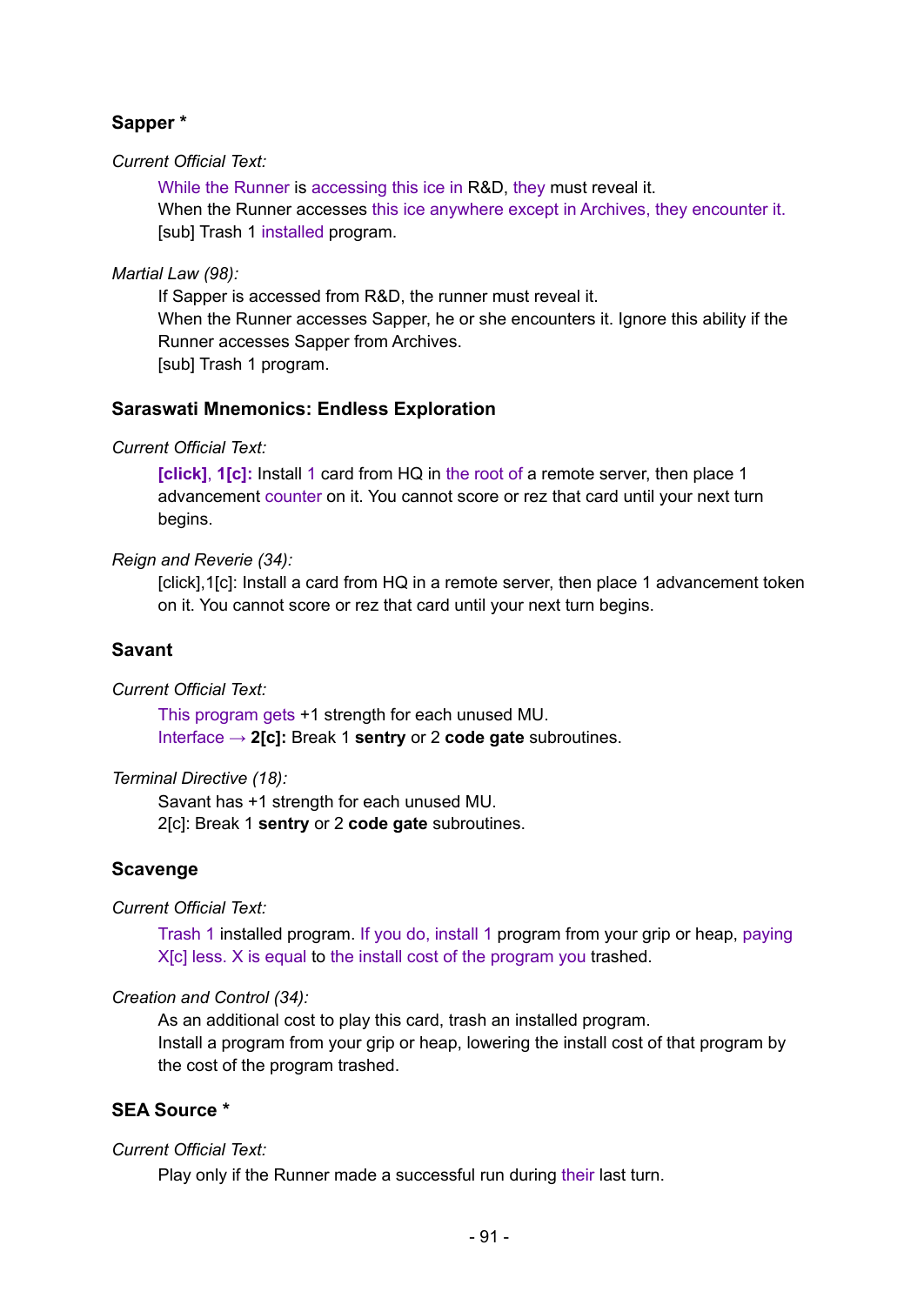### Sapper *

*Current Official Text:*

While the Runner is accessing this ice in R&D, they must reveal it.
When the Runner accesses this ice anywhere except in Archives, they encounter it.
[sub] Trash 1 installed program.

*Martial Law (98):*

If Sapper is accessed from R&D, the runner must reveal it.
When the Runner accesses Sapper, he or she encounters it. Ignore this ability if the Runner accesses Sapper from Archives.
[sub] Trash 1 program.

### Saraswati Mnemonics: Endless Exploration

*Current Official Text:*

**[click]**, **1[c]:** Install 1 card from HQ in the root of a remote server, then place 1 advancement counter on it. You cannot score or rez that card until your next turn begins.

*Reign and Reverie (34):*

[click],1[c]: Install a card from HQ in a remote server, then place 1 advancement token on it. You cannot score or rez that card until your next turn begins.

### Savant

*Current Official Text:*

This program gets +1 strength for each unused MU.
Interface → **2[c]:** Break 1 **sentry** or 2 **code gate** subroutines.

*Terminal Directive (18):*

Savant has +1 strength for each unused MU.
2[c]: Break 1 **sentry** or 2 **code gate** subroutines.

### Scavenge

*Current Official Text:*

Trash 1 installed program. If you do, install 1 program from your grip or heap, paying X[c] less. X is equal to the install cost of the program you trashed.

*Creation and Control (34):*

As an additional cost to play this card, trash an installed program.
Install a program from your grip or heap, lowering the install cost of that program by the cost of the program trashed.

### SEA Source *

*Current Official Text:*

Play only if the Runner made a successful run during their last turn.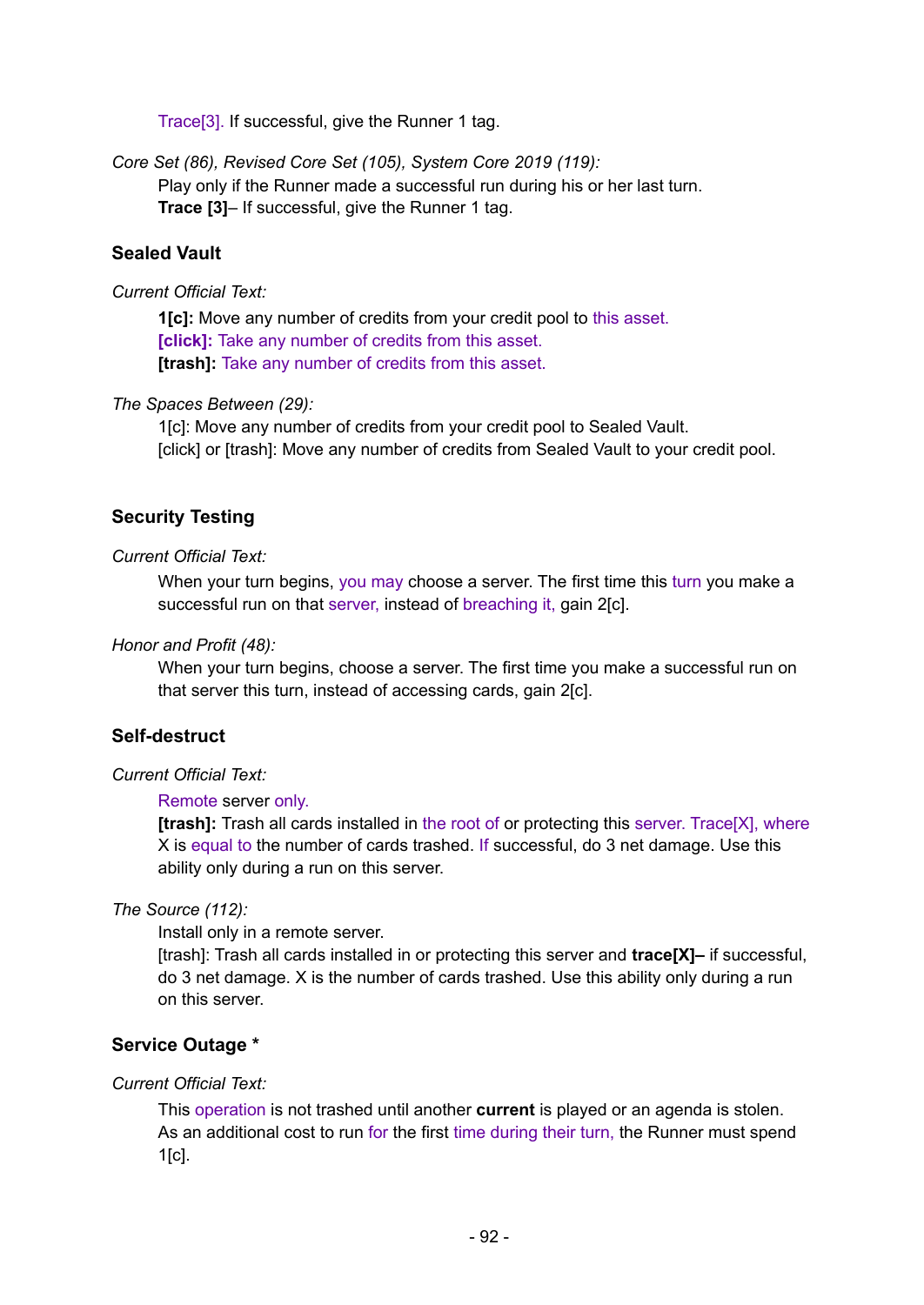Trace[3]. If successful, give the Runner 1 tag.

*Core Set (86), Revised Core Set (105), System Core 2019 (119):*

Play only if the Runner made a successful run during his or her last turn.
**Trace [3]**– If successful, give the Runner 1 tag.

### Sealed Vault

*Current Official Text:*

**1[c]:** Move any number of credits from your credit pool to this asset.
**[click]:** Take any number of credits from this asset.
**[trash]:** Take any number of credits from this asset.

*The Spaces Between (29):*

1[c]: Move any number of credits from your credit pool to Sealed Vault.
[click] or [trash]: Move any number of credits from Sealed Vault to your credit pool.

### Security Testing

*Current Official Text:*

When your turn begins, you may choose a server. The first time this turn you make a successful run on that server, instead of breaching it, gain 2[c].

*Honor and Profit (48):*

When your turn begins, choose a server. The first time you make a successful run on that server this turn, instead of accessing cards, gain 2[c].

### Self-destruct

*Current Official Text:*

Remote server only.
**[trash]:** Trash all cards installed in the root of or protecting this server. Trace[X], where X is equal to the number of cards trashed. If successful, do 3 net damage. Use this ability only during a run on this server.

*The Source (112):*

Install only in a remote server.
[trash]: Trash all cards installed in or protecting this server and **trace[X]–** if successful, do 3 net damage. X is the number of cards trashed. Use this ability only during a run on this server.

### Service Outage *

*Current Official Text:*

This operation is not trashed until another **current** is played or an agenda is stolen.
As an additional cost to run for the first time during their turn, the Runner must spend 1[c].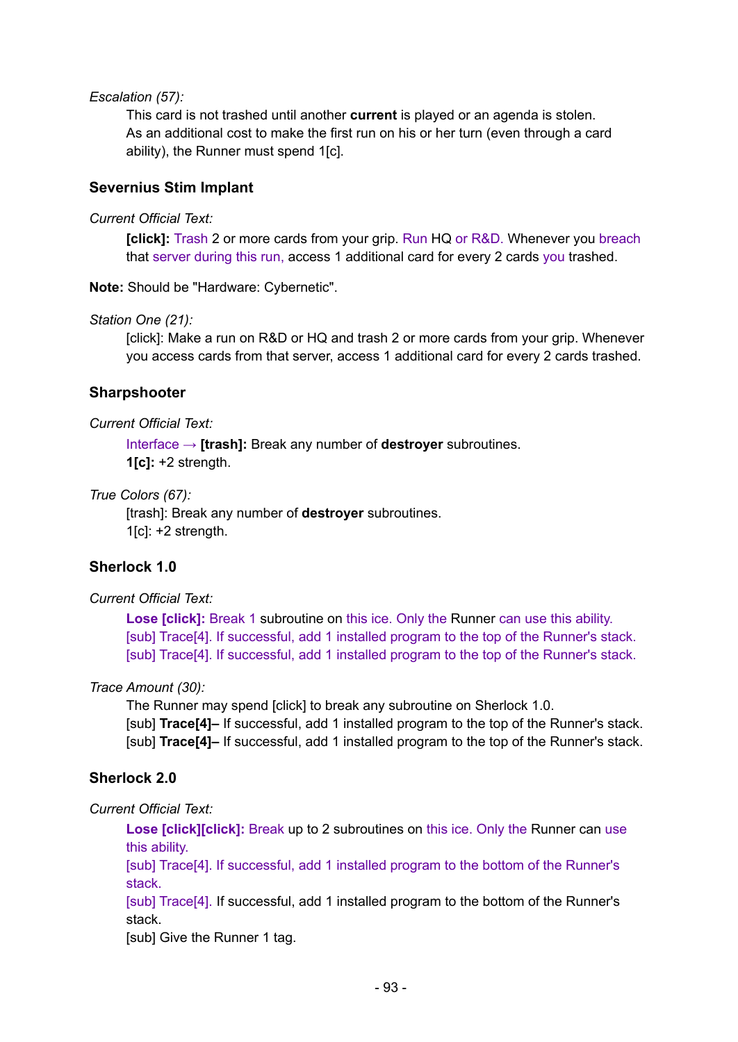*Escalation (57):*

> This card is not trashed until another **current** is played or an agenda is stolen.
> As an additional cost to make the first run on his or her turn (even through a card ability), the Runner must spend 1[c].

### Severnius Stim Implant

*Current Official Text:*

> **[click]:** Trash 2 or more cards from your grip. Run HQ or R&D. Whenever you breach that server during this run, access 1 additional card for every 2 cards you trashed.

**Note:** Should be "Hardware: Cybernetic".

*Station One (21):*

> [click]: Make a run on R&D or HQ and trash 2 or more cards from your grip. Whenever you access cards from that server, access 1 additional card for every 2 cards trashed.

### Sharpshooter

*Current Official Text:*

> Interface → **[trash]:** Break any number of **destroyer** subroutines.
> **1[c]:** +2 strength.

*True Colors (67):*

> [trash]: Break any number of **destroyer** subroutines.
> 1[c]: +2 strength.

### Sherlock 1.0

*Current Official Text:*

> **Lose [click]:** Break 1 subroutine on this ice. Only the Runner can use this ability.
> [sub] Trace[4]. If successful, add 1 installed program to the top of the Runner's stack.
> [sub] Trace[4]. If successful, add 1 installed program to the top of the Runner's stack.

*Trace Amount (30):*

> The Runner may spend [click] to break any subroutine on Sherlock 1.0.
> [sub] **Trace[4]–** If successful, add 1 installed program to the top of the Runner's stack.
> [sub] **Trace[4]–** If successful, add 1 installed program to the top of the Runner's stack.

### Sherlock 2.0

*Current Official Text:*

> **Lose [click][click]:** Break up to 2 subroutines on this ice. Only the Runner can use this ability.
> [sub] Trace[4]. If successful, add 1 installed program to the bottom of the Runner's stack.
> [sub] Trace[4]. If successful, add 1 installed program to the bottom of the Runner's stack.
> [sub] Give the Runner 1 tag.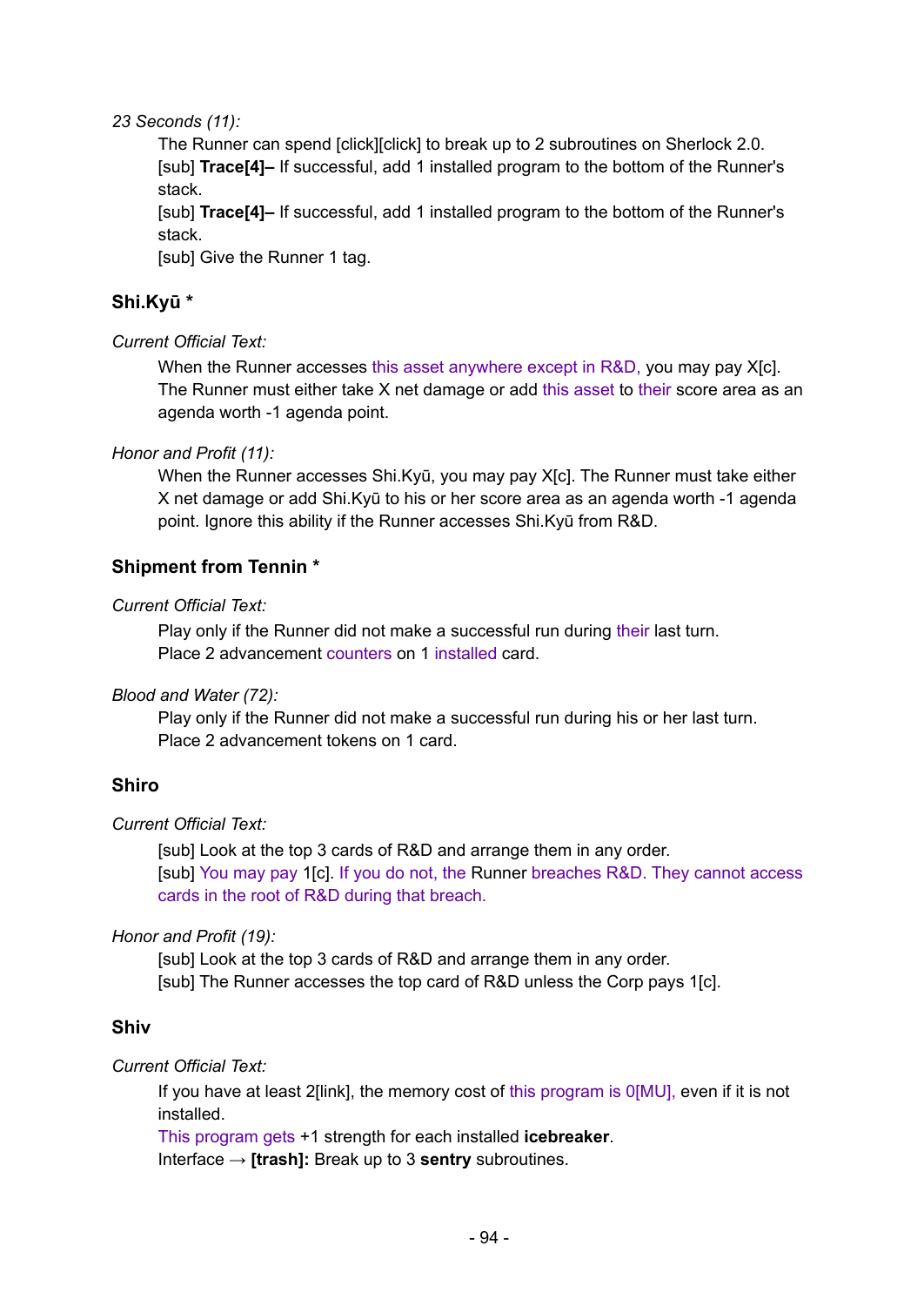*23 Seconds (11):*

The Runner can spend [click][click] to break up to 2 subroutines on Sherlock 2.0.
[sub] **Trace[4]–** If successful, add 1 installed program to the bottom of the Runner's stack.
[sub] **Trace[4]–** If successful, add 1 installed program to the bottom of the Runner's stack.
[sub] Give the Runner 1 tag.

### Shi.Kyū *

*Current Official Text:*

When the Runner accesses this asset anywhere except in R&D, you may pay X[c]. The Runner must either take X net damage or add this asset to their score area as an agenda worth -1 agenda point.

*Honor and Profit (11):*

When the Runner accesses Shi.Kyū, you may pay X[c]. The Runner must take either X net damage or add Shi.Kyū to his or her score area as an agenda worth -1 agenda point. Ignore this ability if the Runner accesses Shi.Kyū from R&D.

### Shipment from Tennin *

*Current Official Text:*

Play only if the Runner did not make a successful run during their last turn.
Place 2 advancement counters on 1 installed card.

*Blood and Water (72):*

Play only if the Runner did not make a successful run during his or her last turn.
Place 2 advancement tokens on 1 card.

### Shiro

*Current Official Text:*

[sub] Look at the top 3 cards of R&D and arrange them in any order.
[sub] You may pay 1[c]. If you do not, the Runner breaches R&D. They cannot access cards in the root of R&D during that breach.

*Honor and Profit (19):*

[sub] Look at the top 3 cards of R&D and arrange them in any order.
[sub] The Runner accesses the top card of R&D unless the Corp pays 1[c].

### Shiv

*Current Official Text:*

If you have at least 2[link], the memory cost of this program is 0[MU], even if it is not installed.
This program gets +1 strength for each installed **icebreaker**.
Interface → **[trash]:** Break up to 3 **sentry** subroutines.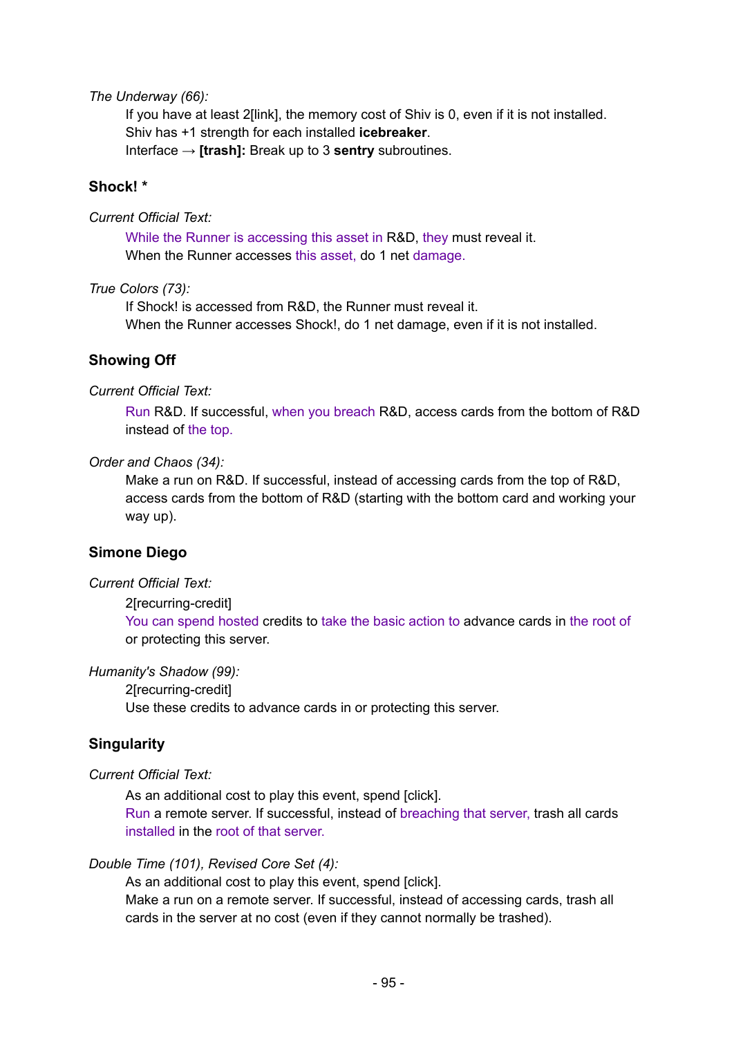*The Underway (66):*

If you have at least 2[link], the memory cost of Shiv is 0, even if it is not installed.
Shiv has +1 strength for each installed **icebreaker**.
Interface → **[trash]:** Break up to 3 **sentry** subroutines.

### Shock! *

*Current Official Text:*

While the Runner is accessing this asset in R&D, they must reveal it.
When the Runner accesses this asset, do 1 net damage.

*True Colors (73):*

If Shock! is accessed from R&D, the Runner must reveal it.
When the Runner accesses Shock!, do 1 net damage, even if it is not installed.

### Showing Off

*Current Official Text:*

Run R&D. If successful, when you breach R&D, access cards from the bottom of R&D instead of the top.

*Order and Chaos (34):*

Make a run on R&D. If successful, instead of accessing cards from the top of R&D, access cards from the bottom of R&D (starting with the bottom card and working your way up).

### Simone Diego

*Current Official Text:*

2[recurring-credit]
You can spend hosted credits to take the basic action to advance cards in the root of or protecting this server.

*Humanity's Shadow (99):*

2[recurring-credit]
Use these credits to advance cards in or protecting this server.

### Singularity

*Current Official Text:*

As an additional cost to play this event, spend [click].
Run a remote server. If successful, instead of breaching that server, trash all cards installed in the root of that server.

*Double Time (101), Revised Core Set (4):*

As an additional cost to play this event, spend [click].
Make a run on a remote server. If successful, instead of accessing cards, trash all cards in the server at no cost (even if they cannot normally be trashed).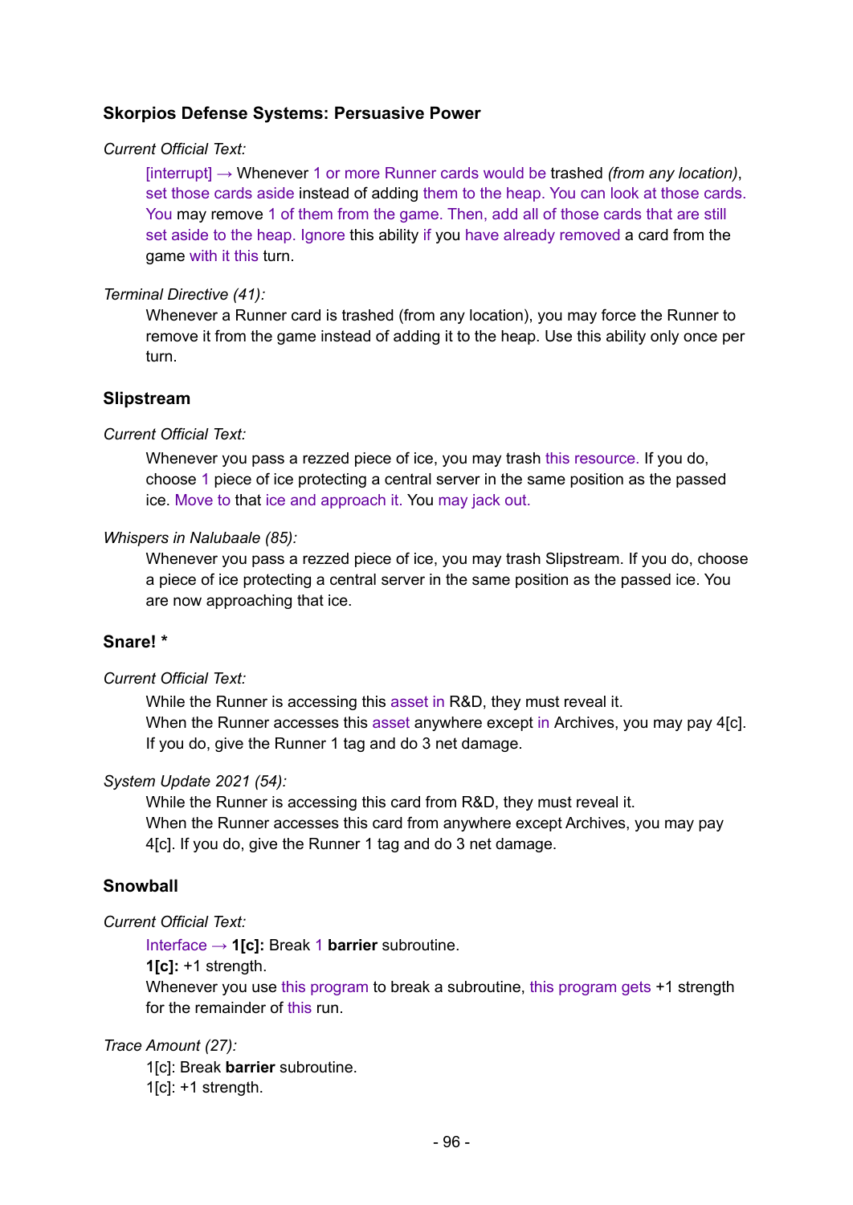### Skorpios Defense Systems: Persuasive Power

*Current Official Text:*

> [interrupt] → Whenever 1 or more Runner cards would be trashed *(from any location)*, set those cards aside instead of adding them to the heap. You can look at those cards. You may remove 1 of them from the game. Then, add all of those cards that are still set aside to the heap. Ignore this ability if you have already removed a card from the game with it this turn.

*Terminal Directive (41):*

> Whenever a Runner card is trashed (from any location), you may force the Runner to remove it from the game instead of adding it to the heap. Use this ability only once per turn.

### Slipstream

*Current Official Text:*

> Whenever you pass a rezzed piece of ice, you may trash this resource. If you do, choose 1 piece of ice protecting a central server in the same position as the passed ice. Move to that ice and approach it. You may jack out.

*Whispers in Nalubaale (85):*

> Whenever you pass a rezzed piece of ice, you may trash Slipstream. If you do, choose a piece of ice protecting a central server in the same position as the passed ice. You are now approaching that ice.

### Snare! *

*Current Official Text:*

> While the Runner is accessing this asset in R&D, they must reveal it.
> When the Runner accesses this asset anywhere except in Archives, you may pay 4[c]. If you do, give the Runner 1 tag and do 3 net damage.

*System Update 2021 (54):*

> While the Runner is accessing this card from R&D, they must reveal it.
> When the Runner accesses this card from anywhere except Archives, you may pay 4[c]. If you do, give the Runner 1 tag and do 3 net damage.

### Snowball

*Current Official Text:*

> Interface → **1[c]:** Break 1 **barrier** subroutine.
> **1[c]:** +1 strength.
> Whenever you use this program to break a subroutine, this program gets +1 strength for the remainder of this run.

*Trace Amount (27):*

> 1[c]: Break **barrier** subroutine.
> 1[c]: +1 strength.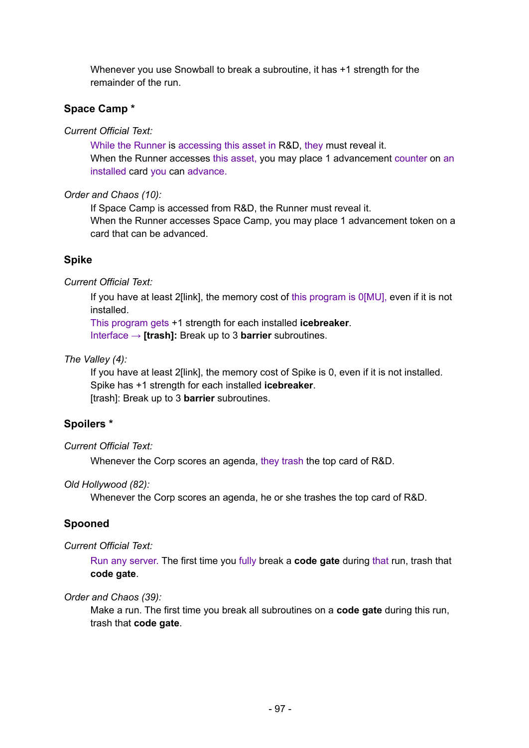Whenever you use Snowball to break a subroutine, it has +1 strength for the remainder of the run.

### Space Camp *

*Current Official Text:*

While the Runner is accessing this asset in R&D, they must reveal it.
When the Runner accesses this asset, you may place 1 advancement counter on an installed card you can advance.

*Order and Chaos (10):*

If Space Camp is accessed from R&D, the Runner must reveal it.
When the Runner accesses Space Camp, you may place 1 advancement token on a card that can be advanced.

### Spike

*Current Official Text:*

If you have at least 2[link], the memory cost of this program is 0[MU], even if it is not installed.
This program gets +1 strength for each installed **icebreaker**.
Interface → **[trash]:** Break up to 3 **barrier** subroutines.

*The Valley (4):*

If you have at least 2[link], the memory cost of Spike is 0, even if it is not installed.
Spike has +1 strength for each installed **icebreaker**.
[trash]: Break up to 3 **barrier** subroutines.

### Spoilers *

*Current Official Text:*

Whenever the Corp scores an agenda, they trash the top card of R&D.

*Old Hollywood (82):*

Whenever the Corp scores an agenda, he or she trashes the top card of R&D.

### Spooned

*Current Official Text:*

Run any server. The first time you fully break a **code gate** during that run, trash that **code gate**.

*Order and Chaos (39):*

Make a run. The first time you break all subroutines on a **code gate** during this run, trash that **code gate**.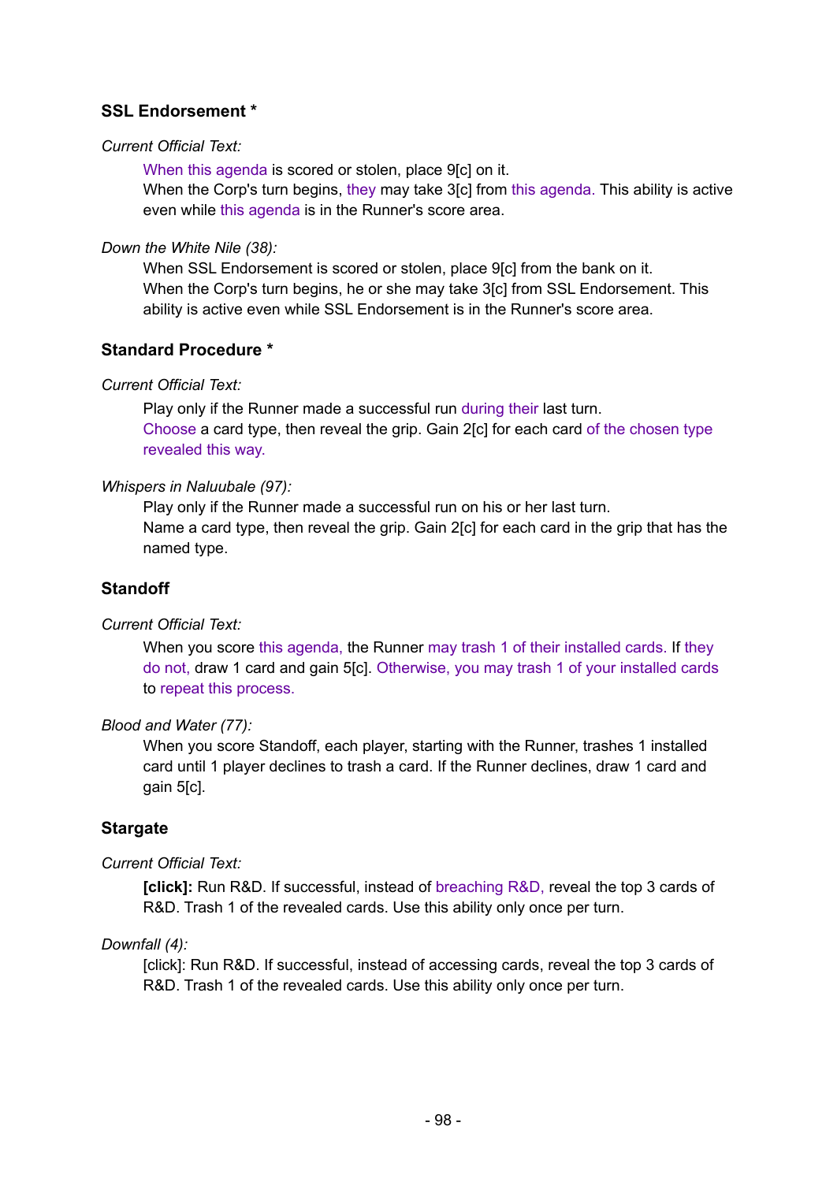### SSL Endorsement *

*Current Official Text:*

> When this agenda is scored or stolen, place 9[c] on it.
> When the Corp's turn begins, they may take 3[c] from this agenda. This ability is active even while this agenda is in the Runner's score area.

*Down the White Nile (38):*

> When SSL Endorsement is scored or stolen, place 9[c] from the bank on it.
> When the Corp's turn begins, he or she may take 3[c] from SSL Endorsement. This ability is active even while SSL Endorsement is in the Runner's score area.

### Standard Procedure *

*Current Official Text:*

> Play only if the Runner made a successful run during their last turn.
> Choose a card type, then reveal the grip. Gain 2[c] for each card of the chosen type revealed this way.

*Whispers in Naluubale (97):*

> Play only if the Runner made a successful run on his or her last turn.
> Name a card type, then reveal the grip. Gain 2[c] for each card in the grip that has the named type.

### Standoff

*Current Official Text:*

> When you score this agenda, the Runner may trash 1 of their installed cards. If they do not, draw 1 card and gain 5[c]. Otherwise, you may trash 1 of your installed cards to repeat this process.

*Blood and Water (77):*

> When you score Standoff, each player, starting with the Runner, trashes 1 installed card until 1 player declines to trash a card. If the Runner declines, draw 1 card and gain 5[c].

### Stargate

*Current Official Text:*

> **[click]:** Run R&D. If successful, instead of breaching R&D, reveal the top 3 cards of R&D. Trash 1 of the revealed cards. Use this ability only once per turn.

*Downfall (4):*

> [click]: Run R&D. If successful, instead of accessing cards, reveal the top 3 cards of R&D. Trash 1 of the revealed cards. Use this ability only once per turn.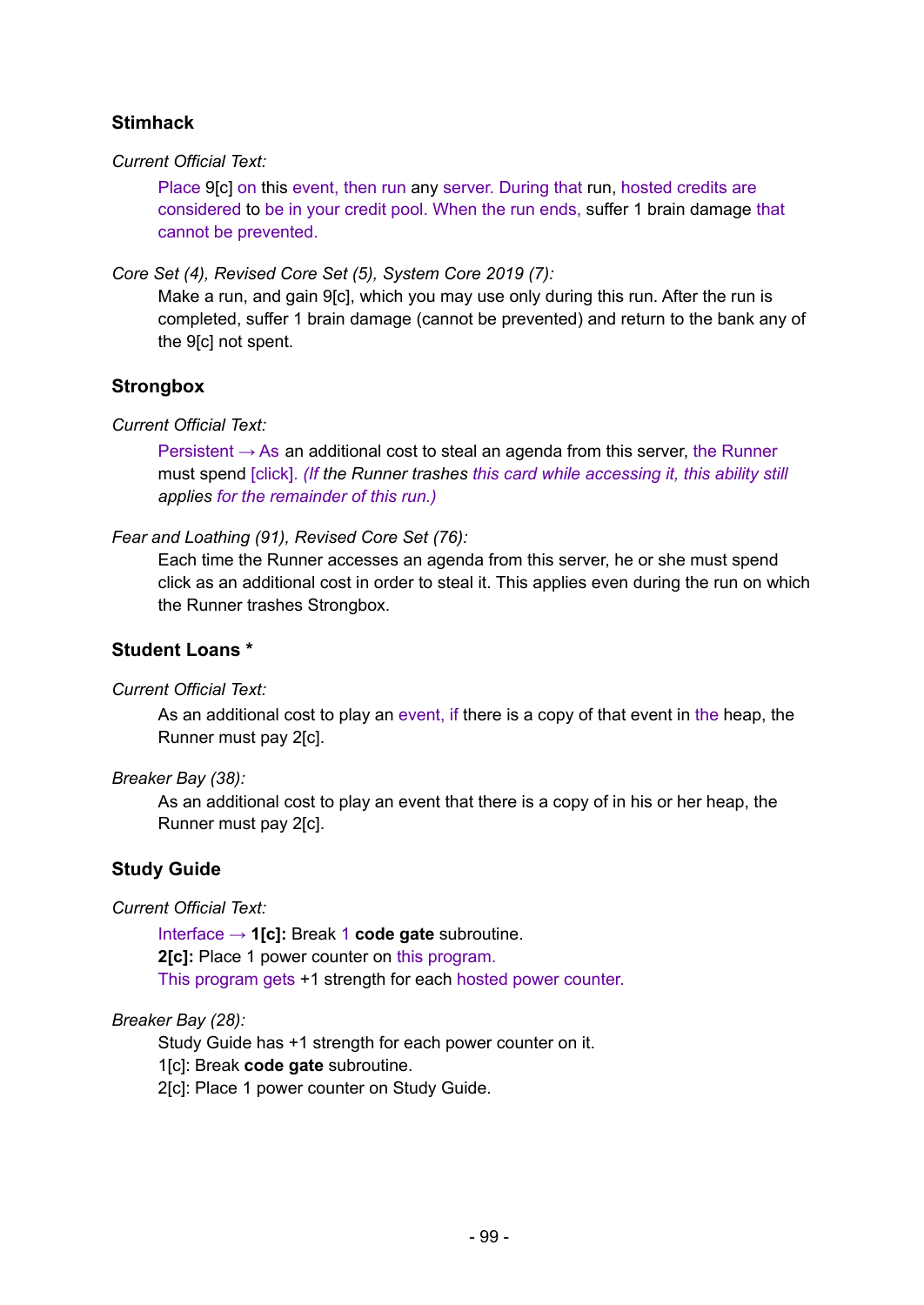### Stimhack

*Current Official Text:*

> Place 9[c] on this event, then run any server. During that run, hosted credits are considered to be in your credit pool. When the run ends, suffer 1 brain damage that cannot be prevented.

*Core Set (4), Revised Core Set (5), System Core 2019 (7):*

> Make a run, and gain 9[c], which you may use only during this run. After the run is completed, suffer 1 brain damage (cannot be prevented) and return to the bank any of the 9[c] not spent.

### Strongbox

*Current Official Text:*

> Persistent → As an additional cost to steal an agenda from this server, the Runner must spend [click]. *(If the Runner trashes this card while accessing it, this ability still applies for the remainder of this run.)*

*Fear and Loathing (91), Revised Core Set (76):*

> Each time the Runner accesses an agenda from this server, he or she must spend click as an additional cost in order to steal it. This applies even during the run on which the Runner trashes Strongbox.

### Student Loans *

*Current Official Text:*

> As an additional cost to play an event, if there is a copy of that event in the heap, the Runner must pay 2[c].

*Breaker Bay (38):*

> As an additional cost to play an event that there is a copy of in his or her heap, the Runner must pay 2[c].

### Study Guide

*Current Official Text:*

> Interface → **1[c]:** Break 1 **code gate** subroutine.
> **2[c]:** Place 1 power counter on this program.
> This program gets +1 strength for each hosted power counter.

*Breaker Bay (28):*

> Study Guide has +1 strength for each power counter on it.
> 1[c]: Break **code gate** subroutine.
> 2[c]: Place 1 power counter on Study Guide.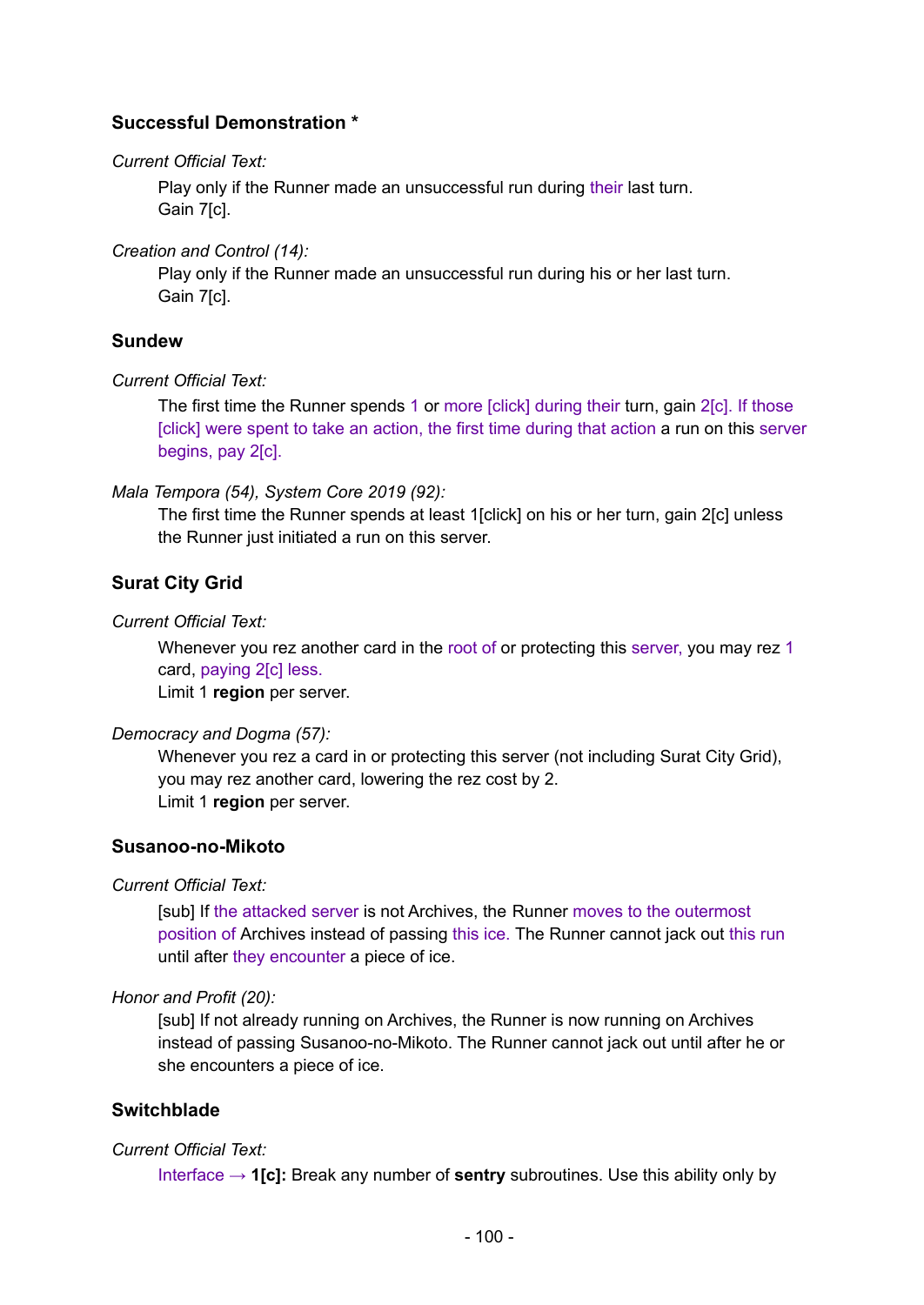### Successful Demonstration *

*Current Official Text:*

Play only if the Runner made an unsuccessful run during their last turn.
Gain 7[c].

*Creation and Control (14):*

Play only if the Runner made an unsuccessful run during his or her last turn.
Gain 7[c].

### Sundew

*Current Official Text:*

The first time the Runner spends 1 or more [click] during their turn, gain 2[c]. If those [click] were spent to take an action, the first time during that action a run on this server begins, pay 2[c].

*Mala Tempora (54), System Core 2019 (92):*

The first time the Runner spends at least 1[click] on his or her turn, gain 2[c] unless the Runner just initiated a run on this server.

### Surat City Grid

*Current Official Text:*

Whenever you rez another card in the root of or protecting this server, you may rez 1 card, paying 2[c] less.
Limit 1 **region** per server.

*Democracy and Dogma (57):*

Whenever you rez a card in or protecting this server (not including Surat City Grid), you may rez another card, lowering the rez cost by 2.
Limit 1 **region** per server.

### Susanoo-no-Mikoto

*Current Official Text:*

[sub] If the attacked server is not Archives, the Runner moves to the outermost position of Archives instead of passing this ice. The Runner cannot jack out this run until after they encounter a piece of ice.

*Honor and Profit (20):*

[sub] If not already running on Archives, the Runner is now running on Archives instead of passing Susanoo-no-Mikoto. The Runner cannot jack out until after he or she encounters a piece of ice.

### Switchblade

*Current Official Text:*

Interface → **1[c]:** Break any number of **sentry** subroutines. Use this ability only by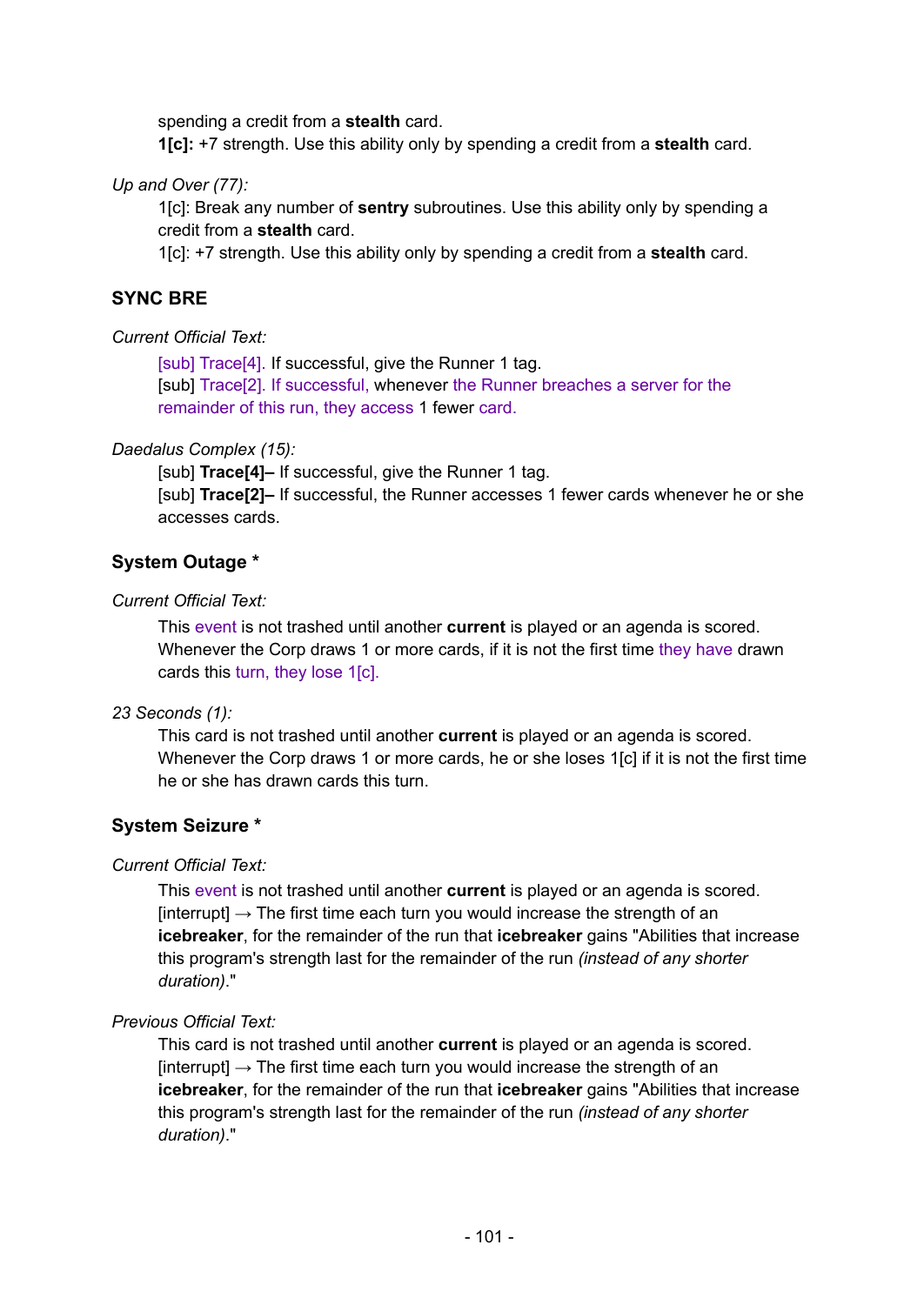spending a credit from a **stealth** card.
**1[c]:** +7 strength. Use this ability only by spending a credit from a **stealth** card.

*Up and Over (77):*

1[c]: Break any number of **sentry** subroutines. Use this ability only by spending a credit from a **stealth** card.
1[c]: +7 strength. Use this ability only by spending a credit from a **stealth** card.

### SYNC BRE

*Current Official Text:*

[sub] Trace[4]. If successful, give the Runner 1 tag.
[sub] Trace[2]. If successful, whenever the Runner breaches a server for the remainder of this run, they access 1 fewer card.

*Daedalus Complex (15):*

[sub] **Trace[4]–** If successful, give the Runner 1 tag.
[sub] **Trace[2]–** If successful, the Runner accesses 1 fewer cards whenever he or she accesses cards.

### System Outage *

*Current Official Text:*

This event is not trashed until another **current** is played or an agenda is scored. Whenever the Corp draws 1 or more cards, if it is not the first time they have drawn cards this turn, they lose 1[c].

*23 Seconds (1):*

This card is not trashed until another **current** is played or an agenda is scored. Whenever the Corp draws 1 or more cards, he or she loses 1[c] if it is not the first time he or she has drawn cards this turn.

### System Seizure *

*Current Official Text:*

This event is not trashed until another **current** is played or an agenda is scored. [interrupt] → The first time each turn you would increase the strength of an **icebreaker**, for the remainder of the run that **icebreaker** gains "Abilities that increase this program's strength last for the remainder of the run *(instead of any shorter duration)*."

*Previous Official Text:*

This card is not trashed until another **current** is played or an agenda is scored. [interrupt] → The first time each turn you would increase the strength of an **icebreaker**, for the remainder of the run that **icebreaker** gains "Abilities that increase this program's strength last for the remainder of the run *(instead of any shorter duration)*."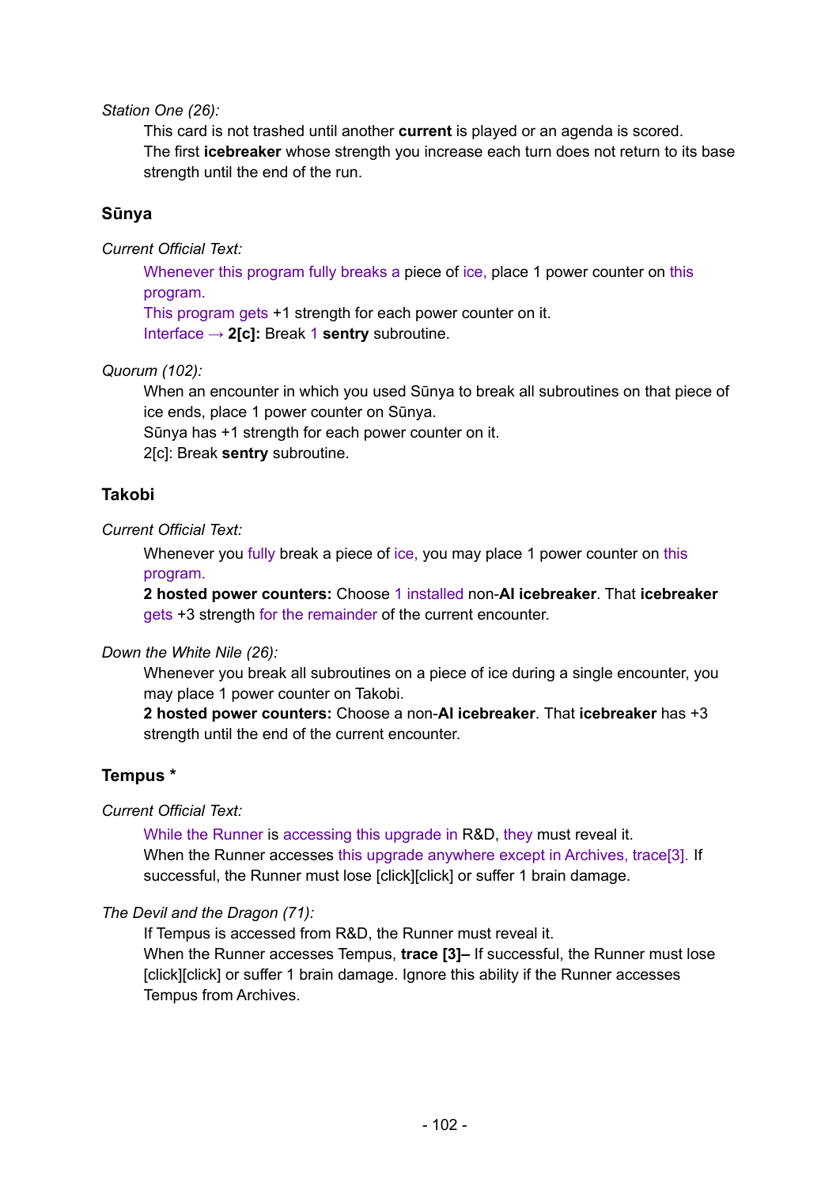*Station One (26):*

This card is not trashed until another **current** is played or an agenda is scored.
The first **icebreaker** whose strength you increase each turn does not return to its base strength until the end of the run.

### Sūnya

*Current Official Text:*

Whenever this program fully breaks a piece of ice, place 1 power counter on this program.
This program gets +1 strength for each power counter on it.
Interface → **2[c]:** Break 1 **sentry** subroutine.

*Quorum (102):*

When an encounter in which you used Sūnya to break all subroutines on that piece of ice ends, place 1 power counter on Sūnya.
Sūnya has +1 strength for each power counter on it.
2[c]: Break **sentry** subroutine.

### Takobi

*Current Official Text:*

Whenever you fully break a piece of ice, you may place 1 power counter on this program.
**2 hosted power counters:** Choose 1 installed non-**AI icebreaker**. That **icebreaker** gets +3 strength for the remainder of the current encounter.

*Down the White Nile (26):*

Whenever you break all subroutines on a piece of ice during a single encounter, you may place 1 power counter on Takobi.
**2 hosted power counters:** Choose a non-**AI icebreaker**. That **icebreaker** has +3 strength until the end of the current encounter.

### Tempus *

*Current Official Text:*

While the Runner is accessing this upgrade in R&D, they must reveal it.
When the Runner accesses this upgrade anywhere except in Archives, trace[3]. If successful, the Runner must lose [click][click] or suffer 1 brain damage.

*The Devil and the Dragon (71):*

If Tempus is accessed from R&D, the Runner must reveal it.
When the Runner accesses Tempus, **trace [3]–** If successful, the Runner must lose [click][click] or suffer 1 brain damage. Ignore this ability if the Runner accesses Tempus from Archives.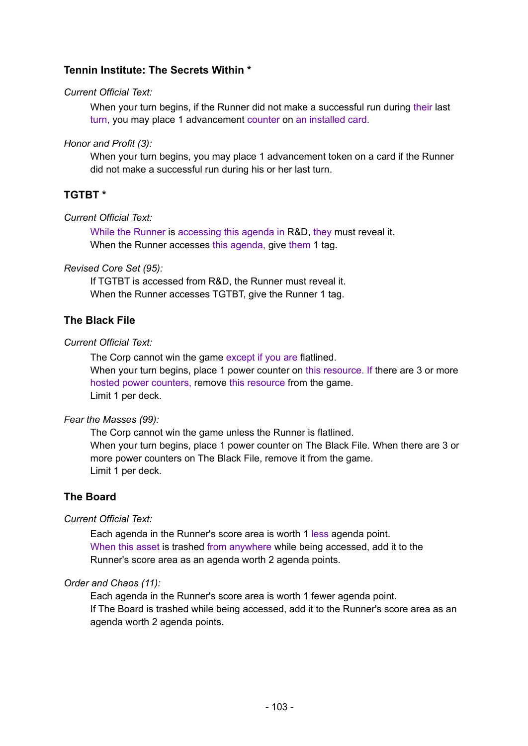### Tennin Institute: The Secrets Within *

*Current Official Text:*

When your turn begins, if the Runner did not make a successful run during their last turn, you may place 1 advancement counter on an installed card.

*Honor and Profit (3):*

When your turn begins, you may place 1 advancement token on a card if the Runner did not make a successful run during his or her last turn.

### TGTBT *

*Current Official Text:*

While the Runner is accessing this agenda in R&D, they must reveal it.
When the Runner accesses this agenda, give them 1 tag.

*Revised Core Set (95):*

If TGTBT is accessed from R&D, the Runner must reveal it.
When the Runner accesses TGTBT, give the Runner 1 tag.

### The Black File

*Current Official Text:*

The Corp cannot win the game except if you are flatlined.
When your turn begins, place 1 power counter on this resource. If there are 3 or more hosted power counters, remove this resource from the game.
Limit 1 per deck.

*Fear the Masses (99):*

The Corp cannot win the game unless the Runner is flatlined.
When your turn begins, place 1 power counter on The Black File. When there are 3 or more power counters on The Black File, remove it from the game.
Limit 1 per deck.

### The Board

*Current Official Text:*

Each agenda in the Runner's score area is worth 1 less agenda point.
When this asset is trashed from anywhere while being accessed, add it to the Runner's score area as an agenda worth 2 agenda points.

*Order and Chaos (11):*

Each agenda in the Runner's score area is worth 1 fewer agenda point.
If The Board is trashed while being accessed, add it to the Runner's score area as an agenda worth 2 agenda points.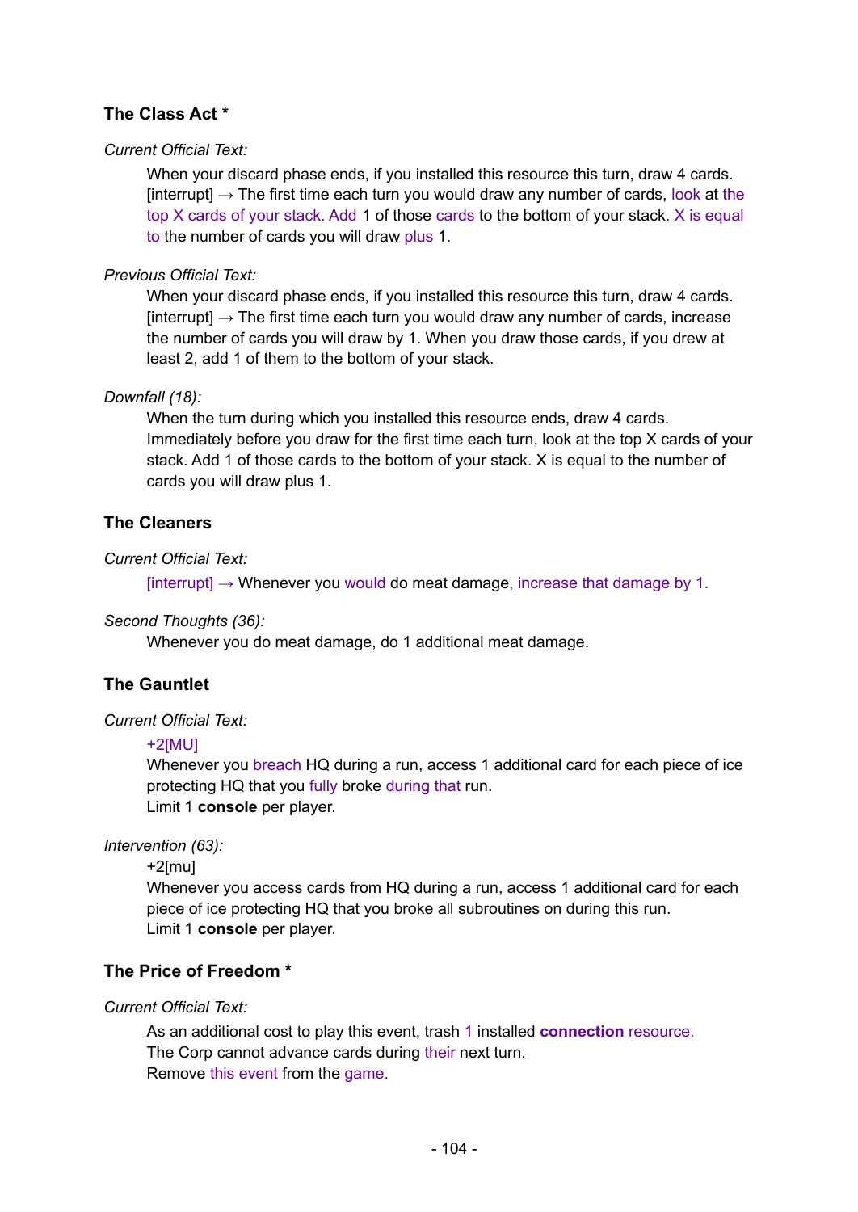### The Class Act *

*Current Official Text:*

When your discard phase ends, if you installed this resource this turn, draw 4 cards.
[interrupt] → The first time each turn you would draw any number of cards, look at the top X cards of your stack. Add 1 of those cards to the bottom of your stack. X is equal to the number of cards you will draw plus 1.

*Previous Official Text:*

When your discard phase ends, if you installed this resource this turn, draw 4 cards.
[interrupt] → The first time each turn you would draw any number of cards, increase the number of cards you will draw by 1. When you draw those cards, if you drew at least 2, add 1 of them to the bottom of your stack.

*Downfall (18):*

When the turn during which you installed this resource ends, draw 4 cards.
Immediately before you draw for the first time each turn, look at the top X cards of your stack. Add 1 of those cards to the bottom of your stack. X is equal to the number of cards you will draw plus 1.

### The Cleaners

*Current Official Text:*

[interrupt] → Whenever you would do meat damage, increase that damage by 1.

*Second Thoughts (36):*

Whenever you do meat damage, do 1 additional meat damage.

### The Gauntlet

*Current Official Text:*

+2[MU]
Whenever you breach HQ during a run, access 1 additional card for each piece of ice protecting HQ that you fully broke during that run.
Limit 1 **console** per player.

*Intervention (63):*

+2[mu]
Whenever you access cards from HQ during a run, access 1 additional card for each piece of ice protecting HQ that you broke all subroutines on during this run.
Limit 1 **console** per player.

### The Price of Freedom *

*Current Official Text:*

As an additional cost to play this event, trash 1 installed **connection** resource.
The Corp cannot advance cards during their next turn.
Remove this event from the game.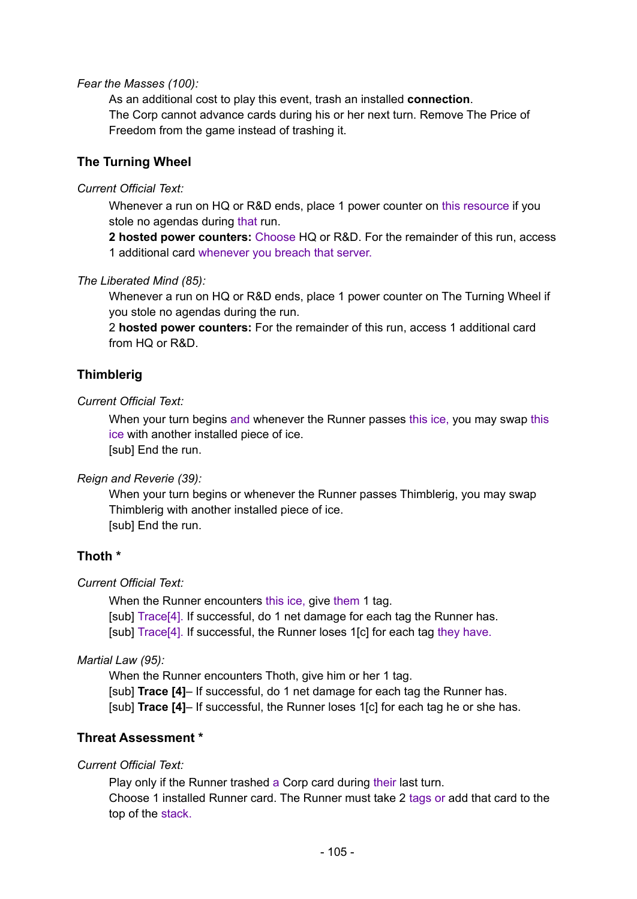*Fear the Masses (100):*

As an additional cost to play this event, trash an installed **connection**.
The Corp cannot advance cards during his or her next turn. Remove The Price of Freedom from the game instead of trashing it.

## The Turning Wheel

*Current Official Text:*

Whenever a run on HQ or R&D ends, place 1 power counter on this resource if you stole no agendas during that run.
**2 hosted power counters:** Choose HQ or R&D. For the remainder of this run, access 1 additional card whenever you breach that server.

*The Liberated Mind (85):*

Whenever a run on HQ or R&D ends, place 1 power counter on The Turning Wheel if you stole no agendas during the run.
2 **hosted power counters:** For the remainder of this run, access 1 additional card from HQ or R&D.

## Thimblerig

*Current Official Text:*

When your turn begins and whenever the Runner passes this ice, you may swap this ice with another installed piece of ice.
[sub] End the run.

*Reign and Reverie (39):*

When your turn begins or whenever the Runner passes Thimblerig, you may swap Thimblerig with another installed piece of ice.
[sub] End the run.

## Thoth *

*Current Official Text:*

When the Runner encounters this ice, give them 1 tag.
[sub] Trace[4]. If successful, do 1 net damage for each tag the Runner has.
[sub] Trace[4]. If successful, the Runner loses 1[c] for each tag they have.

*Martial Law (95):*

When the Runner encounters Thoth, give him or her 1 tag.
[sub] **Trace [4]**– If successful, do 1 net damage for each tag the Runner has.
[sub] **Trace [4]**– If successful, the Runner loses 1[c] for each tag he or she has.

## Threat Assessment *

*Current Official Text:*

Play only if the Runner trashed a Corp card during their last turn.
Choose 1 installed Runner card. The Runner must take 2 tags or add that card to the top of the stack.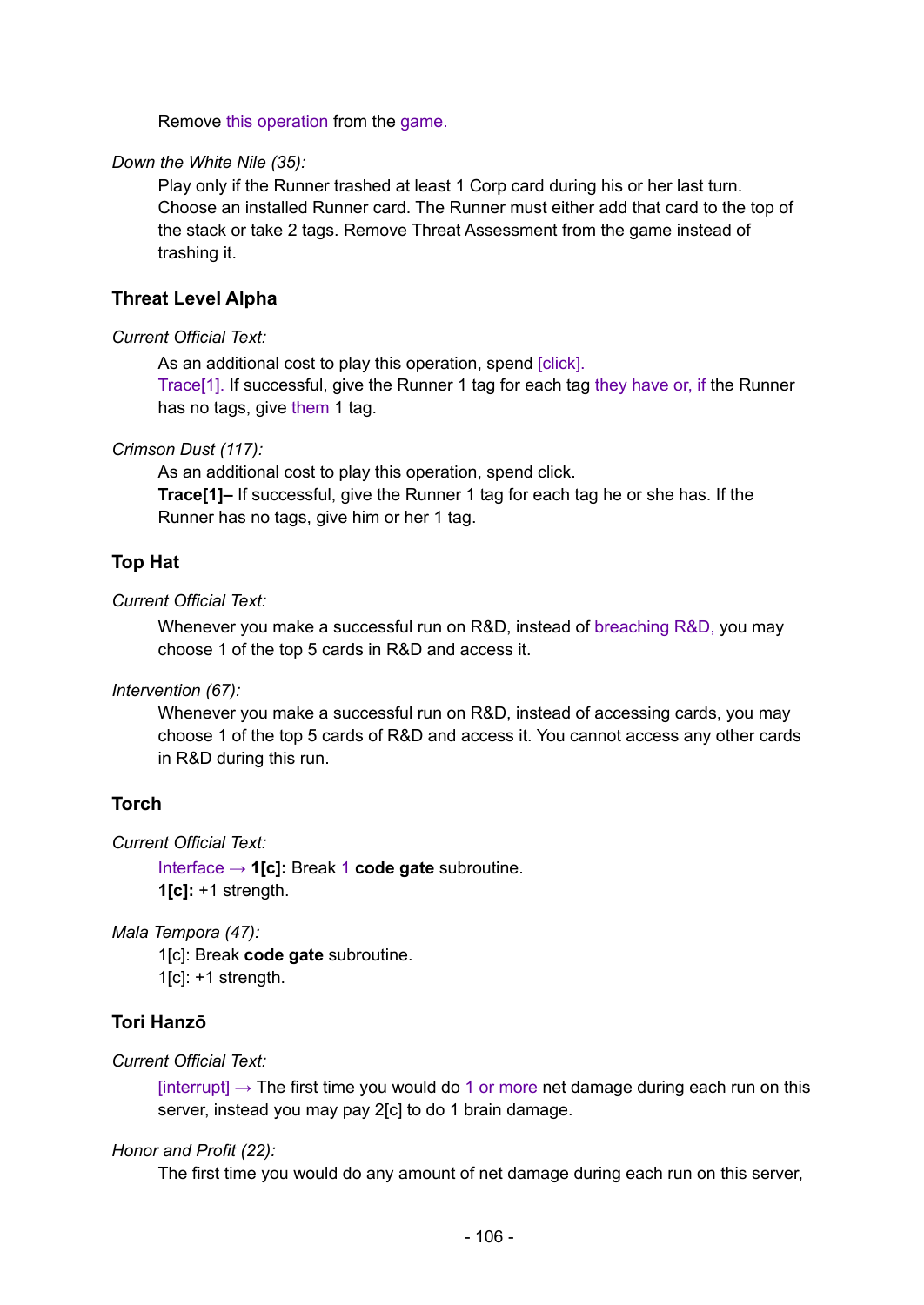Remove this operation from the game.

*Down the White Nile (35):*

Play only if the Runner trashed at least 1 Corp card during his or her last turn. Choose an installed Runner card. The Runner must either add that card to the top of the stack or take 2 tags. Remove Threat Assessment from the game instead of trashing it.

### Threat Level Alpha

*Current Official Text:*

As an additional cost to play this operation, spend [click].
Trace[1]. If successful, give the Runner 1 tag for each tag they have or, if the Runner has no tags, give them 1 tag.

*Crimson Dust (117):*

As an additional cost to play this operation, spend click.
**Trace[1]–** If successful, give the Runner 1 tag for each tag he or she has. If the Runner has no tags, give him or her 1 tag.

### Top Hat

*Current Official Text:*

Whenever you make a successful run on R&D, instead of breaching R&D, you may choose 1 of the top 5 cards in R&D and access it.

*Intervention (67):*

Whenever you make a successful run on R&D, instead of accessing cards, you may choose 1 of the top 5 cards of R&D and access it. You cannot access any other cards in R&D during this run.

### Torch

*Current Official Text:*

Interface → **1[c]:** Break 1 **code gate** subroutine.
**1[c]:** +1 strength.

*Mala Tempora (47):*

1[c]: Break **code gate** subroutine.
1[c]: +1 strength.

### Tori Hanzō

*Current Official Text:*

[interrupt] → The first time you would do 1 or more net damage during each run on this server, instead you may pay 2[c] to do 1 brain damage.

*Honor and Profit (22):*

The first time you would do any amount of net damage during each run on this server,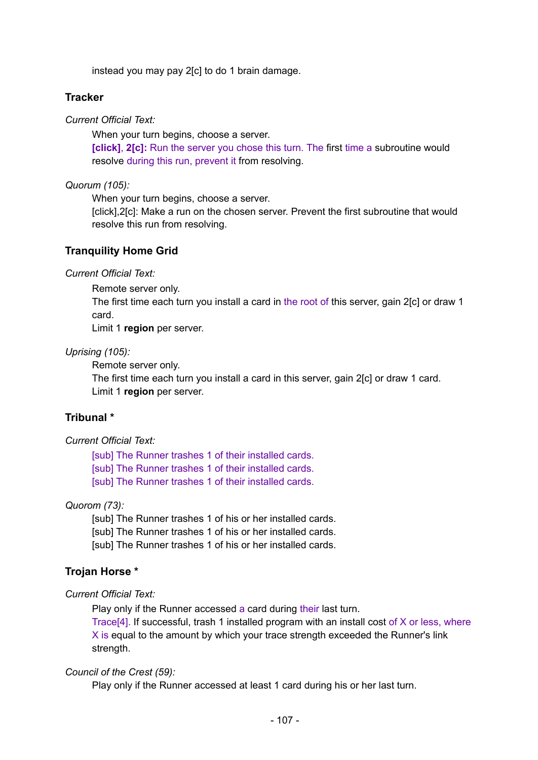instead you may pay 2[c] to do 1 brain damage.

### Tracker

*Current Official Text:*

When your turn begins, choose a server.
**[click]**, **2[c]:** Run the server you chose this turn. The first time a subroutine would resolve during this run, prevent it from resolving.

*Quorum (105):*

When your turn begins, choose a server.
[click],2[c]: Make a run on the chosen server. Prevent the first subroutine that would resolve this run from resolving.

### Tranquility Home Grid

*Current Official Text:*

Remote server only.
The first time each turn you install a card in the root of this server, gain 2[c] or draw 1 card.
Limit 1 **region** per server.

*Uprising (105):*

Remote server only.
The first time each turn you install a card in this server, gain 2[c] or draw 1 card.
Limit 1 **region** per server.

### Tribunal *

*Current Official Text:*

[sub] The Runner trashes 1 of their installed cards.
[sub] The Runner trashes 1 of their installed cards.
[sub] The Runner trashes 1 of their installed cards.

*Quorom (73):*

[sub] The Runner trashes 1 of his or her installed cards.
[sub] The Runner trashes 1 of his or her installed cards.
[sub] The Runner trashes 1 of his or her installed cards.

### Trojan Horse *

*Current Official Text:*

Play only if the Runner accessed a card during their last turn.
Trace[4]. If successful, trash 1 installed program with an install cost of X or less, where X is equal to the amount by which your trace strength exceeded the Runner's link strength.

*Council of the Crest (59):*

Play only if the Runner accessed at least 1 card during his or her last turn.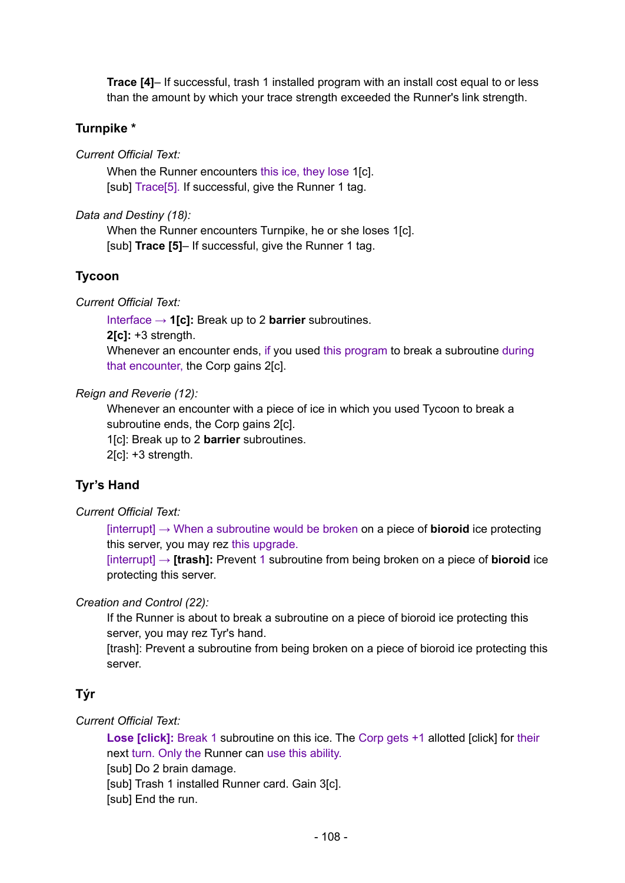**Trace [4]**– If successful, trash 1 installed program with an install cost equal to or less than the amount by which your trace strength exceeded the Runner's link strength.

### Turnpike *

*Current Official Text:*

When the Runner encounters this ice, they lose 1[c].
[sub] Trace[5]. If successful, give the Runner 1 tag.

*Data and Destiny (18):*

When the Runner encounters Turnpike, he or she loses 1[c].
[sub] **Trace [5]**– If successful, give the Runner 1 tag.

### Tycoon

*Current Official Text:*

Interface → **1[c]:** Break up to 2 **barrier** subroutines.
**2[c]:** +3 strength.
Whenever an encounter ends, if you used this program to break a subroutine during that encounter, the Corp gains 2[c].

*Reign and Reverie (12):*

Whenever an encounter with a piece of ice in which you used Tycoon to break a subroutine ends, the Corp gains 2[c].
1[c]: Break up to 2 **barrier** subroutines.
2[c]: +3 strength.

### Tyr’s Hand

*Current Official Text:*

[interrupt] → When a subroutine would be broken on a piece of **bioroid** ice protecting this server, you may rez this upgrade.
[interrupt] → **[trash]:** Prevent 1 subroutine from being broken on a piece of **bioroid** ice protecting this server.

*Creation and Control (22):*

If the Runner is about to break a subroutine on a piece of bioroid ice protecting this server, you may rez Tyr's hand.
[trash]: Prevent a subroutine from being broken on a piece of bioroid ice protecting this server.

### Týr

*Current Official Text:*

**Lose [click]:** Break 1 subroutine on this ice. The Corp gets +1 allotted [click] for their next turn. Only the Runner can use this ability.
[sub] Do 2 brain damage.
[sub] Trash 1 installed Runner card. Gain 3[c].
[sub] End the run.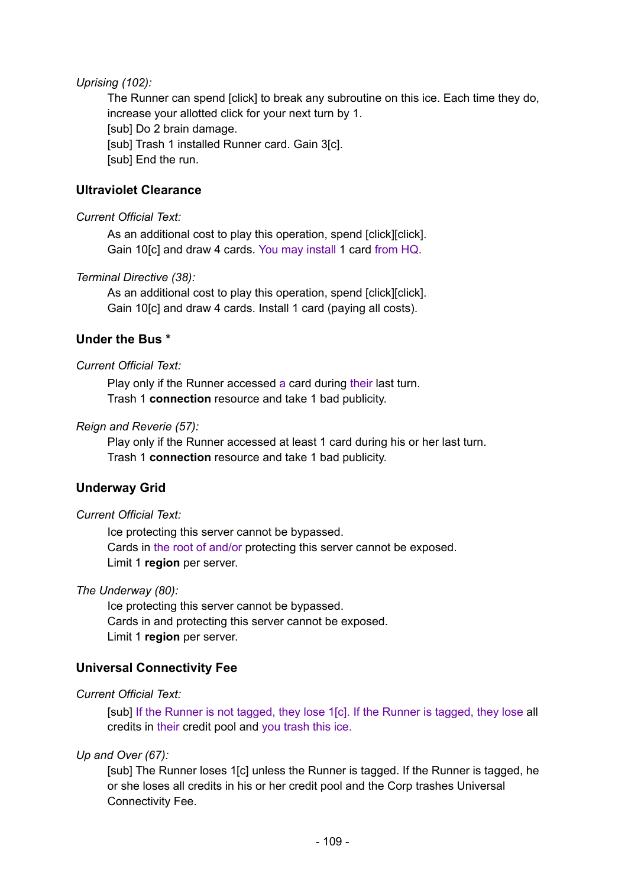*Uprising (102):*

The Runner can spend [click] to break any subroutine on this ice. Each time they do, increase your allotted click for your next turn by 1.
[sub] Do 2 brain damage.
[sub] Trash 1 installed Runner card. Gain 3[c].
[sub] End the run.

### Ultraviolet Clearance

*Current Official Text:*

As an additional cost to play this operation, spend [click][click].
Gain 10[c] and draw 4 cards. You may install 1 card from HQ.

*Terminal Directive (38):*

As an additional cost to play this operation, spend [click][click].
Gain 10[c] and draw 4 cards. Install 1 card (paying all costs).

### Under the Bus *

*Current Official Text:*

Play only if the Runner accessed a card during their last turn.
Trash 1 **connection** resource and take 1 bad publicity.

*Reign and Reverie (57):*

Play only if the Runner accessed at least 1 card during his or her last turn.
Trash 1 **connection** resource and take 1 bad publicity.

### Underway Grid

*Current Official Text:*

Ice protecting this server cannot be bypassed.
Cards in the root of and/or protecting this server cannot be exposed.
Limit 1 **region** per server.

*The Underway (80):*

Ice protecting this server cannot be bypassed.
Cards in and protecting this server cannot be exposed.
Limit 1 **region** per server.

### Universal Connectivity Fee

*Current Official Text:*

[sub] If the Runner is not tagged, they lose 1[c]. If the Runner is tagged, they lose all credits in their credit pool and you trash this ice.

*Up and Over (67):*

[sub] The Runner loses 1[c] unless the Runner is tagged. If the Runner is tagged, he or she loses all credits in his or her credit pool and the Corp trashes Universal Connectivity Fee.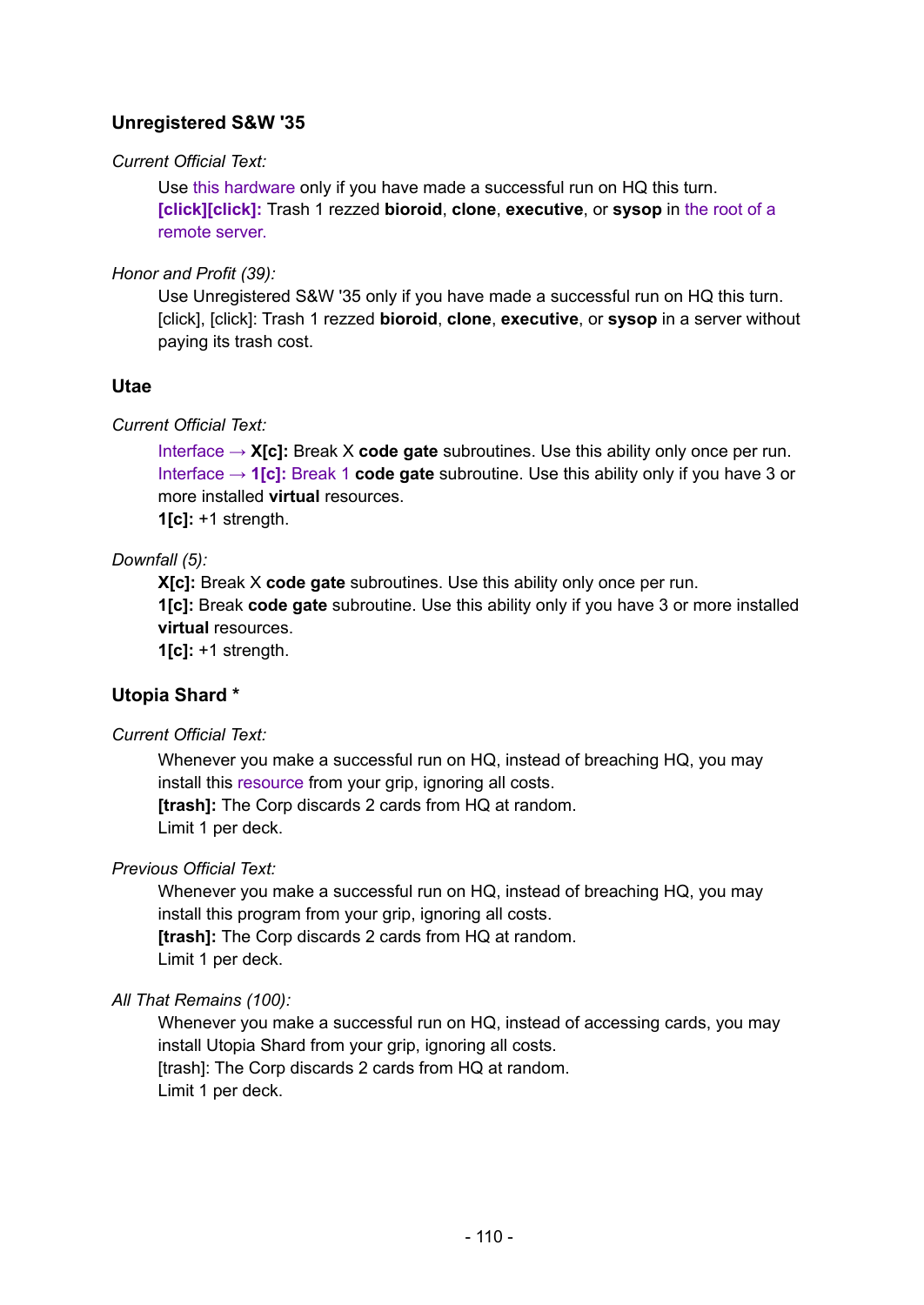### Unregistered S&W '35

*Current Official Text:*

> Use this hardware only if you have made a successful run on HQ this turn.
> **[click][click]:** Trash 1 rezzed **bioroid**, **clone**, **executive**, or **sysop** in the root of a remote server.

*Honor and Profit (39):*

> Use Unregistered S&W '35 only if you have made a successful run on HQ this turn.
> [click], [click]: Trash 1 rezzed **bioroid**, **clone**, **executive**, or **sysop** in a server without paying its trash cost.

### Utae

*Current Official Text:*

> Interface → **X[c]:** Break X **code gate** subroutines. Use this ability only once per run.
> Interface → **1[c]:** Break 1 **code gate** subroutine. Use this ability only if you have 3 or more installed **virtual** resources.
> **1[c]:** +1 strength.

*Downfall (5):*

> **X[c]:** Break X **code gate** subroutines. Use this ability only once per run.
> **1[c]:** Break **code gate** subroutine. Use this ability only if you have 3 or more installed **virtual** resources.
> **1[c]:** +1 strength.

### Utopia Shard *

*Current Official Text:*

> Whenever you make a successful run on HQ, instead of breaching HQ, you may install this resource from your grip, ignoring all costs.
> **[trash]:** The Corp discards 2 cards from HQ at random.
> Limit 1 per deck.

*Previous Official Text:*

> Whenever you make a successful run on HQ, instead of breaching HQ, you may install this program from your grip, ignoring all costs.
> **[trash]:** The Corp discards 2 cards from HQ at random.
> Limit 1 per deck.

*All That Remains (100):*

> Whenever you make a successful run on HQ, instead of accessing cards, you may install Utopia Shard from your grip, ignoring all costs.
> [trash]: The Corp discards 2 cards from HQ at random.
> Limit 1 per deck.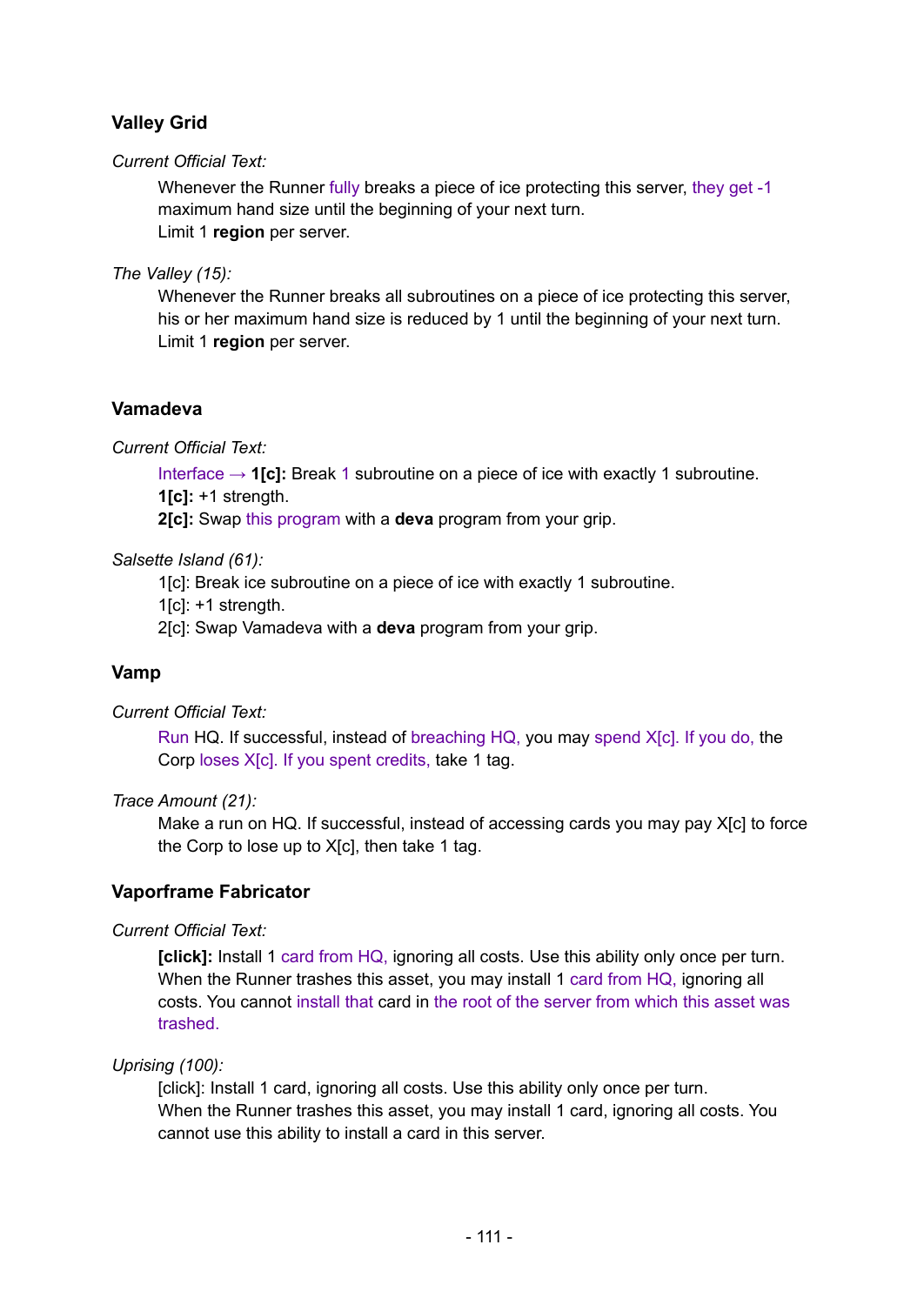### Valley Grid

*Current Official Text:*

Whenever the Runner fully breaks a piece of ice protecting this server, they get -1 maximum hand size until the beginning of your next turn.
Limit 1 **region** per server.

*The Valley (15):*

Whenever the Runner breaks all subroutines on a piece of ice protecting this server, his or her maximum hand size is reduced by 1 until the beginning of your next turn.
Limit 1 **region** per server.

### Vamadeva

*Current Official Text:*

Interface → **1[c]:** Break 1 subroutine on a piece of ice with exactly 1 subroutine.
**1[c]:** +1 strength.
**2[c]:** Swap this program with a **deva** program from your grip.

*Salsette Island (61):*

1[c]: Break ice subroutine on a piece of ice with exactly 1 subroutine.
1[c]: +1 strength.
2[c]: Swap Vamadeva with a **deva** program from your grip.

### Vamp

*Current Official Text:*

Run HQ. If successful, instead of breaching HQ, you may spend X[c]. If you do, the Corp loses X[c]. If you spent credits, take 1 tag.

*Trace Amount (21):*

Make a run on HQ. If successful, instead of accessing cards you may pay X[c] to force the Corp to lose up to X[c], then take 1 tag.

### Vaporframe Fabricator

*Current Official Text:*

**[click]:** Install 1 card from HQ, ignoring all costs. Use this ability only once per turn.
When the Runner trashes this asset, you may install 1 card from HQ, ignoring all costs. You cannot install that card in the root of the server from which this asset was trashed.

*Uprising (100):*

[click]: Install 1 card, ignoring all costs. Use this ability only once per turn.
When the Runner trashes this asset, you may install 1 card, ignoring all costs. You cannot use this ability to install a card in this server.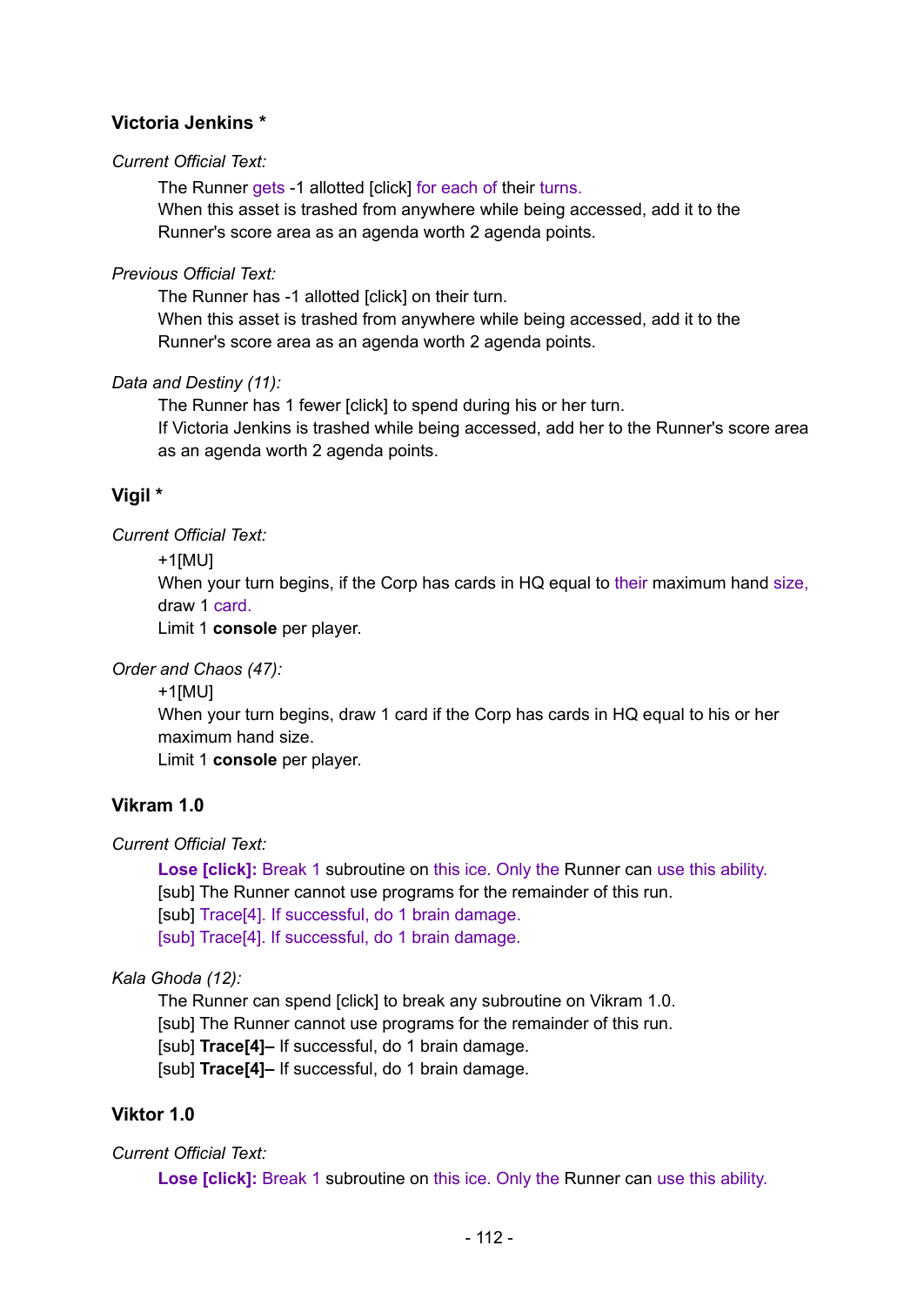### Victoria Jenkins *

*Current Official Text:*

The Runner gets -1 allotted [click] for each of their turns.
When this asset is trashed from anywhere while being accessed, add it to the Runner's score area as an agenda worth 2 agenda points.

*Previous Official Text:*

The Runner has -1 allotted [click] on their turn.
When this asset is trashed from anywhere while being accessed, add it to the Runner's score area as an agenda worth 2 agenda points.

*Data and Destiny (11):*

The Runner has 1 fewer [click] to spend during his or her turn.
If Victoria Jenkins is trashed while being accessed, add her to the Runner's score area as an agenda worth 2 agenda points.

### Vigil *

*Current Official Text:*

+1[MU]
When your turn begins, if the Corp has cards in HQ equal to their maximum hand size, draw 1 card.
Limit 1 **console** per player.

*Order and Chaos (47):*

+1[MU]
When your turn begins, draw 1 card if the Corp has cards in HQ equal to his or her maximum hand size.
Limit 1 **console** per player.

### Vikram 1.0

*Current Official Text:*

**Lose [click]:** Break 1 subroutine on this ice. Only the Runner can use this ability.
[sub] The Runner cannot use programs for the remainder of this run.
[sub] Trace[4]. If successful, do 1 brain damage.
[sub] Trace[4]. If successful, do 1 brain damage.

*Kala Ghoda (12):*

The Runner can spend [click] to break any subroutine on Vikram 1.0.
[sub] The Runner cannot use programs for the remainder of this run.
[sub] **Trace[4]–** If successful, do 1 brain damage.
[sub] **Trace[4]–** If successful, do 1 brain damage.

### Viktor 1.0

*Current Official Text:*

**Lose [click]:** Break 1 subroutine on this ice. Only the Runner can use this ability.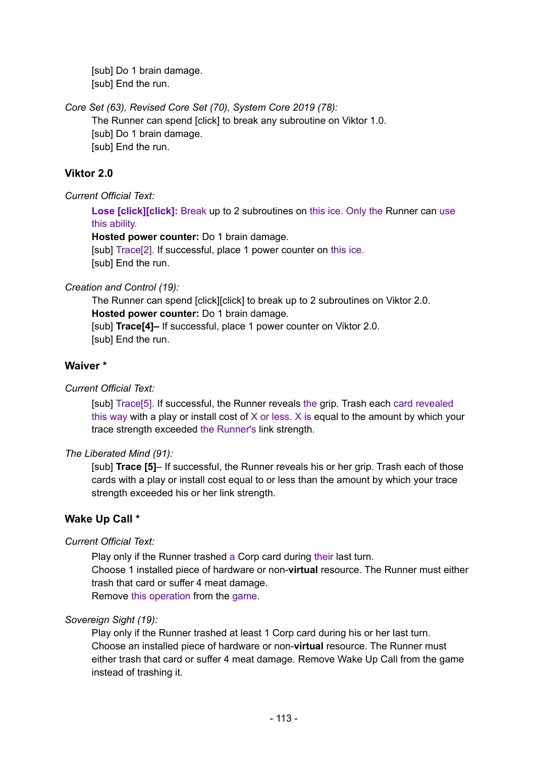[sub] Do 1 brain damage.
[sub] End the run.

*Core Set (63), Revised Core Set (70), System Core 2019 (78):*

The Runner can spend [click] to break any subroutine on Viktor 1.0.
[sub] Do 1 brain damage.
[sub] End the run.

### Viktor 2.0

*Current Official Text:*

**Lose [click][click]:** Break up to 2 subroutines on this ice. Only the Runner can use this ability.
**Hosted power counter:** Do 1 brain damage.
[sub] Trace[2]. If successful, place 1 power counter on this ice.
[sub] End the run.

*Creation and Control (19):*

The Runner can spend [click][click] to break up to 2 subroutines on Viktor 2.0.
**Hosted power counter:** Do 1 brain damage.
[sub] **Trace[4]–** If successful, place 1 power counter on Viktor 2.0.
[sub] End the run.

### Waiver *

*Current Official Text:*

[sub] Trace[5]. If successful, the Runner reveals the grip. Trash each card revealed this way with a play or install cost of X or less. X is equal to the amount by which your trace strength exceeded the Runner's link strength.

*The Liberated Mind (91):*

[sub] **Trace [5]**– If successful, the Runner reveals his or her grip. Trash each of those cards with a play or install cost equal to or less than the amount by which your trace strength exceeded his or her link strength.

### Wake Up Call *

*Current Official Text:*

Play only if the Runner trashed a Corp card during their last turn.
Choose 1 installed piece of hardware or non-**virtual** resource. The Runner must either trash that card or suffer 4 meat damage.
Remove this operation from the game.

*Sovereign Sight (19):*

Play only if the Runner trashed at least 1 Corp card during his or her last turn.
Choose an installed piece of hardware or non-**virtual** resource. The Runner must either trash that card or suffer 4 meat damage. Remove Wake Up Call from the game instead of trashing it.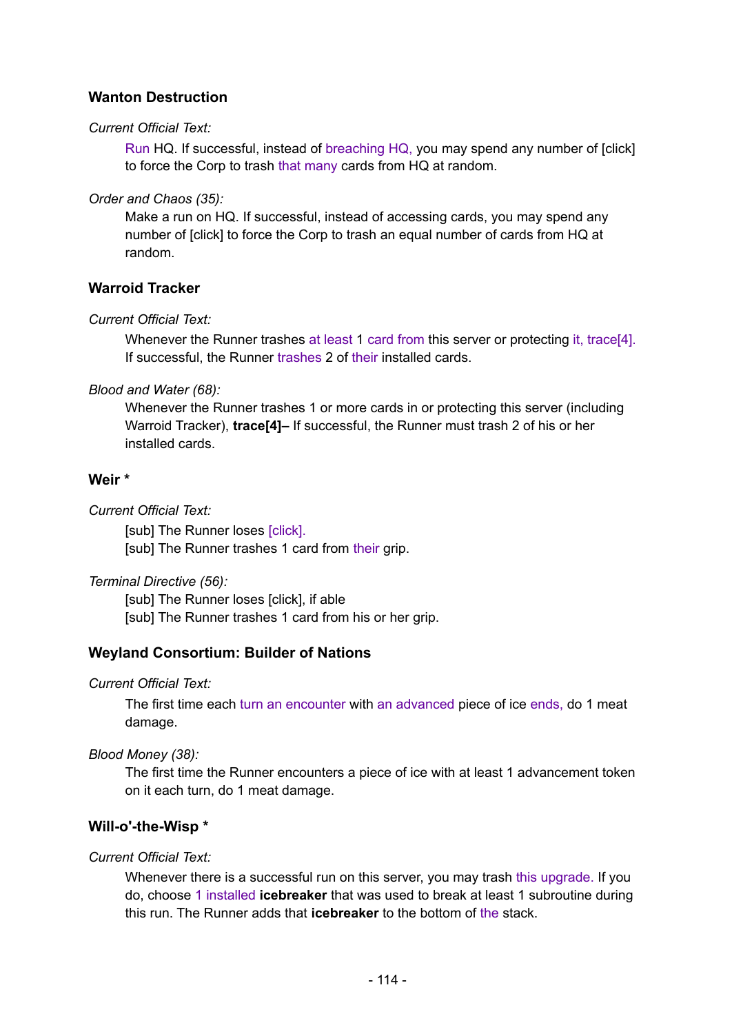### Wanton Destruction

*Current Official Text:*

> Run HQ. If successful, instead of breaching HQ, you may spend any number of [click] to force the Corp to trash that many cards from HQ at random.

*Order and Chaos (35):*

> Make a run on HQ. If successful, instead of accessing cards, you may spend any number of [click] to force the Corp to trash an equal number of cards from HQ at random.

### Warroid Tracker

*Current Official Text:*

> Whenever the Runner trashes at least 1 card from this server or protecting it, trace[4]. If successful, the Runner trashes 2 of their installed cards.

*Blood and Water (68):*

> Whenever the Runner trashes 1 or more cards in or protecting this server (including Warroid Tracker), **trace[4]–** If successful, the Runner must trash 2 of his or her installed cards.

### Weir *

*Current Official Text:*

> [sub] The Runner loses [click].
> [sub] The Runner trashes 1 card from their grip.

*Terminal Directive (56):*

> [sub] The Runner loses [click], if able
> [sub] The Runner trashes 1 card from his or her grip.

### Weyland Consortium: Builder of Nations

*Current Official Text:*

> The first time each turn an encounter with an advanced piece of ice ends, do 1 meat damage.

*Blood Money (38):*

> The first time the Runner encounters a piece of ice with at least 1 advancement token on it each turn, do 1 meat damage.

### Will-o'-the-Wisp *

*Current Official Text:*

> Whenever there is a successful run on this server, you may trash this upgrade. If you do, choose 1 installed **icebreaker** that was used to break at least 1 subroutine during this run. The Runner adds that **icebreaker** to the bottom of the stack.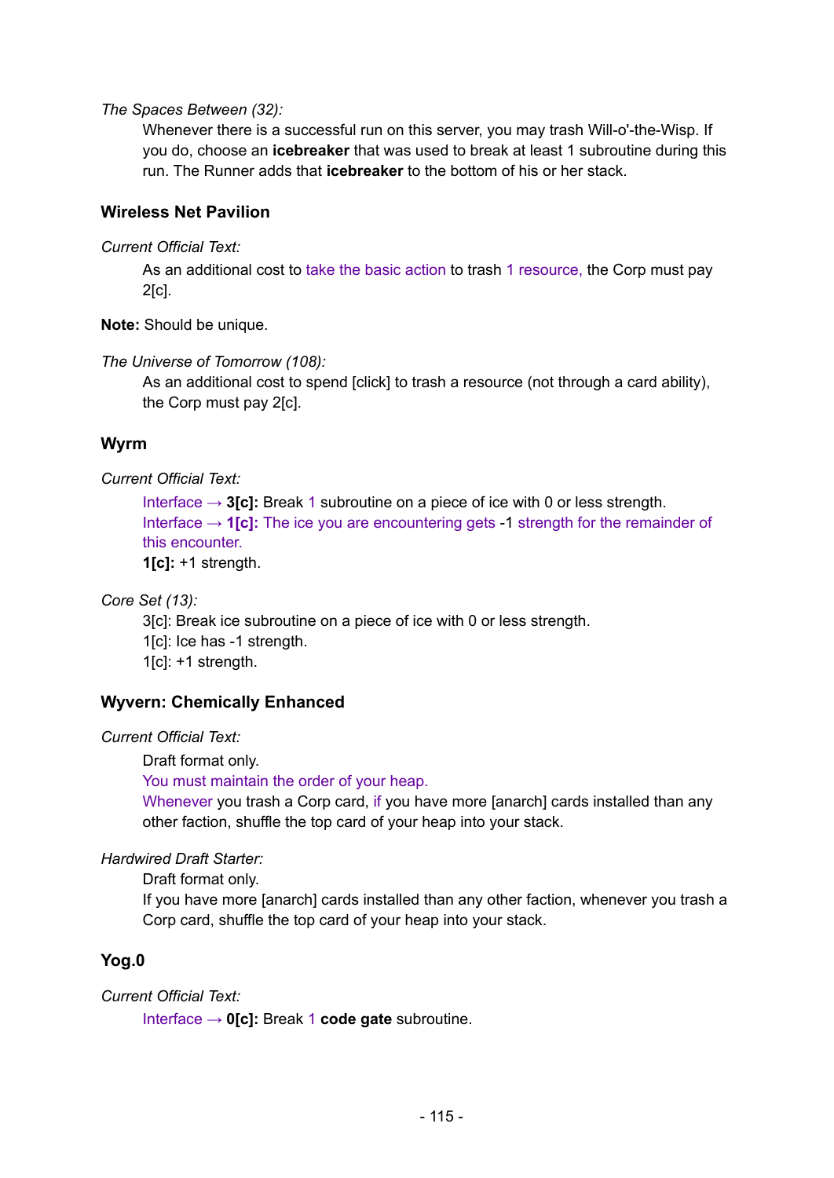*The Spaces Between (32):*

> Whenever there is a successful run on this server, you may trash Will-o'-the-Wisp. If you do, choose an **icebreaker** that was used to break at least 1 subroutine during this run. The Runner adds that **icebreaker** to the bottom of his or her stack.

### Wireless Net Pavilion

*Current Official Text:*

> As an additional cost to take the basic action to trash 1 resource, the Corp must pay 2[c].

**Note:** Should be unique.

*The Universe of Tomorrow (108):*

> As an additional cost to spend [click] to trash a resource (not through a card ability), the Corp must pay 2[c].

### Wyrm

*Current Official Text:*

> Interface → **3[c]:** Break 1 subroutine on a piece of ice with 0 or less strength.
> Interface → **1[c]:** The ice you are encountering gets -1 strength for the remainder of this encounter.
> **1[c]:** +1 strength.

*Core Set (13):*

> 3[c]: Break ice subroutine on a piece of ice with 0 or less strength.
> 1[c]: Ice has -1 strength.
> 1[c]: +1 strength.

### Wyvern: Chemically Enhanced

*Current Official Text:*

> Draft format only.
> You must maintain the order of your heap.
> Whenever you trash a Corp card, if you have more [anarch] cards installed than any other faction, shuffle the top card of your heap into your stack.

*Hardwired Draft Starter:*

> Draft format only.
> If you have more [anarch] cards installed than any other faction, whenever you trash a Corp card, shuffle the top card of your heap into your stack.

### Yog.0

*Current Official Text:*

> Interface → **0[c]:** Break 1 **code gate** subroutine.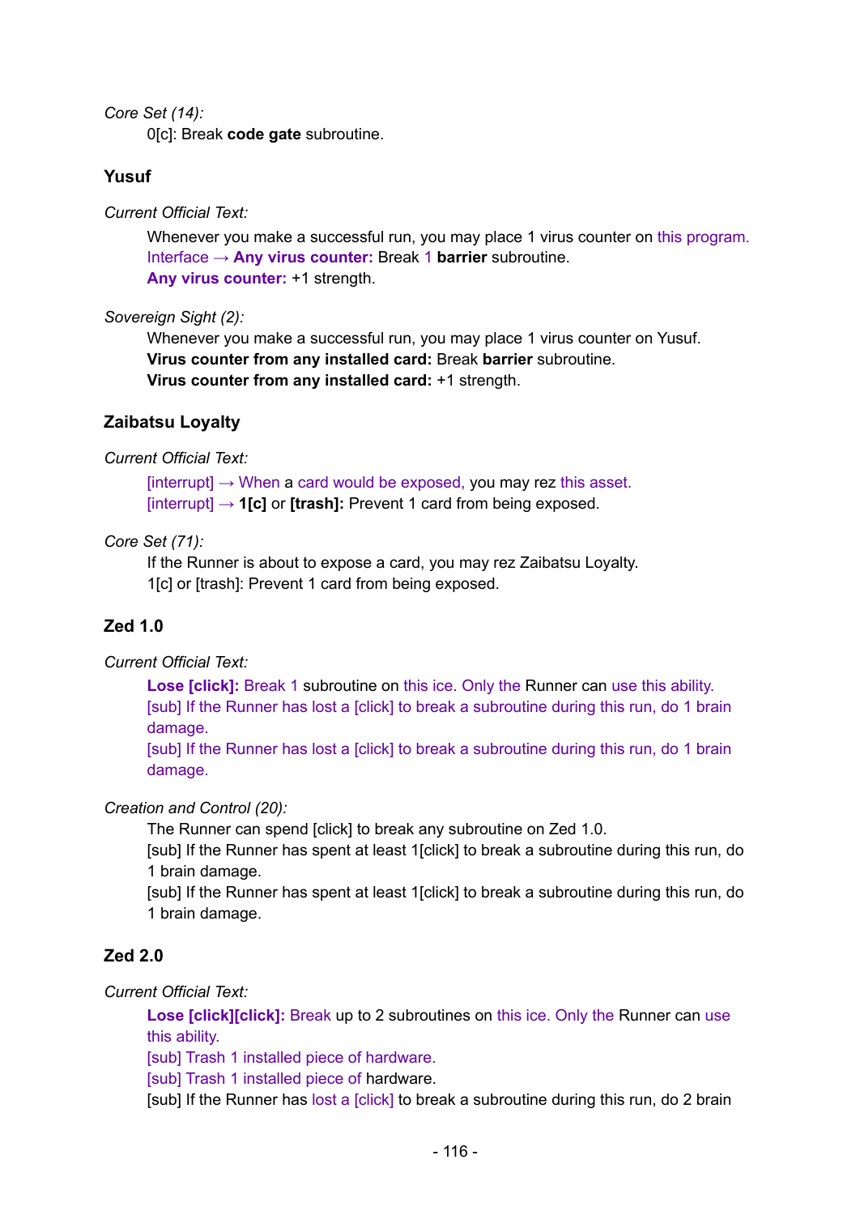*Core Set (14):*

0[c]: Break **code gate** subroutine.

### Yusuf

*Current Official Text:*

Whenever you make a successful run, you may place 1 virus counter on this program.
Interface → **Any virus counter:** Break 1 **barrier** subroutine.
**Any virus counter:** +1 strength.

*Sovereign Sight (2):*

Whenever you make a successful run, you may place 1 virus counter on Yusuf.
**Virus counter from any installed card:** Break **barrier** subroutine.
**Virus counter from any installed card:** +1 strength.

### Zaibatsu Loyalty

*Current Official Text:*

[interrupt] → When a card would be exposed, you may rez this asset.
[interrupt] → **1[c]** or **[trash]:** Prevent 1 card from being exposed.

*Core Set (71):*

If the Runner is about to expose a card, you may rez Zaibatsu Loyalty.
1[c] or [trash]: Prevent 1 card from being exposed.

### Zed 1.0

*Current Official Text:*

**Lose [click]:** Break 1 subroutine on this ice. Only the Runner can use this ability.
[sub] If the Runner has lost a [click] to break a subroutine during this run, do 1 brain damage.
[sub] If the Runner has lost a [click] to break a subroutine during this run, do 1 brain damage.

*Creation and Control (20):*

The Runner can spend [click] to break any subroutine on Zed 1.0.
[sub] If the Runner has spent at least 1[click] to break a subroutine during this run, do 1 brain damage.
[sub] If the Runner has spent at least 1[click] to break a subroutine during this run, do 1 brain damage.

### Zed 2.0

*Current Official Text:*

**Lose [click][click]:** Break up to 2 subroutines on this ice. Only the Runner can use this ability.
[sub] Trash 1 installed piece of hardware.
[sub] Trash 1 installed piece of hardware.
[sub] If the Runner has lost a [click] to break a subroutine during this run, do 2 brain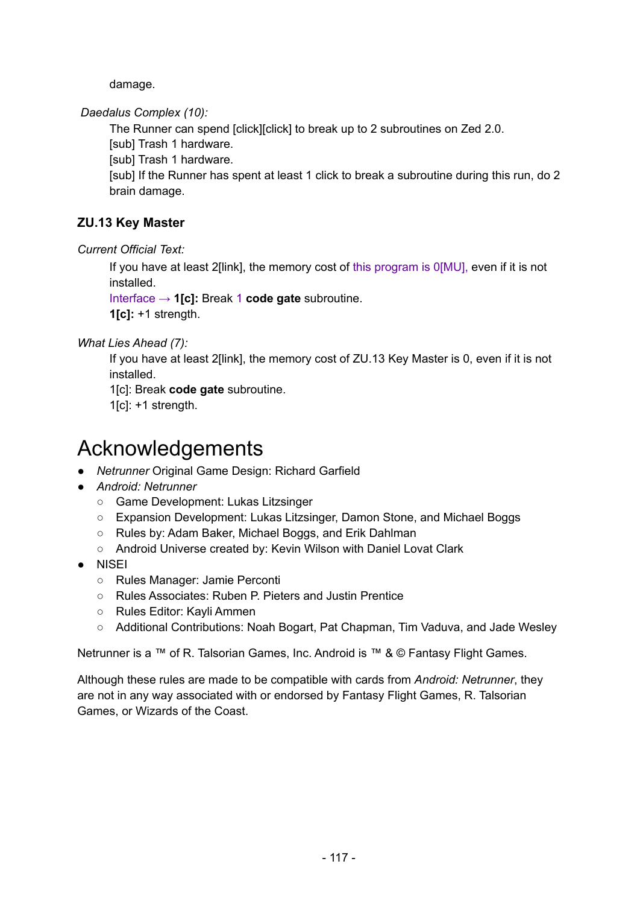damage.

*Daedalus Complex (10):*

The Runner can spend [click][click] to break up to 2 subroutines on Zed 2.0.
[sub] Trash 1 hardware.
[sub] Trash 1 hardware.
[sub] If the Runner has spent at least 1 click to break a subroutine during this run, do 2 brain damage.

### ZU.13 Key Master

*Current Official Text:*

If you have at least 2[link], the memory cost of this program is 0[MU], even if it is not installed.
Interface → **1[c]:** Break 1 **code gate** subroutine.
**1[c]:** +1 strength.

*What Lies Ahead (7):*

If you have at least 2[link], the memory cost of ZU.13 Key Master is 0, even if it is not installed.
1[c]: Break **code gate** subroutine.
1[c]: +1 strength.

# Acknowledgements

- *Netrunner* Original Game Design: Richard Garfield
- *Android: Netrunner*
  - Game Development: Lukas Litzsinger
  - Expansion Development: Lukas Litzsinger, Damon Stone, and Michael Boggs
  - Rules by: Adam Baker, Michael Boggs, and Erik Dahlman
  - Android Universe created by: Kevin Wilson with Daniel Lovat Clark
- NISEI
  - Rules Manager: Jamie Perconti
  - Rules Associates: Ruben P. Pieters and Justin Prentice
  - Rules Editor: Kayli Ammen
  - Additional Contributions: Noah Bogart, Pat Chapman, Tim Vaduva, and Jade Wesley

Netrunner is a ™ of R. Talsorian Games, Inc. Android is ™ & © Fantasy Flight Games.

Although these rules are made to be compatible with cards from *Android: Netrunner*, they are not in any way associated with or endorsed by Fantasy Flight Games, R. Talsorian Games, or Wizards of the Coast.